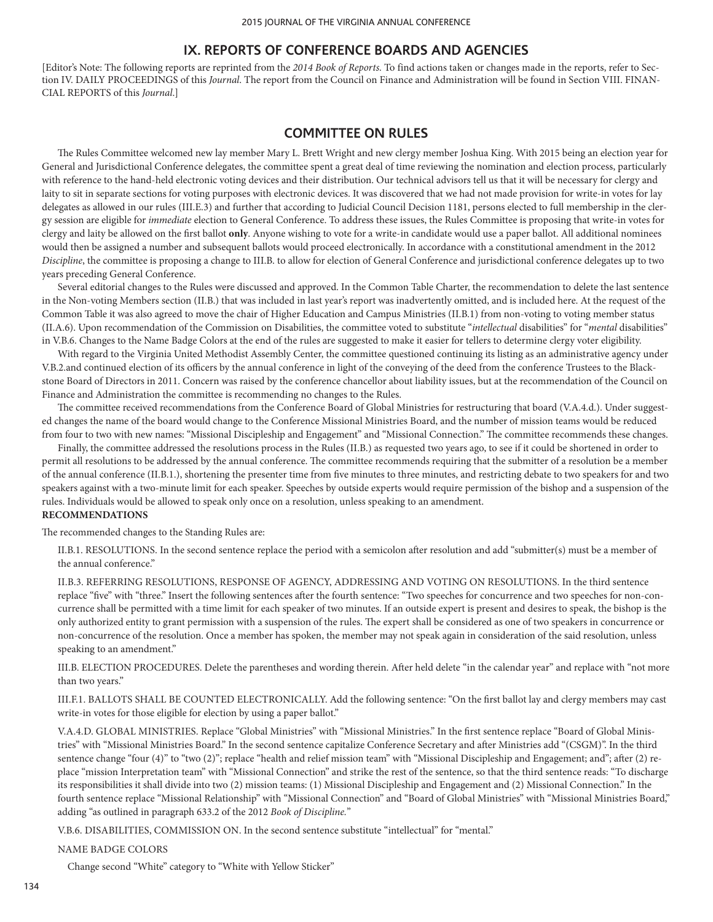## IX. REPORTS OF CONFERENCE BOARDS AND AGENCIES

[Editor's Note: The following reports are reprinted from the *2014 Book of Reports*. To find actions taken or changes made in the reports, refer to Section IV. DAILY PROCEEDINGS of this *Journal*. The report from the Council on Finance and Administration will be found in Section VIII. FINANCIAL REPORTS of this *Journal*.]

## COMMITTEE ON RULES

The Rules Committee welcomed new lay member Mary L. Brett Wright and new clergy member Joshua King. With 2015 being an election year for General and Jurisdictional Conference delegates, the committee spent a great deal of time reviewing the nomination and election process, particularly with reference to the hand-held electronic voting devices and their distribution. Our technical advisors tell us that it will be necessary for clergy and laity to sit in separate sections for voting purposes with electronic devices. It was discovered that we had not made provision for write-in votes for lay delegates as allowed in our rules (III.E.3) and further that according to Judicial Council Decision 1181, persons elected to full membership in the clergy session are eligible for *immediate* election to General Conference. To address these issues, the Rules Committee is proposing that write-in votes for clergy and laity be allowed on the first ballot **only**. Anyone wishing to vote for a write-in candidate would use a paper ballot. All additional nominees would then be assigned a number and subsequent ballots would proceed electronically. In accordance with a constitutional amendment in the 2012 *Discipline*, the committee is proposing a change to III.B. to allow for election of General Conference and jurisdictional conference delegates up to two years preceding General Conference.

Several editorial changes to the Rules were discussed and approved. In the Common Table Charter, the recommendation to delete the last sentence in the Non-voting Members section (II.B.) that was included in last year's report was inadvertently omitted, and is included here. At the request of the Common Table it was also agreed to move the chair of Higher Education and Campus Ministries (II.B.1) from non-voting to voting member status (II.A.6). Upon recommendation of the Commission on Disabilities, the committee voted to substitute "*intellectual* disabilities" for "*mental* disabilities" in V.B.6. Changes to the Name Badge Colors at the end of the rules are suggested to make it easier for tellers to determine clergy voter eligibility.

With regard to the Virginia United Methodist Assembly Center, the committee questioned continuing its listing as an administrative agency under V.B.2.and continued election of its officers by the annual conference in light of the conveying of the deed from the conference Trustees to the Blackstone Board of Directors in 2011. Concern was raised by the conference chancellor about liability issues, but at the recommendation of the Council on Finance and Administration the committee is recommending no changes to the Rules.

The committee received recommendations from the Conference Board of Global Ministries for restructuring that board (V.A.4.d.). Under suggested changes the name of the board would change to the Conference Missional Ministries Board, and the number of mission teams would be reduced from four to two with new names: "Missional Discipleship and Engagement" and "Missional Connection." The committee recommends these changes.

Finally, the committee addressed the resolutions process in the Rules (II.B.) as requested two years ago, to see if it could be shortened in order to permit all resolutions to be addressed by the annual conference. The committee recommends requiring that the submitter of a resolution be a member of the annual conference (II.B.1.), shortening the presenter time from five minutes to three minutes, and restricting debate to two speakers for and two speakers against with a two-minute limit for each speaker. Speeches by outside experts would require permission of the bishop and a suspension of the rules. Individuals would be allowed to speak only once on a resolution, unless speaking to an amendment.

**RECOMMENDATIONS**

The recommended changes to the Standing Rules are:

II.B.1. RESOLUTIONS. In the second sentence replace the period with a semicolon after resolution and add "submitter(s) must be a member of the annual conference."

II.B.3. REFERRING RESOLUTIONS, RESPONSE OF AGENCY, ADDRESSING AND VOTING ON RESOLUTIONS. In the third sentence replace "five" with "three." Insert the following sentences after the fourth sentence: "Two speeches for concurrence and two speeches for non-concurrence shall be permitted with a time limit for each speaker of two minutes. If an outside expert is present and desires to speak, the bishop is the only authorized entity to grant permission with a suspension of the rules. The expert shall be considered as one of two speakers in concurrence or non-concurrence of the resolution. Once a member has spoken, the member may not speak again in consideration of the said resolution, unless speaking to an amendment."

III.B. ELECTION PROCEDURES. Delete the parentheses and wording therein. After held delete "in the calendar year" and replace with "not more than two years."

III.F.1. BALLOTS SHALL BE COUNTED ELECTRONICALLY. Add the following sentence: "On the first ballot lay and clergy members may cast write-in votes for those eligible for election by using a paper ballot."

V.A.4.D. GLOBAL MINISTRIES. Replace "Global Ministries" with "Missional Ministries." In the first sentence replace "Board of Global Ministries" with "Missional Ministries Board." In the second sentence capitalize Conference Secretary and after Ministries add "(CSGM)". In the third sentence change "four (4)" to "two (2)"; replace "health and relief mission team" with "Missional Discipleship and Engagement; and"; after (2) replace "mission Interpretation team" with "Missional Connection" and strike the rest of the sentence, so that the third sentence reads: "To discharge its responsibilities it shall divide into two (2) mission teams: (1) Missional Discipleship and Engagement and (2) Missional Connection." In the fourth sentence replace "Missional Relationship" with "Missional Connection" and "Board of Global Ministries" with "Missional Ministries Board," adding "as outlined in paragraph 633.2 of the 2012 *Book of Discipline*."

V.B.6. DISABILITIES, COMMISSION ON. In the second sentence substitute "intellectual" for "mental."

NAME BADGE COLORS

Change second "White" category to "White with Yellow Sticker"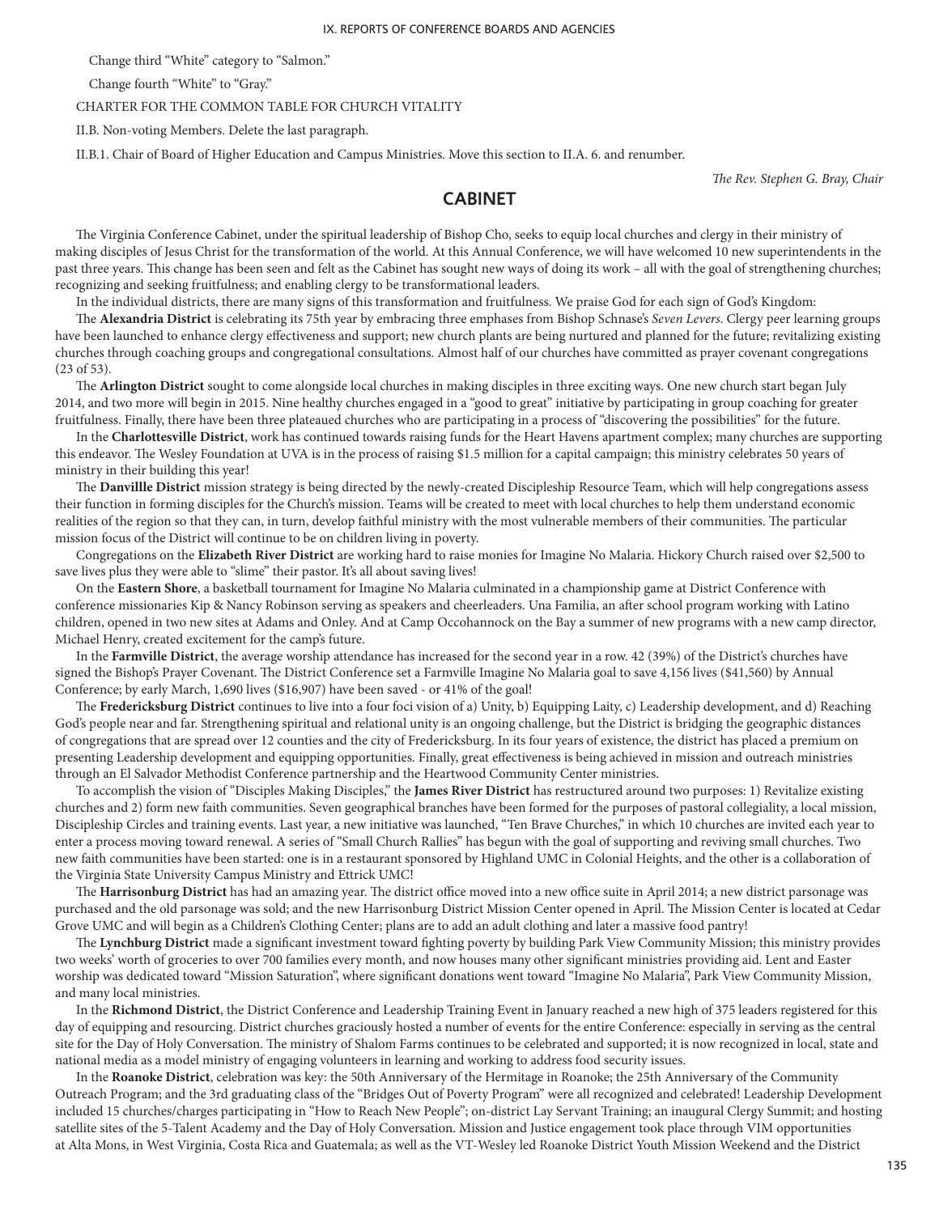Change third "White" category to "Salmon."

Change fourth "White" to "Gray."

CHARTER FOR THE COMMON TABLE FOR CHURCH VITALITY

II.B. Non-voting Members. Delete the last paragraph.

II.B.1. Chair of Board of Higher Education and Campus Ministries. Move this section to II.A. 6. and renumber.

*The Rev. Stephen G. Bray, Chair*

## CABINET

The Virginia Conference Cabinet, under the spiritual leadership of Bishop Cho, seeks to equip local churches and clergy in their ministry of making disciples of Jesus Christ for the transformation of the world. At this Annual Conference, we will have welcomed 10 new superintendents in the past three years. This change has been seen and felt as the Cabinet has sought new ways of doing its work – all with the goal of strengthening churches; recognizing and seeking fruitfulness; and enabling clergy to be transformational leaders.

In the individual districts, there are many signs of this transformation and fruitfulness. We praise God for each sign of God's Kingdom:

The **Alexandria District** is celebrating its 75th year by embracing three emphases from Bishop Schnase's *Seven Levers*. Clergy peer learning groups have been launched to enhance clergy effectiveness and support; new church plants are being nurtured and planned for the future; revitalizing existing churches through coaching groups and congregational consultations. Almost half of our churches have committed as prayer covenant congregations (23 of 53).

The **Arlington District** sought to come alongside local churches in making disciples in three exciting ways. One new church start began July 2014, and two more will begin in 2015. Nine healthy churches engaged in a "good to great" initiative by participating in group coaching for greater fruitfulness. Finally, there have been three plateaued churches who are participating in a process of "discovering the possibilities" for the future.

In the **Charlottesville District**, work has continued towards raising funds for the Heart Havens apartment complex; many churches are supporting this endeavor. The Wesley Foundation at UVA is in the process of raising $1.5 million for a capital campaign; this ministry celebrates 50 years of ministry in their building this year!

The **Danvillle District** mission strategy is being directed by the newly-created Discipleship Resource Team, which will help congregations assess their function in forming disciples for the Church's mission. Teams will be created to meet with local churches to help them understand economic realities of the region so that they can, in turn, develop faithful ministry with the most vulnerable members of their communities. The particular mission focus of the District will continue to be on children living in poverty.

Congregations on the **Elizabeth River District** are working hard to raise monies for Imagine No Malaria. Hickory Church raised over $2,500 to save lives plus they were able to "slime" their pastor. It's all about saving lives!

On the **Eastern Shore**, a basketball tournament for Imagine No Malaria culminated in a championship game at District Conference with conference missionaries Kip & Nancy Robinson serving as speakers and cheerleaders. Una Familia, an after school program working with Latino children, opened in two new sites at Adams and Onley. And at Camp Occohannock on the Bay a summer of new programs with a new camp director, Michael Henry, created excitement for the camp's future.

In the **Farmville District**, the average worship attendance has increased for the second year in a row. 42 (39%) of the District's churches have signed the Bishop's Prayer Covenant. The District Conference set a Farmville Imagine No Malaria goal to save 4,156 lives ($41,560) by Annual Conference; by early March, 1,690 lives ($16,907) have been saved - or 41% of the goal!

The **Fredericksburg District** continues to live into a four foci vision of a) Unity, b) Equipping Laity, c) Leadership development, and d) Reaching God's people near and far. Strengthening spiritual and relational unity is an ongoing challenge, but the District is bridging the geographic distances of congregations that are spread over 12 counties and the city of Fredericksburg. In its four years of existence, the district has placed a premium on presenting Leadership development and equipping opportunities. Finally, great effectiveness is being achieved in mission and outreach ministries through an El Salvador Methodist Conference partnership and the Heartwood Community Center ministries.

To accomplish the vision of "Disciples Making Disciples," the **James River District** has restructured around two purposes: 1) Revitalize existing churches and 2) form new faith communities. Seven geographical branches have been formed for the purposes of pastoral collegiality, a local mission, Discipleship Circles and training events. Last year, a new initiative was launched, "Ten Brave Churches," in which 10 churches are invited each year to enter a process moving toward renewal. A series of "Small Church Rallies" has begun with the goal of supporting and reviving small churches. Two new faith communities have been started: one is in a restaurant sponsored by Highland UMC in Colonial Heights, and the other is a collaboration of the Virginia State University Campus Ministry and Ettrick UMC!

The **Harrisonburg District** has had an amazing year. The district office moved into a new office suite in April 2014; a new district parsonage was purchased and the old parsonage was sold; and the new Harrisonburg District Mission Center opened in April. The Mission Center is located at Cedar Grove UMC and will begin as a Children's Clothing Center; plans are to add an adult clothing and later a massive food pantry!

The **Lynchburg District** made a significant investment toward fighting poverty by building Park View Community Mission; this ministry provides two weeks' worth of groceries to over 700 families every month, and now houses many other significant ministries providing aid. Lent and Easter worship was dedicated toward "Mission Saturation", where significant donations went toward "Imagine No Malaria", Park View Community Mission, and many local ministries.

In the **Richmond District**, the District Conference and Leadership Training Event in January reached a new high of 375 leaders registered for this day of equipping and resourcing. District churches graciously hosted a number of events for the entire Conference: especially in serving as the central site for the Day of Holy Conversation. The ministry of Shalom Farms continues to be celebrated and supported; it is now recognized in local, state and national media as a model ministry of engaging volunteers in learning and working to address food security issues.

In the **Roanoke District**, celebration was key: the 50th Anniversary of the Hermitage in Roanoke; the 25th Anniversary of the Community Outreach Program; and the 3rd graduating class of the "Bridges Out of Poverty Program" were all recognized and celebrated! Leadership Development included 15 churches/charges participating in "How to Reach New People"; on-district Lay Servant Training; an inaugural Clergy Summit; and hosting satellite sites of the 5-Talent Academy and the Day of Holy Conversation. Mission and Justice engagement took place through VIM opportunities at Alta Mons, in West Virginia, Costa Rica and Guatemala; as well as the VT-Wesley led Roanoke District Youth Mission Weekend and the District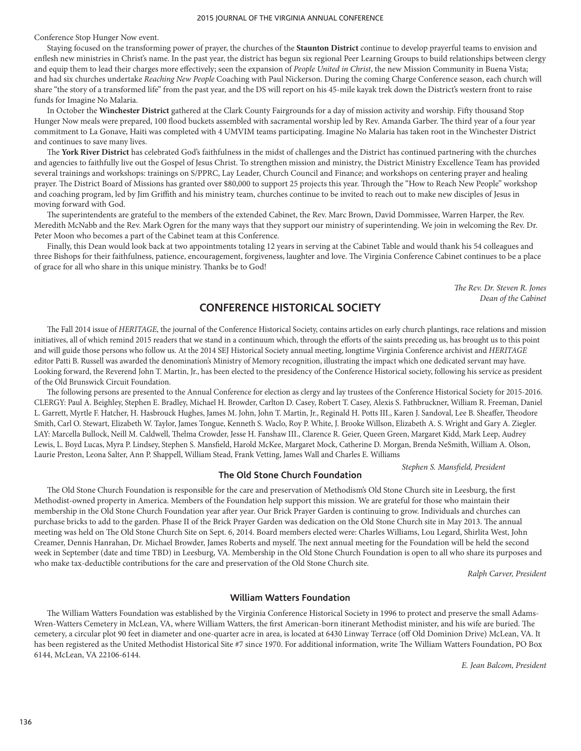Conference Stop Hunger Now event.

Staying focused on the transforming power of prayer, the churches of the **Staunton District** continue to develop prayerful teams to envision and enflesh new ministries in Christ's name. In the past year, the district has begun six regional Peer Learning Groups to build relationships between clergy and equip them to lead their charges more effectively; seen the expansion of *People United in Christ*, the new Mission Community in Buena Vista; and had six churches undertake *Reaching New People* Coaching with Paul Nickerson. During the coming Charge Conference season, each church will share "the story of a transformed life" from the past year, and the DS will report on his 45-mile kayak trek down the District's western front to raise funds for Imagine No Malaria.

In October the **Winchester District** gathered at the Clark County Fairgrounds for a day of mission activity and worship. Fifty thousand Stop Hunger Now meals were prepared, 100 flood buckets assembled with sacramental worship led by Rev. Amanda Garber. The third year of a four year commitment to La Gonave, Haiti was completed with 4 UMVIM teams participating. Imagine No Malaria has taken root in the Winchester District and continues to save many lives.

The **York River District** has celebrated God's faithfulness in the midst of challenges and the District has continued partnering with the churches and agencies to faithfully live out the Gospel of Jesus Christ. To strengthen mission and ministry, the District Ministry Excellence Team has provided several trainings and workshops: trainings on S/PPRC, Lay Leader, Church Council and Finance; and workshops on centering prayer and healing prayer. The District Board of Missions has granted over $80,000 to support 25 projects this year. Through the "How to Reach New People" workshop and coaching program, led by Jim Griffith and his ministry team, churches continue to be invited to reach out to make new disciples of Jesus in moving forward with God.

The superintendents are grateful to the members of the extended Cabinet, the Rev. Marc Brown, David Dommissee, Warren Harper, the Rev. Meredith McNabb and the Rev. Mark Ogren for the many ways that they support our ministry of superintending. We join in welcoming the Rev. Dr. Peter Moon who becomes a part of the Cabinet team at this Conference.

Finally, this Dean would look back at two appointments totaling 12 years in serving at the Cabinet Table and would thank his 54 colleagues and three Bishops for their faithfulness, patience, encouragement, forgiveness, laughter and love. The Virginia Conference Cabinet continues to be a place of grace for all who share in this unique ministry. Thanks be to God!

*The Rev. Dr. Steven R. Jones*
*Dean of the Cabinet*

## CONFERENCE HISTORICAL SOCIETY

The Fall 2014 issue of *HERITAGE*, the journal of the Conference Historical Society, contains articles on early church plantings, race relations and mission initiatives, all of which remind 2015 readers that we stand in a continuum which, through the efforts of the saints preceding us, has brought us to this point and will guide those persons who follow us. At the 2014 SEJ Historical Society annual meeting, longtime Virginia Conference archivist and *HERITAGE* editor Patti B. Russell was awarded the denomination's Ministry of Memory recognition, illustrating the impact which one dedicated servant may have. Looking forward, the Reverend John T. Martin, Jr., has been elected to the presidency of the Conference Historical society, following his service as president of the Old Brunswick Circuit Foundation.

The following persons are presented to the Annual Conference for election as clergy and lay trustees of the Conference Historical Society for 2015-2016. CLERGY: Paul A. Beighley, Stephen E. Bradley, Michael H. Browder, Carlton D. Casey, Robert T. Casey, Alexis S. Fathbruckner, William R. Freeman, Daniel L. Garrett, Myrtle F. Hatcher, H. Hasbrouck Hughes, James M. John, John T. Martin, Jr., Reginald H. Potts III., Karen J. Sandoval, Lee B. Sheaffer, Theodore Smith, Carl O. Stewart, Elizabeth W. Taylor, James Tongue, Kenneth S. Waclo, Roy P. White, J. Brooke Willson, Elizabeth A. S. Wright and Gary A. Ziegler. LAY: Marcella Bullock, Neill M. Caldwell, Thelma Crowder, Jesse H. Fanshaw III., Clarence R. Geier, Queen Green, Margaret Kidd, Mark Leep, Audrey Lewis, L. Boyd Lucas, Myra P. Lindsey, Stephen S. Mansfield, Harold McKee, Margaret Mock, Catherine D. Morgan, Brenda NeSmith, William A. Olson, Laurie Preston, Leona Salter, Ann P. Shappell, William Stead, Frank Vetting, James Wall and Charles E. Williams

*Stephen S. Mansfield, President*

### The Old Stone Church Foundation

The Old Stone Church Foundation is responsible for the care and preservation of Methodism's Old Stone Church site in Leesburg, the first Methodist-owned property in America. Members of the Foundation help support this mission. We are grateful for those who maintain their membership in the Old Stone Church Foundation year after year. Our Brick Prayer Garden is continuing to grow. Individuals and churches can purchase bricks to add to the garden. Phase II of the Brick Prayer Garden was dedication on the Old Stone Church site in May 2013. The annual meeting was held on The Old Stone Church Site on Sept. 6, 2014. Board members elected were: Charles Williams, Lou Legard, Shirlita West, John Creamer, Dennis Hanrahan, Dr. Michael Browder, James Roberts and myself. The next annual meeting for the Foundation will be held the second week in September (date and time TBD) in Leesburg, VA. Membership in the Old Stone Church Foundation is open to all who share its purposes and who make tax-deductible contributions for the care and preservation of the Old Stone Church site.

*Ralph Carver, President*

### William Watters Foundation

The William Watters Foundation was established by the Virginia Conference Historical Society in 1996 to protect and preserve the small Adams-Wren-Watters Cemetery in McLean, VA, where William Watters, the first American-born itinerant Methodist minister, and his wife are buried. The cemetery, a circular plot 90 feet in diameter and one-quarter acre in area, is located at 6430 Linway Terrace (off Old Dominion Drive) McLean, VA. It has been registered as the United Methodist Historical Site #7 since 1970. For additional information, write The William Watters Foundation, PO Box 6144, McLean, VA 22106-6144.

*E. Jean Balcom, President*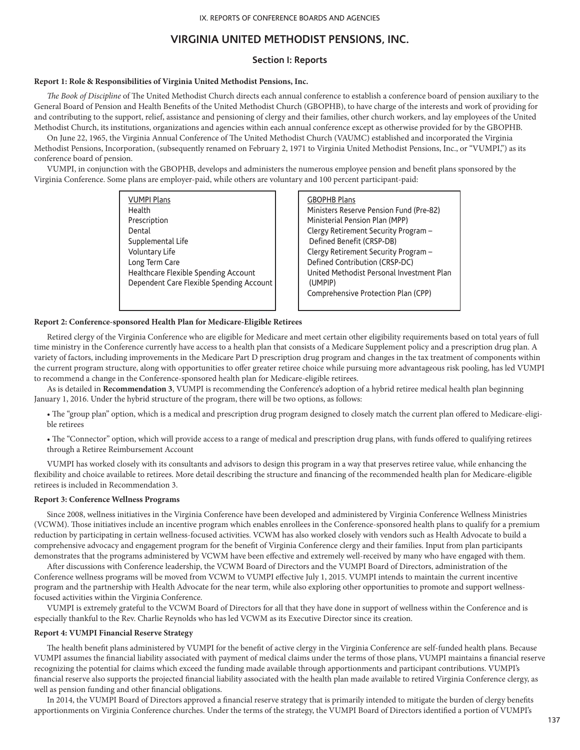# VIRGINIA UNITED METHODIST PENSIONS, INC.

## Section I: Reports

### Report 1: Role & Responsibilities of Virginia United Methodist Pensions, Inc.

*The Book of Discipline* of The United Methodist Church directs each annual conference to establish a conference board of pension auxiliary to the General Board of Pension and Health Benefits of the United Methodist Church (GBOPHB), to have charge of the interests and work of providing for and contributing to the support, relief, assistance and pensioning of clergy and their families, other church workers, and lay employees of the United Methodist Church, its institutions, organizations and agencies within each annual conference except as otherwise provided for by the GBOPHB.

On June 22, 1965, the Virginia Annual Conference of The United Methodist Church (VAUMC) established and incorporated the Virginia Methodist Pensions, Incorporation, (subsequently renamed on February 2, 1971 to Virginia United Methodist Pensions, Inc., or "VUMPI,") as its conference board of pension.

VUMPI, in conjunction with the GBOPHB, develops and administers the numerous employee pension and benefit plans sponsored by the Virginia Conference. Some plans are employer-paid, while others are voluntary and 100 percent participant-paid:

| VUMPI Plans | GBOPHB Plans |
|---|---|
| Health | Ministers Reserve Pension Fund (Pre-82) |
| Prescription | Ministerial Pension Plan (MPP) |
| Dental | Clergy Retirement Security Program – Defined Benefit (CRSP-DB) |
| Supplemental Life | Clergy Retirement Security Program – Defined Contribution (CRSP-DC) |
| Voluntary Life | United Methodist Personal Investment Plan (UMPIP) |
| Long Term Care | Comprehensive Protection Plan (CPP) |
| Healthcare Flexible Spending Account | |
| Dependent Care Flexible Spending Account | |

### Report 2: Conference-sponsored Health Plan for Medicare-Eligible Retirees

Retired clergy of the Virginia Conference who are eligible for Medicare and meet certain other eligibility requirements based on total years of full time ministry in the Conference currently have access to a health plan that consists of a Medicare Supplement policy and a prescription drug plan. A variety of factors, including improvements in the Medicare Part D prescription drug program and changes in the tax treatment of components within the current program structure, along with opportunities to offer greater retiree choice while pursuing more advantageous risk pooling, has led VUMPI to recommend a change in the Conference-sponsored health plan for Medicare-eligible retirees.

As is detailed in **Recommendation 3**, VUMPI is recommending the Conference's adoption of a hybrid retiree medical health plan beginning January 1, 2016. Under the hybrid structure of the program, there will be two options, as follows:

- The "group plan" option, which is a medical and prescription drug program designed to closely match the current plan offered to Medicare-eligible retirees
- The "Connector" option, which will provide access to a range of medical and prescription drug plans, with funds offered to qualifying retirees through a Retiree Reimbursement Account

VUMPI has worked closely with its consultants and advisors to design this program in a way that preserves retiree value, while enhancing the flexibility and choice available to retirees. More detail describing the structure and financing of the recommended health plan for Medicare-eligible retirees is included in Recommendation 3.

### Report 3: Conference Wellness Programs

Since 2008, wellness initiatives in the Virginia Conference have been developed and administered by Virginia Conference Wellness Ministries (VCWM). Those initiatives include an incentive program which enables enrollees in the Conference-sponsored health plans to qualify for a premium reduction by participating in certain wellness-focused activities. VCWM has also worked closely with vendors such as Health Advocate to build a comprehensive advocacy and engagement program for the benefit of Virginia Conference clergy and their families. Input from plan participants demonstrates that the programs administered by VCWM have been effective and extremely well-received by many who have engaged with them.

After discussions with Conference leadership, the VCWM Board of Directors and the VUMPI Board of Directors, administration of the Conference wellness programs will be moved from VCWM to VUMPI effective July 1, 2015. VUMPI intends to maintain the current incentive program and the partnership with Health Advocate for the near term, while also exploring other opportunities to promote and support wellness-focused activities within the Virginia Conference.

VUMPI is extremely grateful to the VCWM Board of Directors for all that they have done in support of wellness within the Conference and is especially thankful to the Rev. Charlie Reynolds who has led VCWM as its Executive Director since its creation.

### Report 4: VUMPI Financial Reserve Strategy

The health benefit plans administered by VUMPI for the benefit of active clergy in the Virginia Conference are self-funded health plans. Because VUMPI assumes the financial liability associated with payment of medical claims under the terms of those plans, VUMPI maintains a financial reserve recognizing the potential for claims which exceed the funding made available through apportionments and participant contributions. VUMPI's financial reserve also supports the projected financial liability associated with the health plan made available to retired Virginia Conference clergy, as well as pension funding and other financial obligations.

In 2014, the VUMPI Board of Directors approved a financial reserve strategy that is primarily intended to mitigate the burden of clergy benefits apportionments on Virginia Conference churches. Under the terms of the strategy, the VUMPI Board of Directors identified a portion of VUMPI's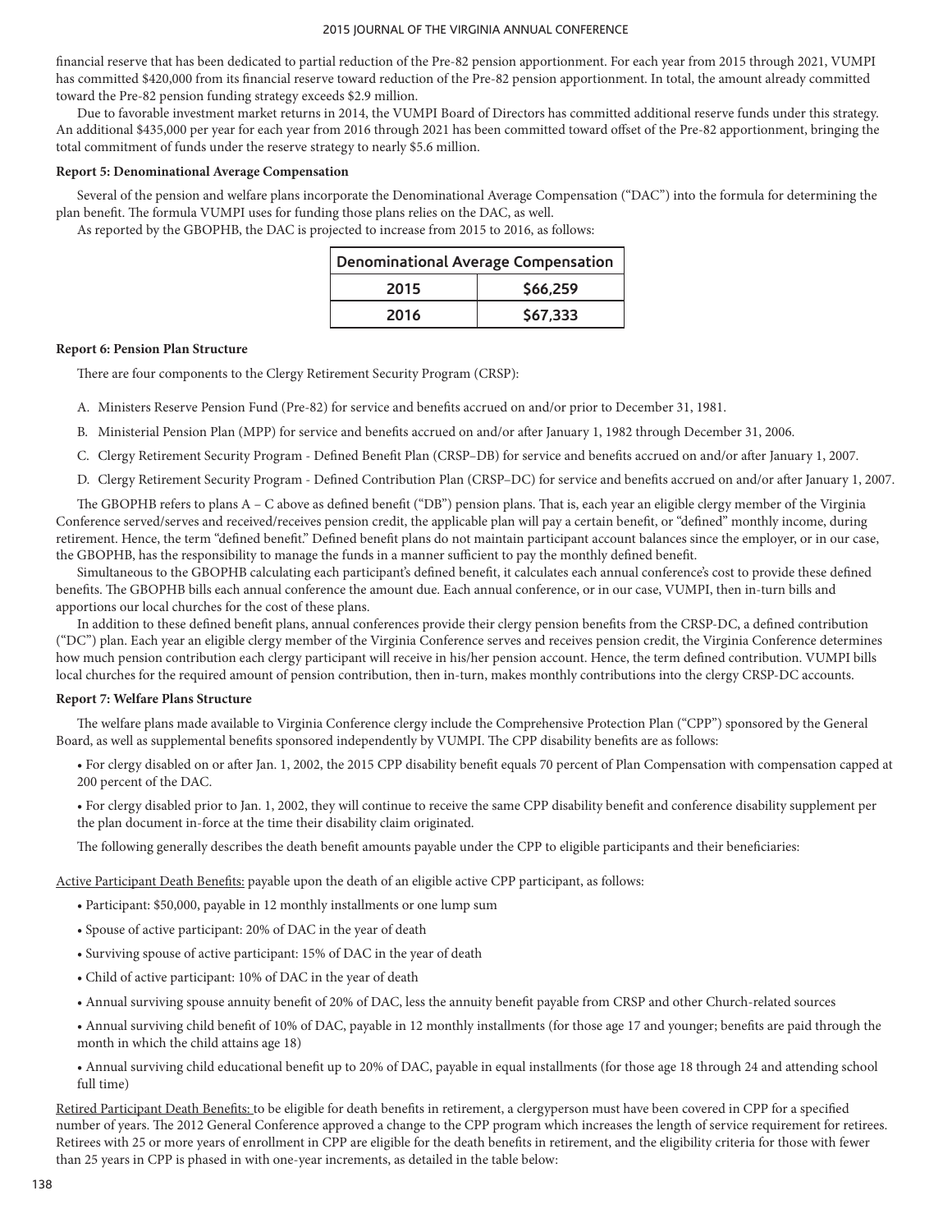financial reserve that has been dedicated to partial reduction of the Pre-82 pension apportionment. For each year from 2015 through 2021, VUMPI has committed $420,000 from its financial reserve toward reduction of the Pre-82 pension apportionment. In total, the amount already committed toward the Pre-82 pension funding strategy exceeds $2.9 million.

Due to favorable investment market returns in 2014, the VUMPI Board of Directors has committed additional reserve funds under this strategy. An additional $435,000 per year for each year from 2016 through 2021 has been committed toward offset of the Pre-82 apportionment, bringing the total commitment of funds under the reserve strategy to nearly $5.6 million.

**Report 5: Denominational Average Compensation**

Several of the pension and welfare plans incorporate the Denominational Average Compensation ("DAC") into the formula for determining the plan benefit. The formula VUMPI uses for funding those plans relies on the DAC, as well.

As reported by the GBOPHB, the DAC is projected to increase from 2015 to 2016, as follows:

| Denominational Average Compensation | |
|---|---|
| 2015 | $66,259 |
| 2016 | $67,333 |

**Report 6: Pension Plan Structure**

There are four components to the Clergy Retirement Security Program (CRSP):

A. Ministers Reserve Pension Fund (Pre-82) for service and benefits accrued on and/or prior to December 31, 1981.

B. Ministerial Pension Plan (MPP) for service and benefits accrued on and/or after January 1, 1982 through December 31, 2006.

C. Clergy Retirement Security Program - Defined Benefit Plan (CRSP–DB) for service and benefits accrued on and/or after January 1, 2007.

D. Clergy Retirement Security Program - Defined Contribution Plan (CRSP–DC) for service and benefits accrued on and/or after January 1, 2007.

The GBOPHB refers to plans A – C above as defined benefit ("DB") pension plans. That is, each year an eligible clergy member of the Virginia Conference served/serves and received/receives pension credit, the applicable plan will pay a certain benefit, or "defined" monthly income, during retirement. Hence, the term "defined benefit." Defined benefit plans do not maintain participant account balances since the employer, or in our case, the GBOPHB, has the responsibility to manage the funds in a manner sufficient to pay the monthly defined benefit.

Simultaneous to the GBOPHB calculating each participant's defined benefit, it calculates each annual conference's cost to provide these defined benefits. The GBOPHB bills each annual conference the amount due. Each annual conference, or in our case, VUMPI, then in-turn bills and apportions our local churches for the cost of these plans.

In addition to these defined benefit plans, annual conferences provide their clergy pension benefits from the CRSP-DC, a defined contribution ("DC") plan. Each year an eligible clergy member of the Virginia Conference serves and receives pension credit, the Virginia Conference determines how much pension contribution each clergy participant will receive in his/her pension account. Hence, the term defined contribution. VUMPI bills local churches for the required amount of pension contribution, then in-turn, makes monthly contributions into the clergy CRSP-DC accounts.

**Report 7: Welfare Plans Structure**

The welfare plans made available to Virginia Conference clergy include the Comprehensive Protection Plan ("CPP") sponsored by the General Board, as well as supplemental benefits sponsored independently by VUMPI. The CPP disability benefits are as follows:

- For clergy disabled on or after Jan. 1, 2002, the 2015 CPP disability benefit equals 70 percent of Plan Compensation with compensation capped at 200 percent of the DAC.
- For clergy disabled prior to Jan. 1, 2002, they will continue to receive the same CPP disability benefit and conference disability supplement per the plan document in-force at the time their disability claim originated.

The following generally describes the death benefit amounts payable under the CPP to eligible participants and their beneficiaries:

<u>Active Participant Death Benefits:</u> payable upon the death of an eligible active CPP participant, as follows:

- Participant: $50,000, payable in 12 monthly installments or one lump sum
- Spouse of active participant: 20% of DAC in the year of death
- Surviving spouse of active participant: 15% of DAC in the year of death
- Child of active participant: 10% of DAC in the year of death
- Annual surviving spouse annuity benefit of 20% of DAC, less the annuity benefit payable from CRSP and other Church-related sources
- Annual surviving child benefit of 10% of DAC, payable in 12 monthly installments (for those age 17 and younger; benefits are paid through the month in which the child attains age 18)
- Annual surviving child educational benefit up to 20% of DAC, payable in equal installments (for those age 18 through 24 and attending school full time)

<u>Retired Participant Death Benefits:</u> to be eligible for death benefits in retirement, a clergyperson must have been covered in CPP for a specified number of years. The 2012 General Conference approved a change to the CPP program which increases the length of service requirement for retirees. Retirees with 25 or more years of enrollment in CPP are eligible for the death benefits in retirement, and the eligibility criteria for those with fewer than 25 years in CPP is phased in with one-year increments, as detailed in the table below: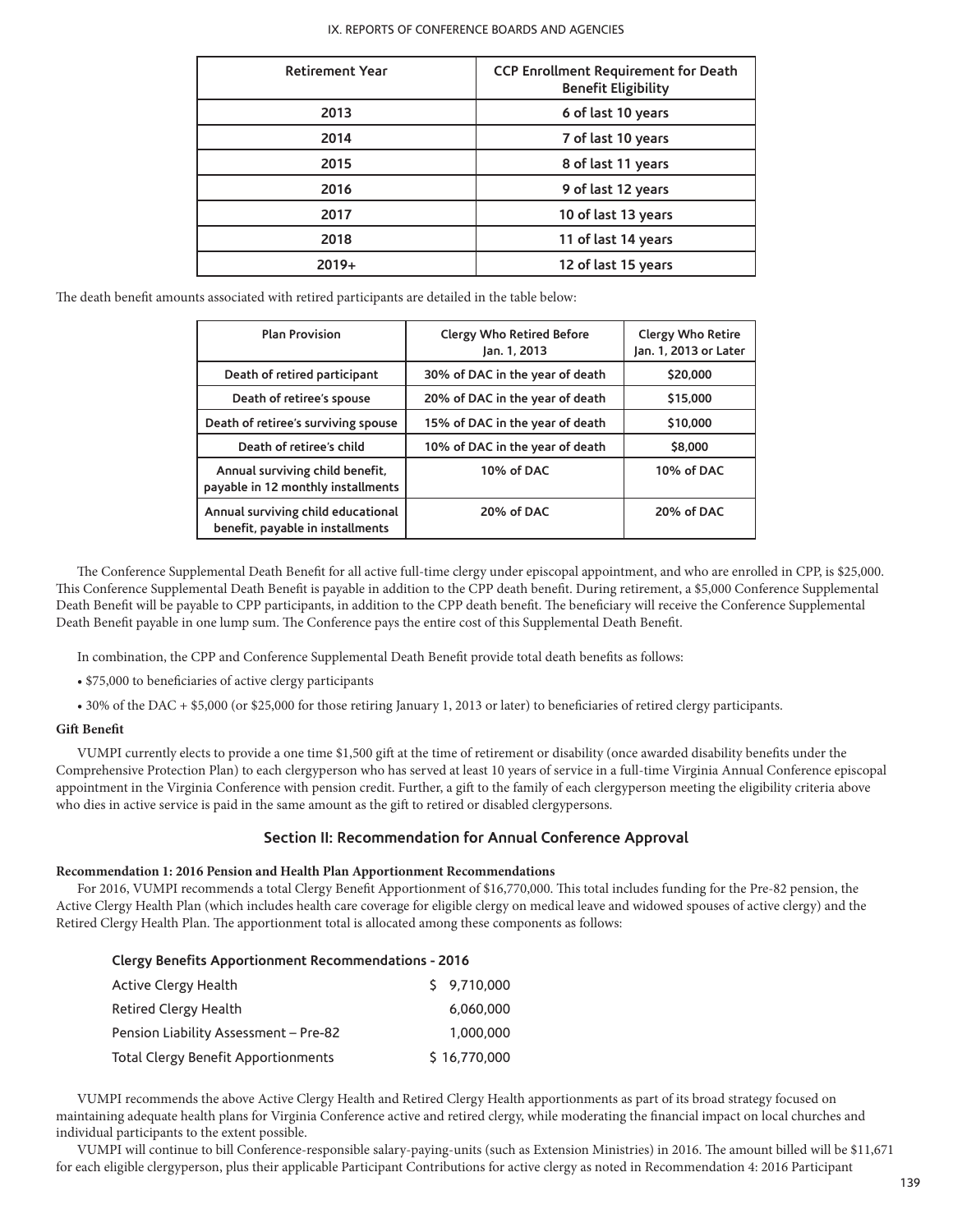| Retirement Year | CCP Enrollment Requirement for Death Benefit Eligibility |
|---|---|
| 2013 | 6 of last 10 years |
| 2014 | 7 of last 10 years |
| 2015 | 8 of last 11 years |
| 2016 | 9 of last 12 years |
| 2017 | 10 of last 13 years |
| 2018 | 11 of last 14 years |
| 2019+ | 12 of last 15 years |

The death benefit amounts associated with retired participants are detailed in the table below:

| Plan Provision | Clergy Who Retired Before Jan. 1, 2013 | Clergy Who Retire Jan. 1, 2013 or Later |
|---|---|---|
| Death of retired participant | 30% of DAC in the year of death | $20,000 |
| Death of retiree's spouse | 20% of DAC in the year of death | $15,000 |
| Death of retiree's surviving spouse | 15% of DAC in the year of death | $10,000 |
| Death of retiree's child | 10% of DAC in the year of death | $8,000 |
| Annual surviving child benefit, payable in 12 monthly installments | 10% of DAC | 10% of DAC |
| Annual surviving child educational benefit, payable in installments | 20% of DAC | 20% of DAC |

The Conference Supplemental Death Benefit for all active full-time clergy under episcopal appointment, and who are enrolled in CPP, is $25,000. This Conference Supplemental Death Benefit is payable in addition to the CPP death benefit. During retirement, a $5,000 Conference Supplemental Death Benefit will be payable to CPP participants, in addition to the CPP death benefit. The beneficiary will receive the Conference Supplemental Death Benefit payable in one lump sum. The Conference pays the entire cost of this Supplemental Death Benefit.

In combination, the CPP and Conference Supplemental Death Benefit provide total death benefits as follows:

- $75,000 to beneficiaries of active clergy participants
- 30% of the DAC + $5,000 (or $25,000 for those retiring January 1, 2013 or later) to beneficiaries of retired clergy participants.

**Gift Benefit**

VUMPI currently elects to provide a one time $1,500 gift at the time of retirement or disability (once awarded disability benefits under the Comprehensive Protection Plan) to each clergyperson who has served at least 10 years of service in a full-time Virginia Annual Conference episcopal appointment in the Virginia Conference with pension credit. Further, a gift to the family of each clergyperson meeting the eligibility criteria above who dies in active service is paid in the same amount as the gift to retired or disabled clergypersons.

## Section II: Recommendation for Annual Conference Approval

**Recommendation 1: 2016 Pension and Health Plan Apportionment Recommendations**

For 2016, VUMPI recommends a total Clergy Benefit Apportionment of $16,770,000. This total includes funding for the Pre-82 pension, the Active Clergy Health Plan (which includes health care coverage for eligible clergy on medical leave and widowed spouses of active clergy) and the Retired Clergy Health Plan. The apportionment total is allocated among these components as follows:

**Clergy Benefits Apportionment Recommendations - 2016**

| | |
|---|---|
| Active Clergy Health | $ 9,710,000 |
| Retired Clergy Health | 6,060,000 |
| Pension Liability Assessment – Pre-82 | 1,000,000 |
| Total Clergy Benefit Apportionments | $ 16,770,000 |

VUMPI recommends the above Active Clergy Health and Retired Clergy Health apportionments as part of its broad strategy focused on maintaining adequate health plans for Virginia Conference active and retired clergy, while moderating the financial impact on local churches and individual participants to the extent possible.

VUMPI will continue to bill Conference-responsible salary-paying-units (such as Extension Ministries) in 2016. The amount billed will be $11,671 for each eligible clergyperson, plus their applicable Participant Contributions for active clergy as noted in Recommendation 4: 2016 Participant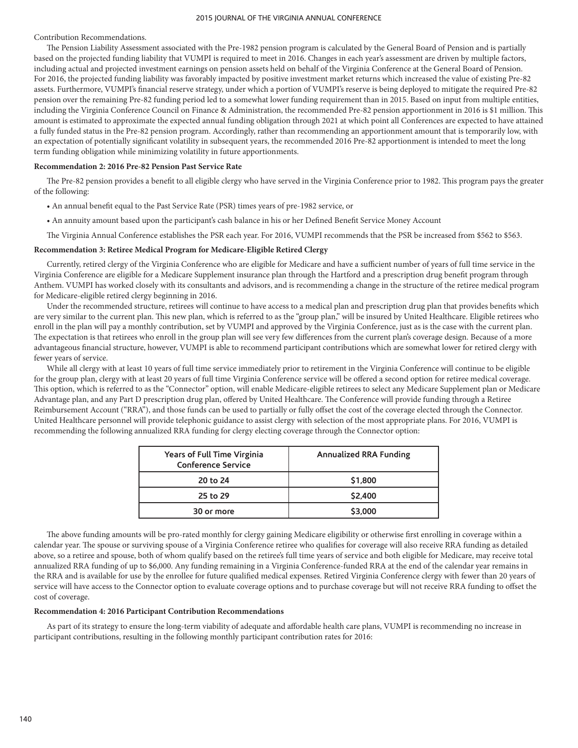Contribution Recommendations.

The Pension Liability Assessment associated with the Pre-1982 pension program is calculated by the General Board of Pension and is partially based on the projected funding liability that VUMPI is required to meet in 2016. Changes in each year's assessment are driven by multiple factors, including actual and projected investment earnings on pension assets held on behalf of the Virginia Conference at the General Board of Pension. For 2016, the projected funding liability was favorably impacted by positive investment market returns which increased the value of existing Pre-82 assets. Furthermore, VUMPI's financial reserve strategy, under which a portion of VUMPI's reserve is being deployed to mitigate the required Pre-82 pension over the remaining Pre-82 funding period led to a somewhat lower funding requirement than in 2015. Based on input from multiple entities, including the Virginia Conference Council on Finance & Administration, the recommended Pre-82 pension apportionment in 2016 is $1 million. This amount is estimated to approximate the expected annual funding obligation through 2021 at which point all Conferences are expected to have attained a fully funded status in the Pre-82 pension program. Accordingly, rather than recommending an apportionment amount that is temporarily low, with an expectation of potentially significant volatility in subsequent years, the recommended 2016 Pre-82 apportionment is intended to meet the long term funding obligation while minimizing volatility in future apportionments.

**Recommendation 2: 2016 Pre-82 Pension Past Service Rate**

The Pre-82 pension provides a benefit to all eligible clergy who have served in the Virginia Conference prior to 1982. This program pays the greater of the following:

- An annual benefit equal to the Past Service Rate (PSR) times years of pre-1982 service, or
- An annuity amount based upon the participant's cash balance in his or her Defined Benefit Service Money Account

The Virginia Annual Conference establishes the PSR each year. For 2016, VUMPI recommends that the PSR be increased from $562 to $563.

**Recommendation 3: Retiree Medical Program for Medicare-Eligible Retired Clergy**

Currently, retired clergy of the Virginia Conference who are eligible for Medicare and have a sufficient number of years of full time service in the Virginia Conference are eligible for a Medicare Supplement insurance plan through the Hartford and a prescription drug benefit program through Anthem. VUMPI has worked closely with its consultants and advisors, and is recommending a change in the structure of the retiree medical program for Medicare-eligible retired clergy beginning in 2016.

Under the recommended structure, retirees will continue to have access to a medical plan and prescription drug plan that provides benefits which are very similar to the current plan. This new plan, which is referred to as the "group plan," will be insured by United Healthcare. Eligible retirees who enroll in the plan will pay a monthly contribution, set by VUMPI and approved by the Virginia Conference, just as is the case with the current plan. The expectation is that retirees who enroll in the group plan will see very few differences from the current plan's coverage design. Because of a more advantageous financial structure, however, VUMPI is able to recommend participant contributions which are somewhat lower for retired clergy with fewer years of service.

While all clergy with at least 10 years of full time service immediately prior to retirement in the Virginia Conference will continue to be eligible for the group plan, clergy with at least 20 years of full time Virginia Conference service will be offered a second option for retiree medical coverage. This option, which is referred to as the "Connector" option, will enable Medicare-eligible retirees to select any Medicare Supplement plan or Medicare Advantage plan, and any Part D prescription drug plan, offered by United Healthcare. The Conference will provide funding through a Retiree Reimbursement Account ("RRA"), and those funds can be used to partially or fully offset the cost of the coverage elected through the Connector. United Healthcare personnel will provide telephonic guidance to assist clergy with selection of the most appropriate plans. For 2016, VUMPI is recommending the following annualized RRA funding for clergy electing coverage through the Connector option:

| Years of Full Time Virginia Conference Service | Annualized RRA Funding |
|---|---|
| 20 to 24 | $1,800 |
| 25 to 29 | $2,400 |
| 30 or more | $3,000 |

The above funding amounts will be pro-rated monthly for clergy gaining Medicare eligibility or otherwise first enrolling in coverage within a calendar year. The spouse or surviving spouse of a Virginia Conference retiree who qualifies for coverage will also receive RRA funding as detailed above, so a retiree and spouse, both of whom qualify based on the retiree's full time years of service and both eligible for Medicare, may receive total annualized RRA funding of up to $6,000. Any funding remaining in a Virginia Conference-funded RRA at the end of the calendar year remains in the RRA and is available for use by the enrollee for future qualified medical expenses. Retired Virginia Conference clergy with fewer than 20 years of service will have access to the Connector option to evaluate coverage options and to purchase coverage but will not receive RRA funding to offset the cost of coverage.

**Recommendation 4: 2016 Participant Contribution Recommendations**

As part of its strategy to ensure the long-term viability of adequate and affordable health care plans, VUMPI is recommending no increase in participant contributions, resulting in the following monthly participant contribution rates for 2016: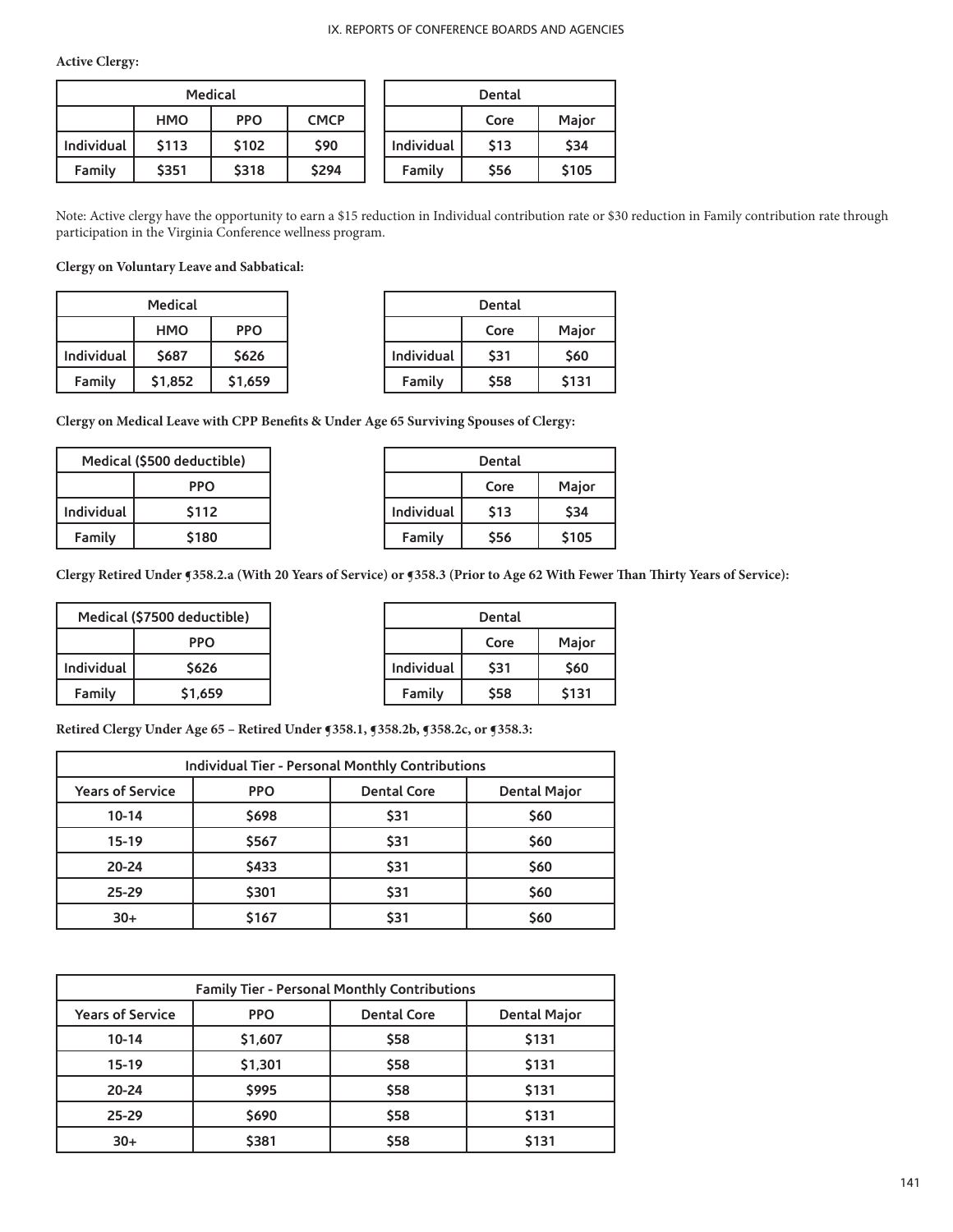**Active Clergy:**

| Medical | | | |
|---|---|---|---|
| | HMO | PPO | CMCP |
| Individual | $113 | $102 | $90 |
| Family | $351 | $318 | $294 |

| Dental | | |
|---|---|---|
| | Core | Major |
| Individual | $13 | $34 |
| Family | $56 | $105 |

Note: Active clergy have the opportunity to earn a $15 reduction in Individual contribution rate or $30 reduction in Family contribution rate through participation in the Virginia Conference wellness program.

**Clergy on Voluntary Leave and Sabbatical:**

| Medical | | |
|---|---|---|
| | HMO | PPO |
| Individual | $687 | $626 |
| Family | $1,852 | $1,659 |

| Dental | | |
|---|---|---|
| | Core | Major |
| Individual | $31 | $60 |
| Family | $58 | $131 |

**Clergy on Medical Leave with CPP Benefits & Under Age 65 Surviving Spouses of Clergy:**

| Medical ($500 deductible) | |
|---|---|
| | PPO |
| Individual | $112 |
| Family | $180 |

| Dental | | |
|---|---|---|
| | Core | Major |
| Individual | $13 | $34 |
| Family | $56 | $105 |

**Clergy Retired Under ¶358.2.a (With 20 Years of Service) or ¶358.3 (Prior to Age 62 With Fewer Than Thirty Years of Service):**

| Medical ($7500 deductible) | |
|---|---|
| | PPO |
| Individual | $626 |
| Family | $1,659 |

| Dental | | |
|---|---|---|
| | Core | Major |
| Individual | $31 | $60 |
| Family | $58 | $131 |

**Retired Clergy Under Age 65 – Retired Under ¶358.1, ¶358.2b, ¶358.2c, or ¶358.3:**

| Individual Tier - Personal Monthly Contributions | | | |
|---|---|---|---|
| Years of Service | PPO | Dental Core | Dental Major |
| 10-14 | $698 | $31 | $60 |
| 15-19 | $567 | $31 | $60 |
| 20-24 | $433 | $31 | $60 |
| 25-29 | $301 | $31 | $60 |
| 30+ | $167 | $31 | $60 |

| Family Tier - Personal Monthly Contributions | | | |
|---|---|---|---|
| Years of Service | PPO | Dental Core | Dental Major |
| 10-14 | $1,607 | $58 | $131 |
| 15-19 | $1,301 | $58 | $131 |
| 20-24 | $995 | $58 | $131 |
| 25-29 | $690 | $58 | $131 |
| 30+ | $381 | $58 | $131 |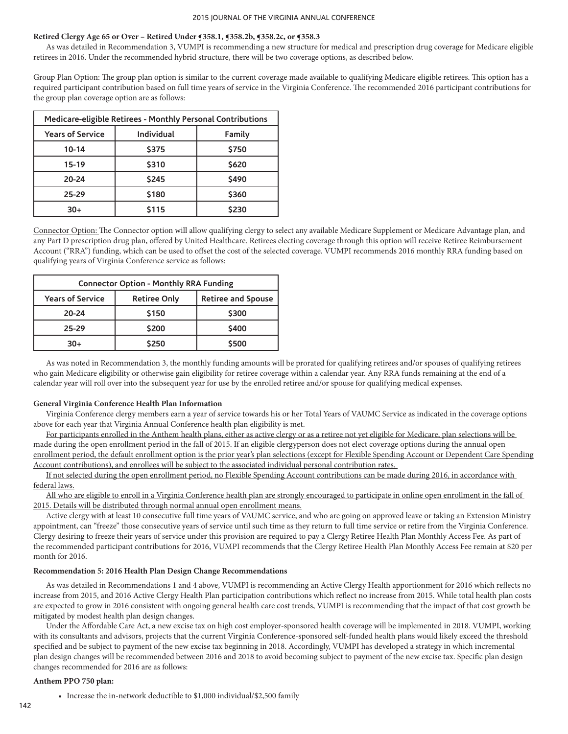**Retired Clergy Age 65 or Over – Retired Under ¶358.1, ¶358.2b, ¶358.2c, or ¶358.3**

As was detailed in Recommendation 3, VUMPI is recommending a new structure for medical and prescription drug coverage for Medicare eligible retirees in 2016. Under the recommended hybrid structure, there will be two coverage options, as described below.

Group Plan Option: The group plan option is similar to the current coverage made available to qualifying Medicare eligible retirees. This option has a required participant contribution based on full time years of service in the Virginia Conference. The recommended 2016 participant contributions for the group plan coverage option are as follows:

| Medicare-eligible Retirees - Monthly Personal Contributions | | |
|---|---|---|
| **Years of Service** | **Individual** | **Family** |
| 10-14 | $375 | $750 |
| 15-19 | $310 | $620 |
| 20-24 | $245 | $490 |
| 25-29 | $180 | $360 |
| 30+ | $115 | $230 |

Connector Option: The Connector option will allow qualifying clergy to select any available Medicare Supplement or Medicare Advantage plan, and any Part D prescription drug plan, offered by United Healthcare. Retirees electing coverage through this option will receive Retiree Reimbursement Account ("RRA") funding, which can be used to offset the cost of the selected coverage. VUMPI recommends 2016 monthly RRA funding based on qualifying years of Virginia Conference service as follows:

| Connector Option - Monthly RRA Funding | | |
|---|---|---|
| **Years of Service** | **Retiree Only** | **Retiree and Spouse** |
| 20-24 | $150 | $300 |
| 25-29 | $200 | $400 |
| 30+ | $250 | $500 |

As was noted in Recommendation 3, the monthly funding amounts will be prorated for qualifying retirees and/or spouses of qualifying retirees who gain Medicare eligibility or otherwise gain eligibility for retiree coverage within a calendar year. Any RRA funds remaining at the end of a calendar year will roll over into the subsequent year for use by the enrolled retiree and/or spouse for qualifying medical expenses.

**General Virginia Conference Health Plan Information**

Virginia Conference clergy members earn a year of service towards his or her Total Years of VAUMC Service as indicated in the coverage options above for each year that Virginia Annual Conference health plan eligibility is met.

For participants enrolled in the Anthem health plans, either as active clergy or as a retiree not yet eligible for Medicare, plan selections will be made during the open enrollment period in the fall of 2015. If an eligible clergyperson does not elect coverage options during the annual open enrollment period, the default enrollment option is the prior year's plan selections (except for Flexible Spending Account or Dependent Care Spending Account contributions), and enrollees will be subject to the associated individual personal contribution rates.

If not selected during the open enrollment period, no Flexible Spending Account contributions can be made during 2016, in accordance with federal laws.

All who are eligible to enroll in a Virginia Conference health plan are strongly encouraged to participate in online open enrollment in the fall of 2015. Details will be distributed through normal annual open enrollment means.

Active clergy with at least 10 consecutive full time years of VAUMC service, and who are going on approved leave or taking an Extension Ministry appointment, can "freeze" those consecutive years of service until such time as they return to full time service or retire from the Virginia Conference. Clergy desiring to freeze their years of service under this provision are required to pay a Clergy Retiree Health Plan Monthly Access Fee. As part of the recommended participant contributions for 2016, VUMPI recommends that the Clergy Retiree Health Plan Monthly Access Fee remain at $20 per month for 2016.

**Recommendation 5: 2016 Health Plan Design Change Recommendations**

As was detailed in Recommendations 1 and 4 above, VUMPI is recommending an Active Clergy Health apportionment for 2016 which reflects no increase from 2015, and 2016 Active Clergy Health Plan participation contributions which reflect no increase from 2015. While total health plan costs are expected to grow in 2016 consistent with ongoing general health care cost trends, VUMPI is recommending that the impact of that cost growth be mitigated by modest health plan design changes.

Under the Affordable Care Act, a new excise tax on high cost employer-sponsored health coverage will be implemented in 2018. VUMPI, working with its consultants and advisors, projects that the current Virginia Conference-sponsored self-funded health plans would likely exceed the threshold specified and be subject to payment of the new excise tax beginning in 2018. Accordingly, VUMPI has developed a strategy in which incremental plan design changes will be recommended between 2016 and 2018 to avoid becoming subject to payment of the new excise tax. Specific plan design changes recommended for 2016 are as follows:

**Anthem PPO 750 plan:**

- Increase the in-network deductible to $1,000 individual/$2,500 family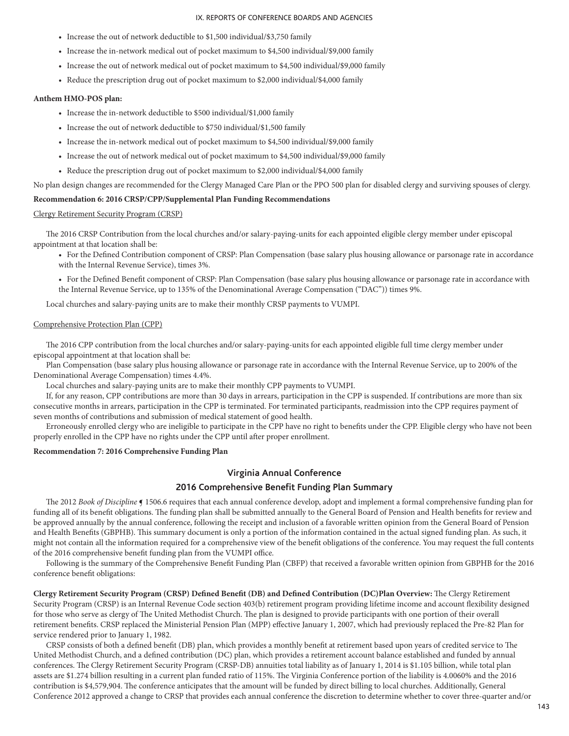- Increase the out of network deductible to $1,500 individual/$3,750 family
- Increase the in-network medical out of pocket maximum to $4,500 individual/$9,000 family
- Increase the out of network medical out of pocket maximum to $4,500 individual/$9,000 family
- Reduce the prescription drug out of pocket maximum to $2,000 individual/$4,000 family

**Anthem HMO-POS plan:**

- Increase the in-network deductible to $500 individual/$1,000 family
- Increase the out of network deductible to $750 individual/$1,500 family
- Increase the in-network medical out of pocket maximum to $4,500 individual/$9,000 family
- Increase the out of network medical out of pocket maximum to $4,500 individual/$9,000 family
- Reduce the prescription drug out of pocket maximum to $2,000 individual/$4,000 family

No plan design changes are recommended for the Clergy Managed Care Plan or the PPO 500 plan for disabled clergy and surviving spouses of clergy.

**Recommendation 6: 2016 CRSP/CPP/Supplemental Plan Funding Recommendations**

Clergy Retirement Security Program (CRSP)

The 2016 CRSP Contribution from the local churches and/or salary-paying-units for each appointed eligible clergy member under episcopal appointment at that location shall be:

- For the Defined Contribution component of CRSP: Plan Compensation (base salary plus housing allowance or parsonage rate in accordance with the Internal Revenue Service), times 3%.
- For the Defined Benefit component of CRSP: Plan Compensation (base salary plus housing allowance or parsonage rate in accordance with the Internal Revenue Service, up to 135% of the Denominational Average Compensation ("DAC")) times 9%.

Local churches and salary-paying units are to make their monthly CRSP payments to VUMPI.

Comprehensive Protection Plan (CPP)

The 2016 CPP contribution from the local churches and/or salary-paying-units for each appointed eligible full time clergy member under episcopal appointment at that location shall be:

Plan Compensation (base salary plus housing allowance or parsonage rate in accordance with the Internal Revenue Service, up to 200% of the Denominational Average Compensation) times 4.4%.

Local churches and salary-paying units are to make their monthly CPP payments to VUMPI.

If, for any reason, CPP contributions are more than 30 days in arrears, participation in the CPP is suspended. If contributions are more than six consecutive months in arrears, participation in the CPP is terminated. For terminated participants, readmission into the CPP requires payment of seven months of contributions and submission of medical statement of good health.

Erroneously enrolled clergy who are ineligible to participate in the CPP have no right to benefits under the CPP. Eligible clergy who have not been properly enrolled in the CPP have no rights under the CPP until after proper enrollment.

**Recommendation 7: 2016 Comprehensive Funding Plan**

## Virginia Annual Conference

## 2016 Comprehensive Benefit Funding Plan Summary

The 2012 *Book of Discipline* ¶ 1506.6 requires that each annual conference develop, adopt and implement a formal comprehensive funding plan for funding all of its benefit obligations. The funding plan shall be submitted annually to the General Board of Pension and Health benefits for review and be approved annually by the annual conference, following the receipt and inclusion of a favorable written opinion from the General Board of Pension and Health Benefits (GBPHB). This summary document is only a portion of the information contained in the actual signed funding plan. As such, it might not contain all the information required for a comprehensive view of the benefit obligations of the conference. You may request the full contents of the 2016 comprehensive benefit funding plan from the VUMPI office.

Following is the summary of the Comprehensive Benefit Funding Plan (CBFP) that received a favorable written opinion from GBPHB for the 2016 conference benefit obligations:

**Clergy Retirement Security Program (CRSP) Defined Benefit (DB) and Defined Contribution (DC)Plan Overview:** The Clergy Retirement Security Program (CRSP) is an Internal Revenue Code section 403(b) retirement program providing lifetime income and account flexibility designed for those who serve as clergy of The United Methodist Church. The plan is designed to provide participants with one portion of their overall retirement benefits. CRSP replaced the Ministerial Pension Plan (MPP) effective January 1, 2007, which had previously replaced the Pre-82 Plan for service rendered prior to January 1, 1982.

CRSP consists of both a defined benefit (DB) plan, which provides a monthly benefit at retirement based upon years of credited service to The United Methodist Church, and a defined contribution (DC) plan, which provides a retirement account balance established and funded by annual conferences. The Clergy Retirement Security Program (CRSP-DB) annuities total liability as of January 1, 2014 is $1.105 billion, while total plan assets are $1.274 billion resulting in a current plan funded ratio of 115%. The Virginia Conference portion of the liability is 4.0060% and the 2016 contribution is $4,579,904. The conference anticipates that the amount will be funded by direct billing to local churches. Additionally, General Conference 2012 approved a change to CRSP that provides each annual conference the discretion to determine whether to cover three-quarter and/or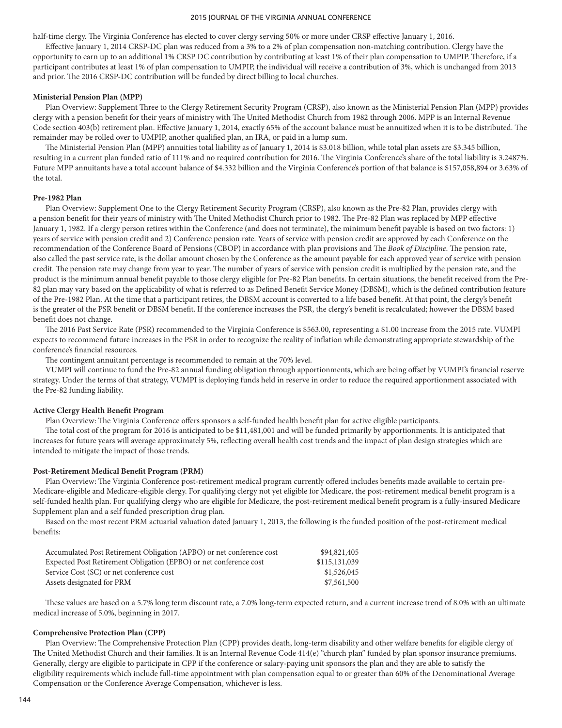half-time clergy. The Virginia Conference has elected to cover clergy serving 50% or more under CRSP effective January 1, 2016.

Effective January 1, 2014 CRSP-DC plan was reduced from a 3% to a 2% of plan compensation non-matching contribution. Clergy have the opportunity to earn up to an additional 1% CRSP DC contribution by contributing at least 1% of their plan compensation to UMPIP. Therefore, if a participant contributes at least 1% of plan compensation to UMPIP, the individual will receive a contribution of 3%, which is unchanged from 2013 and prior. The 2016 CRSP-DC contribution will be funded by direct billing to local churches.

**Ministerial Pension Plan (MPP)**

Plan Overview: Supplement Three to the Clergy Retirement Security Program (CRSP), also known as the Ministerial Pension Plan (MPP) provides clergy with a pension benefit for their years of ministry with The United Methodist Church from 1982 through 2006. MPP is an Internal Revenue Code section 403(b) retirement plan. Effective January 1, 2014, exactly 65% of the account balance must be annuitized when it is to be distributed. The remainder may be rolled over to UMPIP, another qualified plan, an IRA, or paid in a lump sum.

The Ministerial Pension Plan (MPP) annuities total liability as of January 1, 2014 is $3.018 billion, while total plan assets are $3.345 billion, resulting in a current plan funded ratio of 111% and no required contribution for 2016. The Virginia Conference's share of the total liability is 3.2487%. Future MPP annuitants have a total account balance of $4.332 billion and the Virginia Conference's portion of that balance is $157,058,894 or 3.63% of the total.

**Pre-1982 Plan**

Plan Overview: Supplement One to the Clergy Retirement Security Program (CRSP), also known as the Pre-82 Plan, provides clergy with a pension benefit for their years of ministry with The United Methodist Church prior to 1982. The Pre-82 Plan was replaced by MPP effective January 1, 1982. If a clergy person retires within the Conference (and does not terminate), the minimum benefit payable is based on two factors: 1) years of service with pension credit and 2) Conference pension rate. Years of service with pension credit are approved by each Conference on the recommendation of the Conference Board of Pensions (CBOP) in accordance with plan provisions and The *Book of Discipline*. The pension rate, also called the past service rate, is the dollar amount chosen by the Conference as the amount payable for each approved year of service with pension credit. The pension rate may change from year to year. The number of years of service with pension credit is multiplied by the pension rate, and the product is the minimum annual benefit payable to those clergy eligible for Pre-82 Plan benefits. In certain situations, the benefit received from the Pre-82 plan may vary based on the applicability of what is referred to as Defined Benefit Service Money (DBSM), which is the defined contribution feature of the Pre-1982 Plan. At the time that a participant retires, the DBSM account is converted to a life based benefit. At that point, the clergy's benefit is the greater of the PSR benefit or DBSM benefit. If the conference increases the PSR, the clergy's benefit is recalculated; however the DBSM based benefit does not change.

The 2016 Past Service Rate (PSR) recommended to the Virginia Conference is $563.00, representing a $1.00 increase from the 2015 rate. VUMPI expects to recommend future increases in the PSR in order to recognize the reality of inflation while demonstrating appropriate stewardship of the conference's financial resources.

The contingent annuitant percentage is recommended to remain at the 70% level.

VUMPI will continue to fund the Pre-82 annual funding obligation through apportionments, which are being offset by VUMPI's financial reserve strategy. Under the terms of that strategy, VUMPI is deploying funds held in reserve in order to reduce the required apportionment associated with the Pre-82 funding liability.

**Active Clergy Health Benefit Program**

Plan Overview: The Virginia Conference offers sponsors a self-funded health benefit plan for active eligible participants.

The total cost of the program for 2016 is anticipated to be $11,481,001 and will be funded primarily by apportionments. It is anticipated that increases for future years will average approximately 5%, reflecting overall health cost trends and the impact of plan design strategies which are intended to mitigate the impact of those trends.

**Post-Retirement Medical Benefit Program (PRM)**

Plan Overview: The Virginia Conference post-retirement medical program currently offered includes benefits made available to certain pre-Medicare-eligible and Medicare-eligible clergy. For qualifying clergy not yet eligible for Medicare, the post-retirement medical benefit program is a self-funded health plan. For qualifying clergy who are eligible for Medicare, the post-retirement medical benefit program is a fully-insured Medicare Supplement plan and a self funded prescription drug plan.

Based on the most recent PRM actuarial valuation dated January 1, 2013, the following is the funded position of the post-retirement medical benefits:

| | |
|---|---|
| Accumulated Post Retirement Obligation (APBO) or net conference cost | $94,821,405 |
| Expected Post Retirement Obligation (EPBO) or net conference cost | $115,131,039 |
| Service Cost (SC) or net conference cost | $1,526,045 |
| Assets designated for PRM | $7,561,500 |

These values are based on a 5.7% long term discount rate, a 7.0% long-term expected return, and a current increase trend of 8.0% with an ultimate medical increase of 5.0%, beginning in 2017.

**Comprehensive Protection Plan (CPP)**

Plan Overview: The Comprehensive Protection Plan (CPP) provides death, long-term disability and other welfare benefits for eligible clergy of The United Methodist Church and their families. It is an Internal Revenue Code 414(e) "church plan" funded by plan sponsor insurance premiums. Generally, clergy are eligible to participate in CPP if the conference or salary-paying unit sponsors the plan and they are able to satisfy the eligibility requirements which include full-time appointment with plan compensation equal to or greater than 60% of the Denominational Average Compensation or the Conference Average Compensation, whichever is less.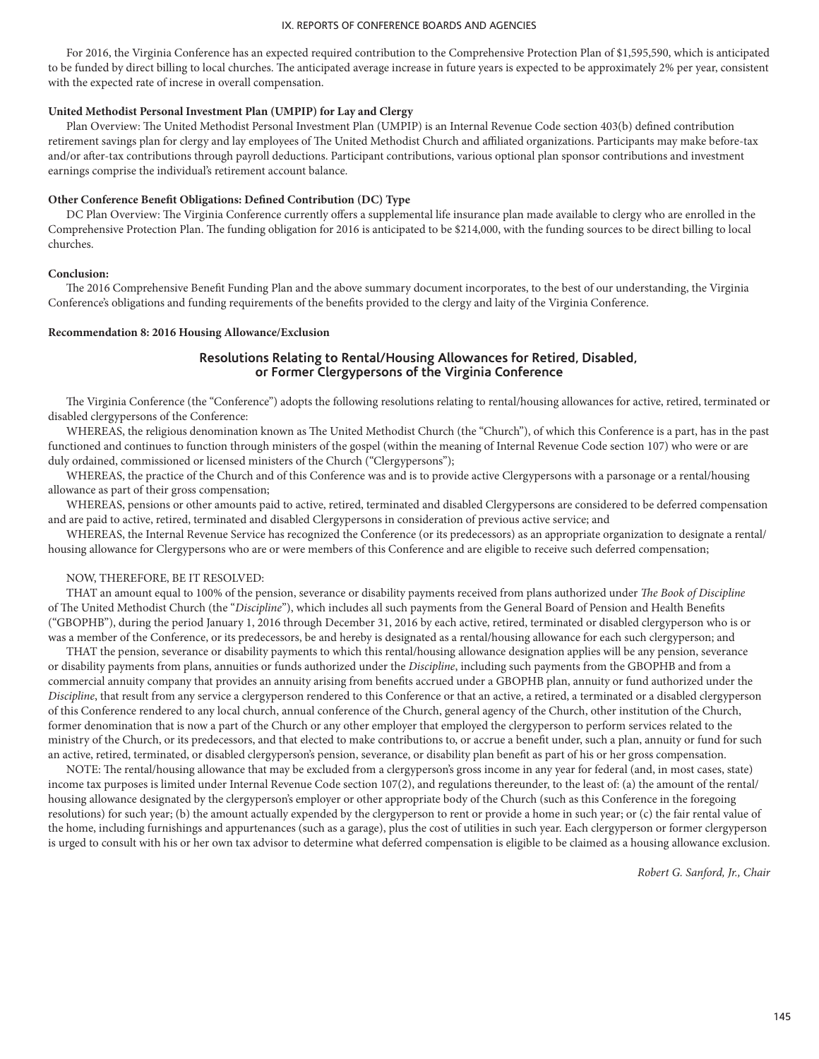For 2016, the Virginia Conference has an expected required contribution to the Comprehensive Protection Plan of $1,595,590, which is anticipated to be funded by direct billing to local churches. The anticipated average increase in future years is expected to be approximately 2% per year, consistent with the expected rate of increse in overall compensation.

**United Methodist Personal Investment Plan (UMPIP) for Lay and Clergy**

Plan Overview: The United Methodist Personal Investment Plan (UMPIP) is an Internal Revenue Code section 403(b) defined contribution retirement savings plan for clergy and lay employees of The United Methodist Church and affiliated organizations. Participants may make before-tax and/or after-tax contributions through payroll deductions. Participant contributions, various optional plan sponsor contributions and investment earnings comprise the individual's retirement account balance.

**Other Conference Benefit Obligations: Defined Contribution (DC) Type**

DC Plan Overview: The Virginia Conference currently offers a supplemental life insurance plan made available to clergy who are enrolled in the Comprehensive Protection Plan. The funding obligation for 2016 is anticipated to be $214,000, with the funding sources to be direct billing to local churches.

**Conclusion:**

The 2016 Comprehensive Benefit Funding Plan and the above summary document incorporates, to the best of our understanding, the Virginia Conference's obligations and funding requirements of the benefits provided to the clergy and laity of the Virginia Conference.

**Recommendation 8: 2016 Housing Allowance/Exclusion**

## Resolutions Relating to Rental/Housing Allowances for Retired, Disabled, or Former Clergypersons of the Virginia Conference

The Virginia Conference (the "Conference") adopts the following resolutions relating to rental/housing allowances for active, retired, terminated or disabled clergypersons of the Conference:

WHEREAS, the religious denomination known as The United Methodist Church (the "Church"), of which this Conference is a part, has in the past functioned and continues to function through ministers of the gospel (within the meaning of Internal Revenue Code section 107) who were or are duly ordained, commissioned or licensed ministers of the Church ("Clergypersons");

WHEREAS, the practice of the Church and of this Conference was and is to provide active Clergypersons with a parsonage or a rental/housing allowance as part of their gross compensation;

WHEREAS, pensions or other amounts paid to active, retired, terminated and disabled Clergypersons are considered to be deferred compensation and are paid to active, retired, terminated and disabled Clergypersons in consideration of previous active service; and

WHEREAS, the Internal Revenue Service has recognized the Conference (or its predecessors) as an appropriate organization to designate a rental/housing allowance for Clergypersons who are or were members of this Conference and are eligible to receive such deferred compensation;

NOW, THEREFORE, BE IT RESOLVED:

THAT an amount equal to 100% of the pension, severance or disability payments received from plans authorized under *The Book of Discipline* of The United Methodist Church (the "*Discipline*"), which includes all such payments from the General Board of Pension and Health Benefits ("GBOPHB"), during the period January 1, 2016 through December 31, 2016 by each active, retired, terminated or disabled clergyperson who is or was a member of the Conference, or its predecessors, be and hereby is designated as a rental/housing allowance for each such clergyperson; and

THAT the pension, severance or disability payments to which this rental/housing allowance designation applies will be any pension, severance or disability payments from plans, annuities or funds authorized under the *Discipline*, including such payments from the GBOPHB and from a commercial annuity company that provides an annuity arising from benefits accrued under a GBOPHB plan, annuity or fund authorized under the *Discipline*, that result from any service a clergyperson rendered to this Conference or that an active, a retired, a terminated or a disabled clergyperson of this Conference rendered to any local church, annual conference of the Church, general agency of the Church, other institution of the Church, former denomination that is now a part of the Church or any other employer that employed the clergyperson to perform services related to the ministry of the Church, or its predecessors, and that elected to make contributions to, or accrue a benefit under, such a plan, annuity or fund for such an active, retired, terminated, or disabled clergyperson's pension, severance, or disability plan benefit as part of his or her gross compensation.

NOTE: The rental/housing allowance that may be excluded from a clergyperson's gross income in any year for federal (and, in most cases, state) income tax purposes is limited under Internal Revenue Code section 107(2), and regulations thereunder, to the least of: (a) the amount of the rental/housing allowance designated by the clergyperson's employer or other appropriate body of the Church (such as this Conference in the foregoing resolutions) for such year; (b) the amount actually expended by the clergyperson to rent or provide a home in such year; or (c) the fair rental value of the home, including furnishings and appurtenances (such as a garage), plus the cost of utilities in such year. Each clergyperson or former clergyperson is urged to consult with his or her own tax advisor to determine what deferred compensation is eligible to be claimed as a housing allowance exclusion.

*Robert G. Sanford, Jr., Chair*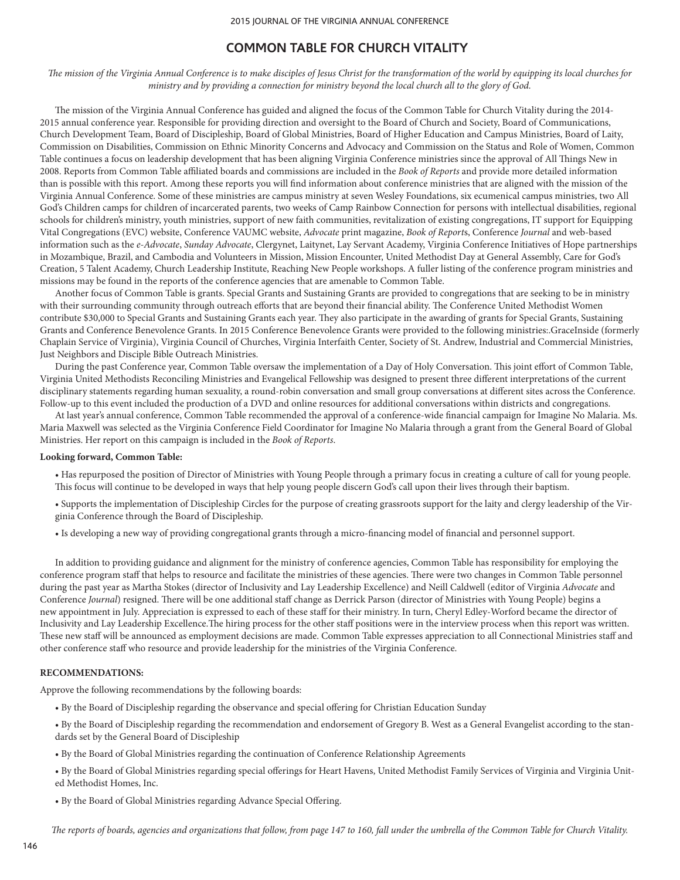# COMMON TABLE FOR CHURCH VITALITY

*The mission of the Virginia Annual Conference is to make disciples of Jesus Christ for the transformation of the world by equipping its local churches for ministry and by providing a connection for ministry beyond the local church all to the glory of God.*

The mission of the Virginia Annual Conference has guided and aligned the focus of the Common Table for Church Vitality during the 2014-2015 annual conference year. Responsible for providing direction and oversight to the Board of Church and Society, Board of Communications, Church Development Team, Board of Discipleship, Board of Global Ministries, Board of Higher Education and Campus Ministries, Board of Laity, Commission on Disabilities, Commission on Ethnic Minority Concerns and Advocacy and Commission on the Status and Role of Women, Common Table continues a focus on leadership development that has been aligning Virginia Conference ministries since the approval of All Things New in 2008. Reports from Common Table affiliated boards and commissions are included in the *Book of Reports* and provide more detailed information than is possible with this report. Among these reports you will find information about conference ministries that are aligned with the mission of the Virginia Annual Conference. Some of these ministries are campus ministry at seven Wesley Foundations, six ecumenical campus ministries, two All God's Children camps for children of incarcerated parents, two weeks of Camp Rainbow Connection for persons with intellectual disabilities, regional schools for children's ministry, youth ministries, support of new faith communities, revitalization of existing congregations, IT support for Equipping Vital Congregations (EVC) website, Conference VAUMC website, *Advocate* print magazine, *Book of Report*s, Conference *Journal* and web-based information such as the *e-Advocate*, *Sunday Advocate*, Clergynet, Laitynet, Lay Servant Academy, Virginia Conference Initiatives of Hope partnerships in Mozambique, Brazil, and Cambodia and Volunteers in Mission, Mission Encounter, United Methodist Day at General Assembly, Care for God's Creation, 5 Talent Academy, Church Leadership Institute, Reaching New People workshops. A fuller listing of the conference program ministries and missions may be found in the reports of the conference agencies that are amenable to Common Table.

Another focus of Common Table is grants. Special Grants and Sustaining Grants are provided to congregations that are seeking to be in ministry with their surrounding community through outreach efforts that are beyond their financial ability. The Conference United Methodist Women contribute $30,000 to Special Grants and Sustaining Grants each year. They also participate in the awarding of grants for Special Grants, Sustaining Grants and Conference Benevolence Grants. In 2015 Conference Benevolence Grants were provided to the following ministries:.GraceInside (formerly Chaplain Service of Virginia), Virginia Council of Churches, Virginia Interfaith Center, Society of St. Andrew, Industrial and Commercial Ministries, Just Neighbors and Disciple Bible Outreach Ministries.

During the past Conference year, Common Table oversaw the implementation of a Day of Holy Conversation. This joint effort of Common Table, Virginia United Methodists Reconciling Ministries and Evangelical Fellowship was designed to present three different interpretations of the current disciplinary statements regarding human sexuality, a round-robin conversation and small group conversations at different sites across the Conference. Follow-up to this event included the production of a DVD and online resources for additional conversations within districts and congregations.

At last year's annual conference, Common Table recommended the approval of a conference-wide financial campaign for Imagine No Malaria. Ms. Maria Maxwell was selected as the Virginia Conference Field Coordinator for Imagine No Malaria through a grant from the General Board of Global Ministries. Her report on this campaign is included in the *Book of Reports*.

**Looking forward, Common Table:**

- Has repurposed the position of Director of Ministries with Young People through a primary focus in creating a culture of call for young people. This focus will continue to be developed in ways that help young people discern God's call upon their lives through their baptism.
- Supports the implementation of Discipleship Circles for the purpose of creating grassroots support for the laity and clergy leadership of the Virginia Conference through the Board of Discipleship.
- Is developing a new way of providing congregational grants through a micro-financing model of financial and personnel support.

In addition to providing guidance and alignment for the ministry of conference agencies, Common Table has responsibility for employing the conference program staff that helps to resource and facilitate the ministries of these agencies. There were two changes in Common Table personnel during the past year as Martha Stokes (director of Inclusivity and Lay Leadership Excellence) and Neill Caldwell (editor of Virginia *Advocate* and Conference *Journal*) resigned. There will be one additional staff change as Derrick Parson (director of Ministries with Young People) begins a new appointment in July. Appreciation is expressed to each of these staff for their ministry. In turn, Cheryl Edley-Worford became the director of Inclusivity and Lay Leadership Excellence.The hiring process for the other staff positions were in the interview process when this report was written. These new staff will be announced as employment decisions are made. Common Table expresses appreciation to all Connectional Ministries staff and other conference staff who resource and provide leadership for the ministries of the Virginia Conference.

**RECOMMENDATIONS:**

Approve the following recommendations by the following boards:

- By the Board of Discipleship regarding the observance and special offering for Christian Education Sunday
- By the Board of Discipleship regarding the recommendation and endorsement of Gregory B. West as a General Evangelist according to the standards set by the General Board of Discipleship
- By the Board of Global Ministries regarding the continuation of Conference Relationship Agreements
- By the Board of Global Ministries regarding special offerings for Heart Havens, United Methodist Family Services of Virginia and Virginia United Methodist Homes, Inc.
- By the Board of Global Ministries regarding Advance Special Offering.

*The reports of boards, agencies and organizations that follow, from page 147 to 160, fall under the umbrella of the Common Table for Church Vitality.*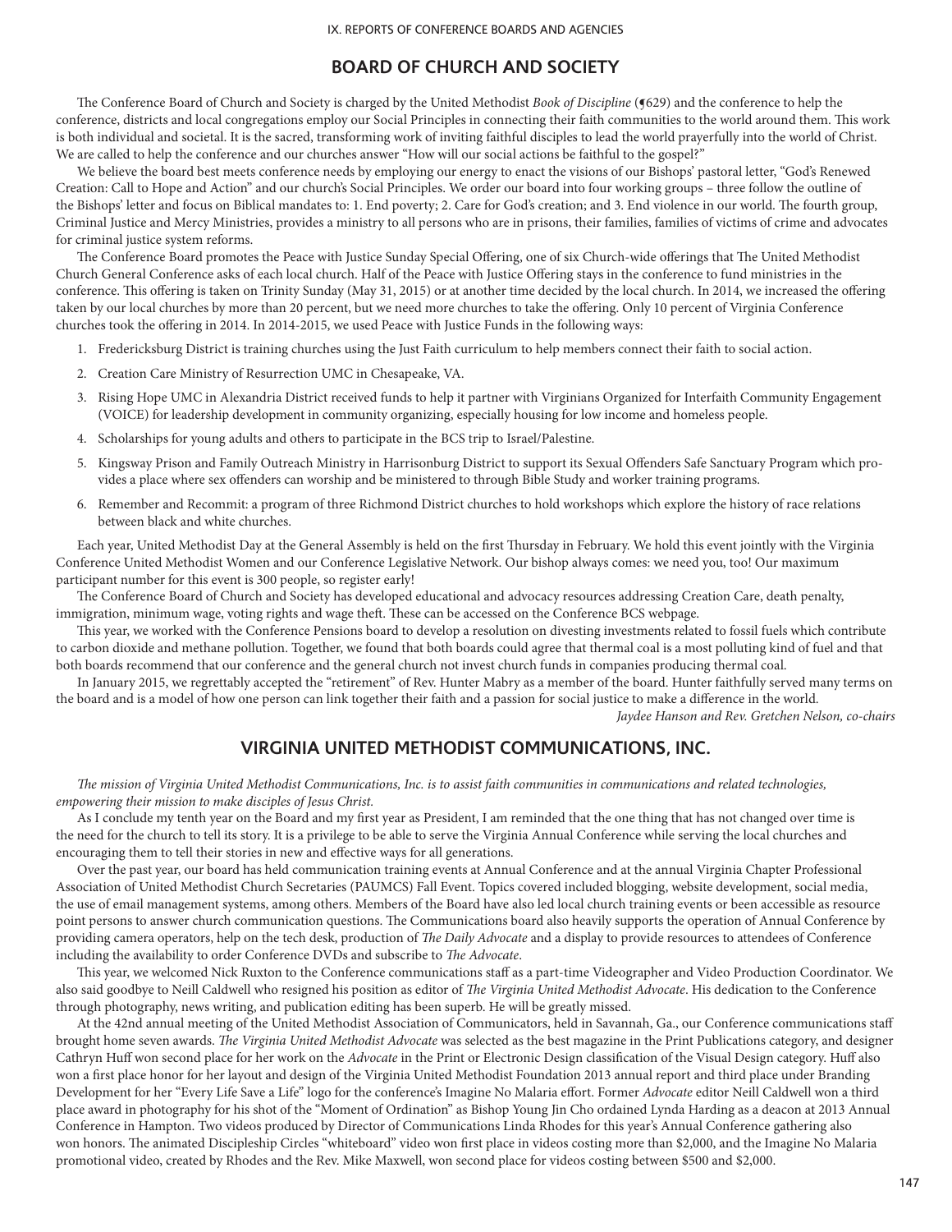## BOARD OF CHURCH AND SOCIETY

The Conference Board of Church and Society is charged by the United Methodist *Book of Discipline* (¶629) and the conference to help the conference, districts and local congregations employ our Social Principles in connecting their faith communities to the world around them. This work is both individual and societal. It is the sacred, transforming work of inviting faithful disciples to lead the world prayerfully into the world of Christ. We are called to help the conference and our churches answer "How will our social actions be faithful to the gospel?"

We believe the board best meets conference needs by employing our energy to enact the visions of our Bishops' pastoral letter, "God's Renewed Creation: Call to Hope and Action" and our church's Social Principles. We order our board into four working groups – three follow the outline of the Bishops' letter and focus on Biblical mandates to: 1. End poverty; 2. Care for God's creation; and 3. End violence in our world. The fourth group, Criminal Justice and Mercy Ministries, provides a ministry to all persons who are in prisons, their families, families of victims of crime and advocates for criminal justice system reforms.

The Conference Board promotes the Peace with Justice Sunday Special Offering, one of six Church-wide offerings that The United Methodist Church General Conference asks of each local church. Half of the Peace with Justice Offering stays in the conference to fund ministries in the conference. This offering is taken on Trinity Sunday (May 31, 2015) or at another time decided by the local church. In 2014, we increased the offering taken by our local churches by more than 20 percent, but we need more churches to take the offering. Only 10 percent of Virginia Conference churches took the offering in 2014. In 2014-2015, we used Peace with Justice Funds in the following ways:

1. Fredericksburg District is training churches using the Just Faith curriculum to help members connect their faith to social action.
2. Creation Care Ministry of Resurrection UMC in Chesapeake, VA.
3. Rising Hope UMC in Alexandria District received funds to help it partner with Virginians Organized for Interfaith Community Engagement (VOICE) for leadership development in community organizing, especially housing for low income and homeless people.
4. Scholarships for young adults and others to participate in the BCS trip to Israel/Palestine.
5. Kingsway Prison and Family Outreach Ministry in Harrisonburg District to support its Sexual Offenders Safe Sanctuary Program which provides a place where sex offenders can worship and be ministered to through Bible Study and worker training programs.
6. Remember and Recommit: a program of three Richmond District churches to hold workshops which explore the history of race relations between black and white churches.

Each year, United Methodist Day at the General Assembly is held on the first Thursday in February. We hold this event jointly with the Virginia Conference United Methodist Women and our Conference Legislative Network. Our bishop always comes: we need you, too! Our maximum participant number for this event is 300 people, so register early!

The Conference Board of Church and Society has developed educational and advocacy resources addressing Creation Care, death penalty, immigration, minimum wage, voting rights and wage theft. These can be accessed on the Conference BCS webpage.

This year, we worked with the Conference Pensions board to develop a resolution on divesting investments related to fossil fuels which contribute to carbon dioxide and methane pollution. Together, we found that both boards could agree that thermal coal is a most polluting kind of fuel and that both boards recommend that our conference and the general church not invest church funds in companies producing thermal coal.

In January 2015, we regrettably accepted the "retirement" of Rev. Hunter Mabry as a member of the board. Hunter faithfully served many terms on the board and is a model of how one person can link together their faith and a passion for social justice to make a difference in the world.

*Jaydee Hanson and Rev. Gretchen Nelson, co-chairs*

## VIRGINIA UNITED METHODIST COMMUNICATIONS, INC.

*The mission of Virginia United Methodist Communications, Inc. is to assist faith communities in communications and related technologies, empowering their mission to make disciples of Jesus Christ.*

As I conclude my tenth year on the Board and my first year as President, I am reminded that the one thing that has not changed over time is the need for the church to tell its story. It is a privilege to be able to serve the Virginia Annual Conference while serving the local churches and encouraging them to tell their stories in new and effective ways for all generations.

Over the past year, our board has held communication training events at Annual Conference and at the annual Virginia Chapter Professional Association of United Methodist Church Secretaries (PAUMCS) Fall Event. Topics covered included blogging, website development, social media, the use of email management systems, among others. Members of the Board have also led local church training events or been accessible as resource point persons to answer church communication questions. The Communications board also heavily supports the operation of Annual Conference by providing camera operators, help on the tech desk, production of *The Daily Advocate* and a display to provide resources to attendees of Conference including the availability to order Conference DVDs and subscribe to *The Advocate*.

This year, we welcomed Nick Ruxton to the Conference communications staff as a part-time Videographer and Video Production Coordinator. We also said goodbye to Neill Caldwell who resigned his position as editor of *The Virginia United Methodist Advocate*. His dedication to the Conference through photography, news writing, and publication editing has been superb. He will be greatly missed.

At the 42nd annual meeting of the United Methodist Association of Communicators, held in Savannah, Ga., our Conference communications staff brought home seven awards. *The Virginia United Methodist Advocate* was selected as the best magazine in the Print Publications category, and designer Cathryn Huff won second place for her work on the *Advocate* in the Print or Electronic Design classification of the Visual Design category. Huff also won a first place honor for her layout and design of the Virginia United Methodist Foundation 2013 annual report and third place under Branding Development for her "Every Life Save a Life" logo for the conference's Imagine No Malaria effort. Former *Advocate* editor Neill Caldwell won a third place award in photography for his shot of the "Moment of Ordination" as Bishop Young Jin Cho ordained Lynda Harding as a deacon at 2013 Annual Conference in Hampton. Two videos produced by Director of Communications Linda Rhodes for this year's Annual Conference gathering also won honors. The animated Discipleship Circles "whiteboard" video won first place in videos costing more than $2,000, and the Imagine No Malaria promotional video, created by Rhodes and the Rev. Mike Maxwell, won second place for videos costing between $500 and $2,000.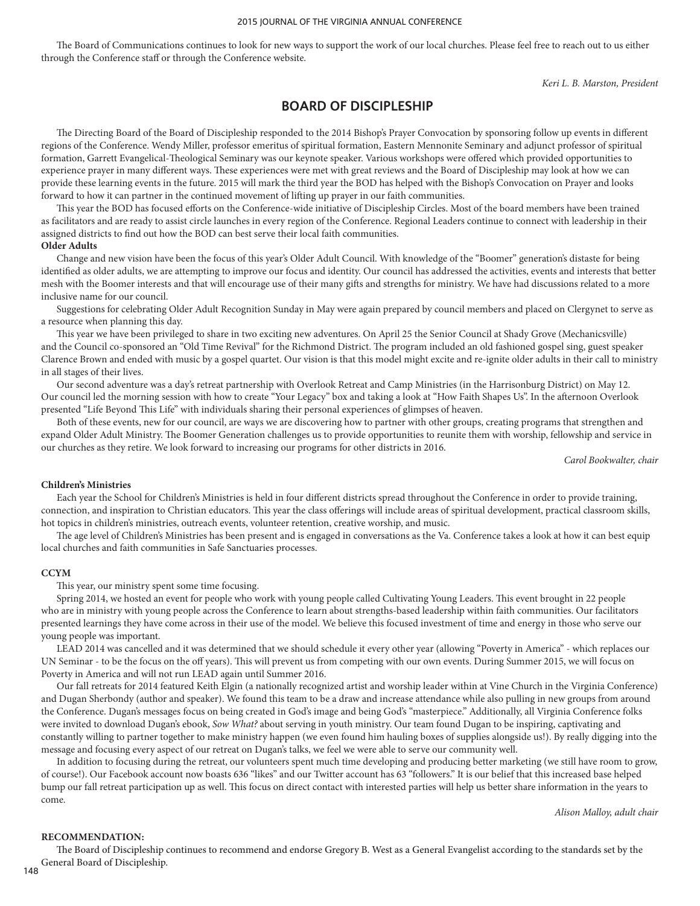The Board of Communications continues to look for new ways to support the work of our local churches. Please feel free to reach out to us either through the Conference staff or through the Conference website.

*Keri L. B. Marston, President*

## BOARD OF DISCIPLESHIP

The Directing Board of the Board of Discipleship responded to the 2014 Bishop's Prayer Convocation by sponsoring follow up events in different regions of the Conference. Wendy Miller, professor emeritus of spiritual formation, Eastern Mennonite Seminary and adjunct professor of spiritual formation, Garrett Evangelical-Theological Seminary was our keynote speaker. Various workshops were offered which provided opportunities to experience prayer in many different ways. These experiences were met with great reviews and the Board of Discipleship may look at how we can provide these learning events in the future. 2015 will mark the third year the BOD has helped with the Bishop's Convocation on Prayer and looks forward to how it can partner in the continued movement of lifting up prayer in our faith communities.

This year the BOD has focused efforts on the Conference-wide initiative of Discipleship Circles. Most of the board members have been trained as facilitators and are ready to assist circle launches in every region of the Conference. Regional Leaders continue to connect with leadership in their assigned districts to find out how the BOD can best serve their local faith communities.

**Older Adults**

Change and new vision have been the focus of this year's Older Adult Council. With knowledge of the "Boomer" generation's distaste for being identified as older adults, we are attempting to improve our focus and identity. Our council has addressed the activities, events and interests that better mesh with the Boomer interests and that will encourage use of their many gifts and strengths for ministry. We have had discussions related to a more inclusive name for our council.

Suggestions for celebrating Older Adult Recognition Sunday in May were again prepared by council members and placed on Clergynet to serve as a resource when planning this day.

This year we have been privileged to share in two exciting new adventures. On April 25 the Senior Council at Shady Grove (Mechanicsville) and the Council co-sponsored an "Old Time Revival" for the Richmond District. The program included an old fashioned gospel sing, guest speaker Clarence Brown and ended with music by a gospel quartet. Our vision is that this model might excite and re-ignite older adults in their call to ministry in all stages of their lives.

Our second adventure was a day's retreat partnership with Overlook Retreat and Camp Ministries (in the Harrisonburg District) on May 12. Our council led the morning session with how to create "Your Legacy" box and taking a look at "How Faith Shapes Us". In the afternoon Overlook presented "Life Beyond This Life" with individuals sharing their personal experiences of glimpses of heaven.

Both of these events, new for our council, are ways we are discovering how to partner with other groups, creating programs that strengthen and expand Older Adult Ministry. The Boomer Generation challenges us to provide opportunities to reunite them with worship, fellowship and service in our churches as they retire. We look forward to increasing our programs for other districts in 2016.

*Carol Bookwalter, chair*

**Children's Ministries**

Each year the School for Children's Ministries is held in four different districts spread throughout the Conference in order to provide training, connection, and inspiration to Christian educators. This year the class offerings will include areas of spiritual development, practical classroom skills, hot topics in children's ministries, outreach events, volunteer retention, creative worship, and music.

The age level of Children's Ministries has been present and is engaged in conversations as the Va. Conference takes a look at how it can best equip local churches and faith communities in Safe Sanctuaries processes.

**CCYM**

This year, our ministry spent some time focusing.

Spring 2014, we hosted an event for people who work with young people called Cultivating Young Leaders. This event brought in 22 people who are in ministry with young people across the Conference to learn about strengths-based leadership within faith communities. Our facilitators presented learnings they have come across in their use of the model. We believe this focused investment of time and energy in those who serve our young people was important.

LEAD 2014 was cancelled and it was determined that we should schedule it every other year (allowing "Poverty in America" - which replaces our UN Seminar - to be the focus on the off years). This will prevent us from competing with our own events. During Summer 2015, we will focus on Poverty in America and will not run LEAD again until Summer 2016.

Our fall retreats for 2014 featured Keith Elgin (a nationally recognized artist and worship leader within at Vine Church in the Virginia Conference) and Dugan Sherbondy (author and speaker). We found this team to be a draw and increase attendance while also pulling in new groups from around the Conference. Dugan's messages focus on being created in God's image and being God's "masterpiece." Additionally, all Virginia Conference folks were invited to download Dugan's ebook, *Sow What?* about serving in youth ministry. Our team found Dugan to be inspiring, captivating and constantly willing to partner together to make ministry happen (we even found him hauling boxes of supplies alongside us!). By really digging into the message and focusing every aspect of our retreat on Dugan's talks, we feel we were able to serve our community well.

In addition to focusing during the retreat, our volunteers spent much time developing and producing better marketing (we still have room to grow, of course!). Our Facebook account now boasts 636 "likes" and our Twitter account has 63 "followers." It is our belief that this increased base helped bump our fall retreat participation up as well. This focus on direct contact with interested parties will help us better share information in the years to come.

*Alison Malloy, adult chair*

**RECOMMENDATION:**

The Board of Discipleship continues to recommend and endorse Gregory B. West as a General Evangelist according to the standards set by the General Board of Discipleship.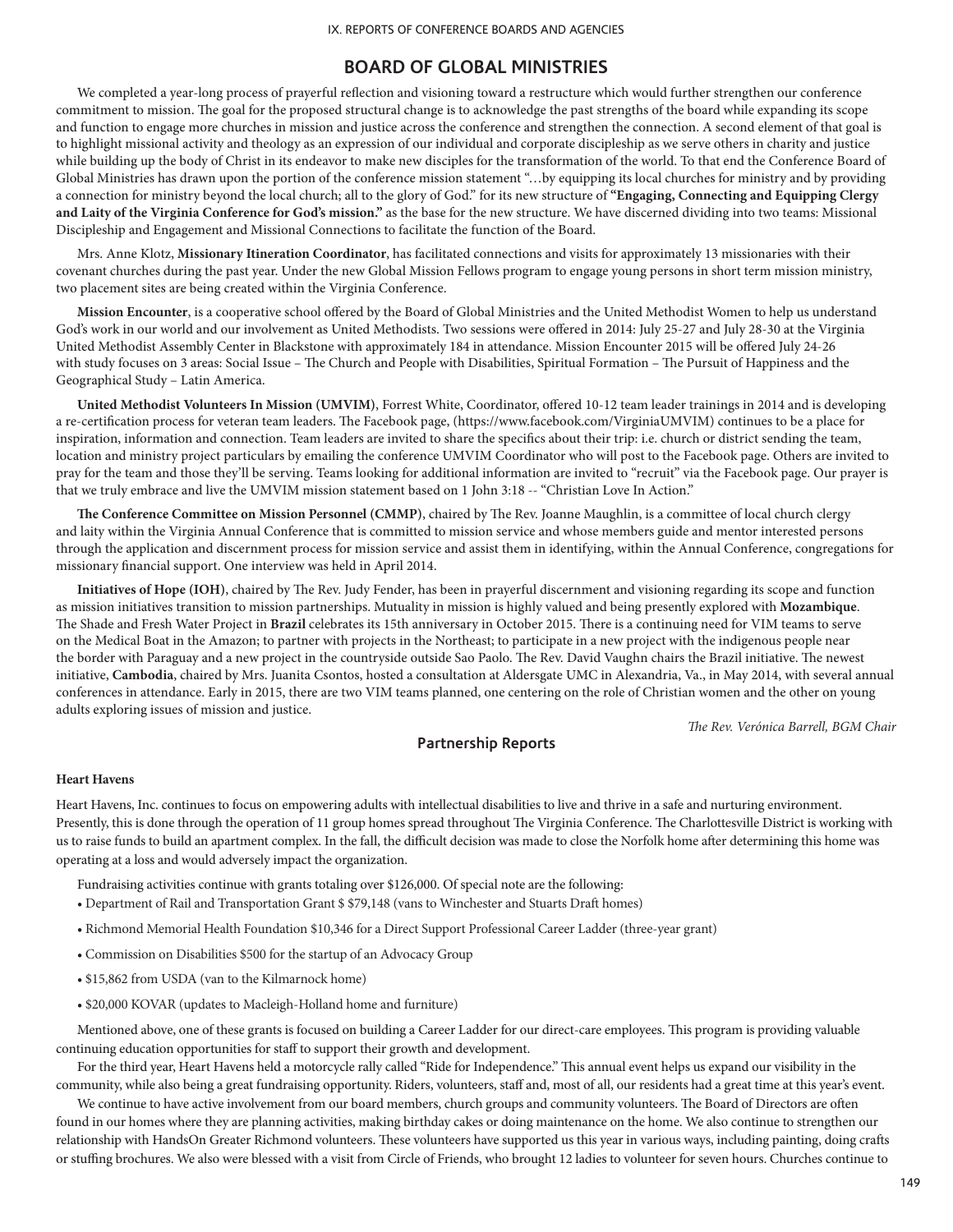## BOARD OF GLOBAL MINISTRIES

We completed a year-long process of prayerful reflection and visioning toward a restructure which would further strengthen our conference commitment to mission. The goal for the proposed structural change is to acknowledge the past strengths of the board while expanding its scope and function to engage more churches in mission and justice across the conference and strengthen the connection. A second element of that goal is to highlight missional activity and theology as an expression of our individual and corporate discipleship as we serve others in charity and justice while building up the body of Christ in its endeavor to make new disciples for the transformation of the world. To that end the Conference Board of Global Ministries has drawn upon the portion of the conference mission statement "…by equipping its local churches for ministry and by providing a connection for ministry beyond the local church; all to the glory of God." for its new structure of **"Engaging, Connecting and Equipping Clergy and Laity of the Virginia Conference for God's mission."** as the base for the new structure. We have discerned dividing into two teams: Missional Discipleship and Engagement and Missional Connections to facilitate the function of the Board.

Mrs. Anne Klotz, **Missionary Itineration Coordinator**, has facilitated connections and visits for approximately 13 missionaries with their covenant churches during the past year. Under the new Global Mission Fellows program to engage young persons in short term mission ministry, two placement sites are being created within the Virginia Conference.

**Mission Encounter**, is a cooperative school offered by the Board of Global Ministries and the United Methodist Women to help us understand God's work in our world and our involvement as United Methodists. Two sessions were offered in 2014: July 25-27 and July 28-30 at the Virginia United Methodist Assembly Center in Blackstone with approximately 184 in attendance. Mission Encounter 2015 will be offered July 24-26 with study focuses on 3 areas: Social Issue – The Church and People with Disabilities, Spiritual Formation – The Pursuit of Happiness and the Geographical Study – Latin America.

**United Methodist Volunteers In Mission (UMVIM)**, Forrest White, Coordinator, offered 10-12 team leader trainings in 2014 and is developing a re-certification process for veteran team leaders. The Facebook page, (https://www.facebook.com/VirginiaUMVIM) continues to be a place for inspiration, information and connection. Team leaders are invited to share the specifics about their trip: i.e. church or district sending the team, location and ministry project particulars by emailing the conference UMVIM Coordinator who will post to the Facebook page. Others are invited to pray for the team and those they'll be serving. Teams looking for additional information are invited to "recruit" via the Facebook page. Our prayer is that we truly embrace and live the UMVIM mission statement based on 1 John 3:18 -- "Christian Love In Action."

**The Conference Committee on Mission Personnel (CMMP)**, chaired by The Rev. Joanne Maughlin, is a committee of local church clergy and laity within the Virginia Annual Conference that is committed to mission service and whose members guide and mentor interested persons through the application and discernment process for mission service and assist them in identifying, within the Annual Conference, congregations for missionary financial support. One interview was held in April 2014.

**Initiatives of Hope (IOH)**, chaired by The Rev. Judy Fender, has been in prayerful discernment and visioning regarding its scope and function as mission initiatives transition to mission partnerships. Mutuality in mission is highly valued and being presently explored with **Mozambique**. The Shade and Fresh Water Project in **Brazil** celebrates its 15th anniversary in October 2015. There is a continuing need for VIM teams to serve on the Medical Boat in the Amazon; to partner with projects in the Northeast; to participate in a new project with the indigenous people near the border with Paraguay and a new project in the countryside outside Sao Paolo. The Rev. David Vaughn chairs the Brazil initiative. The newest initiative, **Cambodia**, chaired by Mrs. Juanita Csontos, hosted a consultation at Aldersgate UMC in Alexandria, Va., in May 2014, with several annual conferences in attendance. Early in 2015, there are two VIM teams planned, one centering on the role of Christian women and the other on young adults exploring issues of mission and justice.

*The Rev. Verónica Barrell, BGM Chair*

### Partnership Reports

**Heart Havens**

Heart Havens, Inc. continues to focus on empowering adults with intellectual disabilities to live and thrive in a safe and nurturing environment. Presently, this is done through the operation of 11 group homes spread throughout The Virginia Conference. The Charlottesville District is working with us to raise funds to build an apartment complex. In the fall, the difficult decision was made to close the Norfolk home after determining this home was operating at a loss and would adversely impact the organization.

Fundraising activities continue with grants totaling over $126,000. Of special note are the following:

- Department of Rail and Transportation Grant $ $79,148 (vans to Winchester and Stuarts Draft homes)
- Richmond Memorial Health Foundation $10,346 for a Direct Support Professional Career Ladder (three-year grant)
- Commission on Disabilities $500 for the startup of an Advocacy Group
- $15,862 from USDA (van to the Kilmarnock home)
- $20,000 KOVAR (updates to Macleigh-Holland home and furniture)

Mentioned above, one of these grants is focused on building a Career Ladder for our direct-care employees. This program is providing valuable continuing education opportunities for staff to support their growth and development.

For the third year, Heart Havens held a motorcycle rally called "Ride for Independence." This annual event helps us expand our visibility in the community, while also being a great fundraising opportunity. Riders, volunteers, staff and, most of all, our residents had a great time at this year's event.

We continue to have active involvement from our board members, church groups and community volunteers. The Board of Directors are often found in our homes where they are planning activities, making birthday cakes or doing maintenance on the home. We also continue to strengthen our relationship with HandsOn Greater Richmond volunteers. These volunteers have supported us this year in various ways, including painting, doing crafts or stuffing brochures. We also were blessed with a visit from Circle of Friends, who brought 12 ladies to volunteer for seven hours. Churches continue to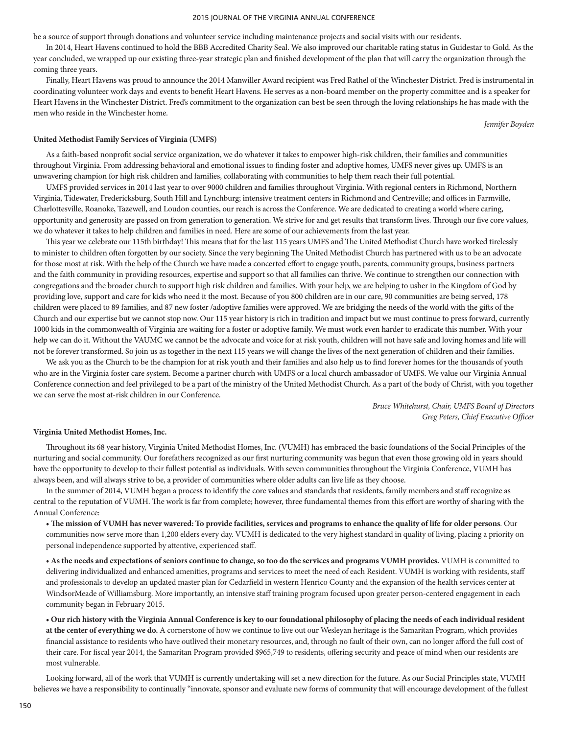be a source of support through donations and volunteer service including maintenance projects and social visits with our residents.

In 2014, Heart Havens continued to hold the BBB Accredited Charity Seal. We also improved our charitable rating status in Guidestar to Gold. As the year concluded, we wrapped up our existing three-year strategic plan and finished development of the plan that will carry the organization through the coming three years.

Finally, Heart Havens was proud to announce the 2014 Manwiller Award recipient was Fred Rathel of the Winchester District. Fred is instrumental in coordinating volunteer work days and events to benefit Heart Havens. He serves as a non-board member on the property committee and is a speaker for Heart Havens in the Winchester District. Fred's commitment to the organization can best be seen through the loving relationships he has made with the men who reside in the Winchester home.

*Jennifer Boyden*

**United Methodist Family Services of Virginia (UMFS)**

As a faith-based nonprofit social service organization, we do whatever it takes to empower high-risk children, their families and communities throughout Virginia. From addressing behavioral and emotional issues to finding foster and adoptive homes, UMFS never gives up. UMFS is an unwavering champion for high risk children and families, collaborating with communities to help them reach their full potential.

UMFS provided services in 2014 last year to over 9000 children and families throughout Virginia. With regional centers in Richmond, Northern Virginia, Tidewater, Fredericksburg, South Hill and Lynchburg; intensive treatment centers in Richmond and Centreville; and offices in Farmville, Charlottesville, Roanoke, Tazewell, and Loudon counties, our reach is across the Conference. We are dedicated to creating a world where caring, opportunity and generosity are passed on from generation to generation. We strive for and get results that transform lives. Through our five core values, we do whatever it takes to help children and families in need. Here are some of our achievements from the last year.

This year we celebrate our 115th birthday! This means that for the last 115 years UMFS and The United Methodist Church have worked tirelessly to minister to children often forgotten by our society. Since the very beginning The United Methodist Church has partnered with us to be an advocate for those most at risk. With the help of the Church we have made a concerted effort to engage youth, parents, community groups, business partners and the faith community in providing resources, expertise and support so that all families can thrive. We continue to strengthen our connection with congregations and the broader church to support high risk children and families. With your help, we are helping to usher in the Kingdom of God by providing love, support and care for kids who need it the most. Because of you 800 children are in our care, 90 communities are being served, 178 children were placed to 89 families, and 87 new foster /adoptive families were approved. We are bridging the needs of the world with the gifts of the Church and our expertise but we cannot stop now. Our 115 year history is rich in tradition and impact but we must continue to press forward, currently 1000 kids in the commonwealth of Virginia are waiting for a foster or adoptive family. We must work even harder to eradicate this number. With your help we can do it. Without the VAUMC we cannot be the advocate and voice for at risk youth, children will not have safe and loving homes and life will not be forever transformed. So join us as together in the next 115 years we will change the lives of the next generation of children and their families.

We ask you as the Church to be the champion for at risk youth and their families and also help us to find forever homes for the thousands of youth who are in the Virginia foster care system. Become a partner church with UMFS or a local church ambassador of UMFS. We value our Virginia Annual Conference connection and feel privileged to be a part of the ministry of the United Methodist Church. As a part of the body of Christ, with you together we can serve the most at-risk children in our Conference.

*Bruce Whitehurst, Chair, UMFS Board of Directors*
*Greg Peters, Chief Executive Officer*

**Virginia United Methodist Homes, Inc.**

Throughout its 68 year history, Virginia United Methodist Homes, Inc. (VUMH) has embraced the basic foundations of the Social Principles of the nurturing and social community. Our forefathers recognized as our first nurturing community was begun that even those growing old in years should have the opportunity to develop to their fullest potential as individuals. With seven communities throughout the Virginia Conference, VUMH has always been, and will always strive to be, a provider of communities where older adults can live life as they choose.

In the summer of 2014, VUMH began a process to identify the core values and standards that residents, family members and staff recognize as central to the reputation of VUMH. The work is far from complete; however, three fundamental themes from this effort are worthy of sharing with the Annual Conference:

- **The mission of VUMH has never wavered: To provide facilities, services and programs to enhance the quality of life for older persons**. Our communities now serve more than 1,200 elders every day. VUMH is dedicated to the very highest standard in quality of living, placing a priority on personal independence supported by attentive, experienced staff.

- **As the needs and expectations of seniors continue to change, so too do the services and programs VUMH provides.** VUMH is committed to delivering individualized and enhanced amenities, programs and services to meet the need of each Resident. VUMH is working with residents, staff and professionals to develop an updated master plan for Cedarfield in western Henrico County and the expansion of the health services center at WindsorMeade of Williamsburg. More importantly, an intensive staff training program focused upon greater person-centered engagement in each community began in February 2015.

- **Our rich history with the Virginia Annual Conference is key to our foundational philosophy of placing the needs of each individual resident at the center of everything we do.** A cornerstone of how we continue to live out our Wesleyan heritage is the Samaritan Program, which provides financial assistance to residents who have outlived their monetary resources, and, through no fault of their own, can no longer afford the full cost of their care. For fiscal year 2014, the Samaritan Program provided $965,749 to residents, offering security and peace of mind when our residents are most vulnerable.

Looking forward, all of the work that VUMH is currently undertaking will set a new direction for the future. As our Social Principles state, VUMH believes we have a responsibility to continually "innovate, sponsor and evaluate new forms of community that will encourage development of the fullest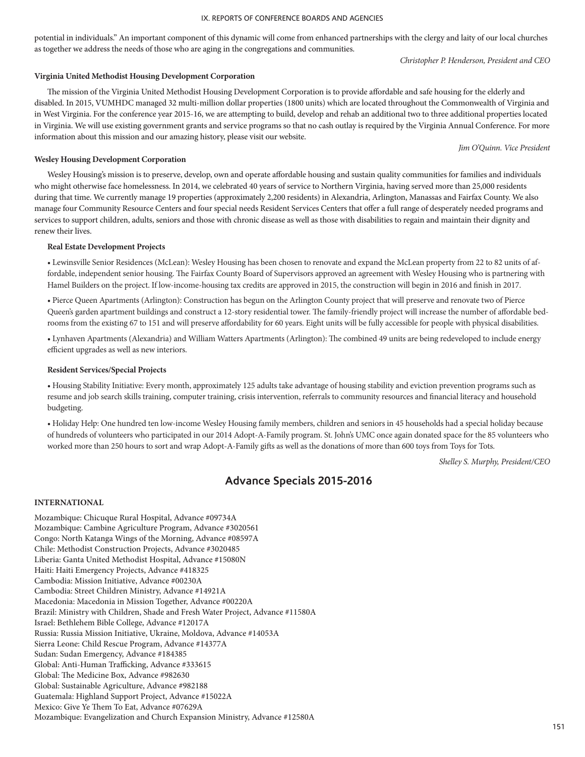potential in individuals." An important component of this dynamic will come from enhanced partnerships with the clergy and laity of our local churches as together we address the needs of those who are aging in the congregations and communities.

*Christopher P. Henderson, President and CEO*

**Virginia United Methodist Housing Development Corporation**

The mission of the Virginia United Methodist Housing Development Corporation is to provide affordable and safe housing for the elderly and disabled. In 2015, VUMHDC managed 32 multi-million dollar properties (1800 units) which are located throughout the Commonwealth of Virginia and in West Virginia. For the conference year 2015-16, we are attempting to build, develop and rehab an additional two to three additional properties located in Virginia. We will use existing government grants and service programs so that no cash outlay is required by the Virginia Annual Conference. For more information about this mission and our amazing history, please visit our website.

*Jim O'Quinn. Vice President*

**Wesley Housing Development Corporation**

Wesley Housing's mission is to preserve, develop, own and operate affordable housing and sustain quality communities for families and individuals who might otherwise face homelessness. In 2014, we celebrated 40 years of service to Northern Virginia, having served more than 25,000 residents during that time. We currently manage 19 properties (approximately 2,200 residents) in Alexandria, Arlington, Manassas and Fairfax County. We also manage four Community Resource Centers and four special needs Resident Services Centers that offer a full range of desperately needed programs and services to support children, adults, seniors and those with chronic disease as well as those with disabilities to regain and maintain their dignity and renew their lives.

**Real Estate Development Projects**

• Lewinsville Senior Residences (McLean): Wesley Housing has been chosen to renovate and expand the McLean property from 22 to 82 units of affordable, independent senior housing. The Fairfax County Board of Supervisors approved an agreement with Wesley Housing who is partnering with Hamel Builders on the project. If low-income-housing tax credits are approved in 2015, the construction will begin in 2016 and finish in 2017.

• Pierce Queen Apartments (Arlington): Construction has begun on the Arlington County project that will preserve and renovate two of Pierce Queen's garden apartment buildings and construct a 12-story residential tower. The family-friendly project will increase the number of affordable bedrooms from the existing 67 to 151 and will preserve affordability for 60 years. Eight units will be fully accessible for people with physical disabilities.

• Lynhaven Apartments (Alexandria) and William Watters Apartments (Arlington): The combined 49 units are being redeveloped to include energy efficient upgrades as well as new interiors.

**Resident Services/Special Projects**

• Housing Stability Initiative: Every month, approximately 125 adults take advantage of housing stability and eviction prevention programs such as resume and job search skills training, computer training, crisis intervention, referrals to community resources and financial literacy and household budgeting.

• Holiday Help: One hundred ten low-income Wesley Housing family members, children and seniors in 45 households had a special holiday because of hundreds of volunteers who participated in our 2014 Adopt-A-Family program. St. John's UMC once again donated space for the 85 volunteers who worked more than 250 hours to sort and wrap Adopt-A-Family gifts as well as the donations of more than 600 toys from Toys for Tots.

*Shelley S. Murphy, President/CEO*

## Advance Specials 2015-2016

**INTERNATIONAL**

Mozambique: Chicuque Rural Hospital, Advance #09734A
Mozambique: Cambine Agriculture Program, Advance #3020561
Congo: North Katanga Wings of the Morning, Advance #08597A
Chile: Methodist Construction Projects, Advance #3020485
Liberia: Ganta United Methodist Hospital, Advance #15080N
Haiti: Haiti Emergency Projects, Advance #418325
Cambodia: Mission Initiative, Advance #00230A
Cambodia: Street Children Ministry, Advance #14921A
Macedonia: Macedonia in Mission Together, Advance #00220A
Brazil: Ministry with Children, Shade and Fresh Water Project, Advance #11580A
Israel: Bethlehem Bible College, Advance #12017A
Russia: Russia Mission Initiative, Ukraine, Moldova, Advance #14053A
Sierra Leone: Child Rescue Program, Advance #14377A
Sudan: Sudan Emergency, Advance #184385
Global: Anti-Human Trafficking, Advance #333615
Global: The Medicine Box, Advance #982630
Global: Sustainable Agriculture, Advance #982188
Guatemala: Highland Support Project, Advance #15022A
Mexico: Give Ye Them To Eat, Advance #07629A
Mozambique: Evangelization and Church Expansion Ministry, Advance #12580A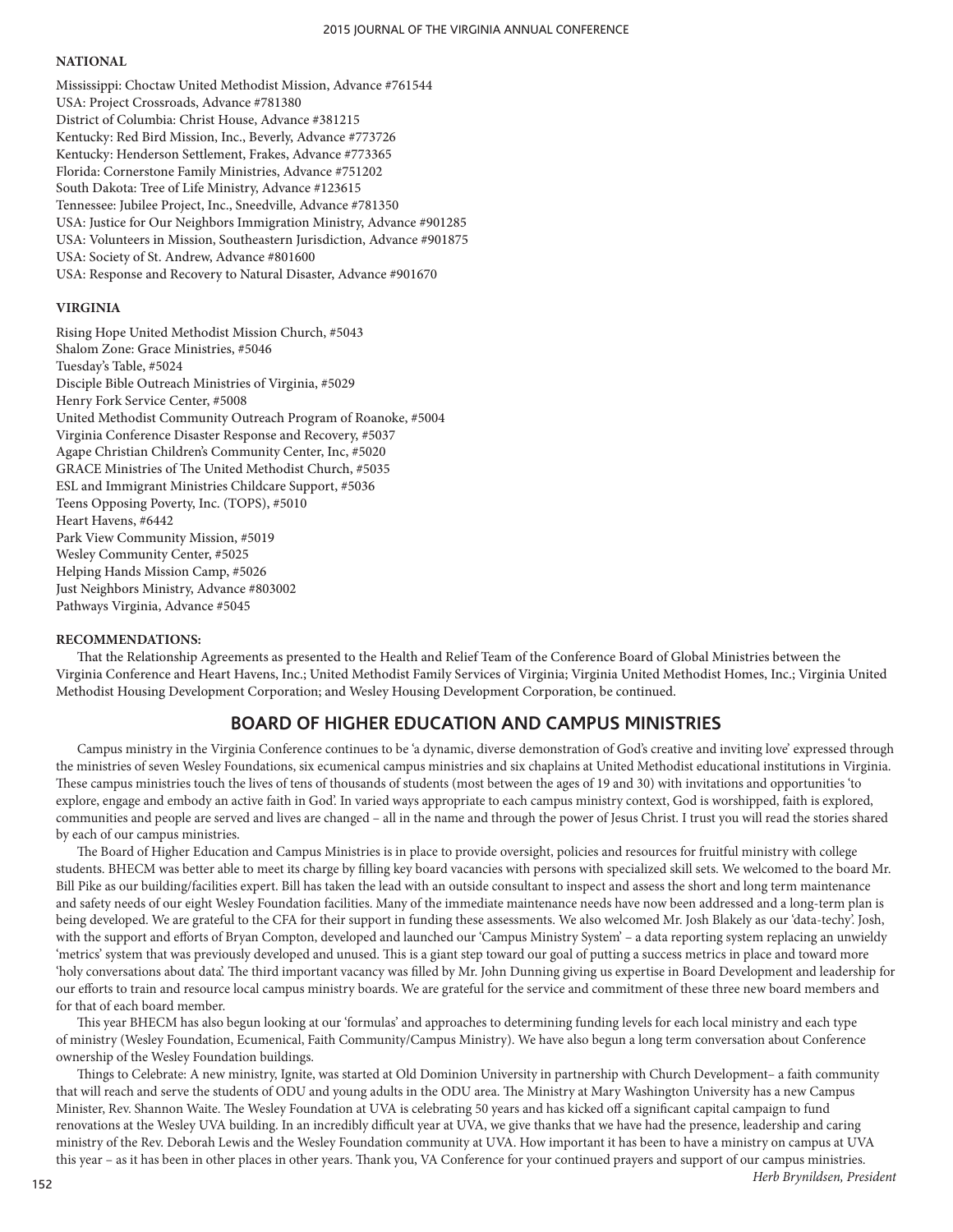**NATIONAL**

Mississippi: Choctaw United Methodist Mission, Advance #761544
USA: Project Crossroads, Advance #781380
District of Columbia: Christ House, Advance #381215
Kentucky: Red Bird Mission, Inc., Beverly, Advance #773726
Kentucky: Henderson Settlement, Frakes, Advance #773365
Florida: Cornerstone Family Ministries, Advance #751202
South Dakota: Tree of Life Ministry, Advance #123615
Tennessee: Jubilee Project, Inc., Sneedville, Advance #781350
USA: Justice for Our Neighbors Immigration Ministry, Advance #901285
USA: Volunteers in Mission, Southeastern Jurisdiction, Advance #901875
USA: Society of St. Andrew, Advance #801600
USA: Response and Recovery to Natural Disaster, Advance #901670

**VIRGINIA**

Rising Hope United Methodist Mission Church, #5043
Shalom Zone: Grace Ministries, #5046
Tuesday's Table, #5024
Disciple Bible Outreach Ministries of Virginia, #5029
Henry Fork Service Center, #5008
United Methodist Community Outreach Program of Roanoke, #5004
Virginia Conference Disaster Response and Recovery, #5037
Agape Christian Children's Community Center, Inc, #5020
GRACE Ministries of The United Methodist Church, #5035
ESL and Immigrant Ministries Childcare Support, #5036
Teens Opposing Poverty, Inc. (TOPS), #5010
Heart Havens, #6442
Park View Community Mission, #5019
Wesley Community Center, #5025
Helping Hands Mission Camp, #5026
Just Neighbors Ministry, Advance #803002
Pathways Virginia, Advance #5045

**RECOMMENDATIONS:**

That the Relationship Agreements as presented to the Health and Relief Team of the Conference Board of Global Ministries between the Virginia Conference and Heart Havens, Inc.; United Methodist Family Services of Virginia; Virginia United Methodist Homes, Inc.; Virginia United Methodist Housing Development Corporation; and Wesley Housing Development Corporation, be continued.

## BOARD OF HIGHER EDUCATION AND CAMPUS MINISTRIES

Campus ministry in the Virginia Conference continues to be 'a dynamic, diverse demonstration of God's creative and inviting love' expressed through the ministries of seven Wesley Foundations, six ecumenical campus ministries and six chaplains at United Methodist educational institutions in Virginia. These campus ministries touch the lives of tens of thousands of students (most between the ages of 19 and 30) with invitations and opportunities 'to explore, engage and embody an active faith in God'. In varied ways appropriate to each campus ministry context, God is worshipped, faith is explored, communities and people are served and lives are changed – all in the name and through the power of Jesus Christ. I trust you will read the stories shared by each of our campus ministries.

The Board of Higher Education and Campus Ministries is in place to provide oversight, policies and resources for fruitful ministry with college students. BHECM was better able to meet its charge by filling key board vacancies with persons with specialized skill sets. We welcomed to the board Mr. Bill Pike as our building/facilities expert. Bill has taken the lead with an outside consultant to inspect and assess the short and long term maintenance and safety needs of our eight Wesley Foundation facilities. Many of the immediate maintenance needs have now been addressed and a long-term plan is being developed. We are grateful to the CFA for their support in funding these assessments. We also welcomed Mr. Josh Blakely as our 'data-techy'. Josh, with the support and efforts of Bryan Compton, developed and launched our 'Campus Ministry System' – a data reporting system replacing an unwieldy 'metrics' system that was previously developed and unused. This is a giant step toward our goal of putting a success metrics in place and toward more 'holy conversations about data'. The third important vacancy was filled by Mr. John Dunning giving us expertise in Board Development and leadership for our efforts to train and resource local campus ministry boards. We are grateful for the service and commitment of these three new board members and for that of each board member.

This year BHECM has also begun looking at our 'formulas' and approaches to determining funding levels for each local ministry and each type of ministry (Wesley Foundation, Ecumenical, Faith Community/Campus Ministry). We have also begun a long term conversation about Conference ownership of the Wesley Foundation buildings.

Things to Celebrate: A new ministry, Ignite, was started at Old Dominion University in partnership with Church Development– a faith community that will reach and serve the students of ODU and young adults in the ODU area. The Ministry at Mary Washington University has a new Campus Minister, Rev. Shannon Waite. The Wesley Foundation at UVA is celebrating 50 years and has kicked off a significant capital campaign to fund renovations at the Wesley UVA building. In an incredibly difficult year at UVA, we give thanks that we have had the presence, leadership and caring ministry of the Rev. Deborah Lewis and the Wesley Foundation community at UVA. How important it has been to have a ministry on campus at UVA this year – as it has been in other places in other years. Thank you, VA Conference for your continued prayers and support of our campus ministries.

*Herb Brynildsen, President*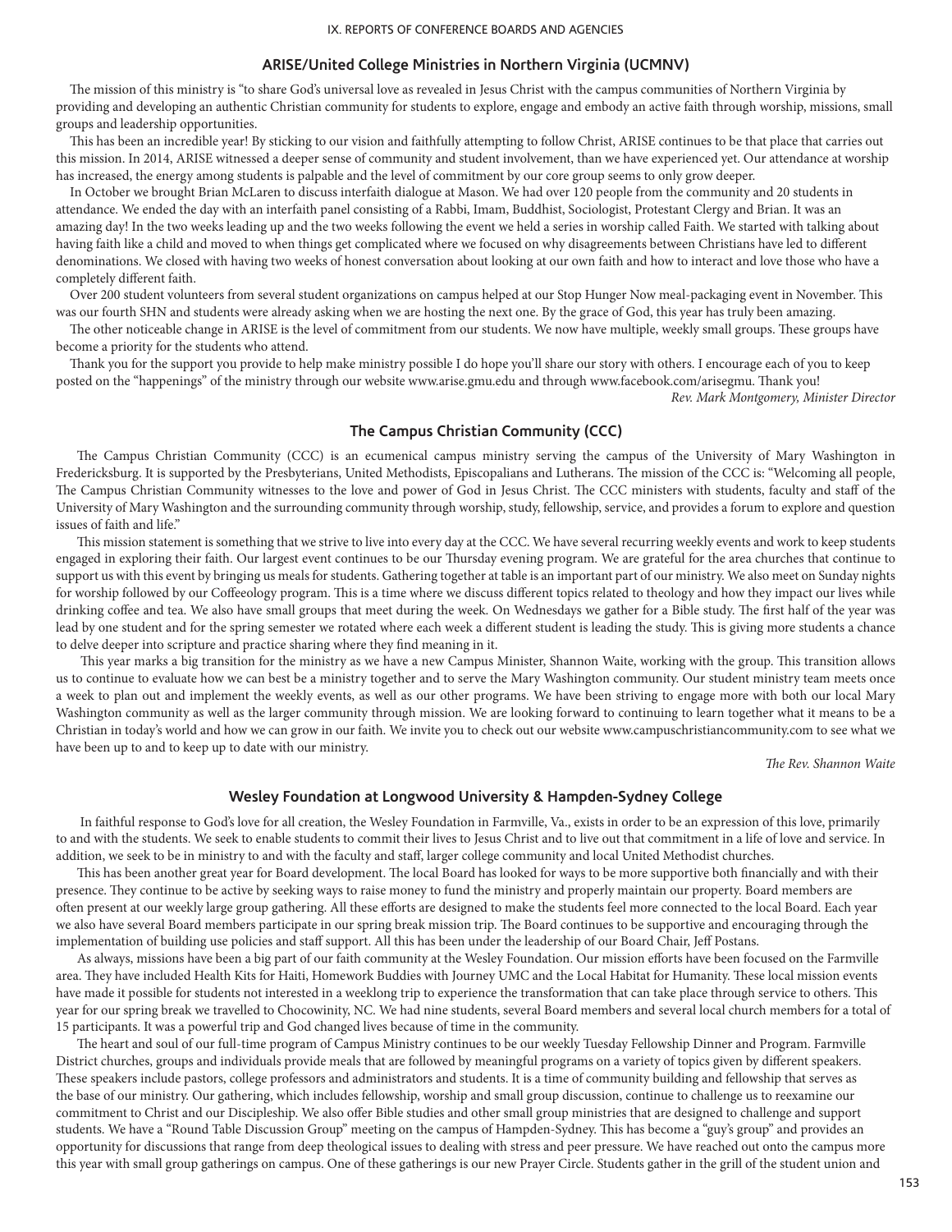## ARISE/United College Ministries in Northern Virginia (UCMNV)

The mission of this ministry is "to share God's universal love as revealed in Jesus Christ with the campus communities of Northern Virginia by providing and developing an authentic Christian community for students to explore, engage and embody an active faith through worship, missions, small groups and leadership opportunities.

This has been an incredible year! By sticking to our vision and faithfully attempting to follow Christ, ARISE continues to be that place that carries out this mission. In 2014, ARISE witnessed a deeper sense of community and student involvement, than we have experienced yet. Our attendance at worship has increased, the energy among students is palpable and the level of commitment by our core group seems to only grow deeper.

In October we brought Brian McLaren to discuss interfaith dialogue at Mason. We had over 120 people from the community and 20 students in attendance. We ended the day with an interfaith panel consisting of a Rabbi, Imam, Buddhist, Sociologist, Protestant Clergy and Brian. It was an amazing day! In the two weeks leading up and the two weeks following the event we held a series in worship called Faith. We started with talking about having faith like a child and moved to when things get complicated where we focused on why disagreements between Christians have led to different denominations. We closed with having two weeks of honest conversation about looking at our own faith and how to interact and love those who have a completely different faith.

Over 200 student volunteers from several student organizations on campus helped at our Stop Hunger Now meal-packaging event in November. This was our fourth SHN and students were already asking when we are hosting the next one. By the grace of God, this year has truly been amazing.

The other noticeable change in ARISE is the level of commitment from our students. We now have multiple, weekly small groups. These groups have become a priority for the students who attend.

Thank you for the support you provide to help make ministry possible I do hope you'll share our story with others. I encourage each of you to keep posted on the "happenings" of the ministry through our website www.arise.gmu.edu and through www.facebook.com/arisegmu. Thank you!

*Rev. Mark Montgomery, Minister Director*

## The Campus Christian Community (CCC)

The Campus Christian Community (CCC) is an ecumenical campus ministry serving the campus of the University of Mary Washington in Fredericksburg. It is supported by the Presbyterians, United Methodists, Episcopalians and Lutherans. The mission of the CCC is: "Welcoming all people, The Campus Christian Community witnesses to the love and power of God in Jesus Christ. The CCC ministers with students, faculty and staff of the University of Mary Washington and the surrounding community through worship, study, fellowship, service, and provides a forum to explore and question issues of faith and life."

This mission statement is something that we strive to live into every day at the CCC. We have several recurring weekly events and work to keep students engaged in exploring their faith. Our largest event continues to be our Thursday evening program. We are grateful for the area churches that continue to support us with this event by bringing us meals for students. Gathering together at table is an important part of our ministry. We also meet on Sunday nights for worship followed by our Coffeeology program. This is a time where we discuss different topics related to theology and how they impact our lives while drinking coffee and tea. We also have small groups that meet during the week. On Wednesdays we gather for a Bible study. The first half of the year was lead by one student and for the spring semester we rotated where each week a different student is leading the study. This is giving more students a chance to delve deeper into scripture and practice sharing where they find meaning in it.

This year marks a big transition for the ministry as we have a new Campus Minister, Shannon Waite, working with the group. This transition allows us to continue to evaluate how we can best be a ministry together and to serve the Mary Washington community. Our student ministry team meets once a week to plan out and implement the weekly events, as well as our other programs. We have been striving to engage more with both our local Mary Washington community as well as the larger community through mission. We are looking forward to continuing to learn together what it means to be a Christian in today's world and how we can grow in our faith. We invite you to check out our website www.campuschristiancommunity.com to see what we have been up to and to keep up to date with our ministry.

*The Rev. Shannon Waite*

## Wesley Foundation at Longwood University & Hampden-Sydney College

In faithful response to God's love for all creation, the Wesley Foundation in Farmville, Va., exists in order to be an expression of this love, primarily to and with the students. We seek to enable students to commit their lives to Jesus Christ and to live out that commitment in a life of love and service. In addition, we seek to be in ministry to and with the faculty and staff, larger college community and local United Methodist churches.

This has been another great year for Board development. The local Board has looked for ways to be more supportive both financially and with their presence. They continue to be active by seeking ways to raise money to fund the ministry and properly maintain our property. Board members are often present at our weekly large group gathering. All these efforts are designed to make the students feel more connected to the local Board. Each year we also have several Board members participate in our spring break mission trip. The Board continues to be supportive and encouraging through the implementation of building use policies and staff support. All this has been under the leadership of our Board Chair, Jeff Postans.

As always, missions have been a big part of our faith community at the Wesley Foundation. Our mission efforts have been focused on the Farmville area. They have included Health Kits for Haiti, Homework Buddies with Journey UMC and the Local Habitat for Humanity. These local mission events have made it possible for students not interested in a weeklong trip to experience the transformation that can take place through service to others. This year for our spring break we travelled to Chocowinity, NC. We had nine students, several Board members and several local church members for a total of 15 participants. It was a powerful trip and God changed lives because of time in the community.

The heart and soul of our full-time program of Campus Ministry continues to be our weekly Tuesday Fellowship Dinner and Program. Farmville District churches, groups and individuals provide meals that are followed by meaningful programs on a variety of topics given by different speakers. These speakers include pastors, college professors and administrators and students. It is a time of community building and fellowship that serves as the base of our ministry. Our gathering, which includes fellowship, worship and small group discussion, continue to challenge us to reexamine our commitment to Christ and our Discipleship. We also offer Bible studies and other small group ministries that are designed to challenge and support students. We have a "Round Table Discussion Group" meeting on the campus of Hampden-Sydney. This has become a "guy's group" and provides an opportunity for discussions that range from deep theological issues to dealing with stress and peer pressure. We have reached out onto the campus more this year with small group gatherings on campus. One of these gatherings is our new Prayer Circle. Students gather in the grill of the student union and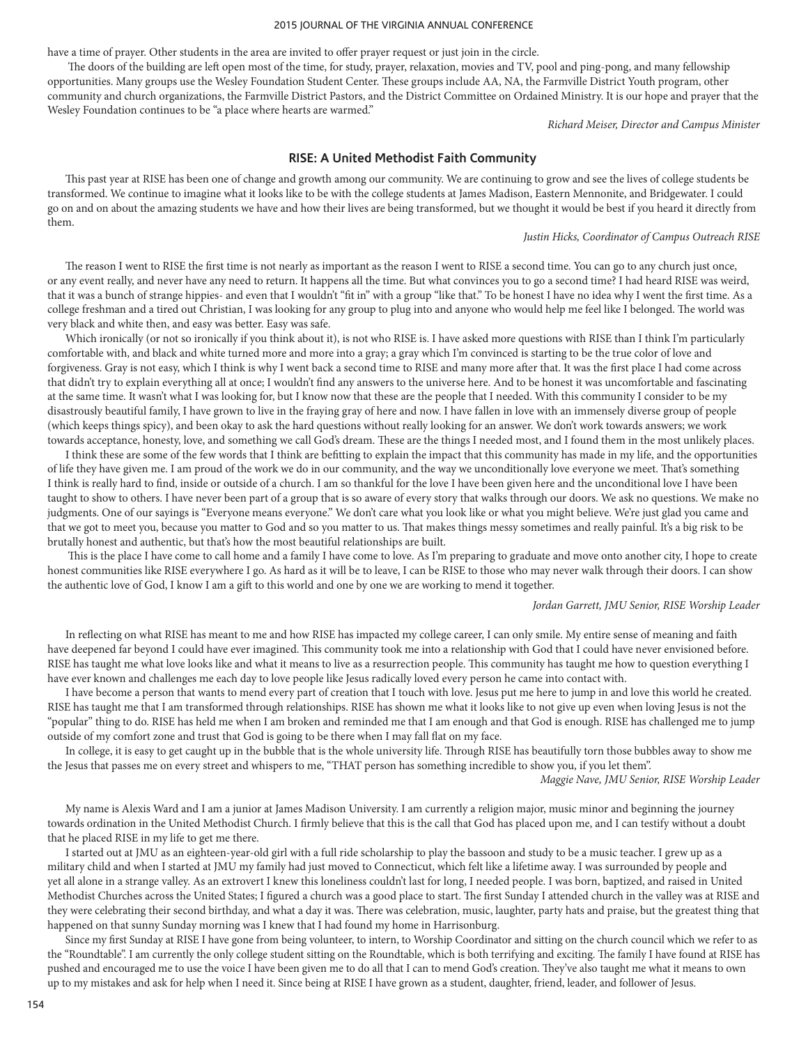have a time of prayer. Other students in the area are invited to offer prayer request or just join in the circle.

The doors of the building are left open most of the time, for study, prayer, relaxation, movies and TV, pool and ping-pong, and many fellowship opportunities. Many groups use the Wesley Foundation Student Center. These groups include AA, NA, the Farmville District Youth program, other community and church organizations, the Farmville District Pastors, and the District Committee on Ordained Ministry. It is our hope and prayer that the Wesley Foundation continues to be "a place where hearts are warmed."

*Richard Meiser, Director and Campus Minister*

## RISE: A United Methodist Faith Community

This past year at RISE has been one of change and growth among our community. We are continuing to grow and see the lives of college students be transformed. We continue to imagine what it looks like to be with the college students at James Madison, Eastern Mennonite, and Bridgewater. I could go on and on about the amazing students we have and how their lives are being transformed, but we thought it would be best if you heard it directly from them.

*Justin Hicks, Coordinator of Campus Outreach RISE*

The reason I went to RISE the first time is not nearly as important as the reason I went to RISE a second time. You can go to any church just once, or any event really, and never have any need to return. It happens all the time. But what convinces you to go a second time? I had heard RISE was weird, that it was a bunch of strange hippies- and even that I wouldn't "fit in" with a group "like that." To be honest I have no idea why I went the first time. As a college freshman and a tired out Christian, I was looking for any group to plug into and anyone who would help me feel like I belonged. The world was very black and white then, and easy was better. Easy was safe.

Which ironically (or not so ironically if you think about it), is not who RISE is. I have asked more questions with RISE than I think I'm particularly comfortable with, and black and white turned more and more into a gray; a gray which I'm convinced is starting to be the true color of love and forgiveness. Gray is not easy, which I think is why I went back a second time to RISE and many more after that. It was the first place I had come across that didn't try to explain everything all at once; I wouldn't find any answers to the universe here. And to be honest it was uncomfortable and fascinating at the same time. It wasn't what I was looking for, but I know now that these are the people that I needed. With this community I consider to be my disastrously beautiful family, I have grown to live in the fraying gray of here and now. I have fallen in love with an immensely diverse group of people (which keeps things spicy), and been okay to ask the hard questions without really looking for an answer. We don't work towards answers; we work towards acceptance, honesty, love, and something we call God's dream. These are the things I needed most, and I found them in the most unlikely places.

I think these are some of the few words that I think are befitting to explain the impact that this community has made in my life, and the opportunities of life they have given me. I am proud of the work we do in our community, and the way we unconditionally love everyone we meet. That's something I think is really hard to find, inside or outside of a church. I am so thankful for the love I have been given here and the unconditional love I have been taught to show to others. I have never been part of a group that is so aware of every story that walks through our doors. We ask no questions. We make no judgments. One of our sayings is "Everyone means everyone." We don't care what you look like or what you might believe. We're just glad you came and that we got to meet you, because you matter to God and so you matter to us. That makes things messy sometimes and really painful. It's a big risk to be brutally honest and authentic, but that's how the most beautiful relationships are built.

This is the place I have come to call home and a family I have come to love. As I'm preparing to graduate and move onto another city, I hope to create honest communities like RISE everywhere I go. As hard as it will be to leave, I can be RISE to those who may never walk through their doors. I can show the authentic love of God, I know I am a gift to this world and one by one we are working to mend it together.

*Jordan Garrett, JMU Senior, RISE Worship Leader*

In reflecting on what RISE has meant to me and how RISE has impacted my college career, I can only smile. My entire sense of meaning and faith have deepened far beyond I could have ever imagined. This community took me into a relationship with God that I could have never envisioned before. RISE has taught me what love looks like and what it means to live as a resurrection people. This community has taught me how to question everything I have ever known and challenges me each day to love people like Jesus radically loved every person he came into contact with.

I have become a person that wants to mend every part of creation that I touch with love. Jesus put me here to jump in and love this world he created. RISE has taught me that I am transformed through relationships. RISE has shown me what it looks like to not give up even when loving Jesus is not the "popular" thing to do. RISE has held me when I am broken and reminded me that I am enough and that God is enough. RISE has challenged me to jump outside of my comfort zone and trust that God is going to be there when I may fall flat on my face.

In college, it is easy to get caught up in the bubble that is the whole university life. Through RISE has beautifully torn those bubbles away to show me the Jesus that passes me on every street and whispers to me, "THAT person has something incredible to show you, if you let them".

*Maggie Nave, JMU Senior, RISE Worship Leader*

My name is Alexis Ward and I am a junior at James Madison University. I am currently a religion major, music minor and beginning the journey towards ordination in the United Methodist Church. I firmly believe that this is the call that God has placed upon me, and I can testify without a doubt that he placed RISE in my life to get me there.

I started out at JMU as an eighteen-year-old girl with a full ride scholarship to play the bassoon and study to be a music teacher. I grew up as a military child and when I started at JMU my family had just moved to Connecticut, which felt like a lifetime away. I was surrounded by people and yet all alone in a strange valley. As an extrovert I knew this loneliness couldn't last for long, I needed people. I was born, baptized, and raised in United Methodist Churches across the United States; I figured a church was a good place to start. The first Sunday I attended church in the valley was at RISE and they were celebrating their second birthday, and what a day it was. There was celebration, music, laughter, party hats and praise, but the greatest thing that happened on that sunny Sunday morning was I knew that I had found my home in Harrisonburg.

Since my first Sunday at RISE I have gone from being volunteer, to intern, to Worship Coordinator and sitting on the church council which we refer to as the "Roundtable". I am currently the only college student sitting on the Roundtable, which is both terrifying and exciting. The family I have found at RISE has pushed and encouraged me to use the voice I have been given me to do all that I can to mend God's creation. They've also taught me what it means to own up to my mistakes and ask for help when I need it. Since being at RISE I have grown as a student, daughter, friend, leader, and follower of Jesus.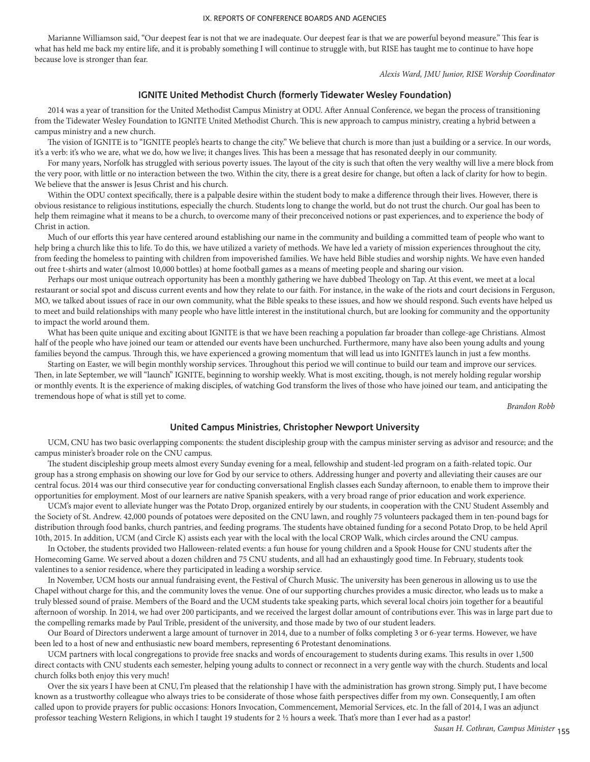Marianne Williamson said, "Our deepest fear is not that we are inadequate. Our deepest fear is that we are powerful beyond measure." This fear is what has held me back my entire life, and it is probably something I will continue to struggle with, but RISE has taught me to continue to have hope because love is stronger than fear.

*Alexis Ward, JMU Junior, RISE Worship Coordinator*

## IGNITE United Methodist Church (formerly Tidewater Wesley Foundation)

2014 was a year of transition for the United Methodist Campus Ministry at ODU. After Annual Conference, we began the process of transitioning from the Tidewater Wesley Foundation to IGNITE United Methodist Church. This is new approach to campus ministry, creating a hybrid between a campus ministry and a new church.

The vision of IGNITE is to "IGNITE people's hearts to change the city." We believe that church is more than just a building or a service. In our words, it's a verb: it's who we are, what we do, how we live; it changes lives. This has been a message that has resonated deeply in our community.

For many years, Norfolk has struggled with serious poverty issues. The layout of the city is such that often the very wealthy will live a mere block from the very poor, with little or no interaction between the two. Within the city, there is a great desire for change, but often a lack of clarity for how to begin. We believe that the answer is Jesus Christ and his church.

Within the ODU context specifically, there is a palpable desire within the student body to make a difference through their lives. However, there is obvious resistance to religious institutions, especially the church. Students long to change the world, but do not trust the church. Our goal has been to help them reimagine what it means to be a church, to overcome many of their preconceived notions or past experiences, and to experience the body of Christ in action.

Much of our efforts this year have centered around establishing our name in the community and building a committed team of people who want to help bring a church like this to life. To do this, we have utilized a variety of methods. We have led a variety of mission experiences throughout the city, from feeding the homeless to painting with children from impoverished families. We have held Bible studies and worship nights. We have even handed out free t-shirts and water (almost 10,000 bottles) at home football games as a means of meeting people and sharing our vision.

Perhaps our most unique outreach opportunity has been a monthly gathering we have dubbed Theology on Tap. At this event, we meet at a local restaurant or social spot and discuss current events and how they relate to our faith. For instance, in the wake of the riots and court decisions in Ferguson, MO, we talked about issues of race in our own community, what the Bible speaks to these issues, and how we should respond. Such events have helped us to meet and build relationships with many people who have little interest in the institutional church, but are looking for community and the opportunity to impact the world around them.

What has been quite unique and exciting about IGNITE is that we have been reaching a population far broader than college-age Christians. Almost half of the people who have joined our team or attended our events have been unchurched. Furthermore, many have also been young adults and young families beyond the campus. Through this, we have experienced a growing momentum that will lead us into IGNITE's launch in just a few months.

Starting on Easter, we will begin monthly worship services. Throughout this period we will continue to build our team and improve our services. Then, in late September, we will "launch" IGNITE, beginning to worship weekly. What is most exciting, though, is not merely holding regular worship or monthly events. It is the experience of making disciples, of watching God transform the lives of those who have joined our team, and anticipating the tremendous hope of what is still yet to come.

*Brandon Robb*

## United Campus Ministries, Christopher Newport University

UCM, CNU has two basic overlapping components: the student discipleship group with the campus minister serving as advisor and resource; and the campus minister's broader role on the CNU campus.

The student discipleship group meets almost every Sunday evening for a meal, fellowship and student-led program on a faith-related topic. Our group has a strong emphasis on showing our love for God by our service to others. Addressing hunger and poverty and alleviating their causes are our central focus. 2014 was our third consecutive year for conducting conversational English classes each Sunday afternoon, to enable them to improve their opportunities for employment. Most of our learners are native Spanish speakers, with a very broad range of prior education and work experience.

UCM's major event to alleviate hunger was the Potato Drop, organized entirely by our students, in cooperation with the CNU Student Assembly and the Society of St. Andrew. 42,000 pounds of potatoes were deposited on the CNU lawn, and roughly 75 volunteers packaged them in ten-pound bags for distribution through food banks, church pantries, and feeding programs. The students have obtained funding for a second Potato Drop, to be held April 10th, 2015. In addition, UCM (and Circle K) assists each year with the local with the local CROP Walk, which circles around the CNU campus.

In October, the students provided two Halloween-related events: a fun house for young children and a Spook House for CNU students after the Homecoming Game. We served about a dozen children and 75 CNU students, and all had an exhaustingly good time. In February, students took valentines to a senior residence, where they participated in leading a worship service.

In November, UCM hosts our annual fundraising event, the Festival of Church Music. The university has been generous in allowing us to use the Chapel without charge for this, and the community loves the venue. One of our supporting churches provides a music director, who leads us to make a truly blessed sound of praise. Members of the Board and the UCM students take speaking parts, which several local choirs join together for a beautiful afternoon of worship. In 2014, we had over 200 participants, and we received the largest dollar amount of contributions ever. This was in large part due to the compelling remarks made by Paul Trible, president of the university, and those made by two of our student leaders.

Our Board of Directors underwent a large amount of turnover in 2014, due to a number of folks completing 3 or 6-year terms. However, we have been led to a host of new and enthusiastic new board members, representing 6 Protestant denominations.

UCM partners with local congregations to provide free snacks and words of encouragement to students during exams. This results in over 1,500 direct contacts with CNU students each semester, helping young adults to connect or reconnect in a very gentle way with the church. Students and local church folks both enjoy this very much!

Over the six years I have been at CNU, I'm pleased that the relationship I have with the administration has grown strong. Simply put, I have become known as a trustworthy colleague who always tries to be considerate of those whose faith perspectives differ from my own. Consequently, I am often called upon to provide prayers for public occasions: Honors Invocation, Commencement, Memorial Services, etc. In the fall of 2014, I was an adjunct professor teaching Western Religions, in which I taught 19 students for 2 ½ hours a week. That's more than I ever had as a pastor!

*Susan H. Cothran, Campus Minister*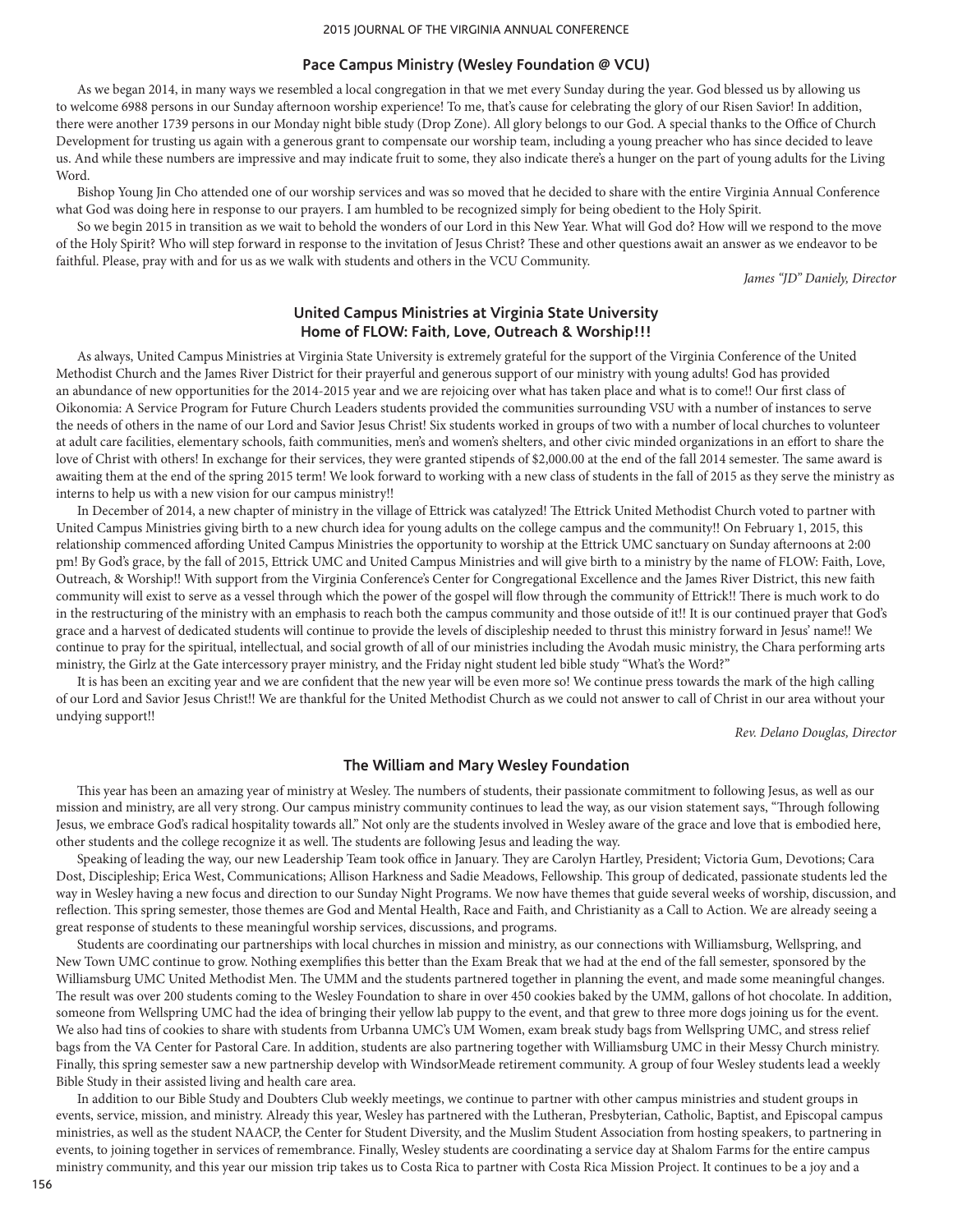### Pace Campus Ministry (Wesley Foundation @ VCU)

As we began 2014, in many ways we resembled a local congregation in that we met every Sunday during the year. God blessed us by allowing us to welcome 6988 persons in our Sunday afternoon worship experience! To me, that's cause for celebrating the glory of our Risen Savior! In addition, there were another 1739 persons in our Monday night bible study (Drop Zone). All glory belongs to our God. A special thanks to the Office of Church Development for trusting us again with a generous grant to compensate our worship team, including a young preacher who has since decided to leave us. And while these numbers are impressive and may indicate fruit to some, they also indicate there's a hunger on the part of young adults for the Living Word.

Bishop Young Jin Cho attended one of our worship services and was so moved that he decided to share with the entire Virginia Annual Conference what God was doing here in response to our prayers. I am humbled to be recognized simply for being obedient to the Holy Spirit.

So we begin 2015 in transition as we wait to behold the wonders of our Lord in this New Year. What will God do? How will we respond to the move of the Holy Spirit? Who will step forward in response to the invitation of Jesus Christ? These and other questions await an answer as we endeavor to be faithful. Please, pray with and for us as we walk with students and others in the VCU Community.

*James "JD" Daniely, Director*

### United Campus Ministries at Virginia State University
### Home of FLOW: Faith, Love, Outreach & Worship!!!

As always, United Campus Ministries at Virginia State University is extremely grateful for the support of the Virginia Conference of the United Methodist Church and the James River District for their prayerful and generous support of our ministry with young adults! God has provided an abundance of new opportunities for the 2014-2015 year and we are rejoicing over what has taken place and what is to come!! Our first class of Oikonomia: A Service Program for Future Church Leaders students provided the communities surrounding VSU with a number of instances to serve the needs of others in the name of our Lord and Savior Jesus Christ! Six students worked in groups of two with a number of local churches to volunteer at adult care facilities, elementary schools, faith communities, men's and women's shelters, and other civic minded organizations in an effort to share the love of Christ with others! In exchange for their services, they were granted stipends of $2,000.00 at the end of the fall 2014 semester. The same award is awaiting them at the end of the spring 2015 term! We look forward to working with a new class of students in the fall of 2015 as they serve the ministry as interns to help us with a new vision for our campus ministry!!

In December of 2014, a new chapter of ministry in the village of Ettrick was catalyzed! The Ettrick United Methodist Church voted to partner with United Campus Ministries giving birth to a new church idea for young adults on the college campus and the community!! On February 1, 2015, this relationship commenced affording United Campus Ministries the opportunity to worship at the Ettrick UMC sanctuary on Sunday afternoons at 2:00 pm! By God's grace, by the fall of 2015, Ettrick UMC and United Campus Ministries and will give birth to a ministry by the name of FLOW: Faith, Love, Outreach, & Worship!! With support from the Virginia Conference's Center for Congregational Excellence and the James River District, this new faith community will exist to serve as a vessel through which the power of the gospel will flow through the community of Ettrick!! There is much work to do in the restructuring of the ministry with an emphasis to reach both the campus community and those outside of it!! It is our continued prayer that God's grace and a harvest of dedicated students will continue to provide the levels of discipleship needed to thrust this ministry forward in Jesus' name!! We continue to pray for the spiritual, intellectual, and social growth of all of our ministries including the Avodah music ministry, the Chara performing arts ministry, the Girlz at the Gate intercessory prayer ministry, and the Friday night student led bible study "What's the Word?"

It is has been an exciting year and we are confident that the new year will be even more so! We continue press towards the mark of the high calling of our Lord and Savior Jesus Christ!! We are thankful for the United Methodist Church as we could not answer to call of Christ in our area without your undying support!!

*Rev. Delano Douglas, Director*

### The William and Mary Wesley Foundation

This year has been an amazing year of ministry at Wesley. The numbers of students, their passionate commitment to following Jesus, as well as our mission and ministry, are all very strong. Our campus ministry community continues to lead the way, as our vision statement says, "Through following Jesus, we embrace God's radical hospitality towards all." Not only are the students involved in Wesley aware of the grace and love that is embodied here, other students and the college recognize it as well. The students are following Jesus and leading the way.

Speaking of leading the way, our new Leadership Team took office in January. They are Carolyn Hartley, President; Victoria Gum, Devotions; Cara Dost, Discipleship; Erica West, Communications; Allison Harkness and Sadie Meadows, Fellowship. This group of dedicated, passionate students led the way in Wesley having a new focus and direction to our Sunday Night Programs. We now have themes that guide several weeks of worship, discussion, and reflection. This spring semester, those themes are God and Mental Health, Race and Faith, and Christianity as a Call to Action. We are already seeing a great response of students to these meaningful worship services, discussions, and programs.

Students are coordinating our partnerships with local churches in mission and ministry, as our connections with Williamsburg, Wellspring, and New Town UMC continue to grow. Nothing exemplifies this better than the Exam Break that we had at the end of the fall semester, sponsored by the Williamsburg UMC United Methodist Men. The UMM and the students partnered together in planning the event, and made some meaningful changes. The result was over 200 students coming to the Wesley Foundation to share in over 450 cookies baked by the UMM, gallons of hot chocolate. In addition, someone from Wellspring UMC had the idea of bringing their yellow lab puppy to the event, and that grew to three more dogs joining us for the event. We also had tins of cookies to share with students from Urbanna UMC's UM Women, exam break study bags from Wellspring UMC, and stress relief bags from the VA Center for Pastoral Care. In addition, students are also partnering together with Williamsburg UMC in their Messy Church ministry. Finally, this spring semester saw a new partnership develop with WindsorMeade retirement community. A group of four Wesley students lead a weekly Bible Study in their assisted living and health care area.

In addition to our Bible Study and Doubters Club weekly meetings, we continue to partner with other campus ministries and student groups in events, service, mission, and ministry. Already this year, Wesley has partnered with the Lutheran, Presbyterian, Catholic, Baptist, and Episcopal campus ministries, as well as the student NAACP, the Center for Student Diversity, and the Muslim Student Association from hosting speakers, to partnering in events, to joining together in services of remembrance. Finally, Wesley students are coordinating a service day at Shalom Farms for the entire campus ministry community, and this year our mission trip takes us to Costa Rica to partner with Costa Rica Mission Project. It continues to be a joy and a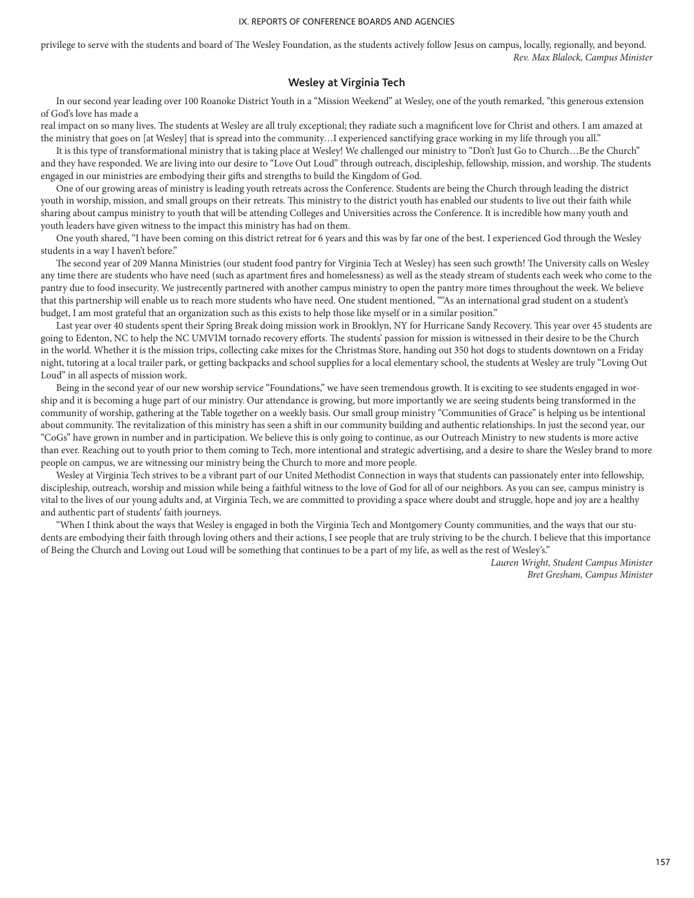privilege to serve with the students and board of The Wesley Foundation, as the students actively follow Jesus on campus, locally, regionally, and beyond.

*Rev. Max Blalock, Campus Minister*

## Wesley at Virginia Tech

In our second year leading over 100 Roanoke District Youth in a "Mission Weekend" at Wesley, one of the youth remarked, "this generous extension of God's love has made a real impact on so many lives. The students at Wesley are all truly exceptional; they radiate such a magnificent love for Christ and others. I am amazed at the ministry that goes on [at Wesley] that is spread into the community…I experienced sanctifying grace working in my life through you all."

It is this type of transformational ministry that is taking place at Wesley! We challenged our ministry to "Don't Just Go to Church…Be the Church" and they have responded. We are living into our desire to "Love Out Loud" through outreach, discipleship, fellowship, mission, and worship. The students engaged in our ministries are embodying their gifts and strengths to build the Kingdom of God.

One of our growing areas of ministry is leading youth retreats across the Conference. Students are being the Church through leading the district youth in worship, mission, and small groups on their retreats. This ministry to the district youth has enabled our students to live out their faith while sharing about campus ministry to youth that will be attending Colleges and Universities across the Conference. It is incredible how many youth and youth leaders have given witness to the impact this ministry has had on them.

One youth shared, "I have been coming on this district retreat for 6 years and this was by far one of the best. I experienced God through the Wesley students in a way I haven't before."

The second year of 209 Manna Ministries (our student food pantry for Virginia Tech at Wesley) has seen such growth! The University calls on Wesley any time there are students who have need (such as apartment fires and homelessness) as well as the steady stream of students each week who come to the pantry due to food insecurity. We justrecently partnered with another campus ministry to open the pantry more times throughout the week. We believe that this partnership will enable us to reach more students who have need. One student mentioned, ""As an international grad student on a student's budget, I am most grateful that an organization such as this exists to help those like myself or in a similar position."

Last year over 40 students spent their Spring Break doing mission work in Brooklyn, NY for Hurricane Sandy Recovery. This year over 45 students are going to Edenton, NC to help the NC UMVIM tornado recovery efforts. The students' passion for mission is witnessed in their desire to be the Church in the world. Whether it is the mission trips, collecting cake mixes for the Christmas Store, handing out 350 hot dogs to students downtown on a Friday night, tutoring at a local trailer park, or getting backpacks and school supplies for a local elementary school, the students at Wesley are truly "Loving Out Loud" in all aspects of mission work.

Being in the second year of our new worship service "Foundations," we have seen tremendous growth. It is exciting to see students engaged in worship and it is becoming a huge part of our ministry. Our attendance is growing, but more importantly we are seeing students being transformed in the community of worship, gathering at the Table together on a weekly basis. Our small group ministry "Communities of Grace" is helping us be intentional about community. The revitalization of this ministry has seen a shift in our community building and authentic relationships. In just the second year, our "CoGs" have grown in number and in participation. We believe this is only going to continue, as our Outreach Ministry to new students is more active than ever. Reaching out to youth prior to them coming to Tech, more intentional and strategic advertising, and a desire to share the Wesley brand to more people on campus, we are witnessing our ministry being the Church to more and more people.

Wesley at Virginia Tech strives to be a vibrant part of our United Methodist Connection in ways that students can passionately enter into fellowship, discipleship, outreach, worship and mission while being a faithful witness to the love of God for all of our neighbors. As you can see, campus ministry is vital to the lives of our young adults and, at Virginia Tech, we are committed to providing a space where doubt and struggle, hope and joy are a healthy and authentic part of students' faith journeys.

"When I think about the ways that Wesley is engaged in both the Virginia Tech and Montgomery County communities, and the ways that our students are embodying their faith through loving others and their actions, I see people that are truly striving to be the church. I believe that this importance of Being the Church and Loving out Loud will be something that continues to be a part of my life, as well as the rest of Wesley's."

*Lauren Wright, Student Campus Minister*
*Bret Gresham, Campus Minister*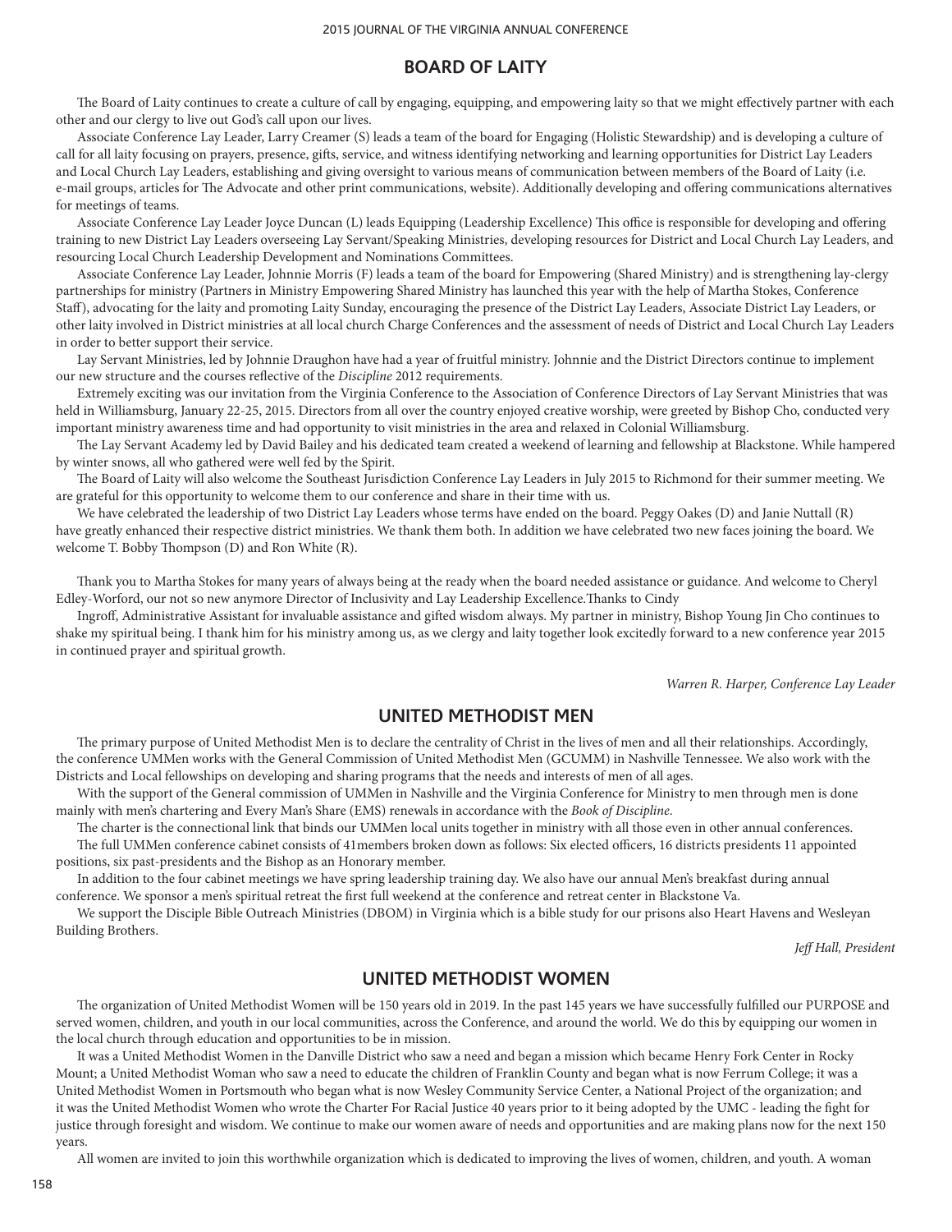## BOARD OF LAITY

The Board of Laity continues to create a culture of call by engaging, equipping, and empowering laity so that we might effectively partner with each other and our clergy to live out God's call upon our lives.

Associate Conference Lay Leader, Larry Creamer (S) leads a team of the board for Engaging (Holistic Stewardship) and is developing a culture of call for all laity focusing on prayers, presence, gifts, service, and witness identifying networking and learning opportunities for District Lay Leaders and Local Church Lay Leaders, establishing and giving oversight to various means of communication between members of the Board of Laity (i.e. e-mail groups, articles for The Advocate and other print communications, website). Additionally developing and offering communications alternatives for meetings of teams.

Associate Conference Lay Leader Joyce Duncan (L) leads Equipping (Leadership Excellence) This office is responsible for developing and offering training to new District Lay Leaders overseeing Lay Servant/Speaking Ministries, developing resources for District and Local Church Lay Leaders, and resourcing Local Church Leadership Development and Nominations Committees.

Associate Conference Lay Leader, Johnnie Morris (F) leads a team of the board for Empowering (Shared Ministry) and is strengthening lay-clergy partnerships for ministry (Partners in Ministry Empowering Shared Ministry has launched this year with the help of Martha Stokes, Conference Staff), advocating for the laity and promoting Laity Sunday, encouraging the presence of the District Lay Leaders, Associate District Lay Leaders, or other laity involved in District ministries at all local church Charge Conferences and the assessment of needs of District and Local Church Lay Leaders in order to better support their service.

Lay Servant Ministries, led by Johnnie Draughon have had a year of fruitful ministry. Johnnie and the District Directors continue to implement our new structure and the courses reflective of the *Discipline* 2012 requirements.

Extremely exciting was our invitation from the Virginia Conference to the Association of Conference Directors of Lay Servant Ministries that was held in Williamsburg, January 22-25, 2015. Directors from all over the country enjoyed creative worship, were greeted by Bishop Cho, conducted very important ministry awareness time and had opportunity to visit ministries in the area and relaxed in Colonial Williamsburg.

The Lay Servant Academy led by David Bailey and his dedicated team created a weekend of learning and fellowship at Blackstone. While hampered by winter snows, all who gathered were well fed by the Spirit.

The Board of Laity will also welcome the Southeast Jurisdiction Conference Lay Leaders in July 2015 to Richmond for their summer meeting. We are grateful for this opportunity to welcome them to our conference and share in their time with us.

We have celebrated the leadership of two District Lay Leaders whose terms have ended on the board. Peggy Oakes (D) and Janie Nuttall (R) have greatly enhanced their respective district ministries. We thank them both. In addition we have celebrated two new faces joining the board. We welcome T. Bobby Thompson (D) and Ron White (R).

Thank you to Martha Stokes for many years of always being at the ready when the board needed assistance or guidance. And welcome to Cheryl Edley-Worford, our not so new anymore Director of Inclusivity and Lay Leadership Excellence.Thanks to Cindy

Ingroff, Administrative Assistant for invaluable assistance and gifted wisdom always. My partner in ministry, Bishop Young Jin Cho continues to shake my spiritual being. I thank him for his ministry among us, as we clergy and laity together look excitedly forward to a new conference year 2015 in continued prayer and spiritual growth.

*Warren R. Harper, Conference Lay Leader*

## UNITED METHODIST MEN

The primary purpose of United Methodist Men is to declare the centrality of Christ in the lives of men and all their relationships. Accordingly, the conference UMMen works with the General Commission of United Methodist Men (GCUMM) in Nashville Tennessee. We also work with the Districts and Local fellowships on developing and sharing programs that the needs and interests of men of all ages.

With the support of the General commission of UMMen in Nashville and the Virginia Conference for Ministry to men through men is done mainly with men's chartering and Every Man's Share (EMS) renewals in accordance with the *Book of Discipline*.

The charter is the connectional link that binds our UMMen local units together in ministry with all those even in other annual conferences.

The full UMMen conference cabinet consists of 41members broken down as follows: Six elected officers, 16 districts presidents 11 appointed positions, six past-presidents and the Bishop as an Honorary member.

In addition to the four cabinet meetings we have spring leadership training day. We also have our annual Men's breakfast during annual conference. We sponsor a men's spiritual retreat the first full weekend at the conference and retreat center in Blackstone Va.

We support the Disciple Bible Outreach Ministries (DBOM) in Virginia which is a bible study for our prisons also Heart Havens and Wesleyan Building Brothers.

*Jeff Hall, President*

## UNITED METHODIST WOMEN

The organization of United Methodist Women will be 150 years old in 2019. In the past 145 years we have successfully fulfilled our PURPOSE and served women, children, and youth in our local communities, across the Conference, and around the world. We do this by equipping our women in the local church through education and opportunities to be in mission.

It was a United Methodist Women in the Danville District who saw a need and began a mission which became Henry Fork Center in Rocky Mount; a United Methodist Woman who saw a need to educate the children of Franklin County and began what is now Ferrum College; it was a United Methodist Women in Portsmouth who began what is now Wesley Community Service Center, a National Project of the organization; and it was the United Methodist Women who wrote the Charter For Racial Justice 40 years prior to it being adopted by the UMC - leading the fight for justice through foresight and wisdom. We continue to make our women aware of needs and opportunities and are making plans now for the next 150 years.

All women are invited to join this worthwhile organization which is dedicated to improving the lives of women, children, and youth. A woman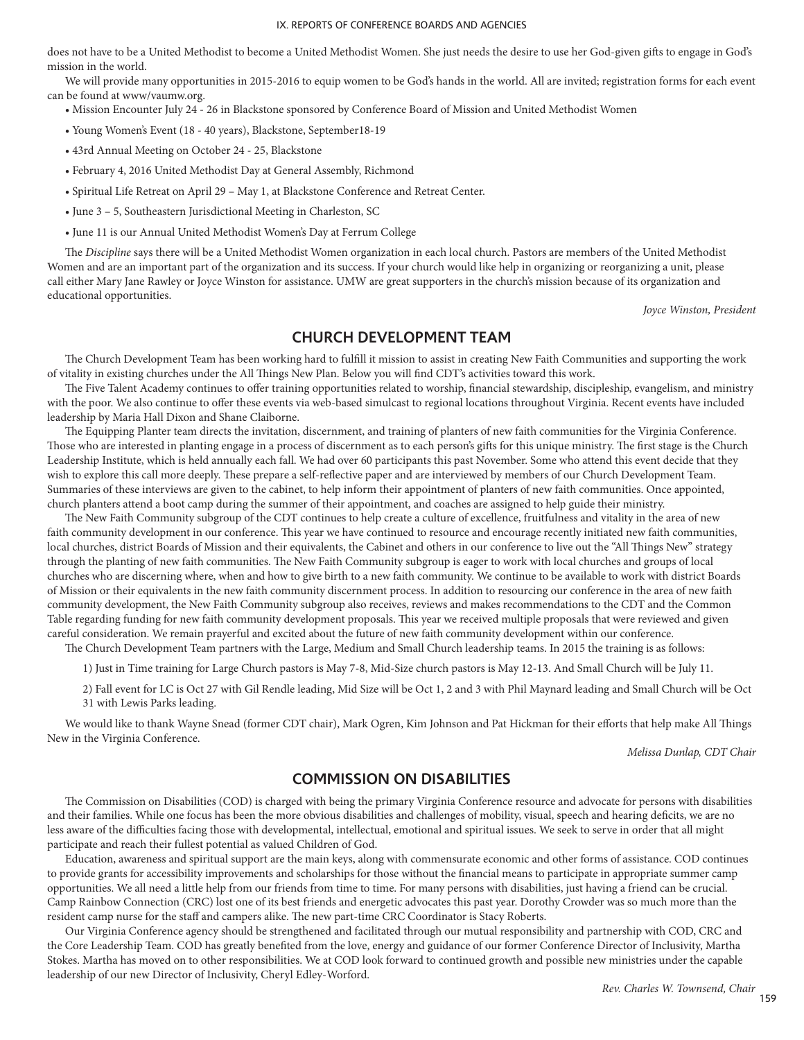does not have to be a United Methodist to become a United Methodist Women. She just needs the desire to use her God-given gifts to engage in God's mission in the world.

We will provide many opportunities in 2015-2016 to equip women to be God's hands in the world. All are invited; registration forms for each event can be found at www/vaumw.org.

- Mission Encounter July 24 - 26 in Blackstone sponsored by Conference Board of Mission and United Methodist Women
- Young Women's Event (18 - 40 years), Blackstone, September18-19
- 43rd Annual Meeting on October 24 - 25, Blackstone
- February 4, 2016 United Methodist Day at General Assembly, Richmond
- Spiritual Life Retreat on April 29 – May 1, at Blackstone Conference and Retreat Center.
- June 3 – 5, Southeastern Jurisdictional Meeting in Charleston, SC
- June 11 is our Annual United Methodist Women's Day at Ferrum College

The *Discipline* says there will be a United Methodist Women organization in each local church. Pastors are members of the United Methodist Women and are an important part of the organization and its success. If your church would like help in organizing or reorganizing a unit, please call either Mary Jane Rawley or Joyce Winston for assistance. UMW are great supporters in the church's mission because of its organization and educational opportunities.

*Joyce Winston, President*

## CHURCH DEVELOPMENT TEAM

The Church Development Team has been working hard to fulfill it mission to assist in creating New Faith Communities and supporting the work of vitality in existing churches under the All Things New Plan. Below you will find CDT's activities toward this work.

The Five Talent Academy continues to offer training opportunities related to worship, financial stewardship, discipleship, evangelism, and ministry with the poor. We also continue to offer these events via web-based simulcast to regional locations throughout Virginia. Recent events have included leadership by Maria Hall Dixon and Shane Claiborne.

The Equipping Planter team directs the invitation, discernment, and training of planters of new faith communities for the Virginia Conference. Those who are interested in planting engage in a process of discernment as to each person's gifts for this unique ministry. The first stage is the Church Leadership Institute, which is held annually each fall. We had over 60 participants this past November. Some who attend this event decide that they wish to explore this call more deeply. These prepare a self-reflective paper and are interviewed by members of our Church Development Team. Summaries of these interviews are given to the cabinet, to help inform their appointment of planters of new faith communities. Once appointed, church planters attend a boot camp during the summer of their appointment, and coaches are assigned to help guide their ministry.

The New Faith Community subgroup of the CDT continues to help create a culture of excellence, fruitfulness and vitality in the area of new faith community development in our conference. This year we have continued to resource and encourage recently initiated new faith communities, local churches, district Boards of Mission and their equivalents, the Cabinet and others in our conference to live out the "All Things New" strategy through the planting of new faith communities. The New Faith Community subgroup is eager to work with local churches and groups of local churches who are discerning where, when and how to give birth to a new faith community. We continue to be available to work with district Boards of Mission or their equivalents in the new faith community discernment process. In addition to resourcing our conference in the area of new faith community development, the New Faith Community subgroup also receives, reviews and makes recommendations to the CDT and the Common Table regarding funding for new faith community development proposals. This year we received multiple proposals that were reviewed and given careful consideration. We remain prayerful and excited about the future of new faith community development within our conference.

The Church Development Team partners with the Large, Medium and Small Church leadership teams. In 2015 the training is as follows:

1) Just in Time training for Large Church pastors is May 7-8, Mid-Size church pastors is May 12-13. And Small Church will be July 11.

2) Fall event for LC is Oct 27 with Gil Rendle leading, Mid Size will be Oct 1, 2 and 3 with Phil Maynard leading and Small Church will be Oct 31 with Lewis Parks leading.

We would like to thank Wayne Snead (former CDT chair), Mark Ogren, Kim Johnson and Pat Hickman for their efforts that help make All Things New in the Virginia Conference.

*Melissa Dunlap, CDT Chair*

## COMMISSION ON DISABILITIES

The Commission on Disabilities (COD) is charged with being the primary Virginia Conference resource and advocate for persons with disabilities and their families. While one focus has been the more obvious disabilities and challenges of mobility, visual, speech and hearing deficits, we are no less aware of the difficulties facing those with developmental, intellectual, emotional and spiritual issues. We seek to serve in order that all might participate and reach their fullest potential as valued Children of God.

Education, awareness and spiritual support are the main keys, along with commensurate economic and other forms of assistance. COD continues to provide grants for accessibility improvements and scholarships for those without the financial means to participate in appropriate summer camp opportunities. We all need a little help from our friends from time to time. For many persons with disabilities, just having a friend can be crucial. Camp Rainbow Connection (CRC) lost one of its best friends and energetic advocates this past year. Dorothy Crowder was so much more than the resident camp nurse for the staff and campers alike. The new part-time CRC Coordinator is Stacy Roberts.

Our Virginia Conference agency should be strengthened and facilitated through our mutual responsibility and partnership with COD, CRC and the Core Leadership Team. COD has greatly benefited from the love, energy and guidance of our former Conference Director of Inclusivity, Martha Stokes. Martha has moved on to other responsibilities. We at COD look forward to continued growth and possible new ministries under the capable leadership of our new Director of Inclusivity, Cheryl Edley-Worford.

*Rev. Charles W. Townsend, Chair*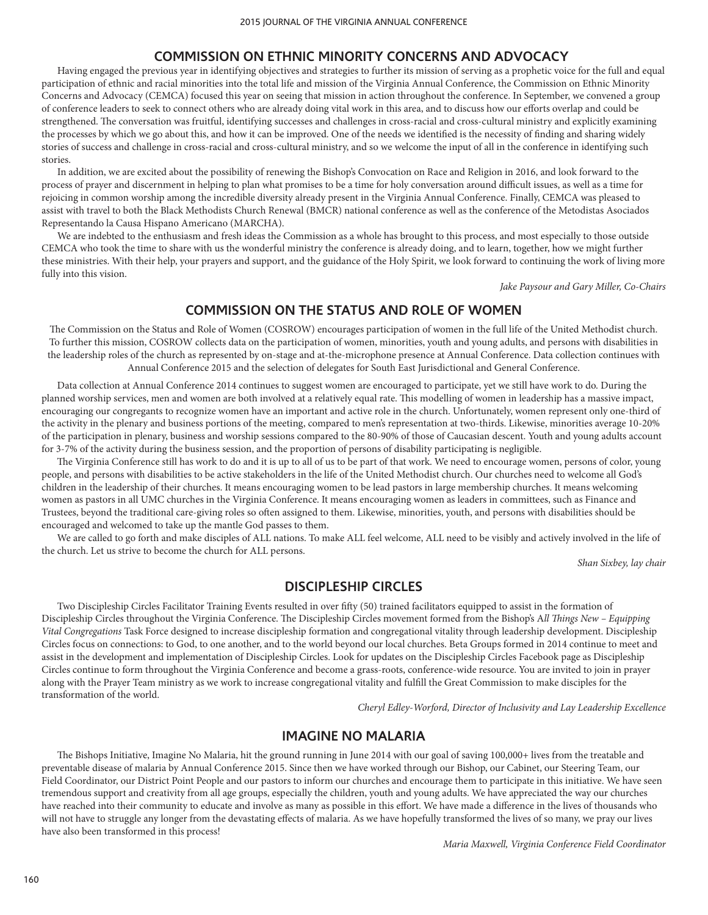## COMMISSION ON ETHNIC MINORITY CONCERNS AND ADVOCACY

Having engaged the previous year in identifying objectives and strategies to further its mission of serving as a prophetic voice for the full and equal participation of ethnic and racial minorities into the total life and mission of the Virginia Annual Conference, the Commission on Ethnic Minority Concerns and Advocacy (CEMCA) focused this year on seeing that mission in action throughout the conference. In September, we convened a group of conference leaders to seek to connect others who are already doing vital work in this area, and to discuss how our efforts overlap and could be strengthened. The conversation was fruitful, identifying successes and challenges in cross-racial and cross-cultural ministry and explicitly examining the processes by which we go about this, and how it can be improved. One of the needs we identified is the necessity of finding and sharing widely stories of success and challenge in cross-racial and cross-cultural ministry, and so we welcome the input of all in the conference in identifying such stories.

In addition, we are excited about the possibility of renewing the Bishop's Convocation on Race and Religion in 2016, and look forward to the process of prayer and discernment in helping to plan what promises to be a time for holy conversation around difficult issues, as well as a time for rejoicing in common worship among the incredible diversity already present in the Virginia Annual Conference. Finally, CEMCA was pleased to assist with travel to both the Black Methodists Church Renewal (BMCR) national conference as well as the conference of the Metodistas Asociados Representando la Causa Hispano Americano (MARCHA).

We are indebted to the enthusiasm and fresh ideas the Commission as a whole has brought to this process, and most especially to those outside CEMCA who took the time to share with us the wonderful ministry the conference is already doing, and to learn, together, how we might further these ministries. With their help, your prayers and support, and the guidance of the Holy Spirit, we look forward to continuing the work of living more fully into this vision.

*Jake Paysour and Gary Miller, Co-Chairs*

## COMMISSION ON THE STATUS AND ROLE OF WOMEN

The Commission on the Status and Role of Women (COSROW) encourages participation of women in the full life of the United Methodist church. To further this mission, COSROW collects data on the participation of women, minorities, youth and young adults, and persons with disabilities in the leadership roles of the church as represented by on-stage and at-the-microphone presence at Annual Conference. Data collection continues with Annual Conference 2015 and the selection of delegates for South East Jurisdictional and General Conference.

Data collection at Annual Conference 2014 continues to suggest women are encouraged to participate, yet we still have work to do. During the planned worship services, men and women are both involved at a relatively equal rate. This modelling of women in leadership has a massive impact, encouraging our congregants to recognize women have an important and active role in the church. Unfortunately, women represent only one-third of the activity in the plenary and business portions of the meeting, compared to men's representation at two-thirds. Likewise, minorities average 10-20% of the participation in plenary, business and worship sessions compared to the 80-90% of those of Caucasian descent. Youth and young adults account for 3-7% of the activity during the business session, and the proportion of persons of disability participating is negligible.

The Virginia Conference still has work to do and it is up to all of us to be part of that work. We need to encourage women, persons of color, young people, and persons with disabilities to be active stakeholders in the life of the United Methodist church. Our churches need to welcome all God's children in the leadership of their churches. It means encouraging women to be lead pastors in large membership churches. It means welcoming women as pastors in all UMC churches in the Virginia Conference. It means encouraging women as leaders in committees, such as Finance and Trustees, beyond the traditional care-giving roles so often assigned to them. Likewise, minorities, youth, and persons with disabilities should be encouraged and welcomed to take up the mantle God passes to them.

We are called to go forth and make disciples of ALL nations. To make ALL feel welcome, ALL need to be visibly and actively involved in the life of the church. Let us strive to become the church for ALL persons.

*Shan Sixbey, lay chair*

## DISCIPLESHIP CIRCLES

Two Discipleship Circles Facilitator Training Events resulted in over fifty (50) trained facilitators equipped to assist in the formation of Discipleship Circles throughout the Virginia Conference. The Discipleship Circles movement formed from the Bishop's A*ll Things New – Equipping Vital Congregations* Task Force designed to increase discipleship formation and congregational vitality through leadership development. Discipleship Circles focus on connections: to God, to one another, and to the world beyond our local churches. Beta Groups formed in 2014 continue to meet and assist in the development and implementation of Discipleship Circles. Look for updates on the Discipleship Circles Facebook page as Discipleship Circles continue to form throughout the Virginia Conference and become a grass-roots, conference-wide resource. You are invited to join in prayer along with the Prayer Team ministry as we work to increase congregational vitality and fulfill the Great Commission to make disciples for the transformation of the world.

*Cheryl Edley-Worford, Director of Inclusivity and Lay Leadership Excellence*

## IMAGINE NO MALARIA

The Bishops Initiative, Imagine No Malaria, hit the ground running in June 2014 with our goal of saving 100,000+ lives from the treatable and preventable disease of malaria by Annual Conference 2015. Since then we have worked through our Bishop, our Cabinet, our Steering Team, our Field Coordinator, our District Point People and our pastors to inform our churches and encourage them to participate in this initiative. We have seen tremendous support and creativity from all age groups, especially the children, youth and young adults. We have appreciated the way our churches have reached into their community to educate and involve as many as possible in this effort. We have made a difference in the lives of thousands who will not have to struggle any longer from the devastating effects of malaria. As we have hopefully transformed the lives of so many, we pray our lives have also been transformed in this process!

*Maria Maxwell, Virginia Conference Field Coordinator*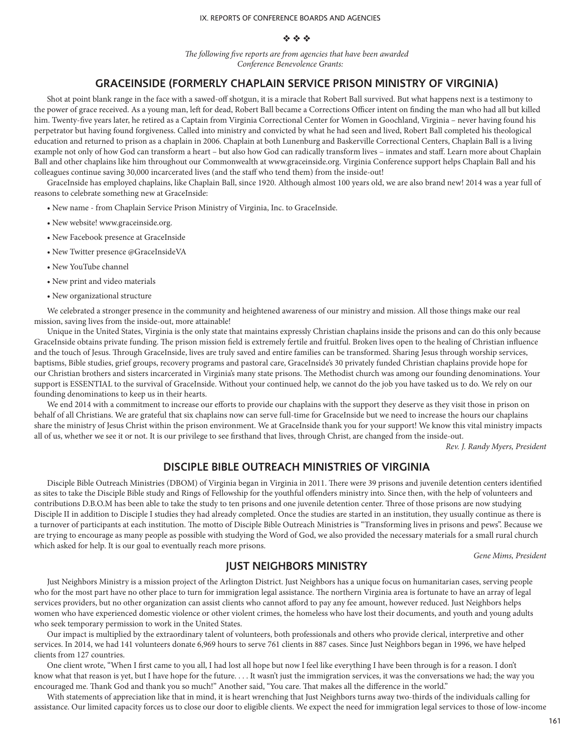❖ ❖ ❖

*The following five reports are from agencies that have been awarded Conference Benevolence Grants:*

## GRACEINSIDE (FORMERLY CHAPLAIN SERVICE PRISON MINISTRY OF VIRGINIA)

Shot at point blank range in the face with a sawed-off shotgun, it is a miracle that Robert Ball survived. But what happens next is a testimony to the power of grace received. As a young man, left for dead, Robert Ball became a Corrections Officer intent on finding the man who had all but killed him. Twenty-five years later, he retired as a Captain from Virginia Correctional Center for Women in Goochland, Virginia – never having found his perpetrator but having found forgiveness. Called into ministry and convicted by what he had seen and lived, Robert Ball completed his theological education and returned to prison as a chaplain in 2006. Chaplain at both Lunenburg and Baskerville Correctional Centers, Chaplain Ball is a living example not only of how God can transform a heart – but also how God can radically transform lives – inmates and staff. Learn more about Chaplain Ball and other chaplains like him throughout our Commonwealth at www.graceinside.org. Virginia Conference support helps Chaplain Ball and his colleagues continue saving 30,000 incarcerated lives (and the staff who tend them) from the inside-out!

GraceInside has employed chaplains, like Chaplain Ball, since 1920. Although almost 100 years old, we are also brand new! 2014 was a year full of reasons to celebrate something new at GraceInside:

- New name - from Chaplain Service Prison Ministry of Virginia, Inc. to GraceInside.
- New website! www.graceinside.org.
- New Facebook presence at GraceInside
- New Twitter presence @GraceInsideVA
- New YouTube channel
- New print and video materials
- New organizational structure

We celebrated a stronger presence in the community and heightened awareness of our ministry and mission. All those things make our real mission, saving lives from the inside-out, more attainable!

Unique in the United States, Virginia is the only state that maintains expressly Christian chaplains inside the prisons and can do this only because GraceInside obtains private funding. The prison mission field is extremely fertile and fruitful. Broken lives open to the healing of Christian influence and the touch of Jesus. Through GraceInside, lives are truly saved and entire families can be transformed. Sharing Jesus through worship services, baptisms, Bible studies, grief groups, recovery programs and pastoral care, GraceInside's 30 privately funded Christian chaplains provide hope for our Christian brothers and sisters incarcerated in Virginia's many state prisons. The Methodist church was among our founding denominations. Your support is ESSENTIAL to the survival of GraceInside. Without your continued help, we cannot do the job you have tasked us to do. We rely on our founding denominations to keep us in their hearts.

We end 2014 with a commitment to increase our efforts to provide our chaplains with the support they deserve as they visit those in prison on behalf of all Christians. We are grateful that six chaplains now can serve full-time for GraceInside but we need to increase the hours our chaplains share the ministry of Jesus Christ within the prison environment. We at GraceInside thank you for your support! We know this vital ministry impacts all of us, whether we see it or not. It is our privilege to see firsthand that lives, through Christ, are changed from the inside-out.

*Rev. J. Randy Myers, President*

## DISCIPLE BIBLE OUTREACH MINISTRIES OF VIRGINIA

Disciple Bible Outreach Ministries (DBOM) of Virginia began in Virginia in 2011. There were 39 prisons and juvenile detention centers identified as sites to take the Disciple Bible study and Rings of Fellowship for the youthful offenders ministry into. Since then, with the help of volunteers and contributions D.B.O.M has been able to take the study to ten prisons and one juvenile detention center. Three of those prisons are now studying Disciple II in addition to Disciple I studies they had already completed. Once the studies are started in an institution, they usually continue as there is a turnover of participants at each institution. The motto of Disciple Bible Outreach Ministries is "Transforming lives in prisons and pews". Because we are trying to encourage as many people as possible with studying the Word of God, we also provided the necessary materials for a small rural church which asked for help. It is our goal to eventually reach more prisons.

*Gene Mims, President*

## JUST NEIGHBORS MINISTRY

Just Neighbors Ministry is a mission project of the Arlington District. Just Neighbors has a unique focus on humanitarian cases, serving people who for the most part have no other place to turn for immigration legal assistance. The northern Virginia area is fortunate to have an array of legal services providers, but no other organization can assist clients who cannot afford to pay any fee amount, however reduced. Just Neighbors helps women who have experienced domestic violence or other violent crimes, the homeless who have lost their documents, and youth and young adults who seek temporary permission to work in the United States.

Our impact is multiplied by the extraordinary talent of volunteers, both professionals and others who provide clerical, interpretive and other services. In 2014, we had 141 volunteers donate 6,969 hours to serve 761 clients in 887 cases. Since Just Neighbors began in 1996, we have helped clients from 127 countries.

One client wrote, "When I first came to you all, I had lost all hope but now I feel like everything I have been through is for a reason. I don't know what that reason is yet, but I have hope for the future. . . . It wasn't just the immigration services, it was the conversations we had; the way you encouraged me. Thank God and thank you so much!" Another said, "You care. That makes all the difference in the world."

With statements of appreciation like that in mind, it is heart wrenching that Just Neighbors turns away two-thirds of the individuals calling for assistance. Our limited capacity forces us to close our door to eligible clients. We expect the need for immigration legal services to those of low-income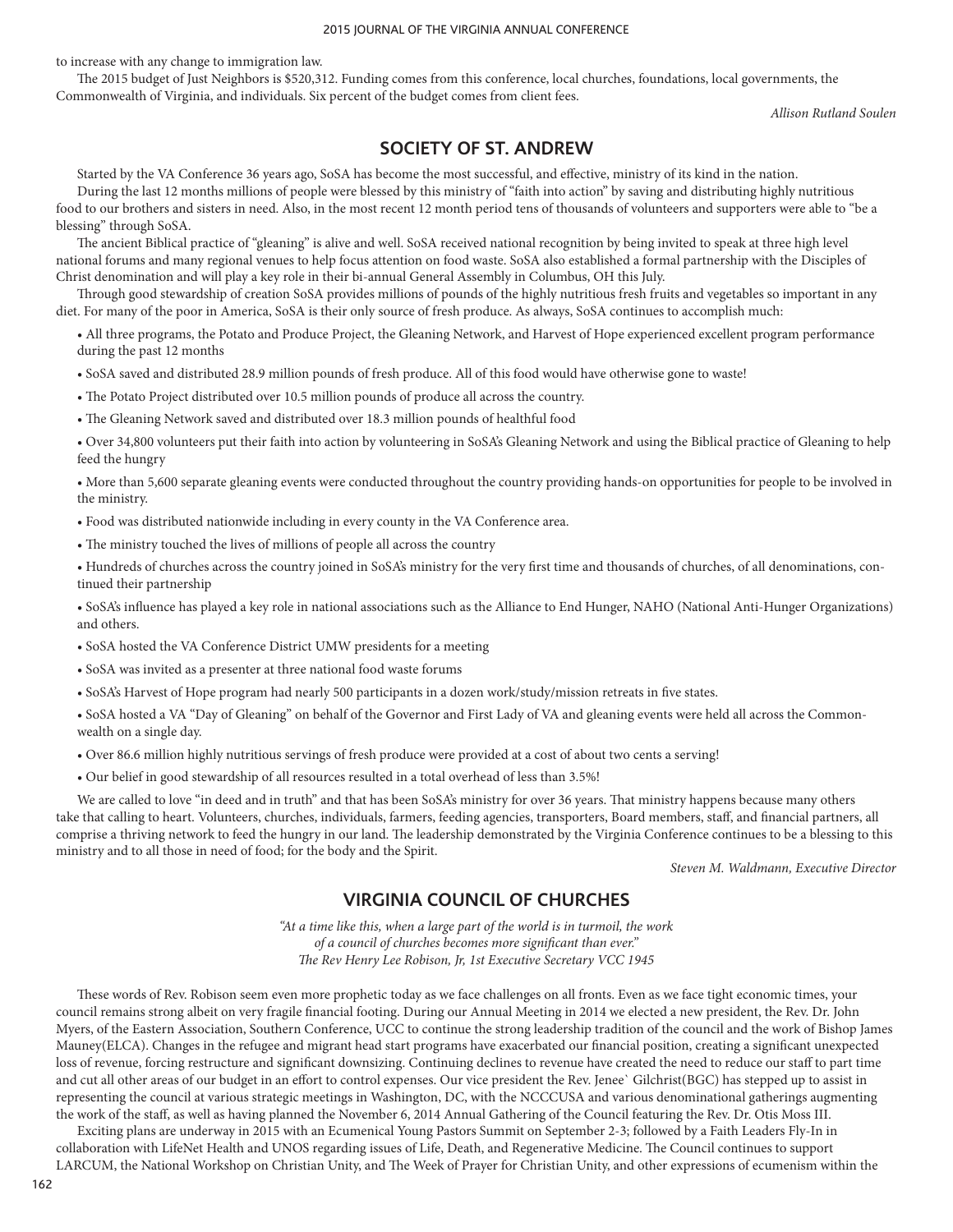to increase with any change to immigration law.

The 2015 budget of Just Neighbors is $520,312. Funding comes from this conference, local churches, foundations, local governments, the Commonwealth of Virginia, and individuals. Six percent of the budget comes from client fees.

*Allison Rutland Soulen*

## SOCIETY OF ST. ANDREW

Started by the VA Conference 36 years ago, SoSA has become the most successful, and effective, ministry of its kind in the nation.

During the last 12 months millions of people were blessed by this ministry of "faith into action" by saving and distributing highly nutritious food to our brothers and sisters in need. Also, in the most recent 12 month period tens of thousands of volunteers and supporters were able to "be a blessing" through SoSA.

The ancient Biblical practice of "gleaning" is alive and well. SoSA received national recognition by being invited to speak at three high level national forums and many regional venues to help focus attention on food waste. SoSA also established a formal partnership with the Disciples of Christ denomination and will play a key role in their bi-annual General Assembly in Columbus, OH this July.

Through good stewardship of creation SoSA provides millions of pounds of the highly nutritious fresh fruits and vegetables so important in any diet. For many of the poor in America, SoSA is their only source of fresh produce. As always, SoSA continues to accomplish much:

- All three programs, the Potato and Produce Project, the Gleaning Network, and Harvest of Hope experienced excellent program performance during the past 12 months
- SoSA saved and distributed 28.9 million pounds of fresh produce. All of this food would have otherwise gone to waste!
- The Potato Project distributed over 10.5 million pounds of produce all across the country.
- The Gleaning Network saved and distributed over 18.3 million pounds of healthful food
- Over 34,800 volunteers put their faith into action by volunteering in SoSA's Gleaning Network and using the Biblical practice of Gleaning to help feed the hungry
- More than 5,600 separate gleaning events were conducted throughout the country providing hands-on opportunities for people to be involved in the ministry.
- Food was distributed nationwide including in every county in the VA Conference area.
- The ministry touched the lives of millions of people all across the country
- Hundreds of churches across the country joined in SoSA's ministry for the very first time and thousands of churches, of all denominations, continued their partnership
- SoSA's influence has played a key role in national associations such as the Alliance to End Hunger, NAHO (National Anti-Hunger Organizations) and others.
- SoSA hosted the VA Conference District UMW presidents for a meeting
- SoSA was invited as a presenter at three national food waste forums
- SoSA's Harvest of Hope program had nearly 500 participants in a dozen work/study/mission retreats in five states.
- SoSA hosted a VA "Day of Gleaning" on behalf of the Governor and First Lady of VA and gleaning events were held all across the Commonwealth on a single day.
- Over 86.6 million highly nutritious servings of fresh produce were provided at a cost of about two cents a serving!
- Our belief in good stewardship of all resources resulted in a total overhead of less than 3.5%!

We are called to love "in deed and in truth" and that has been SoSA's ministry for over 36 years. That ministry happens because many others take that calling to heart. Volunteers, churches, individuals, farmers, feeding agencies, transporters, Board members, staff, and financial partners, all comprise a thriving network to feed the hungry in our land. The leadership demonstrated by the Virginia Conference continues to be a blessing to this ministry and to all those in need of food; for the body and the Spirit.

*Steven M. Waldmann, Executive Director*

## VIRGINIA COUNCIL OF CHURCHES

*"At a time like this, when a large part of the world is in turmoil, the work of a council of churches becomes more significant than ever."*
*The Rev Henry Lee Robison, Jr, 1st Executive Secretary VCC 1945*

These words of Rev. Robison seem even more prophetic today as we face challenges on all fronts. Even as we face tight economic times, your council remains strong albeit on very fragile financial footing. During our Annual Meeting in 2014 we elected a new president, the Rev. Dr. John Myers, of the Eastern Association, Southern Conference, UCC to continue the strong leadership tradition of the council and the work of Bishop James Mauney(ELCA). Changes in the refugee and migrant head start programs have exacerbated our financial position, creating a significant unexpected loss of revenue, forcing restructure and significant downsizing. Continuing declines to revenue have created the need to reduce our staff to part time and cut all other areas of our budget in an effort to control expenses. Our vice president the Rev. Jenee` Gilchrist(BGC) has stepped up to assist in representing the council at various strategic meetings in Washington, DC, with the NCCCUSA and various denominational gatherings augmenting the work of the staff, as well as having planned the November 6, 2014 Annual Gathering of the Council featuring the Rev. Dr. Otis Moss III.

Exciting plans are underway in 2015 with an Ecumenical Young Pastors Summit on September 2-3; followed by a Faith Leaders Fly-In in collaboration with LifeNet Health and UNOS regarding issues of Life, Death, and Regenerative Medicine. The Council continues to support LARCUM, the National Workshop on Christian Unity, and The Week of Prayer for Christian Unity, and other expressions of ecumenism within the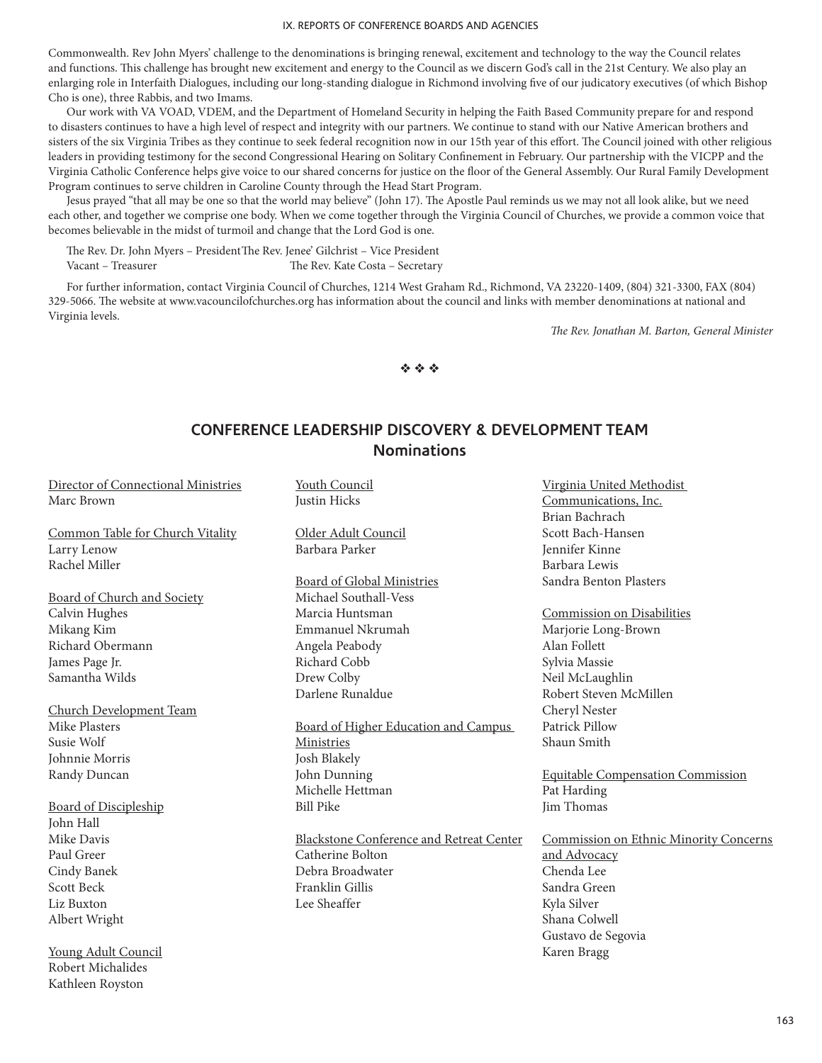Commonwealth. Rev John Myers' challenge to the denominations is bringing renewal, excitement and technology to the way the Council relates and functions. This challenge has brought new excitement and energy to the Council as we discern God's call in the 21st Century. We also play an enlarging role in Interfaith Dialogues, including our long-standing dialogue in Richmond involving five of our judicatory executives (of which Bishop Cho is one), three Rabbis, and two Imams.

Our work with VA VOAD, VDEM, and the Department of Homeland Security in helping the Faith Based Community prepare for and respond to disasters continues to have a high level of respect and integrity with our partners. We continue to stand with our Native American brothers and sisters of the six Virginia Tribes as they continue to seek federal recognition now in our 15th year of this effort. The Council joined with other religious leaders in providing testimony for the second Congressional Hearing on Solitary Confinement in February. Our partnership with the VICPP and the Virginia Catholic Conference helps give voice to our shared concerns for justice on the floor of the General Assembly. Our Rural Family Development Program continues to serve children in Caroline County through the Head Start Program.

Jesus prayed "that all may be one so that the world may believe" (John 17). The Apostle Paul reminds us we may not all look alike, but we need each other, and together we comprise one body. When we come together through the Virginia Council of Churches, we provide a common voice that becomes believable in the midst of turmoil and change that the Lord God is one.

The Rev. Dr. John Myers – President The Rev. Jenee' Gilchrist – Vice President
Vacant – Treasurer The Rev. Kate Costa – Secretary

For further information, contact Virginia Council of Churches, 1214 West Graham Rd., Richmond, VA 23220-1409, (804) 321-3300, FAX (804) 329-5066. The website at www.vacouncilofchurches.org has information about the council and links with member denominations at national and Virginia levels.

*The Rev. Jonathan M. Barton, General Minister*

❖ ❖ ❖

## CONFERENCE LEADERSHIP DISCOVERY & DEVELOPMENT TEAM
### Nominations

Director of Connectional Ministries
Marc Brown

Common Table for Church Vitality
Larry Lenow
Rachel Miller

Board of Church and Society
Calvin Hughes
Mikang Kim
Richard Obermann
James Page Jr.
Samantha Wilds

Church Development Team
Mike Plasters
Susie Wolf
Johnnie Morris
Randy Duncan

Board of Discipleship
John Hall
Mike Davis
Paul Greer
Cindy Banek
Scott Beck
Liz Buxton
Albert Wright

Young Adult Council
Robert Michalides
Kathleen Royston

Youth Council
Justin Hicks

Older Adult Council
Barbara Parker

Board of Global Ministries
Michael Southall-Vess
Marcia Huntsman
Emmanuel Nkrumah
Angela Peabody
Richard Cobb
Drew Colby
Darlene Runaldue

Board of Higher Education and Campus Ministries
Josh Blakely
John Dunning
Michelle Hettman
Bill Pike

Blackstone Conference and Retreat Center
Catherine Bolton
Debra Broadwater
Franklin Gillis
Lee Sheaffer

Virginia United Methodist Communications, Inc.
Brian Bachrach
Scott Bach-Hansen
Jennifer Kinne
Barbara Lewis
Sandra Benton Plasters

Commission on Disabilities
Marjorie Long-Brown
Alan Follett
Sylvia Massie
Neil McLaughlin
Robert Steven McMillen
Cheryl Nester
Patrick Pillow
Shaun Smith

Equitable Compensation Commission
Pat Harding
Jim Thomas

Commission on Ethnic Minority Concerns and Advocacy
Chenda Lee
Sandra Green
Kyla Silver
Shana Colwell
Gustavo de Segovia
Karen Bragg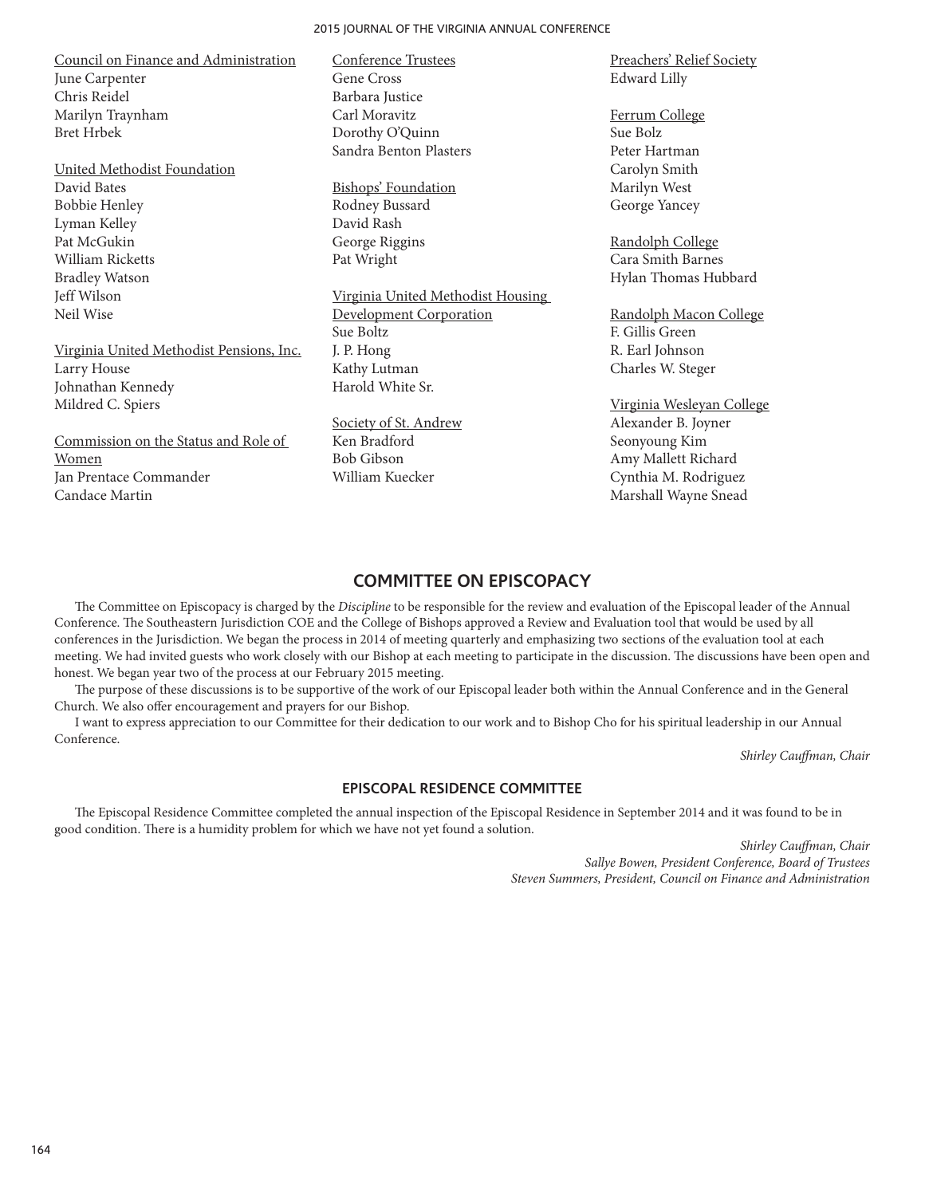Council on Finance and Administration
June Carpenter
Chris Reidel
Marilyn Traynham
Bret Hrbek

United Methodist Foundation
David Bates
Bobbie Henley
Lyman Kelley
Pat McGukin
William Ricketts
Bradley Watson
Jeff Wilson
Neil Wise

Virginia United Methodist Pensions, Inc.
Larry House
Johnathan Kennedy
Mildred C. Spiers

Commission on the Status and Role of Women
Jan Prentace Commander
Candace Martin

Conference Trustees
Gene Cross
Barbara Justice
Carl Moravitz
Dorothy O'Quinn
Sandra Benton Plasters

Bishops' Foundation
Rodney Bussard
David Rash
George Riggins
Pat Wright

Virginia United Methodist Housing Development Corporation
Sue Boltz
J. P. Hong
Kathy Lutman
Harold White Sr.

Society of St. Andrew
Ken Bradford
Bob Gibson
William Kuecker

Preachers' Relief Society
Edward Lilly

Ferrum College
Sue Bolz
Peter Hartman
Carolyn Smith
Marilyn West
George Yancey

Randolph College
Cara Smith Barnes
Hylan Thomas Hubbard

Randolph Macon College
F. Gillis Green
R. Earl Johnson
Charles W. Steger

Virginia Wesleyan College
Alexander B. Joyner
Seonyoung Kim
Amy Mallett Richard
Cynthia M. Rodriguez
Marshall Wayne Snead

## COMMITTEE ON EPISCOPACY

The Committee on Episcopacy is charged by the *Discipline* to be responsible for the review and evaluation of the Episcopal leader of the Annual Conference. The Southeastern Jurisdiction COE and the College of Bishops approved a Review and Evaluation tool that would be used by all conferences in the Jurisdiction. We began the process in 2014 of meeting quarterly and emphasizing two sections of the evaluation tool at each meeting. We had invited guests who work closely with our Bishop at each meeting to participate in the discussion. The discussions have been open and honest. We began year two of the process at our February 2015 meeting.

The purpose of these discussions is to be supportive of the work of our Episcopal leader both within the Annual Conference and in the General Church. We also offer encouragement and prayers for our Bishop.

I want to express appreciation to our Committee for their dedication to our work and to Bishop Cho for his spiritual leadership in our Annual Conference.

*Shirley Cauffman, Chair*

### EPISCOPAL RESIDENCE COMMITTEE

The Episcopal Residence Committee completed the annual inspection of the Episcopal Residence in September 2014 and it was found to be in good condition. There is a humidity problem for which we have not yet found a solution.

*Shirley Cauffman, Chair*
*Sallye Bowen, President Conference, Board of Trustees*
*Steven Summers, President, Council on Finance and Administration*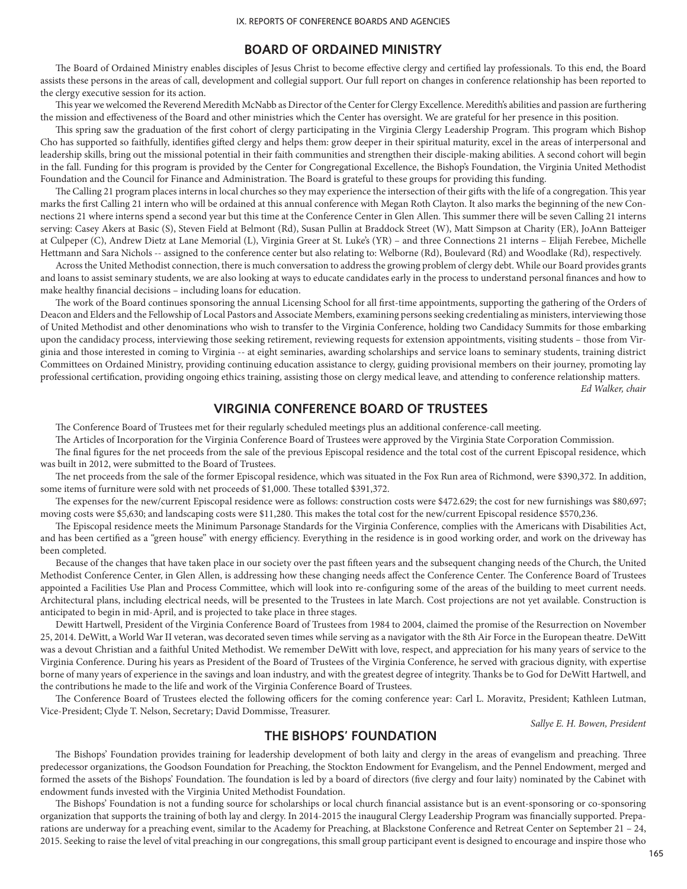## BOARD OF ORDAINED MINISTRY

The Board of Ordained Ministry enables disciples of Jesus Christ to become effective clergy and certified lay professionals. To this end, the Board assists these persons in the areas of call, development and collegial support. Our full report on changes in conference relationship has been reported to the clergy executive session for its action.

This year we welcomed the Reverend Meredith McNabb as Director of the Center for Clergy Excellence. Meredith's abilities and passion are furthering the mission and effectiveness of the Board and other ministries which the Center has oversight. We are grateful for her presence in this position.

This spring saw the graduation of the first cohort of clergy participating in the Virginia Clergy Leadership Program. This program which Bishop Cho has supported so faithfully, identifies gifted clergy and helps them: grow deeper in their spiritual maturity, excel in the areas of interpersonal and leadership skills, bring out the missional potential in their faith communities and strengthen their disciple-making abilities. A second cohort will begin in the fall. Funding for this program is provided by the Center for Congregational Excellence, the Bishop's Foundation, the Virginia United Methodist Foundation and the Council for Finance and Administration. The Board is grateful to these groups for providing this funding.

The Calling 21 program places interns in local churches so they may experience the intersection of their gifts with the life of a congregation. This year marks the first Calling 21 intern who will be ordained at this annual conference with Megan Roth Clayton. It also marks the beginning of the new Connections 21 where interns spend a second year but this time at the Conference Center in Glen Allen. This summer there will be seven Calling 21 interns serving: Casey Akers at Basic (S), Steven Field at Belmont (Rd), Susan Pullin at Braddock Street (W), Matt Simpson at Charity (ER), JoAnn Batteiger at Culpeper (C), Andrew Dietz at Lane Memorial (L), Virginia Greer at St. Luke's (YR) – and three Connections 21 interns – Elijah Ferebee, Michelle Hettmann and Sara Nichols -- assigned to the conference center but also relating to: Welborne (Rd), Boulevard (Rd) and Woodlake (Rd), respectively.

Across the United Methodist connection, there is much conversation to address the growing problem of clergy debt. While our Board provides grants and loans to assist seminary students, we are also looking at ways to educate candidates early in the process to understand personal finances and how to make healthy financial decisions – including loans for education.

The work of the Board continues sponsoring the annual Licensing School for all first-time appointments, supporting the gathering of the Orders of Deacon and Elders and the Fellowship of Local Pastors and Associate Members, examining persons seeking credentialing as ministers, interviewing those of United Methodist and other denominations who wish to transfer to the Virginia Conference, holding two Candidacy Summits for those embarking upon the candidacy process, interviewing those seeking retirement, reviewing requests for extension appointments, visiting students – those from Virginia and those interested in coming to Virginia -- at eight seminaries, awarding scholarships and service loans to seminary students, training district Committees on Ordained Ministry, providing continuing education assistance to clergy, guiding provisional members on their journey, promoting lay professional certification, providing ongoing ethics training, assisting those on clergy medical leave, and attending to conference relationship matters.

*Ed Walker, chair*

## VIRGINIA CONFERENCE BOARD OF TRUSTEES

The Conference Board of Trustees met for their regularly scheduled meetings plus an additional conference-call meeting.

The Articles of Incorporation for the Virginia Conference Board of Trustees were approved by the Virginia State Corporation Commission.

The final figures for the net proceeds from the sale of the previous Episcopal residence and the total cost of the current Episcopal residence, which was built in 2012, were submitted to the Board of Trustees.

The net proceeds from the sale of the former Episcopal residence, which was situated in the Fox Run area of Richmond, were $390,372. In addition, some items of furniture were sold with net proceeds of $1,000. These totalled $391,372.

The expenses for the new/current Episcopal residence were as follows: construction costs were $472.629; the cost for new furnishings was $80,697; moving costs were $5,630; and landscaping costs were $11,280. This makes the total cost for the new/current Episcopal residence $570,236.

The Episcopal residence meets the Minimum Parsonage Standards for the Virginia Conference, complies with the Americans with Disabilities Act, and has been certified as a "green house" with energy efficiency. Everything in the residence is in good working order, and work on the driveway has been completed.

Because of the changes that have taken place in our society over the past fifteen years and the subsequent changing needs of the Church, the United Methodist Conference Center, in Glen Allen, is addressing how these changing needs affect the Conference Center. The Conference Board of Trustees appointed a Facilities Use Plan and Process Committee, which will look into re-configuring some of the areas of the building to meet current needs. Architectural plans, including electrical needs, will be presented to the Trustees in late March. Cost projections are not yet available. Construction is anticipated to begin in mid-April, and is projected to take place in three stages.

Dewitt Hartwell, President of the Virginia Conference Board of Trustees from 1984 to 2004, claimed the promise of the Resurrection on November 25, 2014. DeWitt, a World War II veteran, was decorated seven times while serving as a navigator with the 8th Air Force in the European theatre. DeWitt was a devout Christian and a faithful United Methodist. We remember DeWitt with love, respect, and appreciation for his many years of service to the Virginia Conference. During his years as President of the Board of Trustees of the Virginia Conference, he served with gracious dignity, with expertise borne of many years of experience in the savings and loan industry, and with the greatest degree of integrity. Thanks be to God for DeWitt Hartwell, and the contributions he made to the life and work of the Virginia Conference Board of Trustees.

The Conference Board of Trustees elected the following officers for the coming conference year: Carl L. Moravitz, President; Kathleen Lutman, Vice-President; Clyde T. Nelson, Secretary; David Dommisse, Treasurer.

*Sallye E. H. Bowen, President*

## THE BISHOPS' FOUNDATION

The Bishops' Foundation provides training for leadership development of both laity and clergy in the areas of evangelism and preaching. Three predecessor organizations, the Goodson Foundation for Preaching, the Stockton Endowment for Evangelism, and the Pennel Endowment, merged and formed the assets of the Bishops' Foundation. The foundation is led by a board of directors (five clergy and four laity) nominated by the Cabinet with endowment funds invested with the Virginia United Methodist Foundation.

The Bishops' Foundation is not a funding source for scholarships or local church financial assistance but is an event-sponsoring or co-sponsoring organization that supports the training of both lay and clergy. In 2014-2015 the inaugural Clergy Leadership Program was financially supported. Preparations are underway for a preaching event, similar to the Academy for Preaching, at Blackstone Conference and Retreat Center on September 21 – 24, 2015. Seeking to raise the level of vital preaching in our congregations, this small group participant event is designed to encourage and inspire those who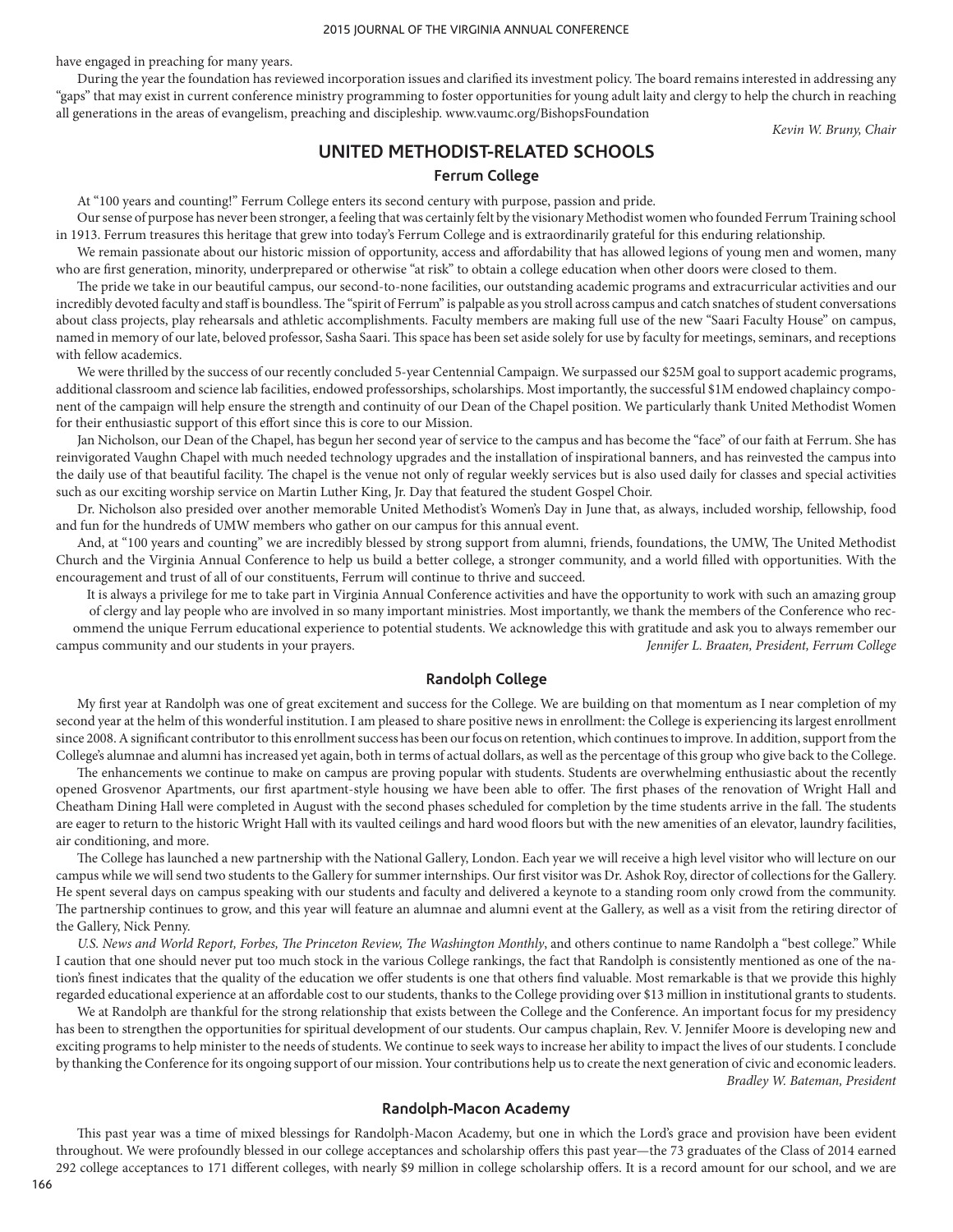have engaged in preaching for many years.

During the year the foundation has reviewed incorporation issues and clarified its investment policy. The board remains interested in addressing any "gaps" that may exist in current conference ministry programming to foster opportunities for young adult laity and clergy to help the church in reaching all generations in the areas of evangelism, preaching and discipleship. www.vaumc.org/BishopsFoundation

*Kevin W. Bruny, Chair*

## UNITED METHODIST-RELATED SCHOOLS

### Ferrum College

At "100 years and counting!" Ferrum College enters its second century with purpose, passion and pride.

Our sense of purpose has never been stronger, a feeling that was certainly felt by the visionary Methodist women who founded Ferrum Training school in 1913. Ferrum treasures this heritage that grew into today's Ferrum College and is extraordinarily grateful for this enduring relationship.

We remain passionate about our historic mission of opportunity, access and affordability that has allowed legions of young men and women, many who are first generation, minority, underprepared or otherwise "at risk" to obtain a college education when other doors were closed to them.

The pride we take in our beautiful campus, our second-to-none facilities, our outstanding academic programs and extracurricular activities and our incredibly devoted faculty and staff is boundless. The "spirit of Ferrum" is palpable as you stroll across campus and catch snatches of student conversations about class projects, play rehearsals and athletic accomplishments. Faculty members are making full use of the new "Saari Faculty House" on campus, named in memory of our late, beloved professor, Sasha Saari. This space has been set aside solely for use by faculty for meetings, seminars, and receptions with fellow academics.

We were thrilled by the success of our recently concluded 5-year Centennial Campaign. We surpassed our $25M goal to support academic programs, additional classroom and science lab facilities, endowed professorships, scholarships. Most importantly, the successful $1M endowed chaplaincy component of the campaign will help ensure the strength and continuity of our Dean of the Chapel position. We particularly thank United Methodist Women for their enthusiastic support of this effort since this is core to our Mission.

Jan Nicholson, our Dean of the Chapel, has begun her second year of service to the campus and has become the "face" of our faith at Ferrum. She has reinvigorated Vaughn Chapel with much needed technology upgrades and the installation of inspirational banners, and has reinvested the campus into the daily use of that beautiful facility. The chapel is the venue not only of regular weekly services but is also used daily for classes and special activities such as our exciting worship service on Martin Luther King, Jr. Day that featured the student Gospel Choir.

Dr. Nicholson also presided over another memorable United Methodist's Women's Day in June that, as always, included worship, fellowship, food and fun for the hundreds of UMW members who gather on our campus for this annual event.

And, at "100 years and counting" we are incredibly blessed by strong support from alumni, friends, foundations, the UMW, The United Methodist Church and the Virginia Annual Conference to help us build a better college, a stronger community, and a world filled with opportunities. With the encouragement and trust of all of our constituents, Ferrum will continue to thrive and succeed.

It is always a privilege for me to take part in Virginia Annual Conference activities and have the opportunity to work with such an amazing group of clergy and lay people who are involved in so many important ministries. Most importantly, we thank the members of the Conference who recommend the unique Ferrum educational experience to potential students. We acknowledge this with gratitude and ask you to always remember our campus community and our students in your prayers.

*Jennifer L. Braaten, President, Ferrum College*

### Randolph College

My first year at Randolph was one of great excitement and success for the College. We are building on that momentum as I near completion of my second year at the helm of this wonderful institution. I am pleased to share positive news in enrollment: the College is experiencing its largest enrollment since 2008. A significant contributor to this enrollment success has been our focus on retention, which continues to improve. In addition, support from the College's alumnae and alumni has increased yet again, both in terms of actual dollars, as well as the percentage of this group who give back to the College.

The enhancements we continue to make on campus are proving popular with students. Students are overwhelming enthusiastic about the recently opened Grosvenor Apartments, our first apartment-style housing we have been able to offer. The first phases of the renovation of Wright Hall and Cheatham Dining Hall were completed in August with the second phases scheduled for completion by the time students arrive in the fall. The students are eager to return to the historic Wright Hall with its vaulted ceilings and hard wood floors but with the new amenities of an elevator, laundry facilities, air conditioning, and more.

The College has launched a new partnership with the National Gallery, London. Each year we will receive a high level visitor who will lecture on our campus while we will send two students to the Gallery for summer internships. Our first visitor was Dr. Ashok Roy, director of collections for the Gallery. He spent several days on campus speaking with our students and faculty and delivered a keynote to a standing room only crowd from the community. The partnership continues to grow, and this year will feature an alumnae and alumni event at the Gallery, as well as a visit from the retiring director of the Gallery, Nick Penny.

*U.S. News and World Report, Forbes, The Princeton Review, The Washington Monthly*, and others continue to name Randolph a "best college." While I caution that one should never put too much stock in the various College rankings, the fact that Randolph is consistently mentioned as one of the nation's finest indicates that the quality of the education we offer students is one that others find valuable. Most remarkable is that we provide this highly regarded educational experience at an affordable cost to our students, thanks to the College providing over $13 million in institutional grants to students.

We at Randolph are thankful for the strong relationship that exists between the College and the Conference. An important focus for my presidency has been to strengthen the opportunities for spiritual development of our students. Our campus chaplain, Rev. V. Jennifer Moore is developing new and exciting programs to help minister to the needs of students. We continue to seek ways to increase her ability to impact the lives of our students. I conclude by thanking the Conference for its ongoing support of our mission. Your contributions help us to create the next generation of civic and economic leaders.

*Bradley W. Bateman, President*

### Randolph-Macon Academy

This past year was a time of mixed blessings for Randolph-Macon Academy, but one in which the Lord's grace and provision have been evident throughout. We were profoundly blessed in our college acceptances and scholarship offers this past year—the 73 graduates of the Class of 2014 earned 292 college acceptances to 171 different colleges, with nearly $9 million in college scholarship offers. It is a record amount for our school, and we are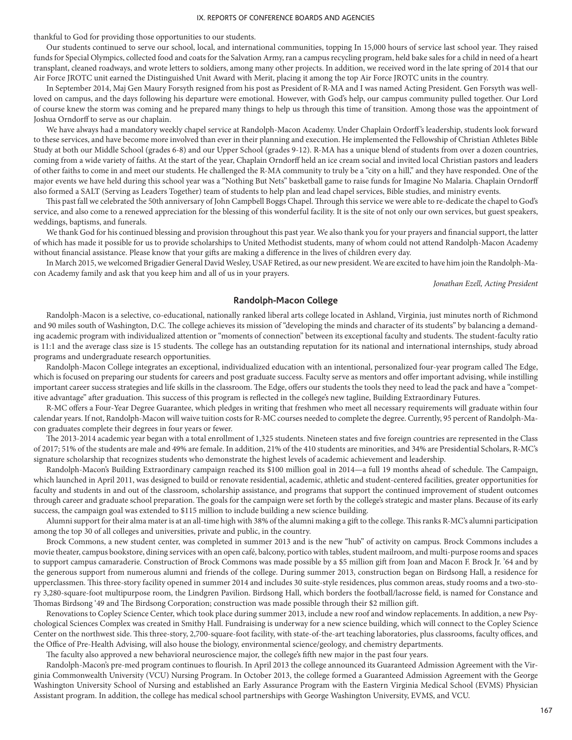thankful to God for providing those opportunities to our students.

Our students continued to serve our school, local, and international communities, topping In 15,000 hours of service last school year. They raised funds for Special Olympics, collected food and coats for the Salvation Army, ran a campus recycling program, held bake sales for a child in need of a heart transplant, cleaned roadways, and wrote letters to soldiers, among many other projects. In addition, we received word in the late spring of 2014 that our Air Force JROTC unit earned the Distinguished Unit Award with Merit, placing it among the top Air Force JROTC units in the country.

In September 2014, Maj Gen Maury Forsyth resigned from his post as President of R-MA and I was named Acting President. Gen Forsyth was well-loved on campus, and the days following his departure were emotional. However, with God's help, our campus community pulled together. Our Lord of course knew the storm was coming and he prepared many things to help us through this time of transition. Among those was the appointment of Joshua Orndorff to serve as our chaplain.

We have always had a mandatory weekly chapel service at Randolph-Macon Academy. Under Chaplain Ordorff's leadership, students look forward to these services, and have become more involved than ever in their planning and execution. He implemented the Fellowship of Christian Athletes Bible Study at both our Middle School (grades 6-8) and our Upper School (grades 9-12). R-MA has a unique blend of students from over a dozen countries, coming from a wide variety of faiths. At the start of the year, Chaplain Orndorff held an ice cream social and invited local Christian pastors and leaders of other faiths to come in and meet our students. He challenged the R-MA community to truly be a "city on a hill," and they have responded. One of the major events we have held during this school year was a "Nothing But Nets" basketball game to raise funds for Imagine No Malaria. Chaplain Orndorff also formed a SALT (Serving as Leaders Together) team of students to help plan and lead chapel services, Bible studies, and ministry events.

This past fall we celebrated the 50th anniversary of John Campbell Boggs Chapel. Through this service we were able to re-dedicate the chapel to God's service, and also come to a renewed appreciation for the blessing of this wonderful facility. It is the site of not only our own services, but guest speakers, weddings, baptisms, and funerals.

We thank God for his continued blessing and provision throughout this past year. We also thank you for your prayers and financial support, the latter of which has made it possible for us to provide scholarships to United Methodist students, many of whom could not attend Randolph-Macon Academy without financial assistance. Please know that your gifts are making a difference in the lives of children every day.

In March 2015, we welcomed Brigadier General David Wesley, USAF Retired, as our new president. We are excited to have him join the Randolph-Macon Academy family and ask that you keep him and all of us in your prayers.

*Jonathan Ezell, Acting President*

## Randolph-Macon College

Randolph-Macon is a selective, co-educational, nationally ranked liberal arts college located in Ashland, Virginia, just minutes north of Richmond and 90 miles south of Washington, D.C. The college achieves its mission of "developing the minds and character of its students" by balancing a demanding academic program with individualized attention or "moments of connection" between its exceptional faculty and students. The student-faculty ratio is 11:1 and the average class size is 15 students. The college has an outstanding reputation for its national and international internships, study abroad programs and undergraduate research opportunities.

Randolph-Macon College integrates an exceptional, individualized education with an intentional, personalized four-year program called The Edge, which is focused on preparing our students for careers and post graduate success. Faculty serve as mentors and offer important advising, while instilling important career success strategies and life skills in the classroom. The Edge, offers our students the tools they need to lead the pack and have a "competitive advantage" after graduation. This success of this program is reflected in the college's new tagline, Building Extraordinary Futures.

R-MC offers a Four-Year Degree Guarantee, which pledges in writing that freshmen who meet all necessary requirements will graduate within four calendar years. If not, Randolph-Macon will waive tuition costs for R-MC courses needed to complete the degree. Currently, 95 percent of Randolph-Macon graduates complete their degrees in four years or fewer.

The 2013-2014 academic year began with a total enrollment of 1,325 students. Nineteen states and five foreign countries are represented in the Class of 2017; 51% of the students are male and 49% are female. In addition, 21% of the 410 students are minorities, and 34% are Presidential Scholars, R-MC's signature scholarship that recognizes students who demonstrate the highest levels of academic achievement and leadership.

Randolph-Macon's Building Extraordinary campaign reached its $100 million goal in 2014—a full 19 months ahead of schedule. The Campaign, which launched in April 2011, was designed to build or renovate residential, academic, athletic and student-centered facilities, greater opportunities for faculty and students in and out of the classroom, scholarship assistance, and programs that support the continued improvement of student outcomes through career and graduate school preparation. The goals for the campaign were set forth by the college's strategic and master plans. Because of its early success, the campaign goal was extended to $115 million to include building a new science building.

Alumni support for their alma mater is at an all-time high with 38% of the alumni making a gift to the college. This ranks R-MC's alumni participation among the top 30 of all colleges and universities, private and public, in the country.

Brock Commons, a new student center, was completed in summer 2013 and is the new "hub" of activity on campus. Brock Commons includes a movie theater, campus bookstore, dining services with an open café, balcony, portico with tables, student mailroom, and multi-purpose rooms and spaces to support campus camaraderie. Construction of Brock Commons was made possible by a $5 million gift from Joan and Macon F. Brock Jr. '64 and by the generous support from numerous alumni and friends of the college. During summer 2013, construction began on Birdsong Hall, a residence for upperclassmen. This three-story facility opened in summer 2014 and includes 30 suite-style residences, plus common areas, study rooms and a two-story 3,280-square-foot multipurpose room, the Lindgren Pavilion. Birdsong Hall, which borders the football/lacrosse field, is named for Constance and Thomas Birdsong '49 and The Birdsong Corporation; construction was made possible through their $2 million gift.

Renovations to Copley Science Center, which took place during summer 2013, include a new roof and window replacements. In addition, a new Psychological Sciences Complex was created in Smithy Hall. Fundraising is underway for a new science building, which will connect to the Copley Science Center on the northwest side. This three-story, 2,700-square-foot facility, with state-of-the-art teaching laboratories, plus classrooms, faculty offices, and the Office of Pre-Health Advising, will also house the biology, environmental science/geology, and chemistry departments.

The faculty also approved a new behavioral neuroscience major, the college's fifth new major in the past four years.

Randolph-Macon's pre-med program continues to flourish. In April 2013 the college announced its Guaranteed Admission Agreement with the Virginia Commonwealth University (VCU) Nursing Program. In October 2013, the college formed a Guaranteed Admission Agreement with the George Washington University School of Nursing and established an Early Assurance Program with the Eastern Virginia Medical School (EVMS) Physician Assistant program. In addition, the college has medical school partnerships with George Washington University, EVMS, and VCU.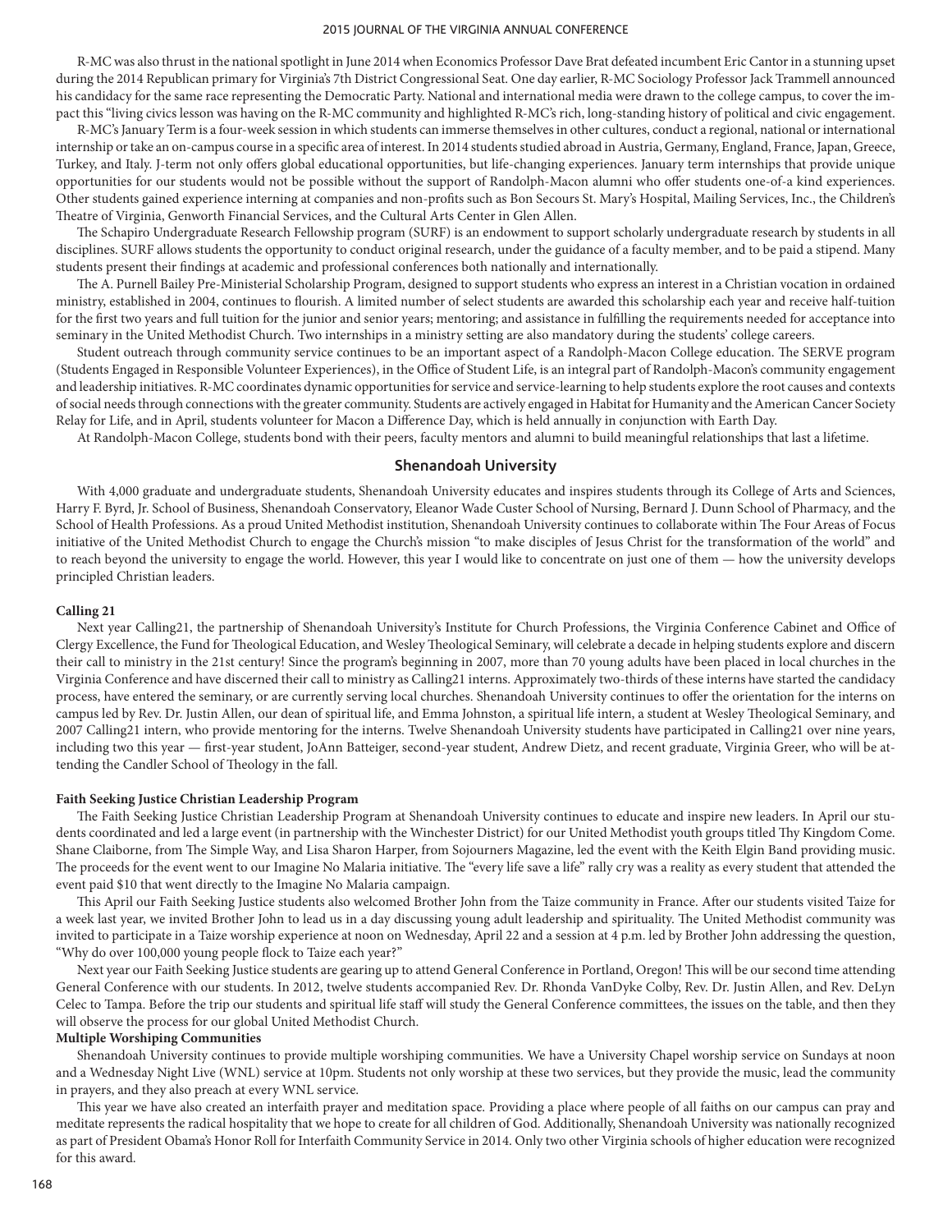R-MC was also thrust in the national spotlight in June 2014 when Economics Professor Dave Brat defeated incumbent Eric Cantor in a stunning upset during the 2014 Republican primary for Virginia's 7th District Congressional Seat. One day earlier, R-MC Sociology Professor Jack Trammell announced his candidacy for the same race representing the Democratic Party. National and international media were drawn to the college campus, to cover the impact this "living civics lesson was having on the R-MC community and highlighted R-MC's rich, long-standing history of political and civic engagement.

R-MC's January Term is a four-week session in which students can immerse themselves in other cultures, conduct a regional, national or international internship or take an on-campus course in a specific area of interest. In 2014 students studied abroad in Austria, Germany, England, France, Japan, Greece, Turkey, and Italy. J-term not only offers global educational opportunities, but life-changing experiences. January term internships that provide unique opportunities for our students would not be possible without the support of Randolph-Macon alumni who offer students one-of-a kind experiences. Other students gained experience interning at companies and non-profits such as Bon Secours St. Mary's Hospital, Mailing Services, Inc., the Children's Theatre of Virginia, Genworth Financial Services, and the Cultural Arts Center in Glen Allen.

The Schapiro Undergraduate Research Fellowship program (SURF) is an endowment to support scholarly undergraduate research by students in all disciplines. SURF allows students the opportunity to conduct original research, under the guidance of a faculty member, and to be paid a stipend. Many students present their findings at academic and professional conferences both nationally and internationally.

The A. Purnell Bailey Pre-Ministerial Scholarship Program, designed to support students who express an interest in a Christian vocation in ordained ministry, established in 2004, continues to flourish. A limited number of select students are awarded this scholarship each year and receive half-tuition for the first two years and full tuition for the junior and senior years; mentoring; and assistance in fulfilling the requirements needed for acceptance into seminary in the United Methodist Church. Two internships in a ministry setting are also mandatory during the students' college careers.

Student outreach through community service continues to be an important aspect of a Randolph-Macon College education. The SERVE program (Students Engaged in Responsible Volunteer Experiences), in the Office of Student Life, is an integral part of Randolph-Macon's community engagement and leadership initiatives. R-MC coordinates dynamic opportunities for service and service-learning to help students explore the root causes and contexts of social needs through connections with the greater community. Students are actively engaged in Habitat for Humanity and the American Cancer Society Relay for Life, and in April, students volunteer for Macon a Difference Day, which is held annually in conjunction with Earth Day.

At Randolph-Macon College, students bond with their peers, faculty mentors and alumni to build meaningful relationships that last a lifetime.

## Shenandoah University

With 4,000 graduate and undergraduate students, Shenandoah University educates and inspires students through its College of Arts and Sciences, Harry F. Byrd, Jr. School of Business, Shenandoah Conservatory, Eleanor Wade Custer School of Nursing, Bernard J. Dunn School of Pharmacy, and the School of Health Professions. As a proud United Methodist institution, Shenandoah University continues to collaborate within The Four Areas of Focus initiative of the United Methodist Church to engage the Church's mission "to make disciples of Jesus Christ for the transformation of the world" and to reach beyond the university to engage the world. However, this year I would like to concentrate on just one of them — how the university develops principled Christian leaders.

**Calling 21**

Next year Calling21, the partnership of Shenandoah University's Institute for Church Professions, the Virginia Conference Cabinet and Office of Clergy Excellence, the Fund for Theological Education, and Wesley Theological Seminary, will celebrate a decade in helping students explore and discern their call to ministry in the 21st century! Since the program's beginning in 2007, more than 70 young adults have been placed in local churches in the Virginia Conference and have discerned their call to ministry as Calling21 interns. Approximately two-thirds of these interns have started the candidacy process, have entered the seminary, or are currently serving local churches. Shenandoah University continues to offer the orientation for the interns on campus led by Rev. Dr. Justin Allen, our dean of spiritual life, and Emma Johnston, a spiritual life intern, a student at Wesley Theological Seminary, and 2007 Calling21 intern, who provide mentoring for the interns. Twelve Shenandoah University students have participated in Calling21 over nine years, including two this year — first-year student, JoAnn Batteiger, second-year student, Andrew Dietz, and recent graduate, Virginia Greer, who will be attending the Candler School of Theology in the fall.

**Faith Seeking Justice Christian Leadership Program**

The Faith Seeking Justice Christian Leadership Program at Shenandoah University continues to educate and inspire new leaders. In April our students coordinated and led a large event (in partnership with the Winchester District) for our United Methodist youth groups titled Thy Kingdom Come. Shane Claiborne, from The Simple Way, and Lisa Sharon Harper, from Sojourners Magazine, led the event with the Keith Elgin Band providing music. The proceeds for the event went to our Imagine No Malaria initiative. The "every life save a life" rally cry was a reality as every student that attended the event paid $10 that went directly to the Imagine No Malaria campaign.

This April our Faith Seeking Justice students also welcomed Brother John from the Taize community in France. After our students visited Taize for a week last year, we invited Brother John to led us in a day discussing young adult leadership and spirituality. The United Methodist community was invited to participate in a Taize worship experience at noon on Wednesday, April 22 and a session at 4 p.m. led by Brother John addressing the question, "Why do over 100,000 young people flock to Taize each year?"

Next year our Faith Seeking Justice students are gearing up to attend General Conference in Portland, Oregon! This will be our second time attending General Conference with our students. In 2012, twelve students accompanied Rev. Dr. Rhonda VanDyke Colby, Rev. Dr. Justin Allen, and Rev. DeLyn Celec to Tampa. Before the trip our students and spiritual life staff will study the General Conference committees, the issues on the table, and then they will observe the process for our global United Methodist Church.

**Multiple Worshiping Communities**

Shenandoah University continues to provide multiple worshiping communities. We have a University Chapel worship service on Sundays at noon and a Wednesday Night Live (WNL) service at 10pm. Students not only worship at these two services, but they provide the music, lead the community in prayers, and they also preach at every WNL service.

This year we have also created an interfaith prayer and meditation space. Providing a place where people of all faiths on our campus can pray and meditate represents the radical hospitality that we hope to create for all children of God. Additionally, Shenandoah University was nationally recognized as part of President Obama's Honor Roll for Interfaith Community Service in 2014. Only two other Virginia schools of higher education were recognized for this award.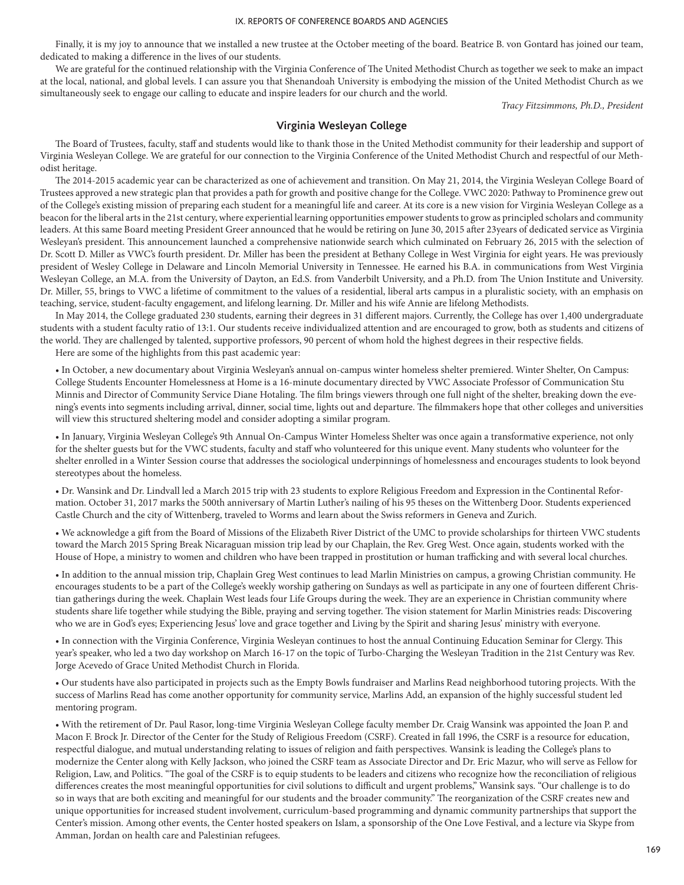Finally, it is my joy to announce that we installed a new trustee at the October meeting of the board. Beatrice B. von Gontard has joined our team, dedicated to making a difference in the lives of our students.

We are grateful for the continued relationship with the Virginia Conference of The United Methodist Church as together we seek to make an impact at the local, national, and global levels. I can assure you that Shenandoah University is embodying the mission of the United Methodist Church as we simultaneously seek to engage our calling to educate and inspire leaders for our church and the world.

*Tracy Fitzsimmons, Ph.D., President*

## Virginia Wesleyan College

The Board of Trustees, faculty, staff and students would like to thank those in the United Methodist community for their leadership and support of Virginia Wesleyan College. We are grateful for our connection to the Virginia Conference of the United Methodist Church and respectful of our Methodist heritage.

The 2014-2015 academic year can be characterized as one of achievement and transition. On May 21, 2014, the Virginia Wesleyan College Board of Trustees approved a new strategic plan that provides a path for growth and positive change for the College. VWC 2020: Pathway to Prominence grew out of the College's existing mission of preparing each student for a meaningful life and career. At its core is a new vision for Virginia Wesleyan College as a beacon for the liberal arts in the 21st century, where experiential learning opportunities empower students to grow as principled scholars and community leaders. At this same Board meeting President Greer announced that he would be retiring on June 30, 2015 after 23years of dedicated service as Virginia Wesleyan's president. This announcement launched a comprehensive nationwide search which culminated on February 26, 2015 with the selection of Dr. Scott D. Miller as VWC's fourth president. Dr. Miller has been the president at Bethany College in West Virginia for eight years. He was previously president of Wesley College in Delaware and Lincoln Memorial University in Tennessee. He earned his B.A. in communications from West Virginia Wesleyan College, an M.A. from the University of Dayton, an Ed.S. from Vanderbilt University, and a Ph.D. from The Union Institute and University. Dr. Miller, 55, brings to VWC a lifetime of commitment to the values of a residential, liberal arts campus in a pluralistic society, with an emphasis on teaching, service, student-faculty engagement, and lifelong learning. Dr. Miller and his wife Annie are lifelong Methodists.

In May 2014, the College graduated 230 students, earning their degrees in 31 different majors. Currently, the College has over 1,400 undergraduate students with a student faculty ratio of 13:1. Our students receive individualized attention and are encouraged to grow, both as students and citizens of the world. They are challenged by talented, supportive professors, 90 percent of whom hold the highest degrees in their respective fields.

Here are some of the highlights from this past academic year:

- In October, a new documentary about Virginia Wesleyan's annual on-campus winter homeless shelter premiered. Winter Shelter, On Campus: College Students Encounter Homelessness at Home is a 16-minute documentary directed by VWC Associate Professor of Communication Stu Minnis and Director of Community Service Diane Hotaling. The film brings viewers through one full night of the shelter, breaking down the evening's events into segments including arrival, dinner, social time, lights out and departure. The filmmakers hope that other colleges and universities will view this structured sheltering model and consider adopting a similar program.

- In January, Virginia Wesleyan College's 9th Annual On-Campus Winter Homeless Shelter was once again a transformative experience, not only for the shelter guests but for the VWC students, faculty and staff who volunteered for this unique event. Many students who volunteer for the shelter enrolled in a Winter Session course that addresses the sociological underpinnings of homelessness and encourages students to look beyond stereotypes about the homeless.

- Dr. Wansink and Dr. Lindvall led a March 2015 trip with 23 students to explore Religious Freedom and Expression in the Continental Reformation. October 31, 2017 marks the 500th anniversary of Martin Luther's nailing of his 95 theses on the Wittenberg Door. Students experienced Castle Church and the city of Wittenberg, traveled to Worms and learn about the Swiss reformers in Geneva and Zurich.

- We acknowledge a gift from the Board of Missions of the Elizabeth River District of the UMC to provide scholarships for thirteen VWC students toward the March 2015 Spring Break Nicaraguan mission trip lead by our Chaplain, the Rev. Greg West. Once again, students worked with the House of Hope, a ministry to women and children who have been trapped in prostitution or human trafficking and with several local churches.

- In addition to the annual mission trip, Chaplain Greg West continues to lead Marlin Ministries on campus, a growing Christian community. He encourages students to be a part of the College's weekly worship gathering on Sundays as well as participate in any one of fourteen different Christian gatherings during the week. Chaplain West leads four Life Groups during the week. They are an experience in Christian community where students share life together while studying the Bible, praying and serving together. The vision statement for Marlin Ministries reads: Discovering who we are in God's eyes; Experiencing Jesus' love and grace together and Living by the Spirit and sharing Jesus' ministry with everyone.

- In connection with the Virginia Conference, Virginia Wesleyan continues to host the annual Continuing Education Seminar for Clergy. This year's speaker, who led a two day workshop on March 16-17 on the topic of Turbo-Charging the Wesleyan Tradition in the 21st Century was Rev. Jorge Acevedo of Grace United Methodist Church in Florida.

- Our students have also participated in projects such as the Empty Bowls fundraiser and Marlins Read neighborhood tutoring projects. With the success of Marlins Read has come another opportunity for community service, Marlins Add, an expansion of the highly successful student led mentoring program.

- With the retirement of Dr. Paul Rasor, long-time Virginia Wesleyan College faculty member Dr. Craig Wansink was appointed the Joan P. and Macon F. Brock Jr. Director of the Center for the Study of Religious Freedom (CSRF). Created in fall 1996, the CSRF is a resource for education, respectful dialogue, and mutual understanding relating to issues of religion and faith perspectives. Wansink is leading the College's plans to modernize the Center along with Kelly Jackson, who joined the CSRF team as Associate Director and Dr. Eric Mazur, who will serve as Fellow for Religion, Law, and Politics. "The goal of the CSRF is to equip students to be leaders and citizens who recognize how the reconciliation of religious differences creates the most meaningful opportunities for civil solutions to difficult and urgent problems," Wansink says. "Our challenge is to do so in ways that are both exciting and meaningful for our students and the broader community." The reorganization of the CSRF creates new and unique opportunities for increased student involvement, curriculum-based programming and dynamic community partnerships that support the Center's mission. Among other events, the Center hosted speakers on Islam, a sponsorship of the One Love Festival, and a lecture via Skype from Amman, Jordan on health care and Palestinian refugees.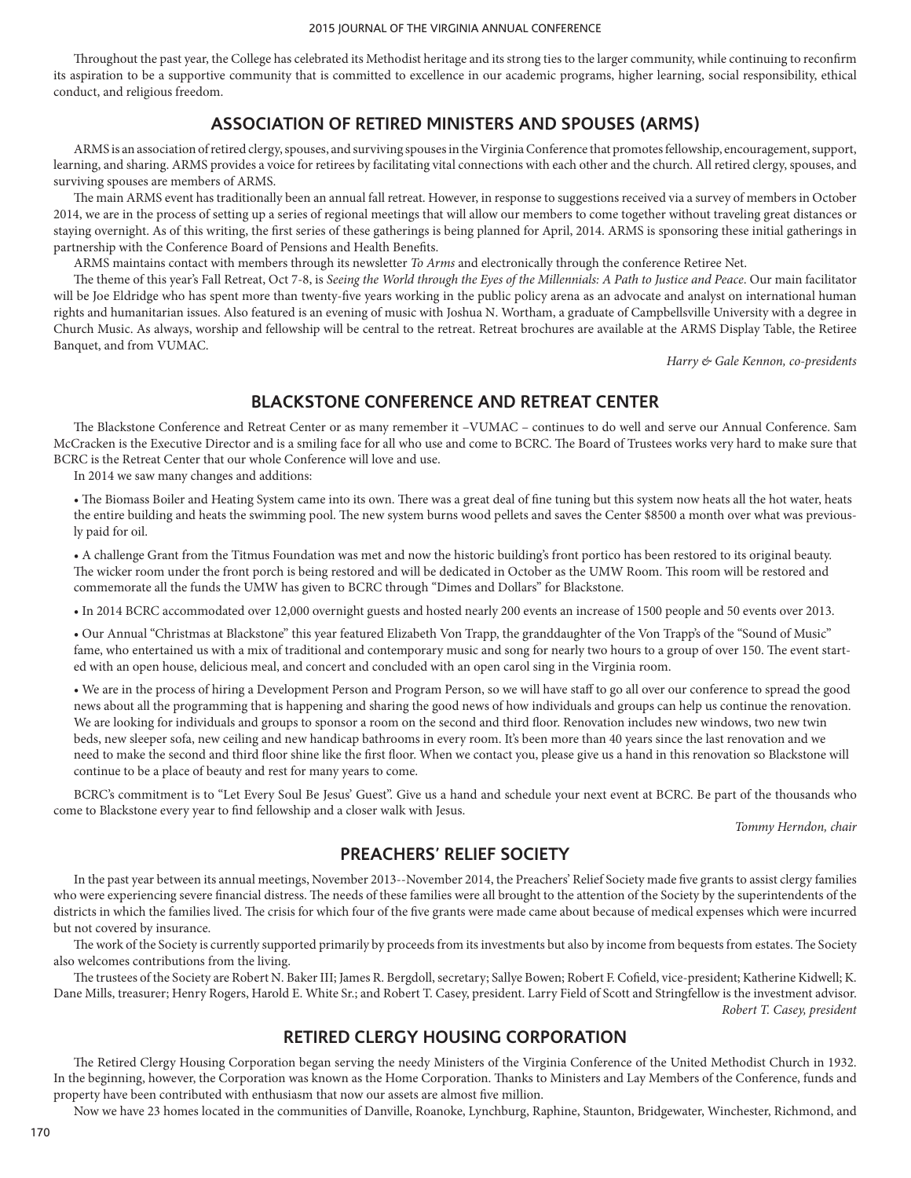Throughout the past year, the College has celebrated its Methodist heritage and its strong ties to the larger community, while continuing to reconfirm its aspiration to be a supportive community that is committed to excellence in our academic programs, higher learning, social responsibility, ethical conduct, and religious freedom.

## ASSOCIATION OF RETIRED MINISTERS AND SPOUSES (ARMS)

ARMS is an association of retired clergy, spouses, and surviving spouses in the Virginia Conference that promotes fellowship, encouragement, support, learning, and sharing. ARMS provides a voice for retirees by facilitating vital connections with each other and the church. All retired clergy, spouses, and surviving spouses are members of ARMS.

The main ARMS event has traditionally been an annual fall retreat. However, in response to suggestions received via a survey of members in October 2014, we are in the process of setting up a series of regional meetings that will allow our members to come together without traveling great distances or staying overnight. As of this writing, the first series of these gatherings is being planned for April, 2014. ARMS is sponsoring these initial gatherings in partnership with the Conference Board of Pensions and Health Benefits.

ARMS maintains contact with members through its newsletter *To Arms* and electronically through the conference Retiree Net.

The theme of this year's Fall Retreat, Oct 7-8, is *Seeing the World through the Eyes of the Millennials: A Path to Justice and Peace*. Our main facilitator will be Joe Eldridge who has spent more than twenty-five years working in the public policy arena as an advocate and analyst on international human rights and humanitarian issues. Also featured is an evening of music with Joshua N. Wortham, a graduate of Campbellsville University with a degree in Church Music. As always, worship and fellowship will be central to the retreat. Retreat brochures are available at the ARMS Display Table, the Retiree Banquet, and from VUMAC.

*Harry & Gale Kennon, co-presidents*

## BLACKSTONE CONFERENCE AND RETREAT CENTER

The Blackstone Conference and Retreat Center or as many remember it –VUMAC – continues to do well and serve our Annual Conference. Sam McCracken is the Executive Director and is a smiling face for all who use and come to BCRC. The Board of Trustees works very hard to make sure that BCRC is the Retreat Center that our whole Conference will love and use.

In 2014 we saw many changes and additions:

• The Biomass Boiler and Heating System came into its own. There was a great deal of fine tuning but this system now heats all the hot water, heats the entire building and heats the swimming pool. The new system burns wood pellets and saves the Center $8500 a month over what was previously paid for oil.

• A challenge Grant from the Titmus Foundation was met and now the historic building's front portico has been restored to its original beauty. The wicker room under the front porch is being restored and will be dedicated in October as the UMW Room. This room will be restored and commemorate all the funds the UMW has given to BCRC through "Dimes and Dollars" for Blackstone.

• In 2014 BCRC accommodated over 12,000 overnight guests and hosted nearly 200 events an increase of 1500 people and 50 events over 2013.

• Our Annual "Christmas at Blackstone" this year featured Elizabeth Von Trapp, the granddaughter of the Von Trapp's of the "Sound of Music" fame, who entertained us with a mix of traditional and contemporary music and song for nearly two hours to a group of over 150. The event started with an open house, delicious meal, and concert and concluded with an open carol sing in the Virginia room.

• We are in the process of hiring a Development Person and Program Person, so we will have staff to go all over our conference to spread the good news about all the programming that is happening and sharing the good news of how individuals and groups can help us continue the renovation. We are looking for individuals and groups to sponsor a room on the second and third floor. Renovation includes new windows, two new twin beds, new sleeper sofa, new ceiling and new handicap bathrooms in every room. It's been more than 40 years since the last renovation and we need to make the second and third floor shine like the first floor. When we contact you, please give us a hand in this renovation so Blackstone will continue to be a place of beauty and rest for many years to come.

BCRC's commitment is to "Let Every Soul Be Jesus' Guest". Give us a hand and schedule your next event at BCRC. Be part of the thousands who come to Blackstone every year to find fellowship and a closer walk with Jesus.

*Tommy Herndon, chair*

## PREACHERS' RELIEF SOCIETY

In the past year between its annual meetings, November 2013--November 2014, the Preachers' Relief Society made five grants to assist clergy families who were experiencing severe financial distress. The needs of these families were all brought to the attention of the Society by the superintendents of the districts in which the families lived. The crisis for which four of the five grants were made came about because of medical expenses which were incurred but not covered by insurance.

The work of the Society is currently supported primarily by proceeds from its investments but also by income from bequests from estates. The Society also welcomes contributions from the living.

The trustees of the Society are Robert N. Baker III; James R. Bergdoll, secretary; Sallye Bowen; Robert F. Cofield, vice-president; Katherine Kidwell; K. Dane Mills, treasurer; Henry Rogers, Harold E. White Sr.; and Robert T. Casey, president. Larry Field of Scott and Stringfellow is the investment advisor.

*Robert T. Casey, president*

## RETIRED CLERGY HOUSING CORPORATION

The Retired Clergy Housing Corporation began serving the needy Ministers of the Virginia Conference of the United Methodist Church in 1932. In the beginning, however, the Corporation was known as the Home Corporation. Thanks to Ministers and Lay Members of the Conference, funds and property have been contributed with enthusiasm that now our assets are almost five million.

Now we have 23 homes located in the communities of Danville, Roanoke, Lynchburg, Raphine, Staunton, Bridgewater, Winchester, Richmond, and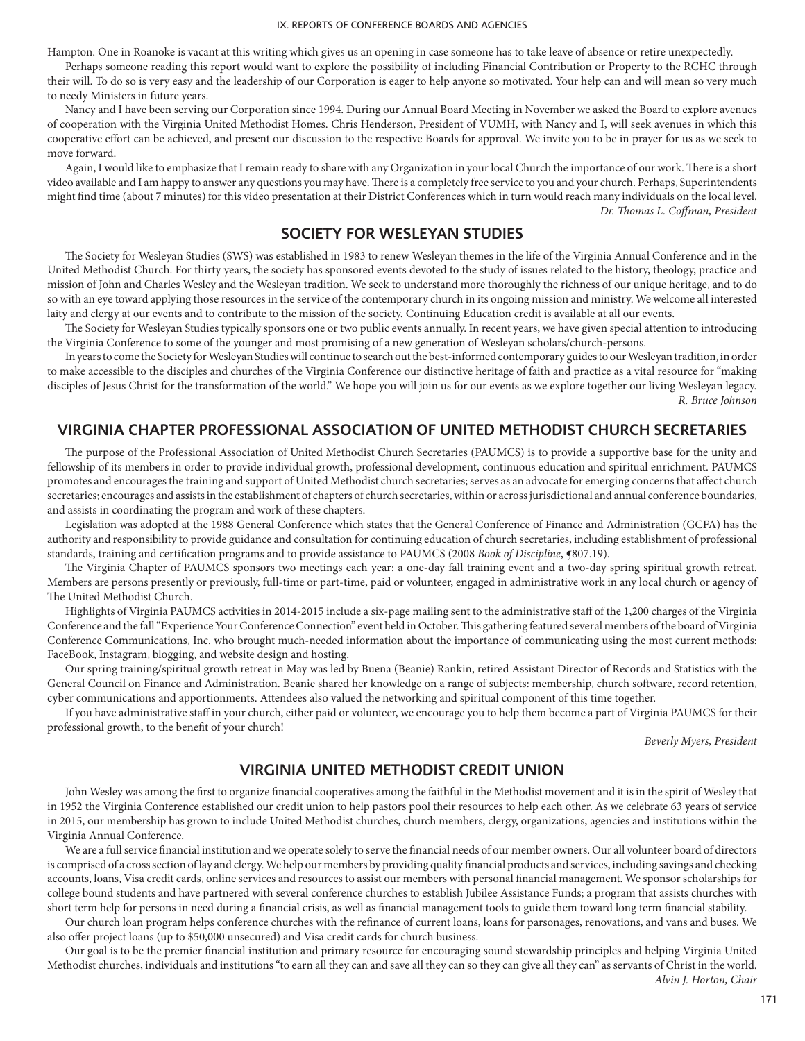Hampton. One in Roanoke is vacant at this writing which gives us an opening in case someone has to take leave of absence or retire unexpectedly.

Perhaps someone reading this report would want to explore the possibility of including Financial Contribution or Property to the RCHC through their will. To do so is very easy and the leadership of our Corporation is eager to help anyone so motivated. Your help can and will mean so very much to needy Ministers in future years.

Nancy and I have been serving our Corporation since 1994. During our Annual Board Meeting in November we asked the Board to explore avenues of cooperation with the Virginia United Methodist Homes. Chris Henderson, President of VUMH, with Nancy and I, will seek avenues in which this cooperative effort can be achieved, and present our discussion to the respective Boards for approval. We invite you to be in prayer for us as we seek to move forward.

Again, I would like to emphasize that I remain ready to share with any Organization in your local Church the importance of our work. There is a short video available and I am happy to answer any questions you may have. There is a completely free service to you and your church. Perhaps, Superintendents might find time (about 7 minutes) for this video presentation at their District Conferences which in turn would reach many individuals on the local level.

*Dr. Thomas L. Coffman, President*

## SOCIETY FOR WESLEYAN STUDIES

The Society for Wesleyan Studies (SWS) was established in 1983 to renew Wesleyan themes in the life of the Virginia Annual Conference and in the United Methodist Church. For thirty years, the society has sponsored events devoted to the study of issues related to the history, theology, practice and mission of John and Charles Wesley and the Wesleyan tradition. We seek to understand more thoroughly the richness of our unique heritage, and to do so with an eye toward applying those resources in the service of the contemporary church in its ongoing mission and ministry. We welcome all interested laity and clergy at our events and to contribute to the mission of the society. Continuing Education credit is available at all our events.

The Society for Wesleyan Studies typically sponsors one or two public events annually. In recent years, we have given special attention to introducing the Virginia Conference to some of the younger and most promising of a new generation of Wesleyan scholars/church-persons.

In years to come the Society for Wesleyan Studies will continue to search out the best-informed contemporary guides to our Wesleyan tradition, in order to make accessible to the disciples and churches of the Virginia Conference our distinctive heritage of faith and practice as a vital resource for "making disciples of Jesus Christ for the transformation of the world." We hope you will join us for our events as we explore together our living Wesleyan legacy.

*R. Bruce Johnson*

## VIRGINIA CHAPTER PROFESSIONAL ASSOCIATION OF UNITED METHODIST CHURCH SECRETARIES

The purpose of the Professional Association of United Methodist Church Secretaries (PAUMCS) is to provide a supportive base for the unity and fellowship of its members in order to provide individual growth, professional development, continuous education and spiritual enrichment. PAUMCS promotes and encourages the training and support of United Methodist church secretaries; serves as an advocate for emerging concerns that affect church secretaries; encourages and assists in the establishment of chapters of church secretaries, within or across jurisdictional and annual conference boundaries, and assists in coordinating the program and work of these chapters.

Legislation was adopted at the 1988 General Conference which states that the General Conference of Finance and Administration (GCFA) has the authority and responsibility to provide guidance and consultation for continuing education of church secretaries, including establishment of professional standards, training and certification programs and to provide assistance to PAUMCS (2008 *Book of Discipline*, ¶807.19).

The Virginia Chapter of PAUMCS sponsors two meetings each year: a one-day fall training event and a two-day spring spiritual growth retreat. Members are persons presently or previously, full-time or part-time, paid or volunteer, engaged in administrative work in any local church or agency of The United Methodist Church.

Highlights of Virginia PAUMCS activities in 2014-2015 include a six-page mailing sent to the administrative staff of the 1,200 charges of the Virginia Conference and the fall "Experience Your Conference Connection" event held in October. This gathering featured several members of the board of Virginia Conference Communications, Inc. who brought much-needed information about the importance of communicating using the most current methods: FaceBook, Instagram, blogging, and website design and hosting.

Our spring training/spiritual growth retreat in May was led by Buena (Beanie) Rankin, retired Assistant Director of Records and Statistics with the General Council on Finance and Administration. Beanie shared her knowledge on a range of subjects: membership, church software, record retention, cyber communications and apportionments. Attendees also valued the networking and spiritual component of this time together.

If you have administrative staff in your church, either paid or volunteer, we encourage you to help them become a part of Virginia PAUMCS for their professional growth, to the benefit of your church!

*Beverly Myers, President*

## VIRGINIA UNITED METHODIST CREDIT UNION

John Wesley was among the first to organize financial cooperatives among the faithful in the Methodist movement and it is in the spirit of Wesley that in 1952 the Virginia Conference established our credit union to help pastors pool their resources to help each other. As we celebrate 63 years of service in 2015, our membership has grown to include United Methodist churches, church members, clergy, organizations, agencies and institutions within the Virginia Annual Conference.

We are a full service financial institution and we operate solely to serve the financial needs of our member owners. Our all volunteer board of directors is comprised of a cross section of lay and clergy. We help our members by providing quality financial products and services, including savings and checking accounts, loans, Visa credit cards, online services and resources to assist our members with personal financial management. We sponsor scholarships for college bound students and have partnered with several conference churches to establish Jubilee Assistance Funds; a program that assists churches with short term help for persons in need during a financial crisis, as well as financial management tools to guide them toward long term financial stability.

Our church loan program helps conference churches with the refinance of current loans, loans for parsonages, renovations, and vans and buses. We also offer project loans (up to $50,000 unsecured) and Visa credit cards for church business.

Our goal is to be the premier financial institution and primary resource for encouraging sound stewardship principles and helping Virginia United Methodist churches, individuals and institutions "to earn all they can and save all they can so they can give all they can" as servants of Christ in the world.

*Alvin J. Horton, Chair*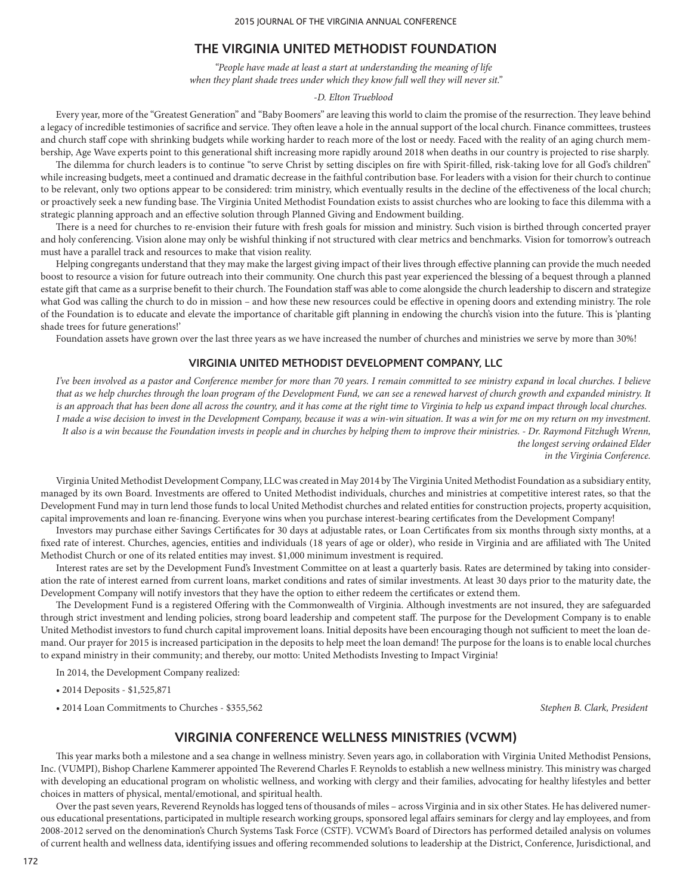## THE VIRGINIA UNITED METHODIST FOUNDATION

*"People have made at least a start at understanding the meaning of life when they plant shade trees under which they know full well they will never sit."*

*-D. Elton Trueblood*

Every year, more of the "Greatest Generation" and "Baby Boomers" are leaving this world to claim the promise of the resurrection. They leave behind a legacy of incredible testimonies of sacrifice and service. They often leave a hole in the annual support of the local church. Finance committees, trustees and church staff cope with shrinking budgets while working harder to reach more of the lost or needy. Faced with the reality of an aging church membership, Age Wave experts point to this generational shift increasing more rapidly around 2018 when deaths in our country is projected to rise sharply.

The dilemma for church leaders is to continue "to serve Christ by setting disciples on fire with Spirit-filled, risk-taking love for all God's children" while increasing budgets, meet a continued and dramatic decrease in the faithful contribution base. For leaders with a vision for their church to continue to be relevant, only two options appear to be considered: trim ministry, which eventually results in the decline of the effectiveness of the local church; or proactively seek a new funding base. The Virginia United Methodist Foundation exists to assist churches who are looking to face this dilemma with a strategic planning approach and an effective solution through Planned Giving and Endowment building.

There is a need for churches to re-envision their future with fresh goals for mission and ministry. Such vision is birthed through concerted prayer and holy conferencing. Vision alone may only be wishful thinking if not structured with clear metrics and benchmarks. Vision for tomorrow's outreach must have a parallel track and resources to make that vision reality.

Helping congregants understand that they may make the largest giving impact of their lives through effective planning can provide the much needed boost to resource a vision for future outreach into their community. One church this past year experienced the blessing of a bequest through a planned estate gift that came as a surprise benefit to their church. The Foundation staff was able to come alongside the church leadership to discern and strategize what God was calling the church to do in mission – and how these new resources could be effective in opening doors and extending ministry. The role of the Foundation is to educate and elevate the importance of charitable gift planning in endowing the church's vision into the future. This is 'planting shade trees for future generations!'

Foundation assets have grown over the last three years as we have increased the number of churches and ministries we serve by more than 30%!

### VIRGINIA UNITED METHODIST DEVELOPMENT COMPANY, LLC

*I've been involved as a pastor and Conference member for more than 70 years. I remain committed to see ministry expand in local churches. I believe that as we help churches through the loan program of the Development Fund, we can see a renewed harvest of church growth and expanded ministry. It is an approach that has been done all across the country, and it has come at the right time to Virginia to help us expand impact through local churches. I made a wise decision to invest in the Development Company, because it was a win-win situation. It was a win for me on my return on my investment. It also is a win because the Foundation invests in people and in churches by helping them to improve their ministries. - Dr. Raymond Fitzhugh Wrenn, the longest serving ordained Elder in the Virginia Conference.*

Virginia United Methodist Development Company, LLC was created in May 2014 by The Virginia United Methodist Foundation as a subsidiary entity, managed by its own Board. Investments are offered to United Methodist individuals, churches and ministries at competitive interest rates, so that the Development Fund may in turn lend those funds to local United Methodist churches and related entities for construction projects, property acquisition, capital improvements and loan re-financing. Everyone wins when you purchase interest-bearing certificates from the Development Company!

Investors may purchase either Savings Certificates for 30 days at adjustable rates, or Loan Certificates from six months through sixty months, at a fixed rate of interest. Churches, agencies, entities and individuals (18 years of age or older), who reside in Virginia and are affiliated with The United Methodist Church or one of its related entities may invest. $1,000 minimum investment is required.

Interest rates are set by the Development Fund's Investment Committee on at least a quarterly basis. Rates are determined by taking into consideration the rate of interest earned from current loans, market conditions and rates of similar investments. At least 30 days prior to the maturity date, the Development Company will notify investors that they have the option to either redeem the certificates or extend them.

The Development Fund is a registered Offering with the Commonwealth of Virginia. Although investments are not insured, they are safeguarded through strict investment and lending policies, strong board leadership and competent staff. The purpose for the Development Company is to enable United Methodist investors to fund church capital improvement loans. Initial deposits have been encouraging though not sufficient to meet the loan demand. Our prayer for 2015 is increased participation in the deposits to help meet the loan demand! The purpose for the loans is to enable local churches to expand ministry in their community; and thereby, our motto: United Methodists Investing to Impact Virginia!

In 2014, the Development Company realized:

- 2014 Deposits - $1,525,871
- 2014 Loan Commitments to Churches - $355,562

*Stephen B. Clark, President*

## VIRGINIA CONFERENCE WELLNESS MINISTRIES (VCWM)

This year marks both a milestone and a sea change in wellness ministry. Seven years ago, in collaboration with Virginia United Methodist Pensions, Inc. (VUMPI), Bishop Charlene Kammerer appointed The Reverend Charles F. Reynolds to establish a new wellness ministry. This ministry was charged with developing an educational program on wholistic wellness, and working with clergy and their families, advocating for healthy lifestyles and better choices in matters of physical, mental/emotional, and spiritual health.

Over the past seven years, Reverend Reynolds has logged tens of thousands of miles – across Virginia and in six other States. He has delivered numerous educational presentations, participated in multiple research working groups, sponsored legal affairs seminars for clergy and lay employees, and from 2008-2012 served on the denomination's Church Systems Task Force (CSTF). VCWM's Board of Directors has performed detailed analysis on volumes of current health and wellness data, identifying issues and offering recommended solutions to leadership at the District, Conference, Jurisdictional, and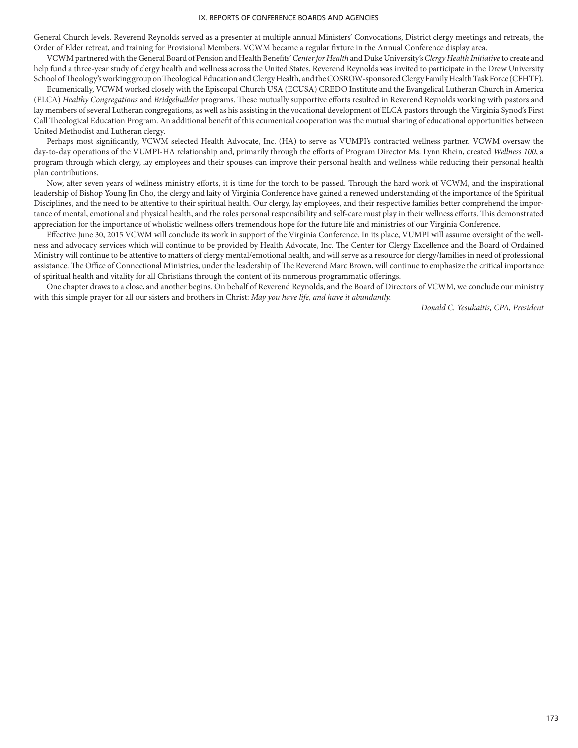General Church levels. Reverend Reynolds served as a presenter at multiple annual Ministers' Convocations, District clergy meetings and retreats, the Order of Elder retreat, and training for Provisional Members. VCWM became a regular fixture in the Annual Conference display area.

VCWM partnered with the General Board of Pension and Health Benefits' *Center for Health* and Duke University's *Clergy Health Initiative* to create and help fund a three-year study of clergy health and wellness across the United States. Reverend Reynolds was invited to participate in the Drew University School of Theology's working group on Theological Education and Clergy Health, and the COSROW-sponsored Clergy Family Health Task Force (CFHTF).

Ecumenically, VCWM worked closely with the Episcopal Church USA (ECUSA) CREDO Institute and the Evangelical Lutheran Church in America (ELCA) *Healthy Congregations* and *Bridgebuilder* programs. These mutually supportive efforts resulted in Reverend Reynolds working with pastors and lay members of several Lutheran congregations, as well as his assisting in the vocational development of ELCA pastors through the Virginia Synod's First Call Theological Education Program. An additional benefit of this ecumenical cooperation was the mutual sharing of educational opportunities between United Methodist and Lutheran clergy.

Perhaps most significantly, VCWM selected Health Advocate, Inc. (HA) to serve as VUMPI's contracted wellness partner. VCWM oversaw the day-to-day operations of the VUMPI-HA relationship and, primarily through the efforts of Program Director Ms. Lynn Rhein, created *Wellness 100*, a program through which clergy, lay employees and their spouses can improve their personal health and wellness while reducing their personal health plan contributions.

Now, after seven years of wellness ministry efforts, it is time for the torch to be passed. Through the hard work of VCWM, and the inspirational leadership of Bishop Young Jin Cho, the clergy and laity of Virginia Conference have gained a renewed understanding of the importance of the Spiritual Disciplines, and the need to be attentive to their spiritual health. Our clergy, lay employees, and their respective families better comprehend the importance of mental, emotional and physical health, and the roles personal responsibility and self-care must play in their wellness efforts. This demonstrated appreciation for the importance of wholistic wellness offers tremendous hope for the future life and ministries of our Virginia Conference.

Effective June 30, 2015 VCWM will conclude its work in support of the Virginia Conference. In its place, VUMPI will assume oversight of the wellness and advocacy services which will continue to be provided by Health Advocate, Inc. The Center for Clergy Excellence and the Board of Ordained Ministry will continue to be attentive to matters of clergy mental/emotional health, and will serve as a resource for clergy/families in need of professional assistance. The Office of Connectional Ministries, under the leadership of The Reverend Marc Brown, will continue to emphasize the critical importance of spiritual health and vitality for all Christians through the content of its numerous programmatic offerings.

One chapter draws to a close, and another begins. On behalf of Reverend Reynolds, and the Board of Directors of VCWM, we conclude our ministry with this simple prayer for all our sisters and brothers in Christ: *May you have life, and have it abundantly.*

*Donald C. Yesukaitis, CPA, President*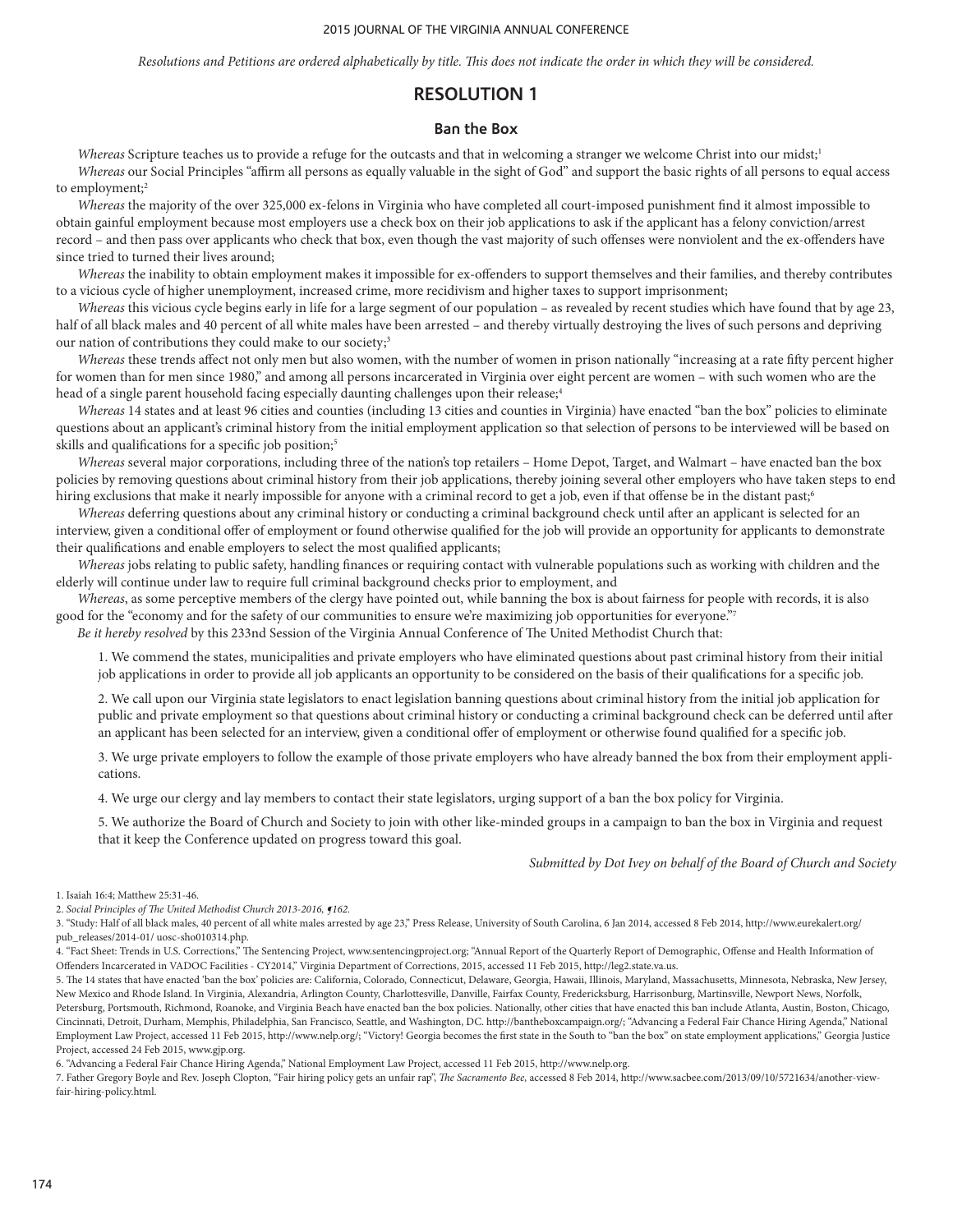*Resolutions and Petitions are ordered alphabetically by title. This does not indicate the order in which they will be considered.*

# RESOLUTION 1

## Ban the Box

*Whereas* Scripture teaches us to provide a refuge for the outcasts and that in welcoming a stranger we welcome Christ into our midst;[1]

*Whereas* our Social Principles "affirm all persons as equally valuable in the sight of God" and support the basic rights of all persons to equal access to employment;[2]

*Whereas* the majority of the over 325,000 ex-felons in Virginia who have completed all court-imposed punishment find it almost impossible to obtain gainful employment because most employers use a check box on their job applications to ask if the applicant has a felony conviction/arrest record – and then pass over applicants who check that box, even though the vast majority of such offenses were nonviolent and the ex-offenders have since tried to turned their lives around;

*Whereas* the inability to obtain employment makes it impossible for ex-offenders to support themselves and their families, and thereby contributes to a vicious cycle of higher unemployment, increased crime, more recidivism and higher taxes to support imprisonment;

*Whereas* this vicious cycle begins early in life for a large segment of our population – as revealed by recent studies which have found that by age 23, half of all black males and 40 percent of all white males have been arrested – and thereby virtually destroying the lives of such persons and depriving our nation of contributions they could make to our society;[3]

*Whereas* these trends affect not only men but also women, with the number of women in prison nationally "increasing at a rate fifty percent higher for women than for men since 1980," and among all persons incarcerated in Virginia over eight percent are women – with such women who are the head of a single parent household facing especially daunting challenges upon their release;[4]

*Whereas* 14 states and at least 96 cities and counties (including 13 cities and counties in Virginia) have enacted "ban the box" policies to eliminate questions about an applicant's criminal history from the initial employment application so that selection of persons to be interviewed will be based on skills and qualifications for a specific job position;[5]

*Whereas* several major corporations, including three of the nation's top retailers – Home Depot, Target, and Walmart – have enacted ban the box policies by removing questions about criminal history from their job applications, thereby joining several other employers who have taken steps to end hiring exclusions that make it nearly impossible for anyone with a criminal record to get a job, even if that offense be in the distant past;[6]

*Whereas* deferring questions about any criminal history or conducting a criminal background check until after an applicant is selected for an interview, given a conditional offer of employment or found otherwise qualified for the job will provide an opportunity for applicants to demonstrate their qualifications and enable employers to select the most qualified applicants;

*Whereas* jobs relating to public safety, handling finances or requiring contact with vulnerable populations such as working with children and the elderly will continue under law to require full criminal background checks prior to employment, and

*Whereas*, as some perceptive members of the clergy have pointed out, while banning the box is about fairness for people with records, it is also good for the "economy and for the safety of our communities to ensure we're maximizing job opportunities for everyone."[7]

*Be it hereby resolved* by this 233nd Session of the Virginia Annual Conference of The United Methodist Church that:

1. We commend the states, municipalities and private employers who have eliminated questions about past criminal history from their initial job applications in order to provide all job applicants an opportunity to be considered on the basis of their qualifications for a specific job.

2. We call upon our Virginia state legislators to enact legislation banning questions about criminal history from the initial job application for public and private employment so that questions about criminal history or conducting a criminal background check can be deferred until after an applicant has been selected for an interview, given a conditional offer of employment or otherwise found qualified for a specific job.

3. We urge private employers to follow the example of those private employers who have already banned the box from their employment applications.

4. We urge our clergy and lay members to contact their state legislators, urging support of a ban the box policy for Virginia.

5. We authorize the Board of Church and Society to join with other like-minded groups in a campaign to ban the box in Virginia and request that it keep the Conference updated on progress toward this goal.

*Submitted by Dot Ivey on behalf of the Board of Church and Society*

---

1. Isaiah 16:4; Matthew 25:31-46.
2. *Social Principles of The United Methodist Church 2013-2016, ¶162.*
3. "Study: Half of all black males, 40 percent of all white males arrested by age 23," Press Release, University of South Carolina, 6 Jan 2014, accessed 8 Feb 2014, http://www.eurekalert.org/pub_releases/2014-01/ uosc-sho010314.php.
4. "Fact Sheet: Trends in U.S. Corrections," The Sentencing Project, www.sentencingproject.org; "Annual Report of the Quarterly Report of Demographic, Offense and Health Information of Offenders Incarcerated in VADOC Facilities - CY2014," Virginia Department of Corrections, 2015, accessed 11 Feb 2015, http://leg2.state.va.us.
5. The 14 states that have enacted 'ban the box' policies are: California, Colorado, Connecticut, Delaware, Georgia, Hawaii, Illinois, Maryland, Massachusetts, Minnesota, Nebraska, New Jersey, New Mexico and Rhode Island. In Virginia, Alexandria, Arlington County, Charlottesville, Danville, Fairfax County, Fredericksburg, Harrisonburg, Martinsville, Newport News, Norfolk, Petersburg, Portsmouth, Richmond, Roanoke, and Virginia Beach have enacted ban the box policies. Nationally, other cities that have enacted this ban include Atlanta, Austin, Boston, Chicago, Cincinnati, Detroit, Durham, Memphis, Philadelphia, San Francisco, Seattle, and Washington, DC. http://bantheboxcampaign.org/; "Advancing a Federal Fair Chance Hiring Agenda," National Employment Law Project, accessed 11 Feb 2015, http://www.nelp.org/; "Victory! Georgia becomes the first state in the South to "ban the box" on state employment applications," Georgia Justice Project, accessed 24 Feb 2015, www.gjp.org.
6. "Advancing a Federal Fair Chance Hiring Agenda," National Employment Law Project, accessed 11 Feb 2015, http://www.nelp.org.
7. Father Gregory Boyle and Rev. Joseph Clopton, "Fair hiring policy gets an unfair rap", *The Sacramento Bee*, accessed 8 Feb 2014, http://www.sacbee.com/2013/09/10/5721634/another-view-fair-hiring-policy.html.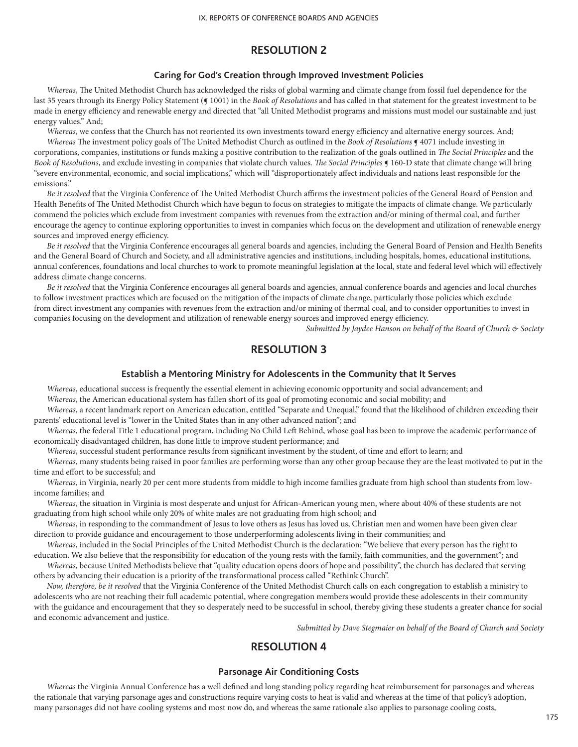## RESOLUTION 2

### Caring for God's Creation through Improved Investment Policies

*Whereas*, The United Methodist Church has acknowledged the risks of global warming and climate change from fossil fuel dependence for the last 35 years through its Energy Policy Statement (¶ 1001) in the *Book of Resolutions* and has called in that statement for the greatest investment to be made in energy efficiency and renewable energy and directed that "all United Methodist programs and missions must model our sustainable and just energy values." And;

*Whereas*, we confess that the Church has not reoriented its own investments toward energy efficiency and alternative energy sources. And;

*Whereas* The investment policy goals of The United Methodist Church as outlined in the *Book of Resolutions* ¶ 4071 include investing in corporations, companies, institutions or funds making a positive contribution to the realization of the goals outlined in *The Social Principles* and the *Book of Resolutions*, and exclude investing in companies that violate church values. *The Social Principles* ¶ 160-D state that climate change will bring "severe environmental, economic, and social implications," which will "disproportionately affect individuals and nations least responsible for the emissions."

*Be it resolved* that the Virginia Conference of The United Methodist Church affirms the investment policies of the General Board of Pension and Health Benefits of The United Methodist Church which have begun to focus on strategies to mitigate the impacts of climate change. We particularly commend the policies which exclude from investment companies with revenues from the extraction and/or mining of thermal coal, and further encourage the agency to continue exploring opportunities to invest in companies which focus on the development and utilization of renewable energy sources and improved energy efficiency.

*Be it resolved* that the Virginia Conference encourages all general boards and agencies, including the General Board of Pension and Health Benefits and the General Board of Church and Society, and all administrative agencies and institutions, including hospitals, homes, educational institutions, annual conferences, foundations and local churches to work to promote meaningful legislation at the local, state and federal level which will effectively address climate change concerns.

*Be it resolved* that the Virginia Conference encourages all general boards and agencies, annual conference boards and agencies and local churches to follow investment practices which are focused on the mitigation of the impacts of climate change, particularly those policies which exclude from direct investment any companies with revenues from the extraction and/or mining of thermal coal, and to consider opportunities to invest in companies focusing on the development and utilization of renewable energy sources and improved energy efficiency.

*Submitted by Jaydee Hanson on behalf of the Board of Church & Society*

## RESOLUTION 3

### Establish a Mentoring Ministry for Adolescents in the Community that It Serves

*Whereas*, educational success is frequently the essential element in achieving economic opportunity and social advancement; and

*Whereas*, the American educational system has fallen short of its goal of promoting economic and social mobility; and

*Whereas*, a recent landmark report on American education, entitled "Separate and Unequal," found that the likelihood of children exceeding their parents' educational level is "lower in the United States than in any other advanced nation"; and

*Whereas*, the federal Title 1 educational program, including No Child Left Behind, whose goal has been to improve the academic performance of economically disadvantaged children, has done little to improve student performance; and

*Whereas*, successful student performance results from significant investment by the student, of time and effort to learn; and

*Whereas*, many students being raised in poor families are performing worse than any other group because they are the least motivated to put in the time and effort to be successful; and

*Whereas*, in Virginia, nearly 20 per cent more students from middle to high income families graduate from high school than students from low-income families; and

*Whereas*, the situation in Virginia is most desperate and unjust for African-American young men, where about 40% of these students are not graduating from high school while only 20% of white males are not graduating from high school; and

*Whereas*, in responding to the commandment of Jesus to love others as Jesus has loved us, Christian men and women have been given clear direction to provide guidance and encouragement to those underperforming adolescents living in their communities; and

*Whereas*, included in the Social Principles of the United Methodist Church is the declaration: "We believe that every person has the right to education. We also believe that the responsibility for education of the young rests with the family, faith communities, and the government"; and

*Whereas*, because United Methodists believe that "quality education opens doors of hope and possibility", the church has declared that serving others by advancing their education is a priority of the transformational process called "Rethink Church".

*Now, therefore, be it resolved* that the Virginia Conference of the United Methodist Church calls on each congregation to establish a ministry to adolescents who are not reaching their full academic potential, where congregation members would provide these adolescents in their community with the guidance and encouragement that they so desperately need to be successful in school, thereby giving these students a greater chance for social and economic advancement and justice.

*Submitted by Dave Stegmaier on behalf of the Board of Church and Society*

## RESOLUTION 4

### Parsonage Air Conditioning Costs

*Whereas* the Virginia Annual Conference has a well defined and long standing policy regarding heat reimbursement for parsonages and whereas the rationale that varying parsonage ages and constructions require varying costs to heat is valid and whereas at the time of that policy's adoption, many parsonages did not have cooling systems and most now do, and whereas the same rationale also applies to parsonage cooling costs,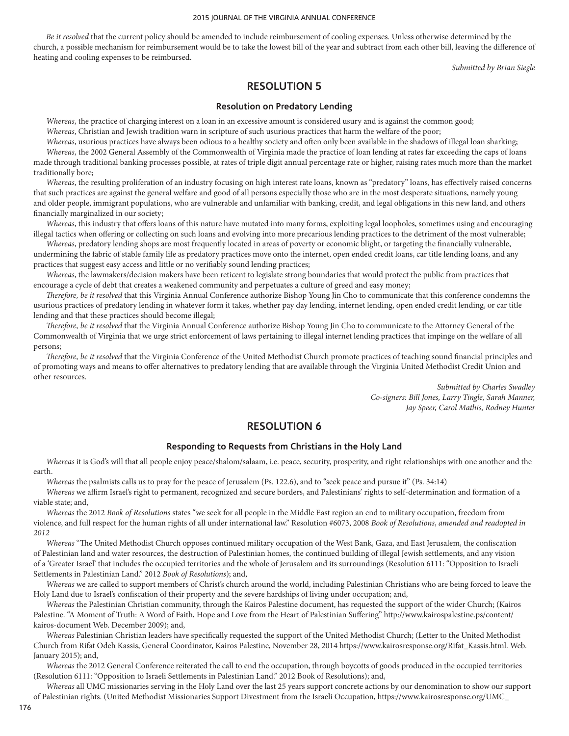*Be it resolved* that the current policy should be amended to include reimbursement of cooling expenses. Unless otherwise determined by the church, a possible mechanism for reimbursement would be to take the lowest bill of the year and subtract from each other bill, leaving the difference of heating and cooling expenses to be reimbursed.

*Submitted by Brian Siegle*

## RESOLUTION 5

### Resolution on Predatory Lending

*Whereas*, the practice of charging interest on a loan in an excessive amount is considered usury and is against the common good;

*Whereas*, Christian and Jewish tradition warn in scripture of such usurious practices that harm the welfare of the poor;

*Whereas*, usurious practices have always been odious to a healthy society and often only been available in the shadows of illegal loan sharking;

*Whereas*, the 2002 General Assembly of the Commonwealth of Virginia made the practice of loan lending at rates far exceeding the caps of loans made through traditional banking processes possible, at rates of triple digit annual percentage rate or higher, raising rates much more than the market traditionally bore;

*Whereas*, the resulting proliferation of an industry focusing on high interest rate loans, known as "predatory" loans, has effectively raised concerns that such practices are against the general welfare and good of all persons especially those who are in the most desperate situations, namely young and older people, immigrant populations, who are vulnerable and unfamiliar with banking, credit, and legal obligations in this new land, and others financially marginalized in our society;

*Whereas*, this industry that offers loans of this nature have mutated into many forms, exploiting legal loopholes, sometimes using and encouraging illegal tactics when offering or collecting on such loans and evolving into more precarious lending practices to the detriment of the most vulnerable;

*Whereas*, predatory lending shops are most frequently located in areas of poverty or economic blight, or targeting the financially vulnerable, undermining the fabric of stable family life as predatory practices move onto the internet, open ended credit loans, car title lending loans, and any practices that suggest easy access and little or no verifiably sound lending practices;

*Whereas*, the lawmakers/decision makers have been reticent to legislate strong boundaries that would protect the public from practices that encourage a cycle of debt that creates a weakened community and perpetuates a culture of greed and easy money;

*Therefore, be it resolved* that this Virginia Annual Conference authorize Bishop Young Jin Cho to communicate that this conference condemns the usurious practices of predatory lending in whatever form it takes, whether pay day lending, internet lending, open ended credit lending, or car title lending and that these practices should become illegal;

*Therefore, be it resolved* that the Virginia Annual Conference authorize Bishop Young Jin Cho to communicate to the Attorney General of the Commonwealth of Virginia that we urge strict enforcement of laws pertaining to illegal internet lending practices that impinge on the welfare of all persons;

*Therefore, be it resolved* that the Virginia Conference of the United Methodist Church promote practices of teaching sound financial principles and of promoting ways and means to offer alternatives to predatory lending that are available through the Virginia United Methodist Credit Union and other resources.

*Submitted by Charles Swadley*
*Co-signers: Bill Jones, Larry Tingle, Sarah Manner, Jay Speer, Carol Mathis, Rodney Hunter*

## RESOLUTION 6

### Responding to Requests from Christians in the Holy Land

*Whereas* it is God's will that all people enjoy peace/shalom/salaam, i.e. peace, security, prosperity, and right relationships with one another and the earth.

*Whereas* the psalmists calls us to pray for the peace of Jerusalem (Ps. 122.6), and to "seek peace and pursue it" (Ps. 34:14)

*Whereas* we affirm Israel's right to permanent, recognized and secure borders, and Palestinians' rights to self-determination and formation of a viable state; and,

*Whereas* the 2012 *Book of Resolutions* states "we seek for all people in the Middle East region an end to military occupation, freedom from violence, and full respect for the human rights of all under international law." Resolution #6073, 2008 *Book of Resolutions*, *amended and readopted in 2012*

*Whereas* "The United Methodist Church opposes continued military occupation of the West Bank, Gaza, and East Jerusalem, the confiscation of Palestinian land and water resources, the destruction of Palestinian homes, the continued building of illegal Jewish settlements, and any vision of a 'Greater Israel' that includes the occupied territories and the whole of Jerusalem and its surroundings (Resolution 6111: "Opposition to Israeli Settlements in Palestinian Land." 2012 *Book of Resolutions*); and,

*Whereas* we are called to support members of Christ's church around the world, including Palestinian Christians who are being forced to leave the Holy Land due to Israel's confiscation of their property and the severe hardships of living under occupation; and,

*Whereas* the Palestinian Christian community, through the Kairos Palestine document, has requested the support of the wider Church; (Kairos Palestine. "A Moment of Truth: A Word of Faith, Hope and Love from the Heart of Palestinian Suffering" http://www.kairospalestine.ps/content/kairos-document Web. December 2009); and,

*Whereas* Palestinian Christian leaders have specifically requested the support of the United Methodist Church; (Letter to the United Methodist Church from Rifat Odeh Kassis, General Coordinator, Kairos Palestine, November 28, 2014 https://www.kairosresponse.org/Rifat_Kassis.html. Web. January 2015); and,

*Whereas* the 2012 General Conference reiterated the call to end the occupation, through boycotts of goods produced in the occupied territories (Resolution 6111: "Opposition to Israeli Settlements in Palestinian Land." 2012 Book of Resolutions); and,

*Whereas* all UMC missionaries serving in the Holy Land over the last 25 years support concrete actions by our denomination to show our support of Palestinian rights. (United Methodist Missionaries Support Divestment from the Israeli Occupation, https://www.kairosresponse.org/UMC_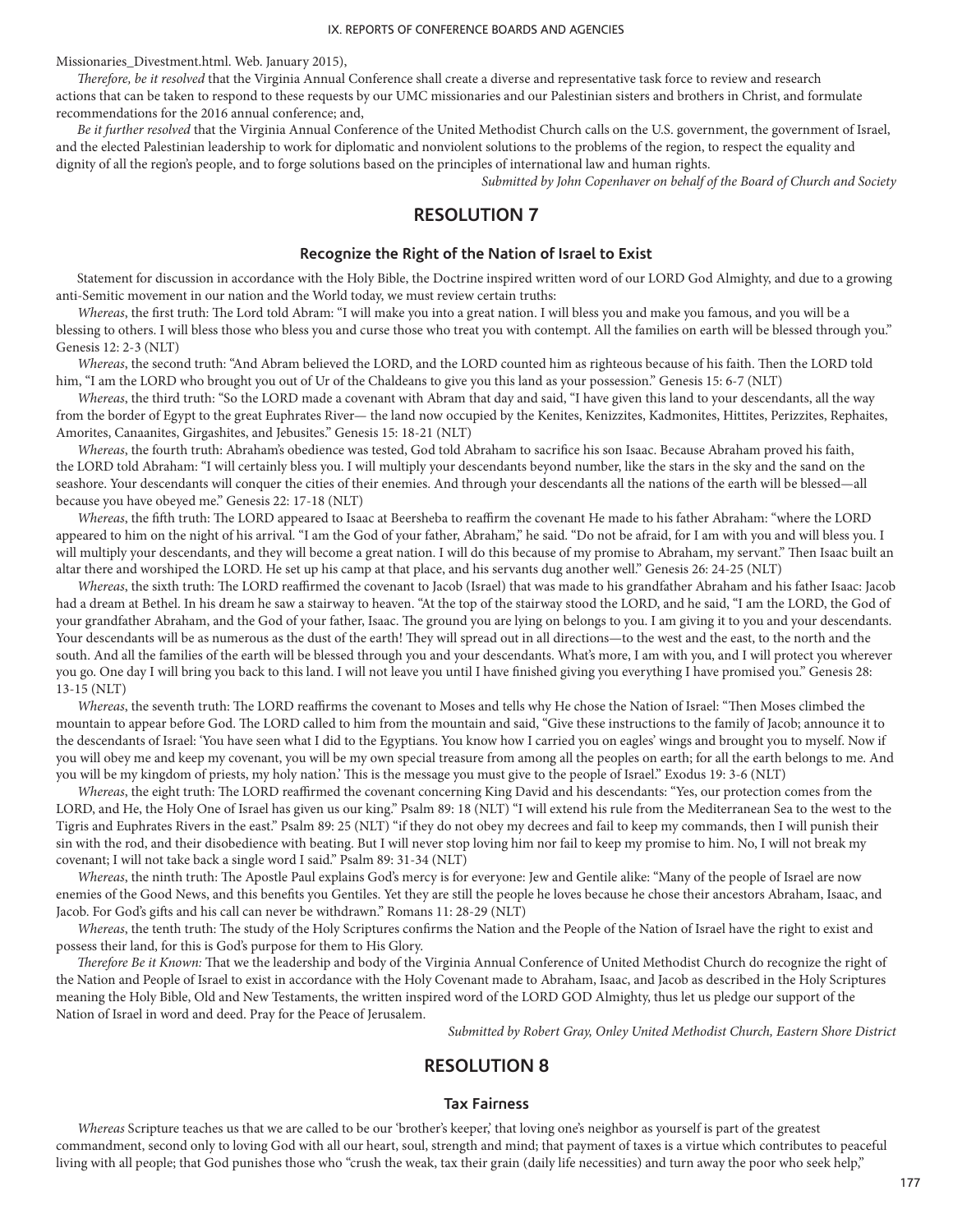Missionaries_Divestment.html. Web. January 2015),

*Therefore, be it resolved* that the Virginia Annual Conference shall create a diverse and representative task force to review and research actions that can be taken to respond to these requests by our UMC missionaries and our Palestinian sisters and brothers in Christ, and formulate recommendations for the 2016 annual conference; and,

*Be it further resolved* that the Virginia Annual Conference of the United Methodist Church calls on the U.S. government, the government of Israel, and the elected Palestinian leadership to work for diplomatic and nonviolent solutions to the problems of the region, to respect the equality and dignity of all the region's people, and to forge solutions based on the principles of international law and human rights.

*Submitted by John Copenhaver on behalf of the Board of Church and Society*

## RESOLUTION 7

### Recognize the Right of the Nation of Israel to Exist

Statement for discussion in accordance with the Holy Bible, the Doctrine inspired written word of our LORD God Almighty, and due to a growing anti-Semitic movement in our nation and the World today, we must review certain truths:

*Whereas*, the first truth: The Lord told Abram: "I will make you into a great nation. I will bless you and make you famous, and you will be a blessing to others. I will bless those who bless you and curse those who treat you with contempt. All the families on earth will be blessed through you." Genesis 12: 2-3 (NLT)

*Whereas*, the second truth: "And Abram believed the LORD, and the LORD counted him as righteous because of his faith. Then the LORD told him, "I am the LORD who brought you out of Ur of the Chaldeans to give you this land as your possession." Genesis 15: 6-7 (NLT)

*Whereas*, the third truth: "So the LORD made a covenant with Abram that day and said, "I have given this land to your descendants, all the way from the border of Egypt to the great Euphrates River— the land now occupied by the Kenites, Kenizzites, Kadmonites, Hittites, Perizzites, Rephaites, Amorites, Canaanites, Girgashites, and Jebusites." Genesis 15: 18-21 (NLT)

*Whereas*, the fourth truth: Abraham's obedience was tested, God told Abraham to sacrifice his son Isaac. Because Abraham proved his faith, the LORD told Abraham: "I will certainly bless you. I will multiply your descendants beyond number, like the stars in the sky and the sand on the seashore. Your descendants will conquer the cities of their enemies. And through your descendants all the nations of the earth will be blessed—all because you have obeyed me." Genesis 22: 17-18 (NLT)

*Whereas*, the fifth truth: The LORD appeared to Isaac at Beersheba to reaffirm the covenant He made to his father Abraham: "where the LORD appeared to him on the night of his arrival. "I am the God of your father, Abraham," he said. "Do not be afraid, for I am with you and will bless you. I will multiply your descendants, and they will become a great nation. I will do this because of my promise to Abraham, my servant." Then Isaac built an altar there and worshiped the LORD. He set up his camp at that place, and his servants dug another well." Genesis 26: 24-25 (NLT)

*Whereas*, the sixth truth: The LORD reaffirmed the covenant to Jacob (Israel) that was made to his grandfather Abraham and his father Isaac: Jacob had a dream at Bethel. In his dream he saw a stairway to heaven. "At the top of the stairway stood the LORD, and he said, "I am the LORD, the God of your grandfather Abraham, and the God of your father, Isaac. The ground you are lying on belongs to you. I am giving it to you and your descendants. Your descendants will be as numerous as the dust of the earth! They will spread out in all directions—to the west and the east, to the north and the south. And all the families of the earth will be blessed through you and your descendants. What's more, I am with you, and I will protect you wherever you go. One day I will bring you back to this land. I will not leave you until I have finished giving you everything I have promised you." Genesis 28: 13-15 (NLT)

*Whereas*, the seventh truth: The LORD reaffirms the covenant to Moses and tells why He chose the Nation of Israel: "Then Moses climbed the mountain to appear before God. The LORD called to him from the mountain and said, "Give these instructions to the family of Jacob; announce it to the descendants of Israel: 'You have seen what I did to the Egyptians. You know how I carried you on eagles' wings and brought you to myself. Now if you will obey me and keep my covenant, you will be my own special treasure from among all the peoples on earth; for all the earth belongs to me. And you will be my kingdom of priests, my holy nation.' This is the message you must give to the people of Israel." Exodus 19: 3-6 (NLT)

*Whereas*, the eight truth: The LORD reaffirmed the covenant concerning King David and his descendants: "Yes, our protection comes from the LORD, and He, the Holy One of Israel has given us our king." Psalm 89: 18 (NLT) "I will extend his rule from the Mediterranean Sea to the west to the Tigris and Euphrates Rivers in the east." Psalm 89: 25 (NLT) "if they do not obey my decrees and fail to keep my commands, then I will punish their sin with the rod, and their disobedience with beating. But I will never stop loving him nor fail to keep my promise to him. No, I will not break my covenant; I will not take back a single word I said." Psalm 89: 31-34 (NLT)

*Whereas*, the ninth truth: The Apostle Paul explains God's mercy is for everyone: Jew and Gentile alike: "Many of the people of Israel are now enemies of the Good News, and this benefits you Gentiles. Yet they are still the people he loves because he chose their ancestors Abraham, Isaac, and Jacob. For God's gifts and his call can never be withdrawn." Romans 11: 28-29 (NLT)

*Whereas*, the tenth truth: The study of the Holy Scriptures confirms the Nation and the People of the Nation of Israel have the right to exist and possess their land, for this is God's purpose for them to His Glory.

*Therefore Be it Known:* That we the leadership and body of the Virginia Annual Conference of United Methodist Church do recognize the right of the Nation and People of Israel to exist in accordance with the Holy Covenant made to Abraham, Isaac, and Jacob as described in the Holy Scriptures meaning the Holy Bible, Old and New Testaments, the written inspired word of the LORD GOD Almighty, thus let us pledge our support of the Nation of Israel in word and deed. Pray for the Peace of Jerusalem.

*Submitted by Robert Gray, Onley United Methodist Church, Eastern Shore District*

## RESOLUTION 8

### Tax Fairness

*Whereas* Scripture teaches us that we are called to be our 'brother's keeper,' that loving one's neighbor as yourself is part of the greatest commandment, second only to loving God with all our heart, soul, strength and mind; that payment of taxes is a virtue which contributes to peaceful living with all people; that God punishes those who "crush the weak, tax their grain (daily life necessities) and turn away the poor who seek help,"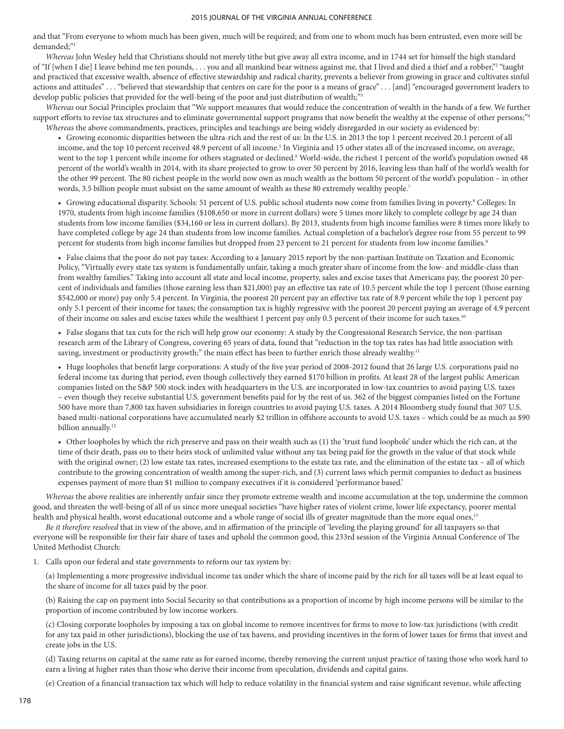and that "From everyone to whom much has been given, much will be required; and from one to whom much has been entrusted, even more will be demanded;"[1]

*Whereas* John Wesley held that Christians should not merely tithe but give away all extra income, and in 1744 set for himself the high standard of "If [when I die] I leave behind me ten pounds, . . . you and all mankind bear witness against me, that I lived and died a thief and a robber,"[2] "taught and practiced that excessive wealth, absence of effective stewardship and radical charity, prevents a believer from growing in grace and cultivates sinful actions and attitudes" . . . "believed that stewardship that centers on care for the poor is a means of grace" . . . [and] "encouraged government leaders to develop public policies that provided for the well-being of the poor and just distribution of wealth;"[3]

*Whereas* our Social Principles proclaim that "We support measures that would reduce the concentration of wealth in the hands of a few. We further support efforts to revise tax structures and to eliminate governmental support programs that now benefit the wealthy at the expense of other persons;"[4]

*Whereas* the above commandments, practices, principles and teachings are being widely disregarded in our society as evidenced by:

- Growing economic disparities between the ultra-rich and the rest of us: In the U.S. in 2013 the top 1 percent received 20.1 percent of all income, and the top 10 percent received 48.9 percent of all income.[5] In Virginia and 15 other states all of the increased income, on average, went to the top 1 percent while income for others stagnated or declined.[6] World-wide, the richest 1 percent of the world's population owned 48 percent of the world's wealth in 2014, with its share projected to grow to over 50 percent by 2016, leaving less than half of the world's wealth for the other 99 percent. The 80 richest people in the world now own as much wealth as the bottom 50 percent of the world's population – in other words, 3.5 billion people must subsist on the same amount of wealth as these 80 extremely wealthy people.[7]

- Growing educational disparity. Schools: 51 percent of U.S. public school students now come from families living in poverty.[8] Colleges: In 1970, students from high income families ($108,650 or more in current dollars) were 5 times more likely to complete college by age 24 than students from low income families ($34,160 or less in current dollars). By 2013, students from high income families were 8 times more likely to have completed college by age 24 than students from low income families. Actual completion of a bachelor's degree rose from 55 percent to 99 percent for students from high income families but dropped from 23 percent to 21 percent for students from low income families.[9]

- False claims that the poor do not pay taxes: According to a January 2015 report by the non-partisan Institute on Taxation and Economic Policy, "Virtually every state tax system is fundamentally unfair, taking a much greater share of income from the low- and middle-class than from wealthy families." Taking into account all state and local income, property, sales and excise taxes that Americans pay, the poorest 20 percent of individuals and families (those earning less than $21,000) pay an effective tax rate of 10.5 percent while the top 1 percent (those earning $542,000 or more) pay only 5.4 percent. In Virginia, the poorest 20 percent pay an effective tax rate of 8.9 percent while the top 1 percent pay only 5.1 percent of their income for taxes; the consumption tax is highly regressive with the poorest 20 percent paying an average of 4.9 percent of their income on sales and excise taxes while the wealthiest 1 percent pay only 0.5 percent of their income for such taxes.[10]

- False slogans that tax cuts for the rich will help grow our economy: A study by the Congressional Research Service, the non-partisan research arm of the Library of Congress, covering 65 years of data, found that "reduction in the top tax rates has had little association with saving, investment or productivity growth;" the main effect has been to further enrich those already wealthy.[11]

- Huge loopholes that benefit large corporations: A study of the five year period of 2008-2012 found that 26 large U.S. corporations paid no federal income tax during that period, even though collectively they earned $170 billion in profits. At least 28 of the largest public American companies listed on the S&P 500 stock index with headquarters in the U.S. are incorporated in low-tax countries to avoid paying U.S. taxes – even though they receive substantial U.S. government benefits paid for by the rest of us. 362 of the biggest companies listed on the Fortune 500 have more than 7,800 tax haven subsidiaries in foreign countries to avoid paying U.S. taxes. A 2014 Bloomberg study found that 307 U.S. based multi-national corporations have accumulated nearly $2 trillion in offshore accounts to avoid U.S. taxes – which could be as much as $90 billion annually.[12]

- Other loopholes by which the rich preserve and pass on their wealth such as (1) the 'trust fund loophole' under which the rich can, at the time of their death, pass on to their heirs stock of unlimited value without any tax being paid for the growth in the value of that stock while with the original owner; (2) low estate tax rates, increased exemptions to the estate tax rate, and the elimination of the estate tax – all of which contribute to the growing concentration of wealth among the super-rich, and (3) current laws which permit companies to deduct as business expenses payment of more than $1 million to company executives if it is considered 'performance based.'

*Whereas* the above realities are inherently unfair since they promote extreme wealth and income accumulation at the top, undermine the common good, and threaten the well-being of all of us since more unequal societies "have higher rates of violent crime, lower life expectancy, poorer mental health and physical health, worst educational outcome and a whole range of social ills of greater magnitude than the more equal ones,[13]

*Be it therefore resolved* that in view of the above, and in affirmation of the principle of 'leveling the playing ground' for all taxpayers so that everyone will be responsible for their fair share of taxes and uphold the common good, this 233rd session of the Virginia Annual Conference of The United Methodist Church:

1. Calls upon our federal and state governments to reform our tax system by:

   (a) Implementing a more progressive individual income tax under which the share of income paid by the rich for all taxes will be at least equal to the share of income for all taxes paid by the poor.

   (b) Raising the cap on payment into Social Security so that contributions as a proportion of income by high income persons will be similar to the proportion of income contributed by low income workers.

   (c) Closing corporate loopholes by imposing a tax on global income to remove incentives for firms to move to low-tax jurisdictions (with credit for any tax paid in other jurisdictions), blocking the use of tax havens, and providing incentives in the form of lower taxes for firms that invest and create jobs in the U.S.

   (d) Taxing returns on capital at the same rate as for earned income, thereby removing the current unjust practice of taxing those who work hard to earn a living at higher rates than those who derive their income from speculation, dividends and capital gains.

   (e) Creation of a financial transaction tax which will help to reduce volatility in the financial system and raise significant revenue, while affecting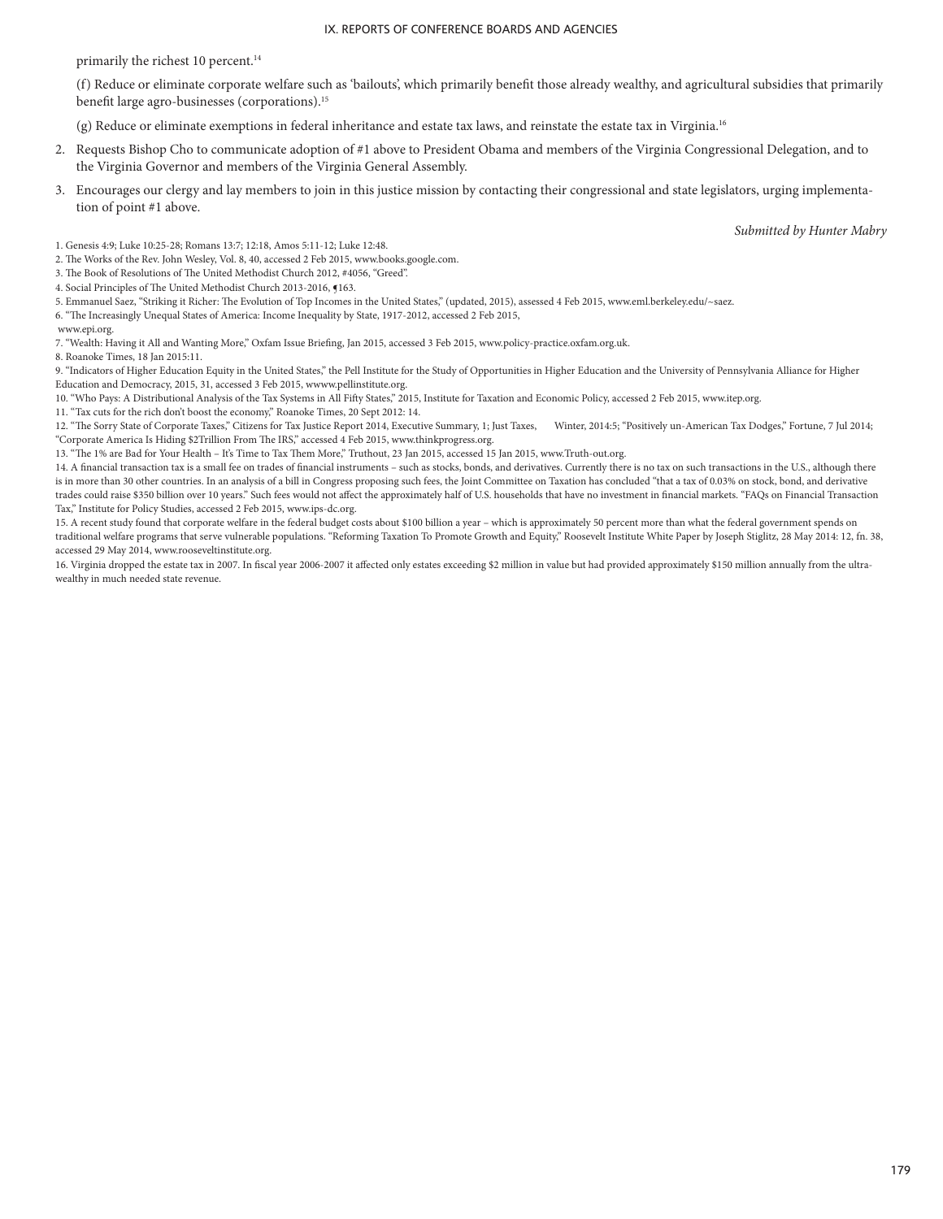primarily the richest 10 percent.[14]

(f) Reduce or eliminate corporate welfare such as 'bailouts', which primarily benefit those already wealthy, and agricultural subsidies that primarily benefit large agro-businesses (corporations).[15]

(g) Reduce or eliminate exemptions in federal inheritance and estate tax laws, and reinstate the estate tax in Virginia.[16]

2. Requests Bishop Cho to communicate adoption of #1 above to President Obama and members of the Virginia Congressional Delegation, and to the Virginia Governor and members of the Virginia General Assembly.
3. Encourages our clergy and lay members to join in this justice mission by contacting their congressional and state legislators, urging implementation of point #1 above.

*Submitted by Hunter Mabry*

1. Genesis 4:9; Luke 10:25-28; Romans 13:7; 12:18, Amos 5:11-12; Luke 12:48.
2. The Works of the Rev. John Wesley, Vol. 8, 40, accessed 2 Feb 2015, www.books.google.com.
3. The Book of Resolutions of The United Methodist Church 2012, #4056, "Greed".
4. Social Principles of The United Methodist Church 2013-2016, ¶163.
5. Emmanuel Saez, "Striking it Richer: The Evolution of Top Incomes in the United States," (updated, 2015), assessed 4 Feb 2015, www.eml.berkeley.edu/~saez.
6. "The Increasingly Unequal States of America: Income Inequality by State, 1917-2012, accessed 2 Feb 2015, www.epi.org.
7. "Wealth: Having it All and Wanting More," Oxfam Issue Briefing, Jan 2015, accessed 3 Feb 2015, www.policy-practice.oxfam.org.uk.
8. Roanoke Times, 18 Jan 2015:11.
9. "Indicators of Higher Education Equity in the United States," the Pell Institute for the Study of Opportunities in Higher Education and the University of Pennsylvania Alliance for Higher Education and Democracy, 2015, 31, accessed 3 Feb 2015, wwww.pellinstitute.org.
10. "Who Pays: A Distributional Analysis of the Tax Systems in All Fifty States," 2015, Institute for Taxation and Economic Policy, accessed 2 Feb 2015, www.itep.org.
11. "Tax cuts for the rich don't boost the economy," Roanoke Times, 20 Sept 2012: 14.
12. "The Sorry State of Corporate Taxes," Citizens for Tax Justice Report 2014, Executive Summary, 1; Just Taxes, Winter, 2014:5; "Positively un-American Tax Dodges," Fortune, 7 Jul 2014; "Corporate America Is Hiding $2Trillion From The IRS," accessed 4 Feb 2015, www.thinkprogress.org.
13. "The 1% are Bad for Your Health – It's Time to Tax Them More," Truthout, 23 Jan 2015, accessed 15 Jan 2015, www.Truth-out.org.
14. A financial transaction tax is a small fee on trades of financial instruments – such as stocks, bonds, and derivatives. Currently there is no tax on such transactions in the U.S., although there is in more than 30 other countries. In an analysis of a bill in Congress proposing such fees, the Joint Committee on Taxation has concluded "that a tax of 0.03% on stock, bond, and derivative trades could raise $350 billion over 10 years." Such fees would not affect the approximately half of U.S. households that have no investment in financial markets. "FAQs on Financial Transaction Tax," Institute for Policy Studies, accessed 2 Feb 2015, www.ips-dc.org.
15. A recent study found that corporate welfare in the federal budget costs about $100 billion a year – which is approximately 50 percent more than what the federal government spends on traditional welfare programs that serve vulnerable populations. "Reforming Taxation To Promote Growth and Equity," Roosevelt Institute White Paper by Joseph Stiglitz, 28 May 2014: 12, fn. 38, accessed 29 May 2014, www.rooseveltinstitute.org.
16. Virginia dropped the estate tax in 2007. In fiscal year 2006-2007 it affected only estates exceeding $2 million in value but had provided approximately $150 million annually from the ultra-wealthy in much needed state revenue.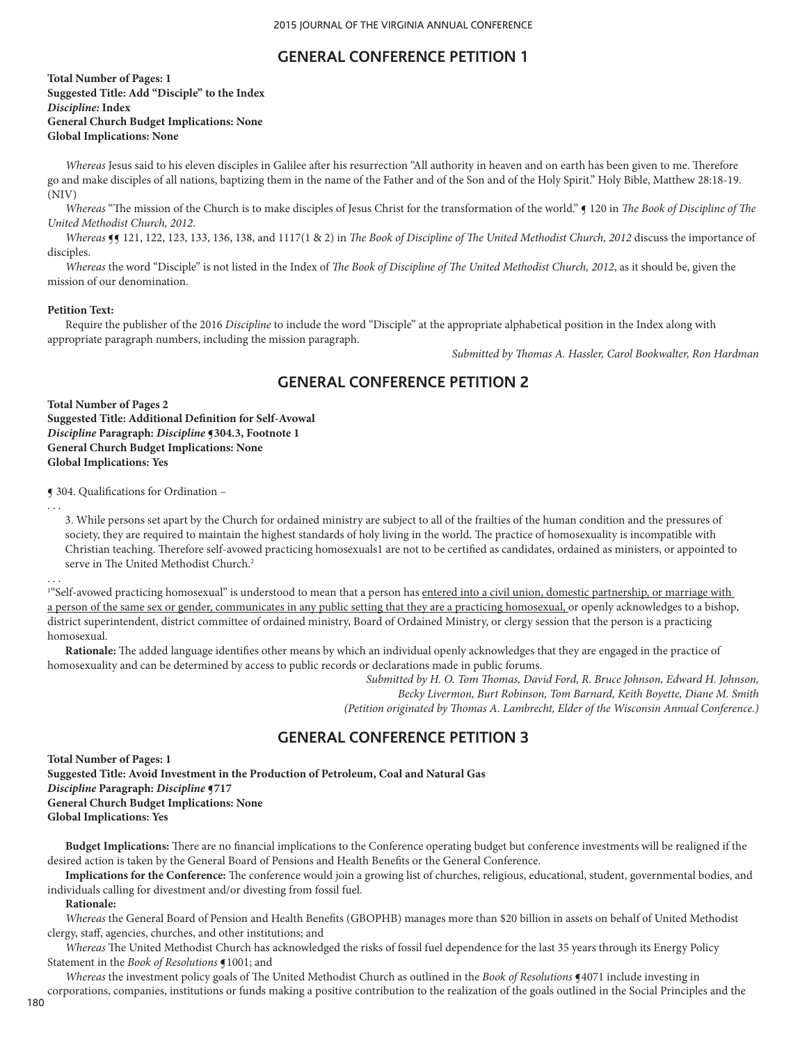## GENERAL CONFERENCE PETITION 1

**Total Number of Pages: 1**
**Suggested Title: Add "Disciple" to the Index**
***Discipline:* Index**
**General Church Budget Implications: None**
**Global Implications: None**

*Whereas* Jesus said to his eleven disciples in Galilee after his resurrection "All authority in heaven and on earth has been given to me. Therefore go and make disciples of all nations, baptizing them in the name of the Father and of the Son and of the Holy Spirit." Holy Bible, Matthew 28:18-19. (NIV)

*Whereas* "The mission of the Church is to make disciples of Jesus Christ for the transformation of the world." ¶ 120 in *The Book of Discipline of The United Methodist Church, 2012.*

*Whereas* ¶¶ 121, 122, 123, 133, 136, 138, and 1117(1 & 2) in *The Book of Discipline of The United Methodist Church, 2012* discuss the importance of disciples.

*Whereas* the word "Disciple" is not listed in the Index of *The Book of Discipline of The United Methodist Church, 2012*, as it should be, given the mission of our denomination.

**Petition Text:**

Require the publisher of the 2016 *Discipline* to include the word "Disciple" at the appropriate alphabetical position in the Index along with appropriate paragraph numbers, including the mission paragraph.

*Submitted by Thomas A. Hassler, Carol Bookwalter, Ron Hardman*

## GENERAL CONFERENCE PETITION 2

**Total Number of Pages 2**
**Suggested Title: Additional Definition for Self-Avowal**
***Discipline* Paragraph: *Discipline* ¶304.3, Footnote 1**
**General Church Budget Implications: None**
**Global Implications: Yes**

¶ 304. Qualifications for Ordination –

. . .

3. While persons set apart by the Church for ordained ministry are subject to all of the frailties of the human condition and the pressures of society, they are required to maintain the highest standards of holy living in the world. The practice of homosexuality is incompatible with Christian teaching. Therefore self-avowed practicing homosexuals1 are not to be certified as candidates, ordained as ministers, or appointed to serve in The United Methodist Church.[2]

. . .

[1]"Self-avowed practicing homosexual" is understood to mean that a person has <u>entered into a civil union, domestic partnership, or marriage with a person of the same sex or gender, communicates in any public setting that they are a practicing homosexual,</u> or openly acknowledges to a bishop, district superintendent, district committee of ordained ministry, Board of Ordained Ministry, or clergy session that the person is a practicing homosexual.

**Rationale:** The added language identifies other means by which an individual openly acknowledges that they are engaged in the practice of homosexuality and can be determined by access to public records or declarations made in public forums.

*Submitted by H. O. Tom Thomas, David Ford, R. Bruce Johnson, Edward H. Johnson, Becky Livermon, Burt Robinson, Tom Barnard, Keith Boyette, Diane M. Smith*
*(Petition originated by Thomas A. Lambrecht, Elder of the Wisconsin Annual Conference.)*

## GENERAL CONFERENCE PETITION 3

**Total Number of Pages: 1**
**Suggested Title: Avoid Investment in the Production of Petroleum, Coal and Natural Gas**
***Discipline* Paragraph: *Discipline* ¶717**
**General Church Budget Implications: None**
**Global Implications: Yes**

**Budget Implications:** There are no financial implications to the Conference operating budget but conference investments will be realigned if the desired action is taken by the General Board of Pensions and Health Benefits or the General Conference.

**Implications for the Conference:** The conference would join a growing list of churches, religious, educational, student, governmental bodies, and individuals calling for divestment and/or divesting from fossil fuel.

**Rationale:**

*Whereas* the General Board of Pension and Health Benefits (GBOPHB) manages more than $20 billion in assets on behalf of United Methodist clergy, staff, agencies, churches, and other institutions; and

*Whereas* The United Methodist Church has acknowledged the risks of fossil fuel dependence for the last 35 years through its Energy Policy Statement in the *Book of Resolutions* ¶1001; and

*Whereas* the investment policy goals of The United Methodist Church as outlined in the *Book of Resolutions* ¶4071 include investing in corporations, companies, institutions or funds making a positive contribution to the realization of the goals outlined in the Social Principles and the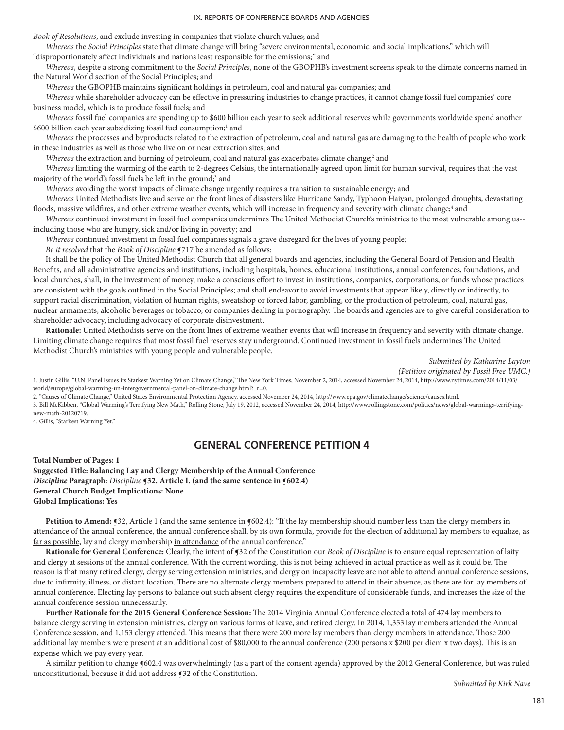*Book of Resolutions*, and exclude investing in companies that violate church values; and

*Whereas* the *Social Principles* state that climate change will bring "severe environmental, economic, and social implications," which will "disproportionately affect individuals and nations least responsible for the emissions;" and

*Whereas*, despite a strong commitment to the *Social Principles*, none of the GBOPHB's investment screens speak to the climate concerns named in the Natural World section of the Social Principles; and

*Whereas* the GBOPHB maintains significant holdings in petroleum, coal and natural gas companies; and

*Whereas* while shareholder advocacy can be effective in pressuring industries to change practices, it cannot change fossil fuel companies' core business model, which is to produce fossil fuels; and

*Whereas* fossil fuel companies are spending up to $600 billion each year to seek additional reserves while governments worldwide spend another $600 billion each year subsidizing fossil fuel consumption;[1] and

*Whereas* the processes and byproducts related to the extraction of petroleum, coal and natural gas are damaging to the health of people who work in these industries as well as those who live on or near extraction sites; and

*Whereas* the extraction and burning of petroleum, coal and natural gas exacerbates climate change;[2] and

*Whereas* limiting the warming of the earth to 2-degrees Celsius, the internationally agreed upon limit for human survival, requires that the vast majority of the world's fossil fuels be left in the ground;[3] and

*Whereas* avoiding the worst impacts of climate change urgently requires a transition to sustainable energy; and

*Whereas* United Methodists live and serve on the front lines of disasters like Hurricane Sandy, Typhoon Haiyan, prolonged droughts, devastating floods, massive wildfires, and other extreme weather events, which will increase in frequency and severity with climate change;[4] and

*Whereas* continued investment in fossil fuel companies undermines The United Methodist Church's ministries to the most vulnerable among us--including those who are hungry, sick and/or living in poverty; and

*Whereas* continued investment in fossil fuel companies signals a grave disregard for the lives of young people;

*Be it resolved* that the *Book of Discipline* ¶717 be amended as follows:

It shall be the policy of The United Methodist Church that all general boards and agencies, including the General Board of Pension and Health Benefits, and all administrative agencies and institutions, including hospitals, homes, educational institutions, annual conferences, foundations, and local churches, shall, in the investment of money, make a conscious effort to invest in institutions, companies, corporations, or funds whose practices are consistent with the goals outlined in the Social Principles; and shall endeavor to avoid investments that appear likely, directly or indirectly, to support racial discrimination, violation of human rights, sweatshop or forced labor, gambling, or the production of <u>petroleum, coal, natural gas,</u> nuclear armaments, alcoholic beverages or tobacco, or companies dealing in pornography. The boards and agencies are to give careful consideration to shareholder advocacy, including advocacy of corporate disinvestment.

**Rationale:** United Methodists serve on the front lines of extreme weather events that will increase in frequency and severity with climate change. Limiting climate change requires that most fossil fuel reserves stay underground. Continued investment in fossil fuels undermines The United Methodist Church's ministries with young people and vulnerable people.

*Submitted by Katharine Layton*
*(Petition originated by Fossil Free UMC.)*

1. Justin Gillis, "U.N. Panel Issues its Starkest Warning Yet on Climate Change," The New York Times, November 2, 2014, accessed November 24, 2014, http://www.nytimes.com/2014/11/03/world/europe/global-warming-un-intergovernmental-panel-on-climate-change.html?_r=0.
2. "Causes of Climate Change," United States Environmental Protection Agency, accessed November 24, 2014, http://www.epa.gov/climatechange/science/causes.html.
3. Bill McKibben, "Global Warming's Terrifying New Math," Rolling Stone, July 19, 2012, accessed November 24, 2014, http://www.rollingstone.com/politics/news/global-warmings-terrifying-new-math-20120719.
4. Gillis, "Starkest Warning Yet."

## GENERAL CONFERENCE PETITION 4

**Total Number of Pages: 1**
**Suggested Title: Balancing Lay and Clergy Membership of the Annual Conference**
***Discipline* Paragraph:** *Discipline* **¶32. Article I. (and the same sentence in ¶602.4)**
**General Church Budget Implications: None**
**Global Implications: Yes**

**Petition to Amend:** ¶32, Article 1 (and the same sentence in ¶602.4): "If the lay membership should number less than the clergy members <u>in attendance</u> of the annual conference, the annual conference shall, by its own formula, provide for the election of additional lay members to equalize, <u>as far as possible</u>, lay and clergy membership <u>in attendance</u> of the annual conference."

**Rationale for General Conference:** Clearly, the intent of ¶32 of the Constitution our *Book of Discipline* is to ensure equal representation of laity and clergy at sessions of the annual conference. With the current wording, this is not being achieved in actual practice as well as it could be. The reason is that many retired clergy, clergy serving extension ministries, and clergy on incapacity leave are not able to attend annual conference sessions, due to infirmity, illness, or distant location. There are no alternate clergy members prepared to attend in their absence, as there are for lay members of annual conference. Electing lay persons to balance out such absent clergy requires the expenditure of considerable funds, and increases the size of the annual conference session unnecessarily.

**Further Rationale for the 2015 General Conference Session:** The 2014 Virginia Annual Conference elected a total of 474 lay members to balance clergy serving in extension ministries, clergy on various forms of leave, and retired clergy. In 2014, 1,353 lay members attended the Annual Conference session, and 1,153 clergy attended. This means that there were 200 more lay members than clergy members in attendance. Those 200 additional lay members were present at an additional cost of $80,000 to the annual conference (200 persons x $200 per diem x two days). This is an expense which we pay every year.

A similar petition to change ¶602.4 was overwhelmingly (as a part of the consent agenda) approved by the 2012 General Conference, but was ruled unconstitutional, because it did not address ¶32 of the Constitution.

*Submitted by Kirk Nave*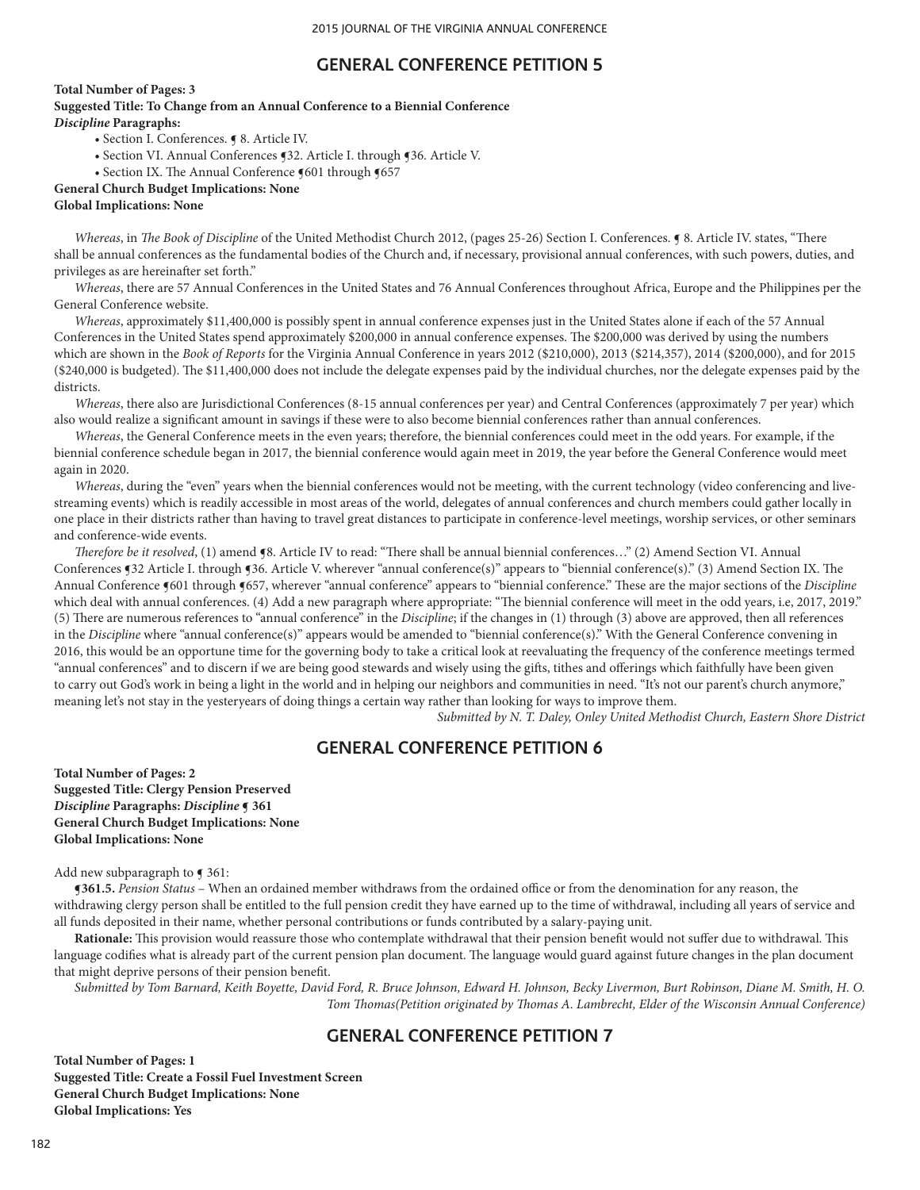## GENERAL CONFERENCE PETITION 5

**Total Number of Pages: 3**
**Suggested Title: To Change from an Annual Conference to a Biennial Conference**
***Discipline* Paragraphs:**

- Section I. Conferences. ¶ 8. Article IV.
- Section VI. Annual Conferences ¶32. Article I. through ¶36. Article V.
- Section IX. The Annual Conference ¶601 through ¶657

**General Church Budget Implications: None**
**Global Implications: None**

*Whereas*, in *The Book of Discipline* of the United Methodist Church 2012, (pages 25-26) Section I. Conferences. ¶ 8. Article IV. states, "There shall be annual conferences as the fundamental bodies of the Church and, if necessary, provisional annual conferences, with such powers, duties, and privileges as are hereinafter set forth."

*Whereas*, there are 57 Annual Conferences in the United States and 76 Annual Conferences throughout Africa, Europe and the Philippines per the General Conference website.

*Whereas*, approximately $11,400,000 is possibly spent in annual conference expenses just in the United States alone if each of the 57 Annual Conferences in the United States spend approximately $200,000 in annual conference expenses. The $200,000 was derived by using the numbers which are shown in the *Book of Reports* for the Virginia Annual Conference in years 2012 ($210,000), 2013 ($214,357), 2014 ($200,000), and for 2015 ($240,000 is budgeted). The $11,400,000 does not include the delegate expenses paid by the individual churches, nor the delegate expenses paid by the districts.

*Whereas*, there also are Jurisdictional Conferences (8-15 annual conferences per year) and Central Conferences (approximately 7 per year) which also would realize a significant amount in savings if these were to also become biennial conferences rather than annual conferences.

*Whereas*, the General Conference meets in the even years; therefore, the biennial conferences could meet in the odd years. For example, if the biennial conference schedule began in 2017, the biennial conference would again meet in 2019, the year before the General Conference would meet again in 2020.

*Whereas*, during the "even" years when the biennial conferences would not be meeting, with the current technology (video conferencing and live-streaming events) which is readily accessible in most areas of the world, delegates of annual conferences and church members could gather locally in one place in their districts rather than having to travel great distances to participate in conference-level meetings, worship services, or other seminars and conference-wide events.

*Therefore be it resolved*, (1) amend ¶8. Article IV to read: "There shall be annual biennial conferences…" (2) Amend Section VI. Annual Conferences ¶32 Article I. through ¶36. Article V. wherever "annual conference(s)" appears to "biennial conference(s)." (3) Amend Section IX. The Annual Conference ¶601 through ¶657, wherever "annual conference" appears to "biennial conference." These are the major sections of the *Discipline* which deal with annual conferences. (4) Add a new paragraph where appropriate: "The biennial conference will meet in the odd years, i.e, 2017, 2019." (5) There are numerous references to "annual conference" in the *Discipline*; if the changes in (1) through (3) above are approved, then all references in the *Discipline* where "annual conference(s)" appears would be amended to "biennial conference(s)." With the General Conference convening in 2016, this would be an opportune time for the governing body to take a critical look at reevaluating the frequency of the conference meetings termed "annual conferences" and to discern if we are being good stewards and wisely using the gifts, tithes and offerings which faithfully have been given to carry out God's work in being a light in the world and in helping our neighbors and communities in need. "It's not our parent's church anymore," meaning let's not stay in the yesteryears of doing things a certain way rather than looking for ways to improve them.

*Submitted by N. T. Daley, Onley United Methodist Church, Eastern Shore District*

## GENERAL CONFERENCE PETITION 6

**Total Number of Pages: 2**
**Suggested Title: Clergy Pension Preserved**
***Discipline* Paragraphs: *Discipline* ¶ 361**
**General Church Budget Implications: None**
**Global Implications: None**

Add new subparagraph to ¶ 361:

**¶361.5.** *Pension Status* – When an ordained member withdraws from the ordained office or from the denomination for any reason, the withdrawing clergy person shall be entitled to the full pension credit they have earned up to the time of withdrawal, including all years of service and all funds deposited in their name, whether personal contributions or funds contributed by a salary-paying unit.

**Rationale:** This provision would reassure those who contemplate withdrawal that their pension benefit would not suffer due to withdrawal. This language codifies what is already part of the current pension plan document. The language would guard against future changes in the plan document that might deprive persons of their pension benefit.

*Submitted by Tom Barnard, Keith Boyette, David Ford, R. Bruce Johnson, Edward H. Johnson, Becky Livermon, Burt Robinson, Diane M. Smith, H. O. Tom Thomas(Petition originated by Thomas A. Lambrecht, Elder of the Wisconsin Annual Conference)*

## GENERAL CONFERENCE PETITION 7

**Total Number of Pages: 1**
**Suggested Title: Create a Fossil Fuel Investment Screen**
**General Church Budget Implications: None**
**Global Implications: Yes**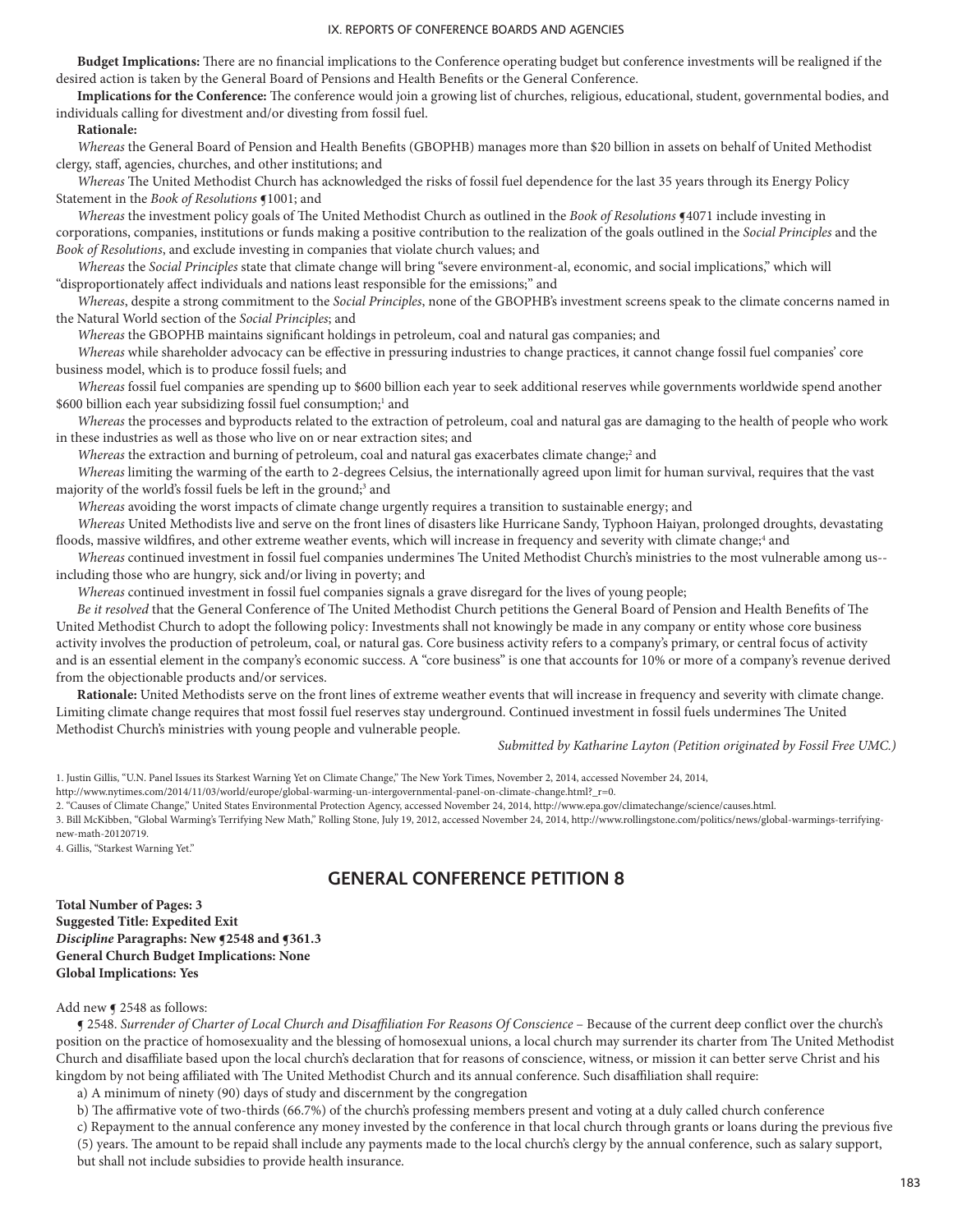**Budget Implications:** There are no financial implications to the Conference operating budget but conference investments will be realigned if the desired action is taken by the General Board of Pensions and Health Benefits or the General Conference.

**Implications for the Conference:** The conference would join a growing list of churches, religious, educational, student, governmental bodies, and individuals calling for divestment and/or divesting from fossil fuel.

**Rationale:**

*Whereas* the General Board of Pension and Health Benefits (GBOPHB) manages more than $20 billion in assets on behalf of United Methodist clergy, staff, agencies, churches, and other institutions; and

*Whereas* The United Methodist Church has acknowledged the risks of fossil fuel dependence for the last 35 years through its Energy Policy Statement in the *Book of Resolutions* ¶1001; and

*Whereas* the investment policy goals of The United Methodist Church as outlined in the *Book of Resolutions* ¶4071 include investing in corporations, companies, institutions or funds making a positive contribution to the realization of the goals outlined in the *Social Principles* and the *Book of Resolutions*, and exclude investing in companies that violate church values; and

*Whereas* the *Social Principles* state that climate change will bring "severe environment-al, economic, and social implications," which will "disproportionately affect individuals and nations least responsible for the emissions;" and

*Whereas*, despite a strong commitment to the *Social Principles*, none of the GBOPHB's investment screens speak to the climate concerns named in the Natural World section of the *Social Principles*; and

*Whereas* the GBOPHB maintains significant holdings in petroleum, coal and natural gas companies; and

*Whereas* while shareholder advocacy can be effective in pressuring industries to change practices, it cannot change fossil fuel companies' core business model, which is to produce fossil fuels; and

*Whereas* fossil fuel companies are spending up to $600 billion each year to seek additional reserves while governments worldwide spend another $600 billion each year subsidizing fossil fuel consumption;[1] and

*Whereas* the processes and byproducts related to the extraction of petroleum, coal and natural gas are damaging to the health of people who work in these industries as well as those who live on or near extraction sites; and

*Whereas* the extraction and burning of petroleum, coal and natural gas exacerbates climate change;[2] and

*Whereas* limiting the warming of the earth to 2-degrees Celsius, the internationally agreed upon limit for human survival, requires that the vast majority of the world's fossil fuels be left in the ground;[3] and

*Whereas* avoiding the worst impacts of climate change urgently requires a transition to sustainable energy; and

*Whereas* United Methodists live and serve on the front lines of disasters like Hurricane Sandy, Typhoon Haiyan, prolonged droughts, devastating floods, massive wildfires, and other extreme weather events, which will increase in frequency and severity with climate change;[4] and

*Whereas* continued investment in fossil fuel companies undermines The United Methodist Church's ministries to the most vulnerable among us--including those who are hungry, sick and/or living in poverty; and

*Whereas* continued investment in fossil fuel companies signals a grave disregard for the lives of young people;

*Be it resolved* that the General Conference of The United Methodist Church petitions the General Board of Pension and Health Benefits of The United Methodist Church to adopt the following policy: Investments shall not knowingly be made in any company or entity whose core business activity involves the production of petroleum, coal, or natural gas. Core business activity refers to a company's primary, or central focus of activity and is an essential element in the company's economic success. A "core business" is one that accounts for 10% or more of a company's revenue derived from the objectionable products and/or services.

**Rationale:** United Methodists serve on the front lines of extreme weather events that will increase in frequency and severity with climate change. Limiting climate change requires that most fossil fuel reserves stay underground. Continued investment in fossil fuels undermines The United Methodist Church's ministries with young people and vulnerable people.

*Submitted by Katharine Layton (Petition originated by Fossil Free UMC.)*

1. Justin Gillis, "U.N. Panel Issues its Starkest Warning Yet on Climate Change," The New York Times, November 2, 2014, accessed November 24, 2014, http://www.nytimes.com/2014/11/03/world/europe/global-warming-un-intergovernmental-panel-on-climate-change.html?_r=0.
2. "Causes of Climate Change," United States Environmental Protection Agency, accessed November 24, 2014, http://www.epa.gov/climatechange/science/causes.html.
3. Bill McKibben, "Global Warming's Terrifying New Math," Rolling Stone, July 19, 2012, accessed November 24, 2014, http://www.rollingstone.com/politics/news/global-warmings-terrifying-new-math-20120719.
4. Gillis, "Starkest Warning Yet."

## GENERAL CONFERENCE PETITION 8

**Total Number of Pages: 3**
**Suggested Title: Expedited Exit**
***Discipline* Paragraphs: New ¶2548 and ¶361.3**
**General Church Budget Implications: None**
**Global Implications: Yes**

Add new ¶ 2548 as follows:

¶ 2548. *Surrender of Charter of Local Church and Disaffiliation For Reasons Of Conscience* – Because of the current deep conflict over the church's position on the practice of homosexuality and the blessing of homosexual unions, a local church may surrender its charter from The United Methodist Church and disaffiliate based upon the local church's declaration that for reasons of conscience, witness, or mission it can better serve Christ and his kingdom by not being affiliated with The United Methodist Church and its annual conference. Such disaffiliation shall require:

a) A minimum of ninety (90) days of study and discernment by the congregation

b) The affirmative vote of two-thirds (66.7%) of the church's professing members present and voting at a duly called church conference

c) Repayment to the annual conference any money invested by the conference in that local church through grants or loans during the previous five (5) years. The amount to be repaid shall include any payments made to the local church's clergy by the annual conference, such as salary support, but shall not include subsidies to provide health insurance.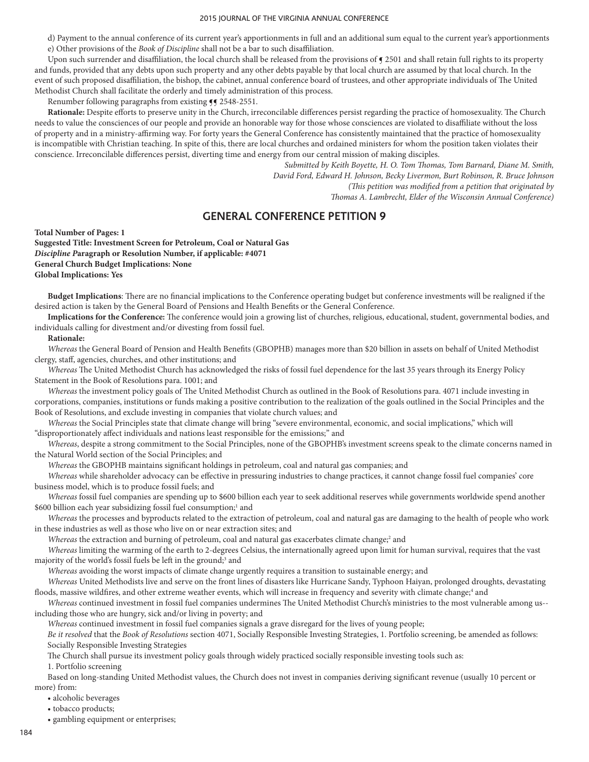d) Payment to the annual conference of its current year's apportionments in full and an additional sum equal to the current year's apportionments

e) Other provisions of the *Book of Discipline* shall not be a bar to such disaffiliation.

Upon such surrender and disaffiliation, the local church shall be released from the provisions of ¶ 2501 and shall retain full rights to its property and funds, provided that any debts upon such property and any other debts payable by that local church are assumed by that local church. In the event of such proposed disaffiliation, the bishop, the cabinet, annual conference board of trustees, and other appropriate individuals of The United Methodist Church shall facilitate the orderly and timely administration of this process.

Renumber following paragraphs from existing ¶¶ 2548-2551.

**Rationale:** Despite efforts to preserve unity in the Church, irreconcilable differences persist regarding the practice of homosexuality. The Church needs to value the consciences of our people and provide an honorable way for those whose consciences are violated to disaffiliate without the loss of property and in a ministry-affirming way. For forty years the General Conference has consistently maintained that the practice of homosexuality is incompatible with Christian teaching. In spite of this, there are local churches and ordained ministers for whom the position taken violates their conscience. Irreconcilable differences persist, diverting time and energy from our central mission of making disciples.

*Submitted by Keith Boyette, H. O. Tom Thomas, Tom Barnard, Diane M. Smith, David Ford, Edward H. Johnson, Becky Livermon, Burt Robinson, R. Bruce Johnson (This petition was modified from a petition that originated by Thomas A. Lambrecht, Elder of the Wisconsin Annual Conference)*

## GENERAL CONFERENCE PETITION 9

**Total Number of Pages: 1**
**Suggested Title: Investment Screen for Petroleum, Coal or Natural Gas**
***Discipline* Paragraph or Resolution Number, if applicable: #4071**
**General Church Budget Implications: None**
**Global Implications: Yes**

**Budget Implications**: There are no financial implications to the Conference operating budget but conference investments will be realigned if the desired action is taken by the General Board of Pensions and Health Benefits or the General Conference.

**Implications for the Conference:** The conference would join a growing list of churches, religious, educational, student, governmental bodies, and individuals calling for divestment and/or divesting from fossil fuel.

**Rationale:**

*Whereas* the General Board of Pension and Health Benefits (GBOPHB) manages more than $20 billion in assets on behalf of United Methodist clergy, staff, agencies, churches, and other institutions; and

*Whereas* The United Methodist Church has acknowledged the risks of fossil fuel dependence for the last 35 years through its Energy Policy Statement in the Book of Resolutions para. 1001; and

*Whereas* the investment policy goals of The United Methodist Church as outlined in the Book of Resolutions para. 4071 include investing in corporations, companies, institutions or funds making a positive contribution to the realization of the goals outlined in the Social Principles and the Book of Resolutions, and exclude investing in companies that violate church values; and

*Whereas* the Social Principles state that climate change will bring "severe environmental, economic, and social implications," which will "disproportionately affect individuals and nations least responsible for the emissions;" and

*Whereas*, despite a strong commitment to the Social Principles, none of the GBOPHB's investment screens speak to the climate concerns named in the Natural World section of the Social Principles; and

*Whereas* the GBOPHB maintains significant holdings in petroleum, coal and natural gas companies; and

*Whereas* while shareholder advocacy can be effective in pressuring industries to change practices, it cannot change fossil fuel companies' core business model, which is to produce fossil fuels; and

*Whereas* fossil fuel companies are spending up to $600 billion each year to seek additional reserves while governments worldwide spend another $600 billion each year subsidizing fossil fuel consumption;[1] and

*Whereas* the processes and byproducts related to the extraction of petroleum, coal and natural gas are damaging to the health of people who work in these industries as well as those who live on or near extraction sites; and

*Whereas* the extraction and burning of petroleum, coal and natural gas exacerbates climate change;[2] and

*Whereas* limiting the warming of the earth to 2-degrees Celsius, the internationally agreed upon limit for human survival, requires that the vast majority of the world's fossil fuels be left in the ground;[3] and

*Whereas* avoiding the worst impacts of climate change urgently requires a transition to sustainable energy; and

*Whereas* United Methodists live and serve on the front lines of disasters like Hurricane Sandy, Typhoon Haiyan, prolonged droughts, devastating floods, massive wildfires, and other extreme weather events, which will increase in frequency and severity with climate change;[4] and

*Whereas* continued investment in fossil fuel companies undermines The United Methodist Church's ministries to the most vulnerable among us--including those who are hungry, sick and/or living in poverty; and

*Whereas* continued investment in fossil fuel companies signals a grave disregard for the lives of young people;

*Be it resolved* that the *Book of Resolutions* section 4071, Socially Responsible Investing Strategies, 1. Portfolio screening, be amended as follows:

Socially Responsible Investing Strategies

The Church shall pursue its investment policy goals through widely practiced socially responsible investing tools such as:

1. Portfolio screening

Based on long-standing United Methodist values, the Church does not invest in companies deriving significant revenue (usually 10 percent or more) from:

- alcoholic beverages
- tobacco products;
- gambling equipment or enterprises;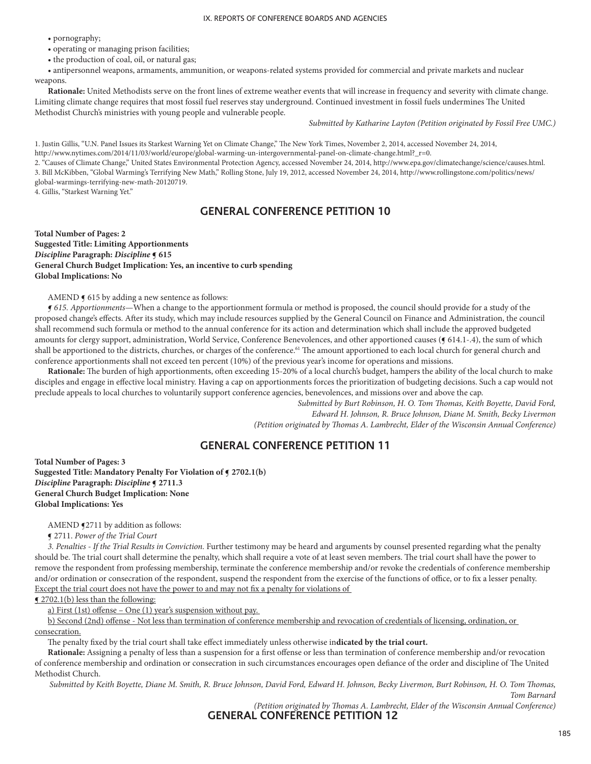- pornography;
- operating or managing prison facilities;
- the production of coal, oil, or natural gas;
- antipersonnel weapons, armaments, ammunition, or weapons-related systems provided for commercial and private markets and nuclear weapons.

**Rationale:** United Methodists serve on the front lines of extreme weather events that will increase in frequency and severity with climate change. Limiting climate change requires that most fossil fuel reserves stay underground. Continued investment in fossil fuels undermines The United Methodist Church's ministries with young people and vulnerable people.

*Submitted by Katharine Layton (Petition originated by Fossil Free UMC.)*

1. Justin Gillis, "U.N. Panel Issues its Starkest Warning Yet on Climate Change," The New York Times, November 2, 2014, accessed November 24, 2014, http://www.nytimes.com/2014/11/03/world/europe/global-warming-un-intergovernmental-panel-on-climate-change.html?_r=0.
2. "Causes of Climate Change," United States Environmental Protection Agency, accessed November 24, 2014, http://www.epa.gov/climatechange/science/causes.html.
3. Bill McKibben, "Global Warming's Terrifying New Math," Rolling Stone, July 19, 2012, accessed November 24, 2014, http://www.rollingstone.com/politics/news/global-warmings-terrifying-new-math-20120719.
4. Gillis, "Starkest Warning Yet."

## GENERAL CONFERENCE PETITION 10

**Total Number of Pages: 2**
**Suggested Title: Limiting Apportionments**
***Discipline* Paragraph: *Discipline* ¶ 615**
**General Church Budget Implication: Yes, an incentive to curb spending**
**Global Implications: No**

AMEND ¶ 615 by adding a new sentence as follows:

*¶ 615. Apportionments*—When a change to the apportionment formula or method is proposed, the council should provide for a study of the proposed change's effects. After its study, which may include resources supplied by the General Council on Finance and Administration, the council shall recommend such formula or method to the annual conference for its action and determination which shall include the approved budgeted amounts for clergy support, administration, World Service, Conference Benevolences, and other apportioned causes (¶ 614.1-.4), the sum of which shall be apportioned to the districts, churches, or charges of the conference.[61] The amount apportioned to each local church for general church and conference apportionments shall not exceed ten percent (10%) of the previous year's income for operations and missions.

**Rationale:** The burden of high apportionments, often exceeding 15-20% of a local church's budget, hampers the ability of the local church to make disciples and engage in effective local ministry. Having a cap on apportionments forces the prioritization of budgeting decisions. Such a cap would not preclude appeals to local churches to voluntarily support conference agencies, benevolences, and missions over and above the cap.

*Submitted by Burt Robinson, H. O. Tom Thomas, Keith Boyette, David Ford, Edward H. Johnson, R. Bruce Johnson, Diane M. Smith, Becky Livermon (Petition originated by Thomas A. Lambrecht, Elder of the Wisconsin Annual Conference)*

## GENERAL CONFERENCE PETITION 11

**Total Number of Pages: 3**
**Suggested Title: Mandatory Penalty For Violation of ¶ 2702.1(b)**
***Discipline* Paragraph: *Discipline* ¶ 2711.3**
**General Church Budget Implication: None**
**Global Implications: Yes**

AMEND ¶2711 by addition as follows:

*¶* 2711. *Power of the Trial Court*

*3. Penalties - If the Trial Results in Conviction.* Further testimony may be heard and arguments by counsel presented regarding what the penalty should be. The trial court shall determine the penalty, which shall require a vote of at least seven members. The trial court shall have the power to remove the respondent from professing membership, terminate the conference membership and/or revoke the credentials of conference membership and/or ordination or consecration of the respondent, suspend the respondent from the exercise of the functions of office, or to fix a lesser penalty. <u>Except the trial court does not have the power to and may not fix a penalty for violations of ¶ 2702.1(b) less than the following:</u>

<u>a) First (1st) offense – One (1) year's suspension without pay.</u>

<u>b) Second (2nd) offense - Not less than termination of conference membership and revocation of credentials of licensing, ordination, or consecration.</u>

The penalty fixed by the trial court shall take effect immediately unless otherwise in**dicated by the trial court.**

**Rationale:** Assigning a penalty of less than a suspension for a first offense or less than termination of conference membership and/or revocation of conference membership and ordination or consecration in such circumstances encourages open defiance of the order and discipline of The United Methodist Church.

*Submitted by Keith Boyette, Diane M. Smith, R. Bruce Johnson, David Ford, Edward H. Johnson, Becky Livermon, Burt Robinson, H. O. Tom Thomas, Tom Barnard (Petition originated by Thomas A. Lambrecht, Elder of the Wisconsin Annual Conference)*

## GENERAL CONFERENCE PETITION 12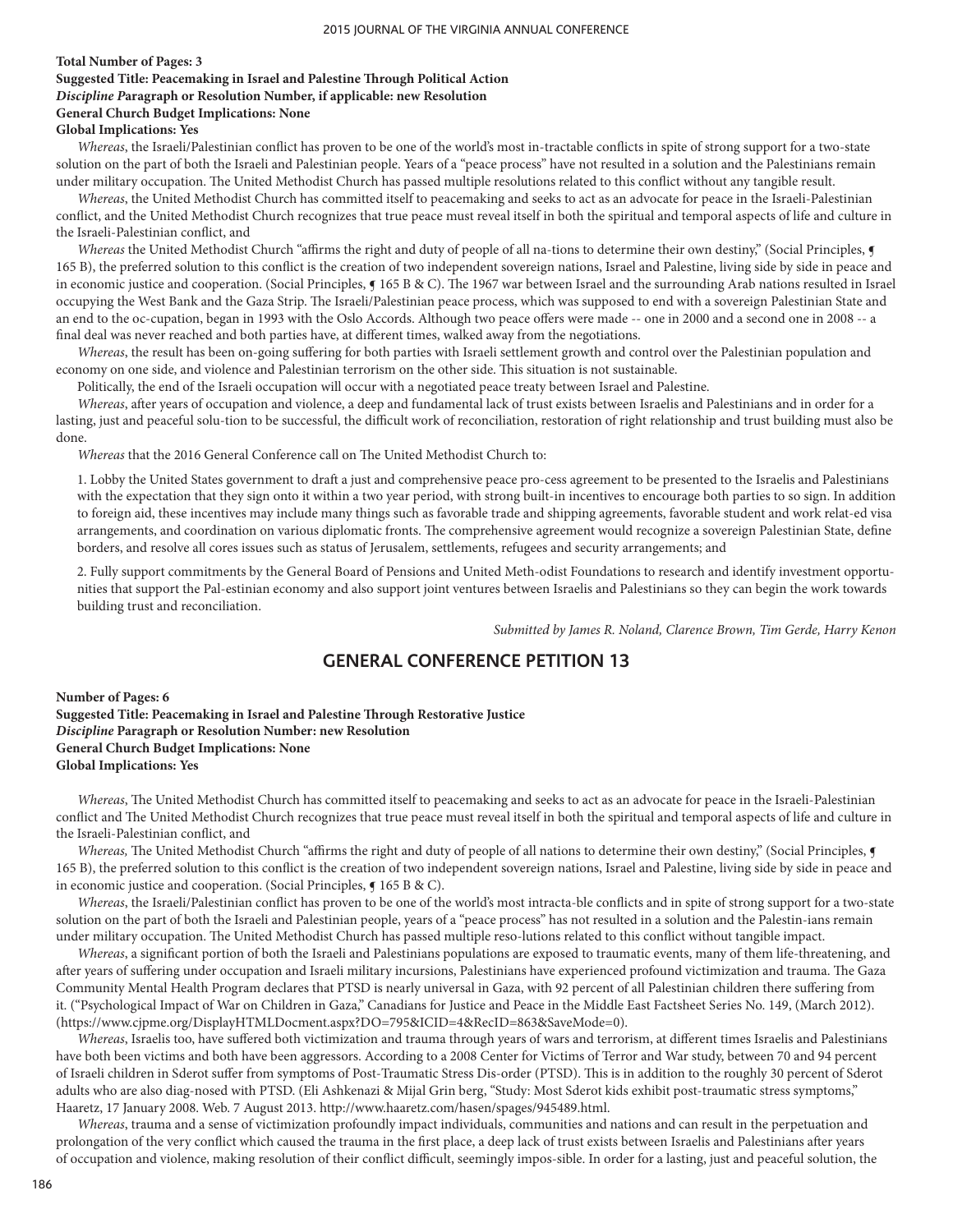**Total Number of Pages: 3**
**Suggested Title: Peacemaking in Israel and Palestine Through Political Action**
***Discipline* Paragraph or Resolution Number, if applicable: new Resolution**
**General Church Budget Implications: None**
**Global Implications: Yes**

*Whereas*, the Israeli/Palestinian conflict has proven to be one of the world's most in-tractable conflicts in spite of strong support for a two-state solution on the part of both the Israeli and Palestinian people. Years of a "peace process" have not resulted in a solution and the Palestinians remain under military occupation. The United Methodist Church has passed multiple resolutions related to this conflict without any tangible result.

*Whereas*, the United Methodist Church has committed itself to peacemaking and seeks to act as an advocate for peace in the Israeli-Palestinian conflict, and the United Methodist Church recognizes that true peace must reveal itself in both the spiritual and temporal aspects of life and culture in the Israeli-Palestinian conflict, and

*Whereas* the United Methodist Church "affirms the right and duty of people of all na-tions to determine their own destiny," (Social Principles, ¶ 165 B), the preferred solution to this conflict is the creation of two independent sovereign nations, Israel and Palestine, living side by side in peace and in economic justice and cooperation. (Social Principles, ¶ 165 B & C). The 1967 war between Israel and the surrounding Arab nations resulted in Israel occupying the West Bank and the Gaza Strip. The Israeli/Palestinian peace process, which was supposed to end with a sovereign Palestinian State and an end to the oc-cupation, began in 1993 with the Oslo Accords. Although two peace offers were made -- one in 2000 and a second one in 2008 -- a final deal was never reached and both parties have, at different times, walked away from the negotiations.

*Whereas*, the result has been on-going suffering for both parties with Israeli settlement growth and control over the Palestinian population and economy on one side, and violence and Palestinian terrorism on the other side. This situation is not sustainable.

Politically, the end of the Israeli occupation will occur with a negotiated peace treaty between Israel and Palestine.

*Whereas*, after years of occupation and violence, a deep and fundamental lack of trust exists between Israelis and Palestinians and in order for a lasting, just and peaceful solu-tion to be successful, the difficult work of reconciliation, restoration of right relationship and trust building must also be done.

*Whereas* that the 2016 General Conference call on The United Methodist Church to:

1. Lobby the United States government to draft a just and comprehensive peace pro-cess agreement to be presented to the Israelis and Palestinians with the expectation that they sign onto it within a two year period, with strong built-in incentives to encourage both parties to so sign. In addition to foreign aid, these incentives may include many things such as favorable trade and shipping agreements, favorable student and work relat-ed visa arrangements, and coordination on various diplomatic fronts. The comprehensive agreement would recognize a sovereign Palestinian State, define borders, and resolve all cores issues such as status of Jerusalem, settlements, refugees and security arrangements; and

2. Fully support commitments by the General Board of Pensions and United Meth-odist Foundations to research and identify investment opportu-nities that support the Pal-estinian economy and also support joint ventures between Israelis and Palestinians so they can begin the work towards building trust and reconciliation.

*Submitted by James R. Noland, Clarence Brown, Tim Gerde, Harry Kenon*

## GENERAL CONFERENCE PETITION 13

**Number of Pages: 6**
**Suggested Title: Peacemaking in Israel and Palestine Through Restorative Justice**
***Discipline* Paragraph or Resolution Number: new Resolution**
**General Church Budget Implications: None**
**Global Implications: Yes**

*Whereas*, The United Methodist Church has committed itself to peacemaking and seeks to act as an advocate for peace in the Israeli-Palestinian conflict and The United Methodist Church recognizes that true peace must reveal itself in both the spiritual and temporal aspects of life and culture in the Israeli-Palestinian conflict, and

*Whereas,* The United Methodist Church "affirms the right and duty of people of all nations to determine their own destiny," (Social Principles, ¶ 165 B), the preferred solution to this conflict is the creation of two independent sovereign nations, Israel and Palestine, living side by side in peace and in economic justice and cooperation. (Social Principles, ¶ 165 B & C).

*Whereas*, the Israeli/Palestinian conflict has proven to be one of the world's most intracta-ble conflicts and in spite of strong support for a two-state solution on the part of both the Israeli and Palestinian people, years of a "peace process" has not resulted in a solution and the Palestin-ians remain under military occupation. The United Methodist Church has passed multiple reso-lutions related to this conflict without tangible impact.

*Whereas*, a significant portion of both the Israeli and Palestinians populations are exposed to traumatic events, many of them life-threatening, and after years of suffering under occupation and Israeli military incursions, Palestinians have experienced profound victimization and trauma. The Gaza Community Mental Health Program declares that PTSD is nearly universal in Gaza, with 92 percent of all Palestinian children there suffering from it. ("Psychological Impact of War on Children in Gaza," Canadians for Justice and Peace in the Middle East Factsheet Series No. 149, (March 2012). (https://www.cjpme.org/DisplayHTMLDocment.aspx?DO=795&ICID=4&RecID=863&SaveMode=0).

*Whereas*, Israelis too, have suffered both victimization and trauma through years of wars and terrorism, at different times Israelis and Palestinians have both been victims and both have been aggressors. According to a 2008 Center for Victims of Terror and War study, between 70 and 94 percent of Israeli children in Sderot suffer from symptoms of Post-Traumatic Stress Dis-order (PTSD). This is in addition to the roughly 30 percent of Sderot adults who are also diag-nosed with PTSD. (Eli Ashkenazi & Mijal Grin berg, "Study: Most Sderot kids exhibit post-traumatic stress symptoms," Haaretz, 17 January 2008. Web. 7 August 2013. http://www.haaretz.com/hasen/spages/945489.html.

*Whereas*, trauma and a sense of victimization profoundly impact individuals, communities and nations and can result in the perpetuation and prolongation of the very conflict which caused the trauma in the first place, a deep lack of trust exists between Israelis and Palestinians after years of occupation and violence, making resolution of their conflict difficult, seemingly impos-sible. In order for a lasting, just and peaceful solution, the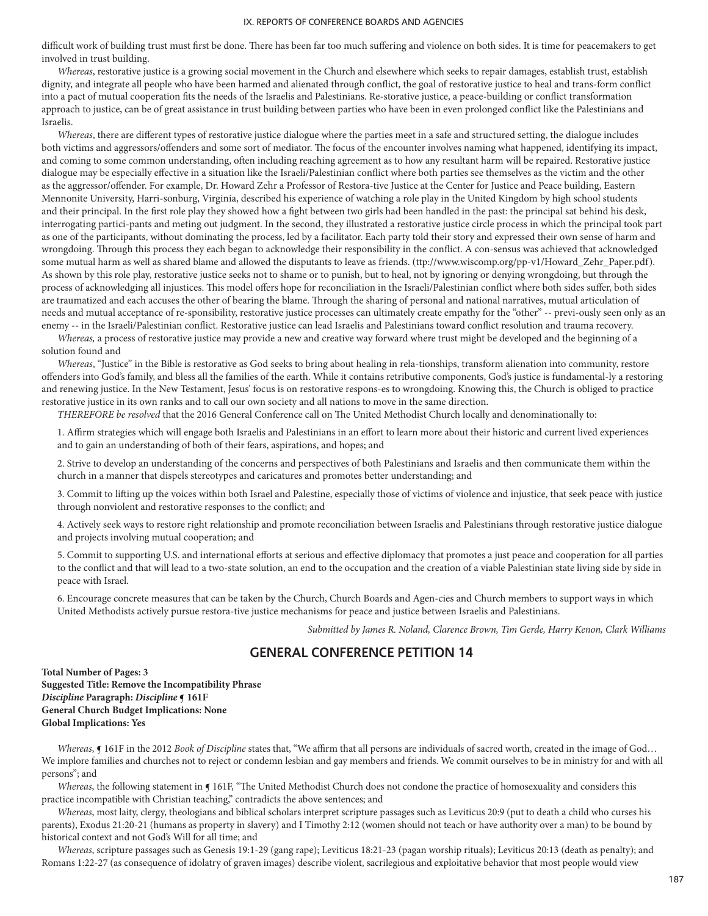difficult work of building trust must first be done. There has been far too much suffering and violence on both sides. It is time for peacemakers to get involved in trust building.

*Whereas*, restorative justice is a growing social movement in the Church and elsewhere which seeks to repair damages, establish trust, establish dignity, and integrate all people who have been harmed and alienated through conflict, the goal of restorative justice to heal and trans-form conflict into a pact of mutual cooperation fits the needs of the Israelis and Palestinians. Re-storative justice, a peace-building or conflict transformation approach to justice, can be of great assistance in trust building between parties who have been in even prolonged conflict like the Palestinians and Israelis.

*Whereas*, there are different types of restorative justice dialogue where the parties meet in a safe and structured setting, the dialogue includes both victims and aggressors/offenders and some sort of mediator. The focus of the encounter involves naming what happened, identifying its impact, and coming to some common understanding, often including reaching agreement as to how any resultant harm will be repaired. Restorative justice dialogue may be especially effective in a situation like the Israeli/Palestinian conflict where both parties see themselves as the victim and the other as the aggressor/offender. For example, Dr. Howard Zehr a Professor of Restora-tive Justice at the Center for Justice and Peace building, Eastern Mennonite University, Harri-sonburg, Virginia, described his experience of watching a role play in the United Kingdom by high school students and their principal. In the first role play they showed how a fight between two girls had been handled in the past: the principal sat behind his desk, interrogating partici-pants and meting out judgment. In the second, they illustrated a restorative justice circle process in which the principal took part as one of the participants, without dominating the process, led by a facilitator. Each party told their story and expressed their own sense of harm and wrongdoing. Through this process they each began to acknowledge their responsibility in the conflict. A con-sensus was achieved that acknowledged some mutual harm as well as shared blame and allowed the disputants to leave as friends. (ttp://www.wiscomp.org/pp-v1/Howard_Zehr_Paper.pdf). As shown by this role play, restorative justice seeks not to shame or to punish, but to heal, not by ignoring or denying wrongdoing, but through the process of acknowledging all injustices. This model offers hope for reconciliation in the Israeli/Palestinian conflict where both sides suffer, both sides are traumatized and each accuses the other of bearing the blame. Through the sharing of personal and national narratives, mutual articulation of needs and mutual acceptance of re-sponsibility, restorative justice processes can ultimately create empathy for the "other" -- previ-ously seen only as an enemy -- in the Israeli/Palestinian conflict. Restorative justice can lead Israelis and Palestinians toward conflict resolution and trauma recovery.

*Whereas,* a process of restorative justice may provide a new and creative way forward where trust might be developed and the beginning of a solution found and

*Whereas*, "Justice" in the Bible is restorative as God seeks to bring about healing in rela-tionships, transform alienation into community, restore offenders into God's family, and bless all the families of the earth. While it contains retributive components, God's justice is fundamental-ly a restoring and renewing justice. In the New Testament, Jesus' focus is on restorative respons-es to wrongdoing. Knowing this, the Church is obliged to practice restorative justice in its own ranks and to call our own society and all nations to move in the same direction.

*THEREFORE be resolved* that the 2016 General Conference call on The United Methodist Church locally and denominationally to:

1. Affirm strategies which will engage both Israelis and Palestinians in an effort to learn more about their historic and current lived experiences and to gain an understanding of both of their fears, aspirations, and hopes; and

2. Strive to develop an understanding of the concerns and perspectives of both Palestinians and Israelis and then communicate them within the church in a manner that dispels stereotypes and caricatures and promotes better understanding; and

3. Commit to lifting up the voices within both Israel and Palestine, especially those of victims of violence and injustice, that seek peace with justice through nonviolent and restorative responses to the conflict; and

4. Actively seek ways to restore right relationship and promote reconciliation between Israelis and Palestinians through restorative justice dialogue and projects involving mutual cooperation; and

5. Commit to supporting U.S. and international efforts at serious and effective diplomacy that promotes a just peace and cooperation for all parties to the conflict and that will lead to a two-state solution, an end to the occupation and the creation of a viable Palestinian state living side by side in peace with Israel.

6. Encourage concrete measures that can be taken by the Church, Church Boards and Agen-cies and Church members to support ways in which United Methodists actively pursue restora-tive justice mechanisms for peace and justice between Israelis and Palestinians.

*Submitted by James R. Noland, Clarence Brown, Tim Gerde, Harry Kenon, Clark Williams*

## GENERAL CONFERENCE PETITION 14

**Total Number of Pages: 3**
**Suggested Title: Remove the Incompatibility Phrase**
***Discipline* Paragraph: *Discipline* ¶ 161F**
**General Church Budget Implications: None**
**Global Implications: Yes**

*Whereas*, ¶ 161F in the 2012 *Book of Discipline* states that, "We affirm that all persons are individuals of sacred worth, created in the image of God… We implore families and churches not to reject or condemn lesbian and gay members and friends. We commit ourselves to be in ministry for and with all persons"; and

*Whereas*, the following statement in ¶ 161F, "The United Methodist Church does not condone the practice of homosexuality and considers this practice incompatible with Christian teaching," contradicts the above sentences; and

*Whereas*, most laity, clergy, theologians and biblical scholars interpret scripture passages such as Leviticus 20:9 (put to death a child who curses his parents), Exodus 21:20-21 (humans as property in slavery) and I Timothy 2:12 (women should not teach or have authority over a man) to be bound by historical context and not God's Will for all time; and

*Whereas*, scripture passages such as Genesis 19:1-29 (gang rape); Leviticus 18:21-23 (pagan worship rituals); Leviticus 20:13 (death as penalty); and Romans 1:22-27 (as consequence of idolatry of graven images) describe violent, sacrilegious and exploitative behavior that most people would view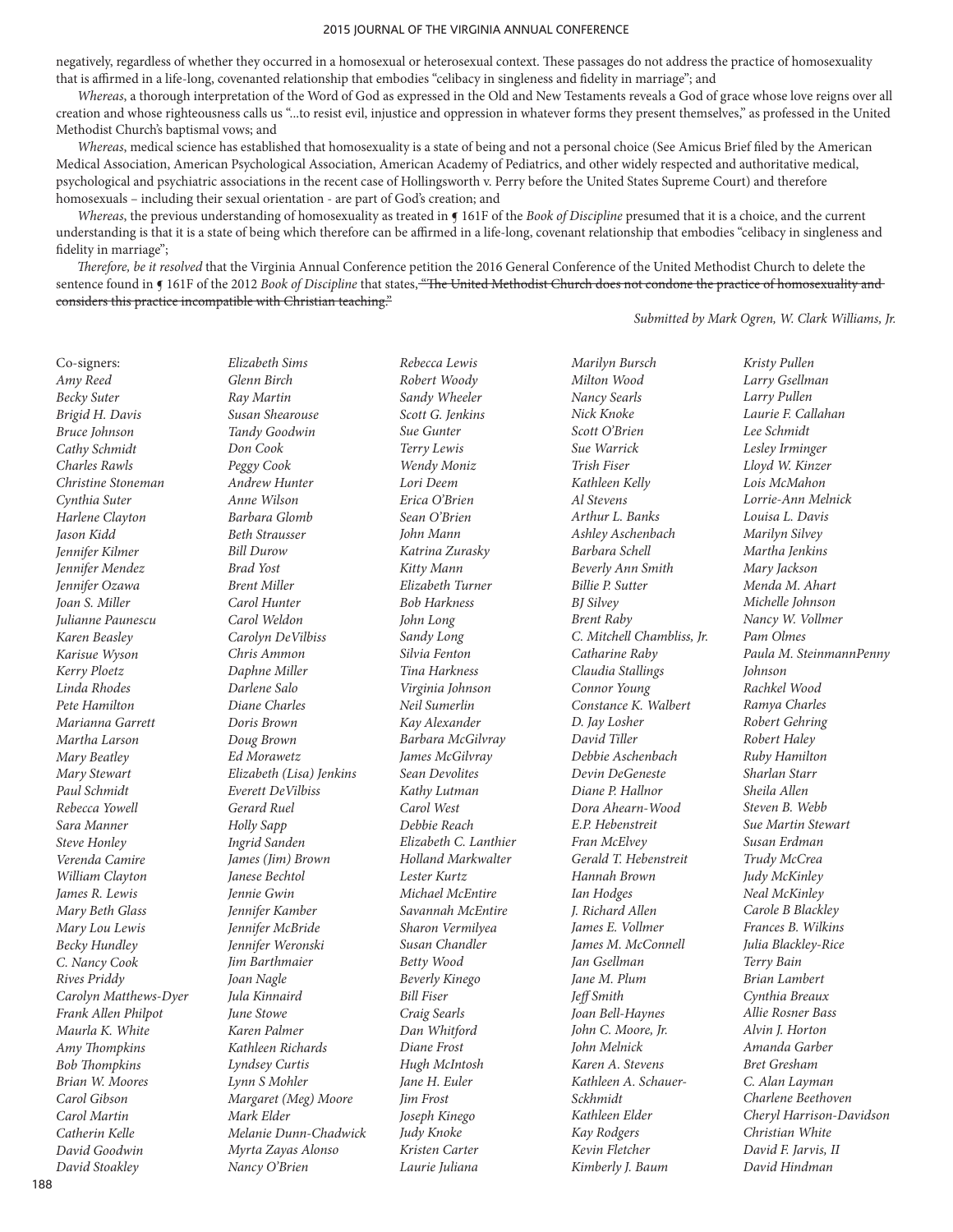negatively, regardless of whether they occurred in a homosexual or heterosexual context. These passages do not address the practice of homosexuality that is affirmed in a life-long, covenanted relationship that embodies "celibacy in singleness and fidelity in marriage"; and

*Whereas*, a thorough interpretation of the Word of God as expressed in the Old and New Testaments reveals a God of grace whose love reigns over all creation and whose righteousness calls us "...to resist evil, injustice and oppression in whatever forms they present themselves," as professed in the United Methodist Church's baptismal vows; and

*Whereas*, medical science has established that homosexuality is a state of being and not a personal choice (See Amicus Brief filed by the American Medical Association, American Psychological Association, American Academy of Pediatrics, and other widely respected and authoritative medical, psychological and psychiatric associations in the recent case of Hollingsworth v. Perry before the United States Supreme Court) and therefore homosexuals – including their sexual orientation - are part of God's creation; and

*Whereas*, the previous understanding of homosexuality as treated in ¶ 161F of the *Book of Discipline* presumed that it is a choice, and the current understanding is that it is a state of being which therefore can be affirmed in a life-long, covenant relationship that embodies "celibacy in singleness and fidelity in marriage";

*Therefore, be it resolved* that the Virginia Annual Conference petition the 2016 General Conference of the United Methodist Church to delete the sentence found in ¶ 161F of the 2012 *Book of Discipline* that states, ~~"The United Methodist Church does not condone the practice of homosexuality and considers this practice incompatible with Christian teaching."~~

*Submitted by Mark Ogren, W. Clark Williams, Jr.*

Co-signers:
*Amy Reed*
*Becky Suter*
*Brigid H. Davis*
*Bruce Johnson*
*Cathy Schmidt*
*Charles Rawls*
*Christine Stoneman*
*Cynthia Suter*
*Harlene Clayton*
*Jason Kidd*
*Jennifer Kilmer*
*Jennifer Mendez*
*Jennifer Ozawa*
*Joan S. Miller*
*Julianne Paunescu*
*Karen Beasley*
*Karisue Wyson*
*Kerry Ploetz*
*Linda Rhodes*
*Pete Hamilton*
*Marianna Garrett*
*Martha Larson*
*Mary Beatley*
*Mary Stewart*
*Paul Schmidt*
*Rebecca Yowell*
*Sara Manner*
*Steve Honley*
*Verenda Camire*
*William Clayton*
*James R. Lewis*
*Mary Beth Glass*
*Mary Lou Lewis*
*Becky Hundley*
*C. Nancy Cook*
*Rives Priddy*
*Carolyn Matthews-Dyer*
*Frank Allen Philpot*
*Maurla K. White*
*Amy Thompkins*
*Bob Thompkins*
*Brian W. Moores*
*Carol Gibson*
*Carol Martin*
*Catherin Kelle*
*David Goodwin*
*David Stoakley*
*Elizabeth Sims*
*Glenn Birch*
*Ray Martin*
*Susan Shearouse*
*Tandy Goodwin*
*Don Cook*
*Peggy Cook*
*Andrew Hunter*
*Anne Wilson*
*Barbara Glomb*
*Beth Strausser*
*Bill Durow*
*Brad Yost*
*Brent Miller*
*Carol Hunter*
*Carol Weldon*
*Carolyn DeVilbiss*
*Chris Ammon*
*Daphne Miller*
*Darlene Salo*
*Diane Charles*
*Doris Brown*
*Doug Brown*
*Ed Morawetz*
*Elizabeth (Lisa) Jenkins*
*Everett DeVilbiss*
*Gerard Ruel*
*Holly Sapp*
*Ingrid Sanden*
*James (Jim) Brown*
*Janese Bechtol*
*Jennie Gwin*
*Jennifer Kamber*
*Jennifer McBride*
*Jennifer Weronski*
*Jim Barthmaier*
*Joan Nagle*
*Jula Kinnaird*
*June Stowe*
*Karen Palmer*
*Kathleen Richards*
*Lyndsey Curtis*
*Lynn S Mohler*
*Margaret (Meg) Moore*
*Mark Elder*
*Melanie Dunn-Chadwick*
*Myrta Zayas Alonso*
*Nancy O'Brien*
*Rebecca Lewis*
*Robert Woody*
*Sandy Wheeler*
*Scott G. Jenkins*
*Sue Gunter*
*Terry Lewis*
*Wendy Moniz*
*Lori Deem*
*Erica O'Brien*
*Sean O'Brien*
*John Mann*
*Katrina Zurasky*
*Kitty Mann*
*Elizabeth Turner*
*Bob Harkness*
*John Long*
*Sandy Long*
*Silvia Fenton*
*Tina Harkness*
*Virginia Johnson*
*Neil Sumerlin*
*Kay Alexander*
*Barbara McGilvray*
*James McGilvray*
*Sean Devolites*
*Kathy Lutman*
*Carol West*
*Debbie Reach*
*Elizabeth C. Lanthier*
*Holland Markwalter*
*Lester Kurtz*
*Michael McEntire*
*Savannah McEntire*
*Sharon Vermilyea*
*Susan Chandler*
*Betty Wood*
*Beverly Kinego*
*Bill Fiser*
*Craig Searls*
*Dan Whitford*
*Diane Frost*
*Hugh McIntosh*
*Jane H. Euler*
*Jim Frost*
*Joseph Kinego*
*Judy Knoke*
*Kristen Carter*
*Laurie Juliana*
*Marilyn Bursch*
*Milton Wood*
*Nancy Searls*
*Nick Knoke*
*Scott O'Brien*
*Sue Warrick*
*Trish Fiser*
*Kathleen Kelly*
*Al Stevens*
*Arthur L. Banks*
*Ashley Aschenbach*
*Barbara Schell*
*Beverly Ann Smith*
*Billie P. Sutter*
*BJ Silvey*
*Brent Raby*
*C. Mitchell Chambliss, Jr.*
*Catharine Raby*
*Claudia Stallings*
*Connor Young*
*Constance K. Walbert*
*D. Jay Losher*
*David Tiller*
*Debbie Aschenbach*
*Devin DeGeneste*
*Diane P. Hallnor*
*Dora Ahearn-Wood*
*E.P. Hebenstreit*
*Fran McElvey*
*Gerald T. Hebenstreit*
*Hannah Brown*
*Ian Hodges*
*J. Richard Allen*
*James E. Vollmer*
*James M. McConnell*
*Jan Gsellman*
*Jane M. Plum*
*Jeff Smith*
*Joan Bell-Haynes*
*John C. Moore, Jr.*
*John Melnick*
*Karen A. Stevens*
*Kathleen A. Schauer-Sckhmidt*
*Kathleen Elder*
*Kay Rodgers*
*Kevin Fletcher*
*Kimberly J. Baum*
*Kristy Pullen*
*Larry Gsellman*
*Larry Pullen*
*Laurie F. Callahan*
*Lee Schmidt*
*Lesley Irminger*
*Lloyd W. Kinzer*
*Lois McMahon*
*Lorrie-Ann Melnick*
*Louisa L. Davis*
*Marilyn Silvey*
*Martha Jenkins*
*Mary Jackson*
*Menda M. Ahart*
*Michelle Johnson*
*Nancy W. Vollmer*
*Pam Olmes*
*Paula M. SteinmannPenny Johnson*
*Rachkel Wood*
*Ramya Charles*
*Robert Gehring*
*Robert Haley*
*Ruby Hamilton*
*Sharlan Starr*
*Sheila Allen*
*Steven B. Webb*
*Sue Martin Stewart*
*Susan Erdman*
*Trudy McCrea*
*Judy McKinley*
*Neal McKinley*
*Carole B Blackley*
*Frances B. Wilkins*
*Julia Blackley-Rice*
*Terry Bain*
*Brian Lambert*
*Cynthia Breaux*
*Allie Rosner Bass*
*Alvin J. Horton*
*Amanda Garber*
*Bret Gresham*
*C. Alan Layman*
*Charlene Beethoven*
*Cheryl Harrison-Davidson*
*Christian White*
*David F. Jarvis, II*
*David Hindman*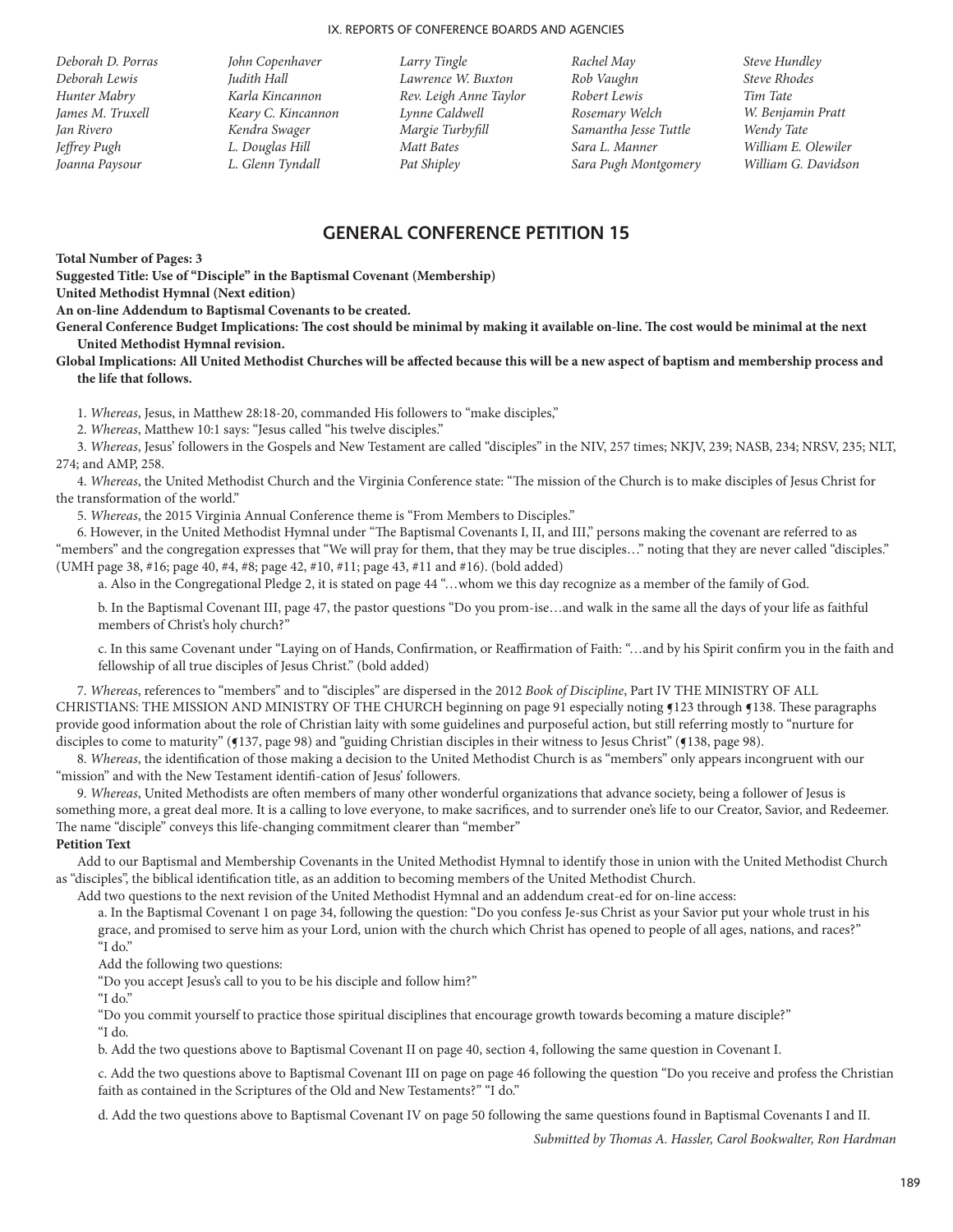*Deborah D. Porras*
*Deborah Lewis*
*Hunter Mabry*
*James M. Truxell*
*Jan Rivero*
*Jeffrey Pugh*
*Joanna Paysour*
*John Copenhaver*
*Judith Hall*
*Karla Kincannon*
*Keary C. Kincannon*
*Kendra Swager*
*L. Douglas Hill*
*L. Glenn Tyndall*
*Larry Tingle*
*Lawrence W. Buxton*
*Rev. Leigh Anne Taylor*
*Lynne Caldwell*
*Margie Turbyfill*
*Matt Bates*
*Pat Shipley*
*Rachel May*
*Rob Vaughn*
*Robert Lewis*
*Rosemary Welch*
*Samantha Jesse Tuttle*
*Sara L. Manner*
*Sara Pugh Montgomery*
*Steve Hundley*
*Steve Rhodes*
*Tim Tate*
*W. Benjamin Pratt*
*Wendy Tate*
*William E. Olewiler*
*William G. Davidson*

## GENERAL CONFERENCE PETITION 15

**Total Number of Pages: 3**

**Suggested Title: Use of "Disciple" in the Baptismal Covenant (Membership)**

**United Methodist Hymnal (Next edition)**

**An on-line Addendum to Baptismal Covenants to be created.**

**General Conference Budget Implications: The cost should be minimal by making it available on-line. The cost would be minimal at the next United Methodist Hymnal revision.**

**Global Implications: All United Methodist Churches will be affected because this will be a new aspect of baptism and membership process and the life that follows.**

1. *Whereas*, Jesus, in Matthew 28:18-20, commanded His followers to "make disciples,"

2. *Whereas*, Matthew 10:1 says: "Jesus called "his twelve disciples."

3. *Whereas*, Jesus' followers in the Gospels and New Testament are called "disciples" in the NIV, 257 times; NKJV, 239; NASB, 234; NRSV, 235; NLT, 274; and AMP, 258.

4. *Whereas*, the United Methodist Church and the Virginia Conference state: "The mission of the Church is to make disciples of Jesus Christ for the transformation of the world."

5. *Whereas*, the 2015 Virginia Annual Conference theme is "From Members to Disciples."

6. However, in the United Methodist Hymnal under "The Baptismal Covenants I, II, and III," persons making the covenant are referred to as "members" and the congregation expresses that "We will pray for them, that they may be true disciples…" noting that they are never called "disciples." (UMH page 38, #16; page 40, #4, #8; page 42, #10, #11; page 43, #11 and #16). (bold added)

a. Also in the Congregational Pledge 2, it is stated on page 44 "…whom we this day recognize as a member of the family of God.

b. In the Baptismal Covenant III, page 47, the pastor questions "Do you prom-ise…and walk in the same all the days of your life as faithful members of Christ's holy church?"

c. In this same Covenant under "Laying on of Hands, Confirmation, or Reaffirmation of Faith: "…and by his Spirit confirm you in the faith and fellowship of all true disciples of Jesus Christ." (bold added)

7. *Whereas*, references to "members" and to "disciples" are dispersed in the 2012 *Book of Discipline*, Part IV THE MINISTRY OF ALL CHRISTIANS: THE MISSION AND MINISTRY OF THE CHURCH beginning on page 91 especially noting ¶123 through ¶138. These paragraphs provide good information about the role of Christian laity with some guidelines and purposeful action, but still referring mostly to "nurture for disciples to come to maturity" (¶137, page 98) and "guiding Christian disciples in their witness to Jesus Christ" (¶138, page 98).

8. *Whereas*, the identification of those making a decision to the United Methodist Church is as "members" only appears incongruent with our "mission" and with the New Testament identifi-cation of Jesus' followers.

9. *Whereas*, United Methodists are often members of many other wonderful organizations that advance society, being a follower of Jesus is something more, a great deal more. It is a calling to love everyone, to make sacrifices, and to surrender one's life to our Creator, Savior, and Redeemer. The name "disciple" conveys this life-changing commitment clearer than "member"

**Petition Text**

Add to our Baptismal and Membership Covenants in the United Methodist Hymnal to identify those in union with the United Methodist Church as "disciples", the biblical identification title, as an addition to becoming members of the United Methodist Church.

Add two questions to the next revision of the United Methodist Hymnal and an addendum creat-ed for on-line access:

a. In the Baptismal Covenant 1 on page 34, following the question: "Do you confess Je-sus Christ as your Savior put your whole trust in his grace, and promised to serve him as your Lord, union with the church which Christ has opened to people of all ages, nations, and races?" "I do."

Add the following two questions:

"Do you accept Jesus's call to you to be his disciple and follow him?"

"I do."

"Do you commit yourself to practice those spiritual disciplines that encourage growth towards becoming a mature disciple?"

"I do.

b. Add the two questions above to Baptismal Covenant II on page 40, section 4, following the same question in Covenant I.

c. Add the two questions above to Baptismal Covenant III on page on page 46 following the question "Do you receive and profess the Christian faith as contained in the Scriptures of the Old and New Testaments?" "I do."

d. Add the two questions above to Baptismal Covenant IV on page 50 following the same questions found in Baptismal Covenants I and II.

*Submitted by Thomas A. Hassler, Carol Bookwalter, Ron Hardman*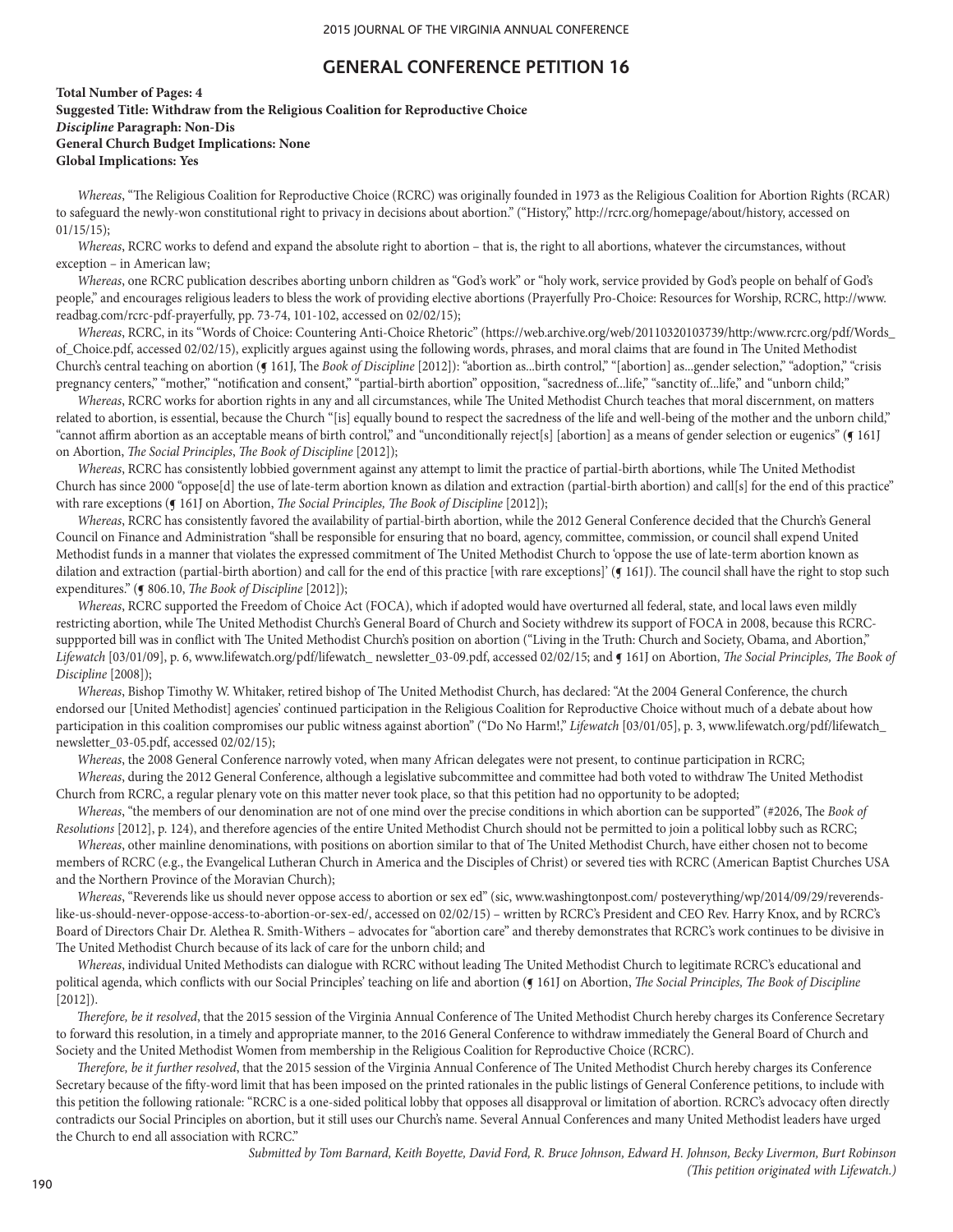## GENERAL CONFERENCE PETITION 16

**Total Number of Pages: 4**
**Suggested Title: Withdraw from the Religious Coalition for Reproductive Choice**
***Discipline* Paragraph: Non-Dis**
**General Church Budget Implications: None**
**Global Implications: Yes**

*Whereas*, "The Religious Coalition for Reproductive Choice (RCRC) was originally founded in 1973 as the Religious Coalition for Abortion Rights (RCAR) to safeguard the newly-won constitutional right to privacy in decisions about abortion." ("History," http://rcrc.org/homepage/about/history, accessed on 01/15/15);

*Whereas*, RCRC works to defend and expand the absolute right to abortion – that is, the right to all abortions, whatever the circumstances, without exception – in American law;

*Whereas*, one RCRC publication describes aborting unborn children as "God's work" or "holy work, service provided by God's people on behalf of God's people," and encourages religious leaders to bless the work of providing elective abortions (Prayerfully Pro-Choice: Resources for Worship, RCRC, http://www.readbag.com/rcrc-pdf-prayerfully, pp. 73-74, 101-102, accessed on 02/02/15);

*Whereas*, RCRC, in its "Words of Choice: Countering Anti-Choice Rhetoric" (https://web.archive.org/web/20110320103739/http:/www.rcrc.org/pdf/Words_of_Choice.pdf, accessed 02/02/15), explicitly argues against using the following words, phrases, and moral claims that are found in The United Methodist Church's central teaching on abortion (¶ 161J, The *Book of Discipline* [2012]): "abortion as...birth control," "[abortion] as...gender selection," "adoption," "crisis pregnancy centers," "mother," "notification and consent," "partial-birth abortion" opposition, "sacredness of...life," "sanctity of...life," and "unborn child;"

*Whereas*, RCRC works for abortion rights in any and all circumstances, while The United Methodist Church teaches that moral discernment, on matters related to abortion, is essential, because the Church "[is] equally bound to respect the sacredness of the life and well-being of the mother and the unborn child," "cannot affirm abortion as an acceptable means of birth control," and "unconditionally reject[s] [abortion] as a means of gender selection or eugenics" (¶ 161J on Abortion, *The Social Principles*, *The Book of Discipline* [2012]);

*Whereas*, RCRC has consistently lobbied government against any attempt to limit the practice of partial-birth abortions, while The United Methodist Church has since 2000 "oppose[d] the use of late-term abortion known as dilation and extraction (partial-birth abortion) and call[s] for the end of this practice" with rare exceptions (¶ 161J on Abortion, *The Social Principles, The Book of Discipline* [2012]);

*Whereas*, RCRC has consistently favored the availability of partial-birth abortion, while the 2012 General Conference decided that the Church's General Council on Finance and Administration "shall be responsible for ensuring that no board, agency, committee, commission, or council shall expend United Methodist funds in a manner that violates the expressed commitment of The United Methodist Church to 'oppose the use of late-term abortion known as dilation and extraction (partial-birth abortion) and call for the end of this practice [with rare exceptions]' (¶ 161J). The council shall have the right to stop such expenditures." (¶ 806.10, *The Book of Discipline* [2012]);

*Whereas*, RCRC supported the Freedom of Choice Act (FOCA), which if adopted would have overturned all federal, state, and local laws even mildly restricting abortion, while The United Methodist Church's General Board of Church and Society withdrew its support of FOCA in 2008, because this RCRC-suppported bill was in conflict with The United Methodist Church's position on abortion ("Living in the Truth: Church and Society, Obama, and Abortion," *Lifewatch* [03/01/09], p. 6, www.lifewatch.org/pdf/lifewatch_ newsletter_03-09.pdf, accessed 02/02/15; and ¶ 161J on Abortion, *The Social Principles, The Book of Discipline* [2008]);

*Whereas*, Bishop Timothy W. Whitaker, retired bishop of The United Methodist Church, has declared: "At the 2004 General Conference, the church endorsed our [United Methodist] agencies' continued participation in the Religious Coalition for Reproductive Choice without much of a debate about how participation in this coalition compromises our public witness against abortion" ("Do No Harm!," *Lifewatch* [03/01/05], p. 3, www.lifewatch.org/pdf/lifewatch_ newsletter_03-05.pdf, accessed 02/02/15);

*Whereas*, the 2008 General Conference narrowly voted, when many African delegates were not present, to continue participation in RCRC;

*Whereas*, during the 2012 General Conference, although a legislative subcommittee and committee had both voted to withdraw The United Methodist Church from RCRC, a regular plenary vote on this matter never took place, so that this petition had no opportunity to be adopted;

*Whereas*, "the members of our denomination are not of one mind over the precise conditions in which abortion can be supported" (#2026, The *Book of Resolutions* [2012], p. 124), and therefore agencies of the entire United Methodist Church should not be permitted to join a political lobby such as RCRC;

*Whereas*, other mainline denominations, with positions on abortion similar to that of The United Methodist Church, have either chosen not to become members of RCRC (e.g., the Evangelical Lutheran Church in America and the Disciples of Christ) or severed ties with RCRC (American Baptist Churches USA and the Northern Province of the Moravian Church);

*Whereas*, "Reverends like us should never oppose access to abortion or sex ed" (sic, www.washingtonpost.com/ posteverything/wp/2014/09/29/reverends-like-us-should-never-oppose-access-to-abortion-or-sex-ed/, accessed on 02/02/15) – written by RCRC's President and CEO Rev. Harry Knox, and by RCRC's Board of Directors Chair Dr. Alethea R. Smith-Withers – advocates for "abortion care" and thereby demonstrates that RCRC's work continues to be divisive in The United Methodist Church because of its lack of care for the unborn child; and

*Whereas*, individual United Methodists can dialogue with RCRC without leading The United Methodist Church to legitimate RCRC's educational and political agenda, which conflicts with our Social Principles' teaching on life and abortion (¶ 161J on Abortion, *The Social Principles, The Book of Discipline* [2012]).

*Therefore, be it resolved*, that the 2015 session of the Virginia Annual Conference of The United Methodist Church hereby charges its Conference Secretary to forward this resolution, in a timely and appropriate manner, to the 2016 General Conference to withdraw immediately the General Board of Church and Society and the United Methodist Women from membership in the Religious Coalition for Reproductive Choice (RCRC).

*Therefore, be it further resolved*, that the 2015 session of the Virginia Annual Conference of The United Methodist Church hereby charges its Conference Secretary because of the fifty-word limit that has been imposed on the printed rationales in the public listings of General Conference petitions, to include with this petition the following rationale: "RCRC is a one-sided political lobby that opposes all disapproval or limitation of abortion. RCRC's advocacy often directly contradicts our Social Principles on abortion, but it still uses our Church's name. Several Annual Conferences and many United Methodist leaders have urged the Church to end all association with RCRC."

*Submitted by Tom Barnard, Keith Boyette, David Ford, R. Bruce Johnson, Edward H. Johnson, Becky Livermon, Burt Robinson*
*(This petition originated with Lifewatch.)*